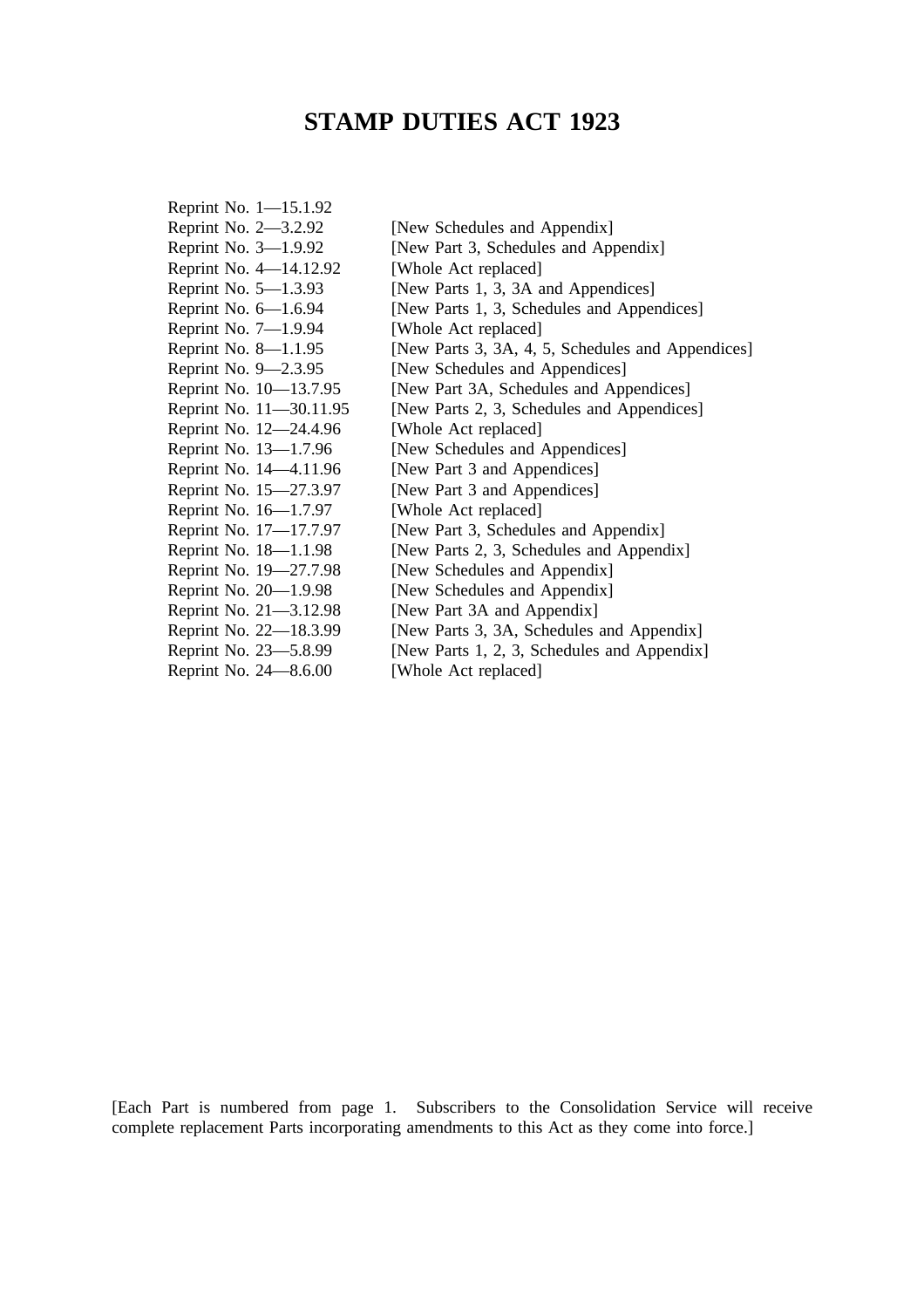# STAMP DUTIES ACT 1923

| | |
|---|---|
| Reprint No. 1—15.1.92 | |
| Reprint No. 2—3.2.92 | [New Schedules and Appendix] |
| Reprint No. 3—1.9.92 | [New Part 3, Schedules and Appendix] |
| Reprint No. 4—14.12.92 | [Whole Act replaced] |
| Reprint No. 5—1.3.93 | [New Parts 1, 3, 3A and Appendices] |
| Reprint No. 6—1.6.94 | [New Parts 1, 3, Schedules and Appendices] |
| Reprint No. 7—1.9.94 | [Whole Act replaced] |
| Reprint No. 8—1.1.95 | [New Parts 3, 3A, 4, 5, Schedules and Appendices] |
| Reprint No. 9—2.3.95 | [New Schedules and Appendices] |
| Reprint No. 10—13.7.95 | [New Part 3A, Schedules and Appendices] |
| Reprint No. 11—30.11.95 | [New Parts 2, 3, Schedules and Appendices] |
| Reprint No. 12—24.4.96 | [Whole Act replaced] |
| Reprint No. 13—1.7.96 | [New Schedules and Appendices] |
| Reprint No. 14—4.11.96 | [New Part 3 and Appendices] |
| Reprint No. 15—27.3.97 | [New Part 3 and Appendices] |
| Reprint No. 16—1.7.97 | [Whole Act replaced] |
| Reprint No. 17—17.7.97 | [New Part 3, Schedules and Appendix] |
| Reprint No. 18—1.1.98 | [New Parts 2, 3, Schedules and Appendix] |
| Reprint No. 19—27.7.98 | [New Schedules and Appendix] |
| Reprint No. 20—1.9.98 | [New Schedules and Appendix] |
| Reprint No. 21—3.12.98 | [New Part 3A and Appendix] |
| Reprint No. 22—18.3.99 | [New Parts 3, 3A, Schedules and Appendix] |
| Reprint No. 23—5.8.99 | [New Parts 1, 2, 3, Schedules and Appendix] |
| Reprint No. 24—8.6.00 | [Whole Act replaced] |

[Each Part is numbered from page 1. Subscribers to the Consolidation Service will receive complete replacement Parts incorporating amendments to this Act as they come into force.]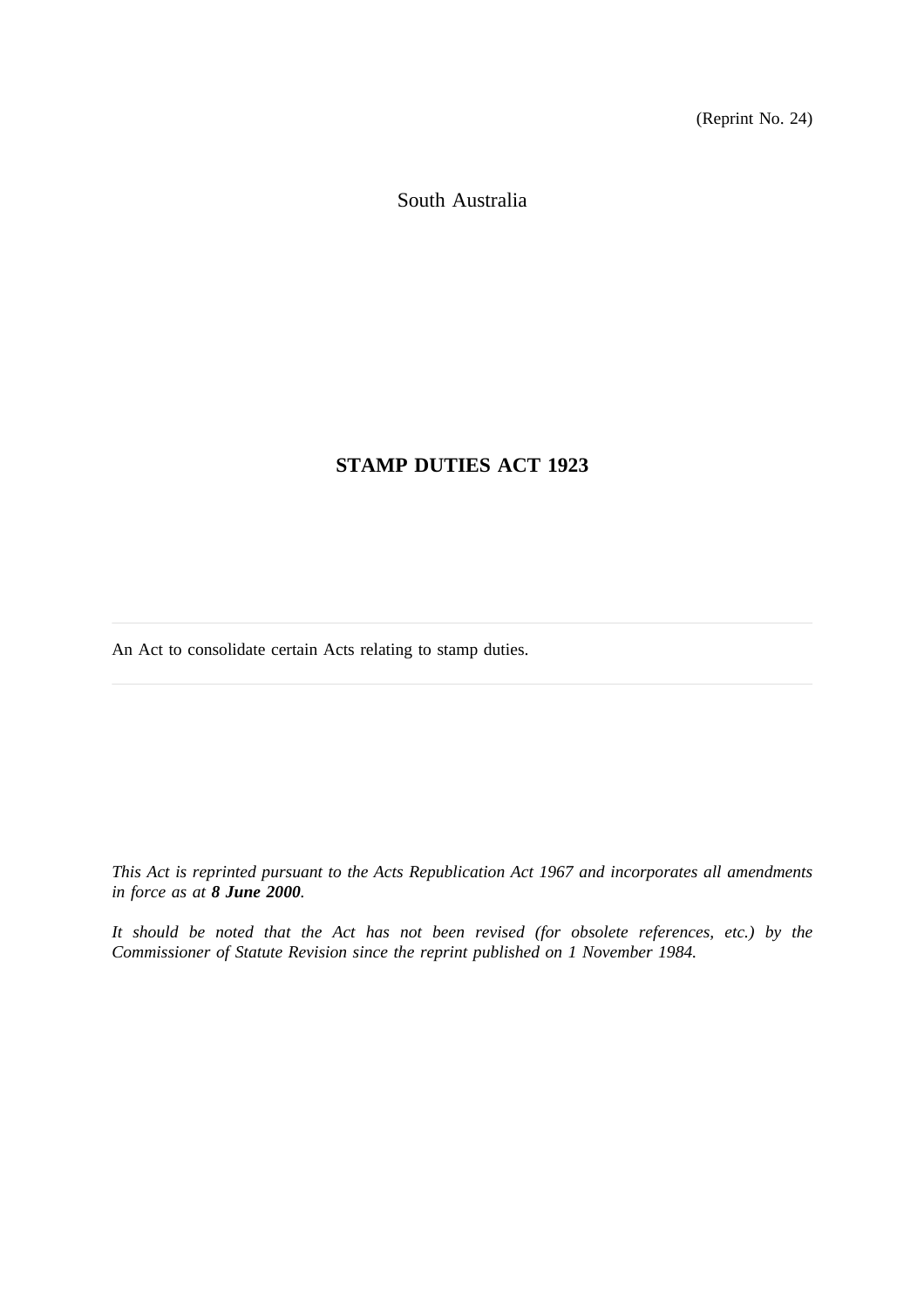(Reprint No. 24)

South Australia

# STAMP DUTIES ACT 1923

An Act to consolidate certain Acts relating to stamp duties.

*This Act is reprinted pursuant to the Acts Republication Act 1967 and incorporates all amendments in force as at **8 June 2000**.*

*It should be noted that the Act has not been revised (for obsolete references, etc.) by the Commissioner of Statute Revision since the reprint published on 1 November 1984.*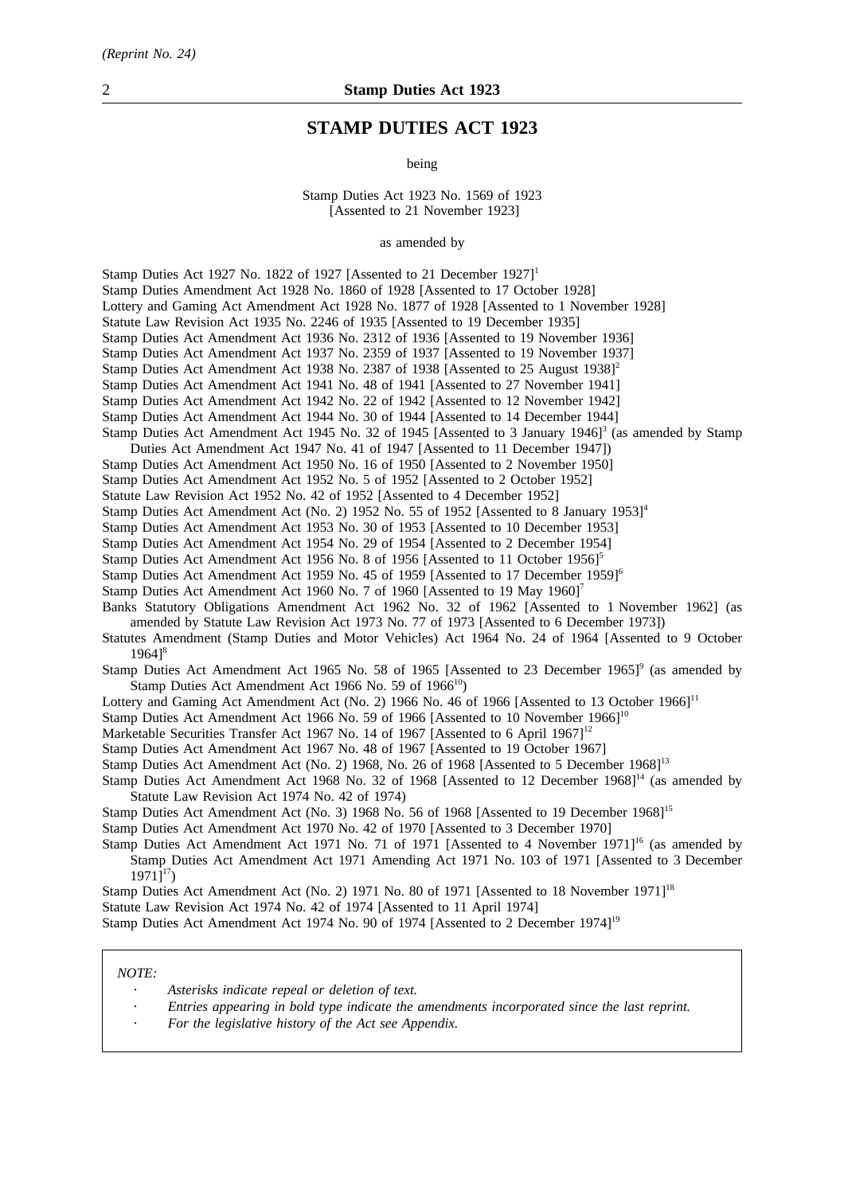*(Reprint No. 24)*

# STAMP DUTIES ACT 1923

being

Stamp Duties Act 1923 No. 1569 of 1923
[Assented to 21 November 1923]

as amended by

Stamp Duties Act 1927 No. 1822 of 1927 [Assented to 21 December 1927][1]
Stamp Duties Amendment Act 1928 No. 1860 of 1928 [Assented to 17 October 1928]
Lottery and Gaming Act Amendment Act 1928 No. 1877 of 1928 [Assented to 1 November 1928]
Statute Law Revision Act 1935 No. 2246 of 1935 [Assented to 19 December 1935]
Stamp Duties Act Amendment Act 1936 No. 2312 of 1936 [Assented to 19 November 1936]
Stamp Duties Act Amendment Act 1937 No. 2359 of 1937 [Assented to 19 November 1937]
Stamp Duties Act Amendment Act 1938 No. 2387 of 1938 [Assented to 25 August 1938][2]
Stamp Duties Act Amendment Act 1941 No. 48 of 1941 [Assented to 27 November 1941]
Stamp Duties Act Amendment Act 1942 No. 22 of 1942 [Assented to 12 November 1942]
Stamp Duties Act Amendment Act 1944 No. 30 of 1944 [Assented to 14 December 1944]
Stamp Duties Act Amendment Act 1945 No. 32 of 1945 [Assented to 3 January 1946][3] (as amended by Stamp Duties Act Amendment Act 1947 No. 41 of 1947 [Assented to 11 December 1947])
Stamp Duties Act Amendment Act 1950 No. 16 of 1950 [Assented to 2 November 1950]
Stamp Duties Act Amendment Act 1952 No. 5 of 1952 [Assented to 2 October 1952]
Statute Law Revision Act 1952 No. 42 of 1952 [Assented to 4 December 1952]
Stamp Duties Act Amendment Act (No. 2) 1952 No. 55 of 1952 [Assented to 8 January 1953][4]
Stamp Duties Act Amendment Act 1953 No. 30 of 1953 [Assented to 10 December 1953]
Stamp Duties Act Amendment Act 1954 No. 29 of 1954 [Assented to 2 December 1954]
Stamp Duties Act Amendment Act 1956 No. 8 of 1956 [Assented to 11 October 1956][5]
Stamp Duties Act Amendment Act 1959 No. 45 of 1959 [Assented to 17 December 1959][6]
Stamp Duties Act Amendment Act 1960 No. 7 of 1960 [Assented to 19 May 1960][7]
Banks Statutory Obligations Amendment Act 1962 No. 32 of 1962 [Assented to 1 November 1962] (as amended by Statute Law Revision Act 1973 No. 77 of 1973 [Assented to 6 December 1973])
Statutes Amendment (Stamp Duties and Motor Vehicles) Act 1964 No. 24 of 1964 [Assented to 9 October 1964][8]
Stamp Duties Act Amendment Act 1965 No. 58 of 1965 [Assented to 23 December 1965][9] (as amended by Stamp Duties Act Amendment Act 1966 No. 59 of 1966[10])
Lottery and Gaming Act Amendment Act (No. 2) 1966 No. 46 of 1966 [Assented to 13 October 1966][11]
Stamp Duties Act Amendment Act 1966 No. 59 of 1966 [Assented to 10 November 1966][10]
Marketable Securities Transfer Act 1967 No. 14 of 1967 [Assented to 6 April 1967][12]
Stamp Duties Act Amendment Act 1967 No. 48 of 1967 [Assented to 19 October 1967]
Stamp Duties Act Amendment Act (No. 2) 1968, No. 26 of 1968 [Assented to 5 December 1968][13]
Stamp Duties Act Amendment Act 1968 No. 32 of 1968 [Assented to 12 December 1968][14] (as amended by Statute Law Revision Act 1974 No. 42 of 1974)
Stamp Duties Act Amendment Act (No. 3) 1968 No. 56 of 1968 [Assented to 19 December 1968][15]
Stamp Duties Act Amendment Act 1970 No. 42 of 1970 [Assented to 3 December 1970]
Stamp Duties Act Amendment Act 1971 No. 71 of 1971 [Assented to 4 November 1971][16] (as amended by Stamp Duties Act Amendment Act 1971 Amending Act 1971 No. 103 of 1971 [Assented to 3 December 1971][17])
Stamp Duties Act Amendment Act (No. 2) 1971 No. 80 of 1971 [Assented to 18 November 1971][18]
Statute Law Revision Act 1974 No. 42 of 1974 [Assented to 11 April 1974]
Stamp Duties Act Amendment Act 1974 No. 90 of 1974 [Assented to 2 December 1974][19]

*NOTE:*

- *Asterisks indicate repeal or deletion of text.*
- *Entries appearing in bold type indicate the amendments incorporated since the last reprint.*
- *For the legislative history of the Act see Appendix.*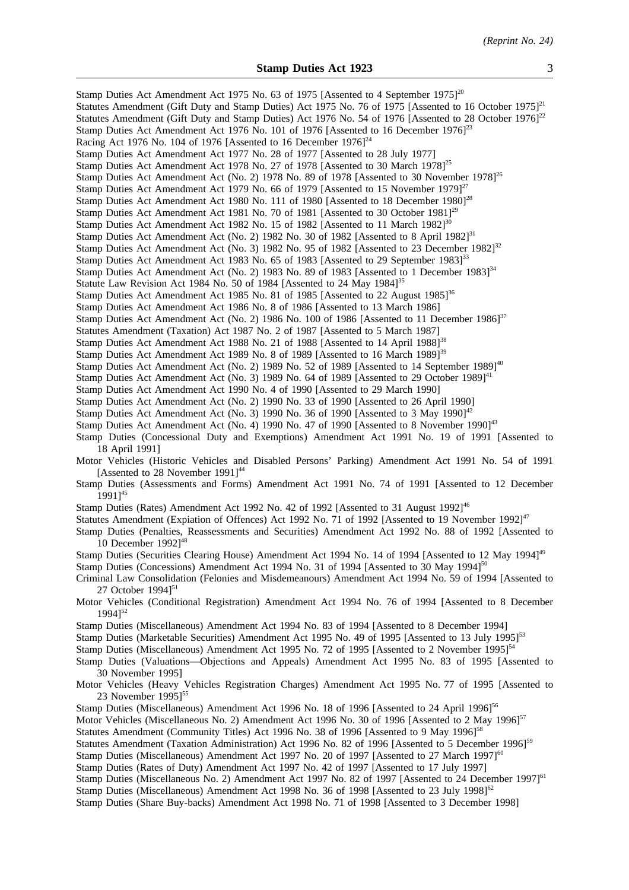Stamp Duties Act Amendment Act 1975 No. 63 of 1975 [Assented to 4 September 1975][20]
Statutes Amendment (Gift Duty and Stamp Duties) Act 1975 No. 76 of 1975 [Assented to 16 October 1975][21]
Statutes Amendment (Gift Duty and Stamp Duties) Act 1976 No. 54 of 1976 [Assented to 28 October 1976][22]
Stamp Duties Act Amendment Act 1976 No. 101 of 1976 [Assented to 16 December 1976][23]
Racing Act 1976 No. 104 of 1976 [Assented to 16 December 1976][24]
Stamp Duties Act Amendment Act 1977 No. 28 of 1977 [Assented to 28 July 1977]
Stamp Duties Act Amendment Act 1978 No. 27 of 1978 [Assented to 30 March 1978][25]
Stamp Duties Act Amendment Act (No. 2) 1978 No. 89 of 1978 [Assented to 30 November 1978][26]
Stamp Duties Act Amendment Act 1979 No. 66 of 1979 [Assented to 15 November 1979][27]
Stamp Duties Act Amendment Act 1980 No. 111 of 1980 [Assented to 18 December 1980][28]
Stamp Duties Act Amendment Act 1981 No. 70 of 1981 [Assented to 30 October 1981][29]
Stamp Duties Act Amendment Act 1982 No. 15 of 1982 [Assented to 11 March 1982][30]
Stamp Duties Act Amendment Act (No. 2) 1982 No. 30 of 1982 [Assented to 8 April 1982][31]
Stamp Duties Act Amendment Act (No. 3) 1982 No. 95 of 1982 [Assented to 23 December 1982][32]
Stamp Duties Act Amendment Act 1983 No. 65 of 1983 [Assented to 29 September 1983][33]
Stamp Duties Act Amendment Act (No. 2) 1983 No. 89 of 1983 [Assented to 1 December 1983][34]
Statute Law Revision Act 1984 No. 50 of 1984 [Assented to 24 May 1984][35]
Stamp Duties Act Amendment Act 1985 No. 81 of 1985 [Assented to 22 August 1985][36]
Stamp Duties Act Amendment Act 1986 No. 8 of 1986 [Assented to 13 March 1986]
Stamp Duties Act Amendment Act (No. 2) 1986 No. 100 of 1986 [Assented to 11 December 1986][37]
Statutes Amendment (Taxation) Act 1987 No. 2 of 1987 [Assented to 5 March 1987]
Stamp Duties Act Amendment Act 1988 No. 21 of 1988 [Assented to 14 April 1988][38]
Stamp Duties Act Amendment Act 1989 No. 8 of 1989 [Assented to 16 March 1989][39]
Stamp Duties Act Amendment Act (No. 2) 1989 No. 52 of 1989 [Assented to 14 September 1989][40]
Stamp Duties Act Amendment Act (No. 3) 1989 No. 64 of 1989 [Assented to 29 October 1989][41]
Stamp Duties Act Amendment Act 1990 No. 4 of 1990 [Assented to 29 March 1990]
Stamp Duties Act Amendment Act (No. 2) 1990 No. 33 of 1990 [Assented to 26 April 1990]
Stamp Duties Act Amendment Act (No. 3) 1990 No. 36 of 1990 [Assented to 3 May 1990][42]
Stamp Duties Act Amendment Act (No. 4) 1990 No. 47 of 1990 [Assented to 8 November 1990][43]
Stamp Duties (Concessional Duty and Exemptions) Amendment Act 1991 No. 19 of 1991 [Assented to 18 April 1991]
Motor Vehicles (Historic Vehicles and Disabled Persons' Parking) Amendment Act 1991 No. 54 of 1991 [Assented to 28 November 1991][44]
Stamp Duties (Assessments and Forms) Amendment Act 1991 No. 74 of 1991 [Assented to 12 December 1991][45]
Stamp Duties (Rates) Amendment Act 1992 No. 42 of 1992 [Assented to 31 August 1992][46]
Statutes Amendment (Expiation of Offences) Act 1992 No. 71 of 1992 [Assented to 19 November 1992][47]
Stamp Duties (Penalties, Reassessments and Securities) Amendment Act 1992 No. 88 of 1992 [Assented to 10 December 1992][48]
Stamp Duties (Securities Clearing House) Amendment Act 1994 No. 14 of 1994 [Assented to 12 May 1994][49]
Stamp Duties (Concessions) Amendment Act 1994 No. 31 of 1994 [Assented to 30 May 1994][50]
Criminal Law Consolidation (Felonies and Misdemeanours) Amendment Act 1994 No. 59 of 1994 [Assented to 27 October 1994][51]
Motor Vehicles (Conditional Registration) Amendment Act 1994 No. 76 of 1994 [Assented to 8 December 1994][52]
Stamp Duties (Miscellaneous) Amendment Act 1994 No. 83 of 1994 [Assented to 8 December 1994]
Stamp Duties (Marketable Securities) Amendment Act 1995 No. 49 of 1995 [Assented to 13 July 1995][53]
Stamp Duties (Miscellaneous) Amendment Act 1995 No. 72 of 1995 [Assented to 2 November 1995][54]
Stamp Duties (Valuations—Objections and Appeals) Amendment Act 1995 No. 83 of 1995 [Assented to 30 November 1995]
Motor Vehicles (Heavy Vehicles Registration Charges) Amendment Act 1995 No. 77 of 1995 [Assented to 23 November 1995][55]
Stamp Duties (Miscellaneous) Amendment Act 1996 No. 18 of 1996 [Assented to 24 April 1996][56]
Motor Vehicles (Miscellaneous No. 2) Amendment Act 1996 No. 30 of 1996 [Assented to 2 May 1996][57]
Statutes Amendment (Community Titles) Act 1996 No. 38 of 1996 [Assented to 9 May 1996][58]
Statutes Amendment (Taxation Administration) Act 1996 No. 82 of 1996 [Assented to 5 December 1996][59]
Stamp Duties (Miscellaneous) Amendment Act 1997 No. 20 of 1997 [Assented to 27 March 1997][60]
Stamp Duties (Rates of Duty) Amendment Act 1997 No. 42 of 1997 [Assented to 17 July 1997]
Stamp Duties (Miscellaneous No. 2) Amendment Act 1997 No. 82 of 1997 [Assented to 24 December 1997][61]
Stamp Duties (Miscellaneous) Amendment Act 1998 No. 36 of 1998 [Assented to 23 July 1998][62]
Stamp Duties (Share Buy-backs) Amendment Act 1998 No. 71 of 1998 [Assented to 3 December 1998]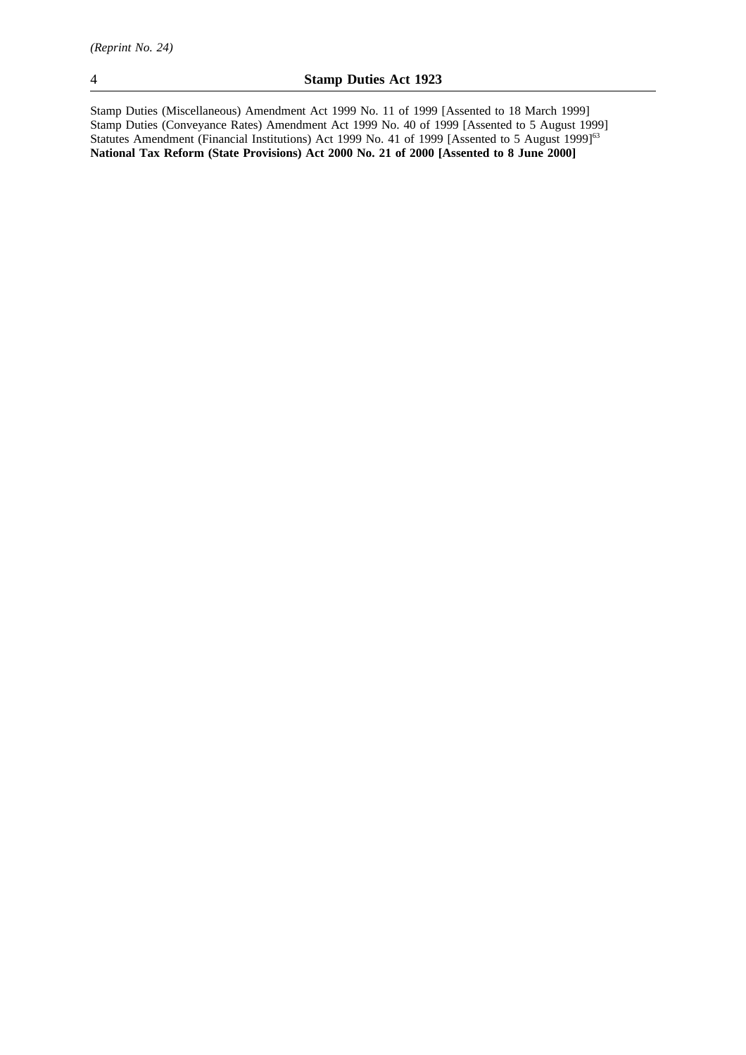Stamp Duties (Miscellaneous) Amendment Act 1999 No. 11 of 1999 [Assented to 18 March 1999]
Stamp Duties (Conveyance Rates) Amendment Act 1999 No. 40 of 1999 [Assented to 5 August 1999]
Statutes Amendment (Financial Institutions) Act 1999 No. 41 of 1999 [Assented to 5 August 1999][63]
**National Tax Reform (State Provisions) Act 2000 No. 21 of 2000 [Assented to 8 June 2000]**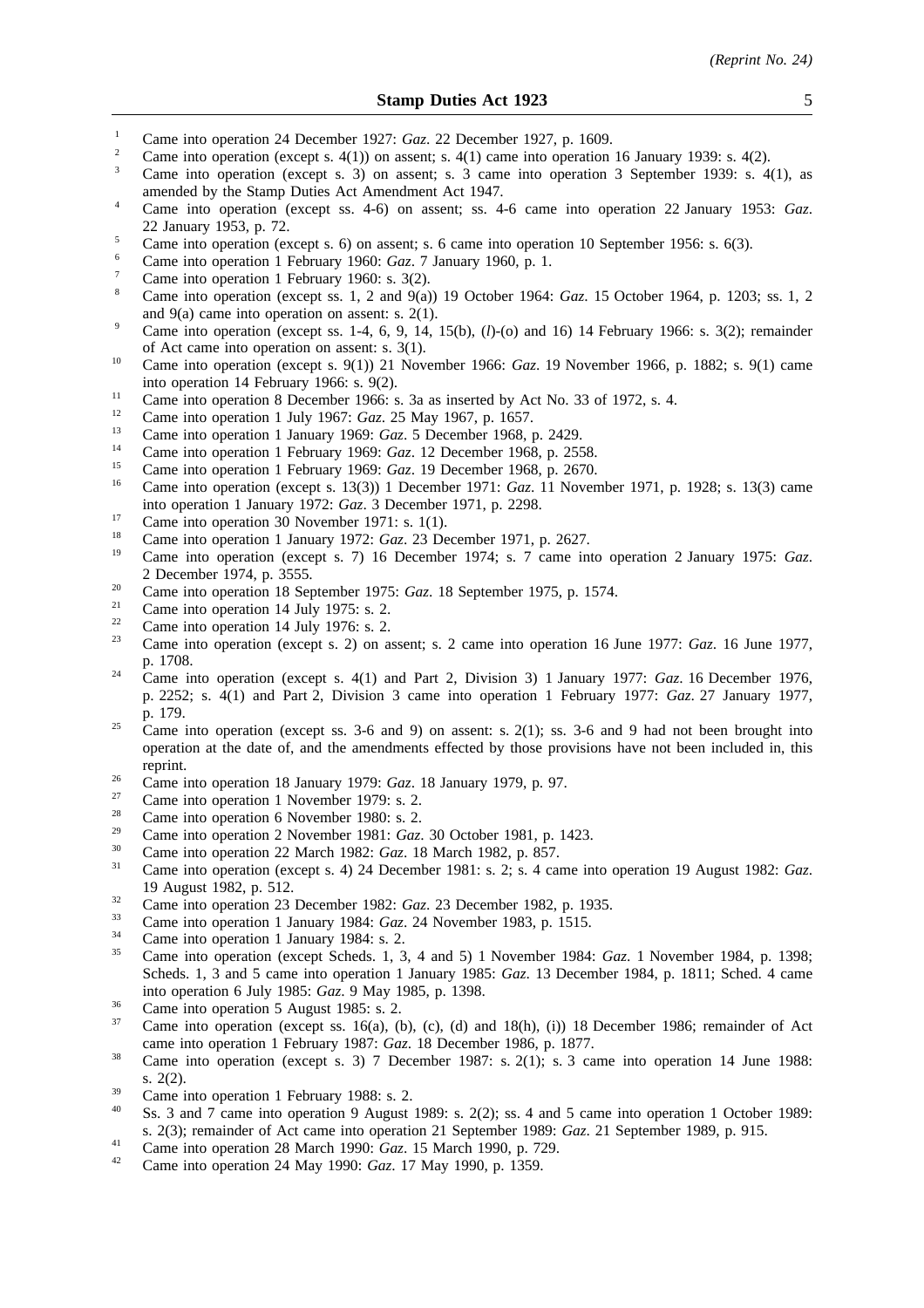[1] Came into operation 24 December 1927: *Gaz*. 22 December 1927, p. 1609.

[2] Came into operation (except s. 4(1)) on assent; s. 4(1) came into operation 16 January 1939: s. 4(2).

[3] Came into operation (except s. 3) on assent; s. 3 came into operation 3 September 1939: s. 4(1), as amended by the Stamp Duties Act Amendment Act 1947.

[4] Came into operation (except ss. 4-6) on assent; ss. 4-6 came into operation 22 January 1953: *Gaz*. 22 January 1953, p. 72.

[5] Came into operation (except s. 6) on assent; s. 6 came into operation 10 September 1956: s. 6(3).

[6] Came into operation 1 February 1960: *Gaz*. 7 January 1960, p. 1.

[7] Came into operation 1 February 1960: s. 3(2).

[8] Came into operation (except ss. 1, 2 and 9(a)) 19 October 1964: *Gaz*. 15 October 1964, p. 1203; ss. 1, 2 and 9(a) came into operation on assent: s. 2(1).

[9] Came into operation (except ss. 1-4, 6, 9, 14, 15(b), (*l*)-(o) and 16) 14 February 1966: s. 3(2); remainder of Act came into operation on assent: s. 3(1).

[10] Came into operation (except s. 9(1)) 21 November 1966: *Gaz*. 19 November 1966, p. 1882; s. 9(1) came into operation 14 February 1966: s. 9(2).

[11] Came into operation 8 December 1966: s. 3a as inserted by Act No. 33 of 1972, s. 4.

[12] Came into operation 1 July 1967: *Gaz*. 25 May 1967, p. 1657.

[13] Came into operation 1 January 1969: *Gaz*. 5 December 1968, p. 2429.

[14] Came into operation 1 February 1969: *Gaz*. 12 December 1968, p. 2558.

[15] Came into operation 1 February 1969: *Gaz*. 19 December 1968, p. 2670.

[16] Came into operation (except s. 13(3)) 1 December 1971: *Gaz*. 11 November 1971, p. 1928; s. 13(3) came into operation 1 January 1972: *Gaz*. 3 December 1971, p. 2298.

[17] Came into operation 30 November 1971: s. 1(1).

[18] Came into operation 1 January 1972: *Gaz*. 23 December 1971, p. 2627.

[19] Came into operation (except s. 7) 16 December 1974; s. 7 came into operation 2 January 1975: *Gaz*. 2 December 1974, p. 3555.

[20] Came into operation 18 September 1975: *Gaz*. 18 September 1975, p. 1574.

[21] Came into operation 14 July 1975: s. 2.

[22] Came into operation 14 July 1976: s. 2.

[23] Came into operation (except s. 2) on assent; s. 2 came into operation 16 June 1977: *Gaz*. 16 June 1977, p. 1708.

[24] Came into operation (except s. 4(1) and Part 2, Division 3) 1 January 1977: *Gaz*. 16 December 1976, p. 2252; s. 4(1) and Part 2, Division 3 came into operation 1 February 1977: *Gaz*. 27 January 1977, p. 179.

[25] Came into operation (except ss. 3-6 and 9) on assent: s. 2(1); ss. 3-6 and 9 had not been brought into operation at the date of, and the amendments effected by those provisions have not been included in, this reprint.

[26] Came into operation 18 January 1979: *Gaz*. 18 January 1979, p. 97.

[27] Came into operation 1 November 1979: s. 2.

[28] Came into operation 6 November 1980: s. 2.

[29] Came into operation 2 November 1981: *Gaz*. 30 October 1981, p. 1423.

[30] Came into operation 22 March 1982: *Gaz*. 18 March 1982, p. 857.

[31] Came into operation (except s. 4) 24 December 1981: s. 2; s. 4 came into operation 19 August 1982: *Gaz*. 19 August 1982, p. 512.

[32] Came into operation 23 December 1982: *Gaz*. 23 December 1982, p. 1935.

[33] Came into operation 1 January 1984: *Gaz*. 24 November 1983, p. 1515.

[34] Came into operation 1 January 1984: s. 2.

[35] Came into operation (except Scheds. 1, 3, 4 and 5) 1 November 1984: *Gaz*. 1 November 1984, p. 1398; Scheds. 1, 3 and 5 came into operation 1 January 1985: *Gaz*. 13 December 1984, p. 1811; Sched. 4 came into operation 6 July 1985: *Gaz*. 9 May 1985, p. 1398.

[36] Came into operation 5 August 1985: s. 2.

[37] Came into operation (except ss. 16(a), (b), (c), (d) and 18(h), (i)) 18 December 1986; remainder of Act came into operation 1 February 1987: *Gaz*. 18 December 1986, p. 1877.

[38] Came into operation (except s. 3) 7 December 1987: s. 2(1); s. 3 came into operation 14 June 1988: s. 2(2).

[39] Came into operation 1 February 1988: s. 2.

[40] Ss. 3 and 7 came into operation 9 August 1989: s. 2(2); ss. 4 and 5 came into operation 1 October 1989: s. 2(3); remainder of Act came into operation 21 September 1989: *Gaz*. 21 September 1989, p. 915.

[41] Came into operation 28 March 1990: *Gaz*. 15 March 1990, p. 729.

[42] Came into operation 24 May 1990: *Gaz*. 17 May 1990, p. 1359.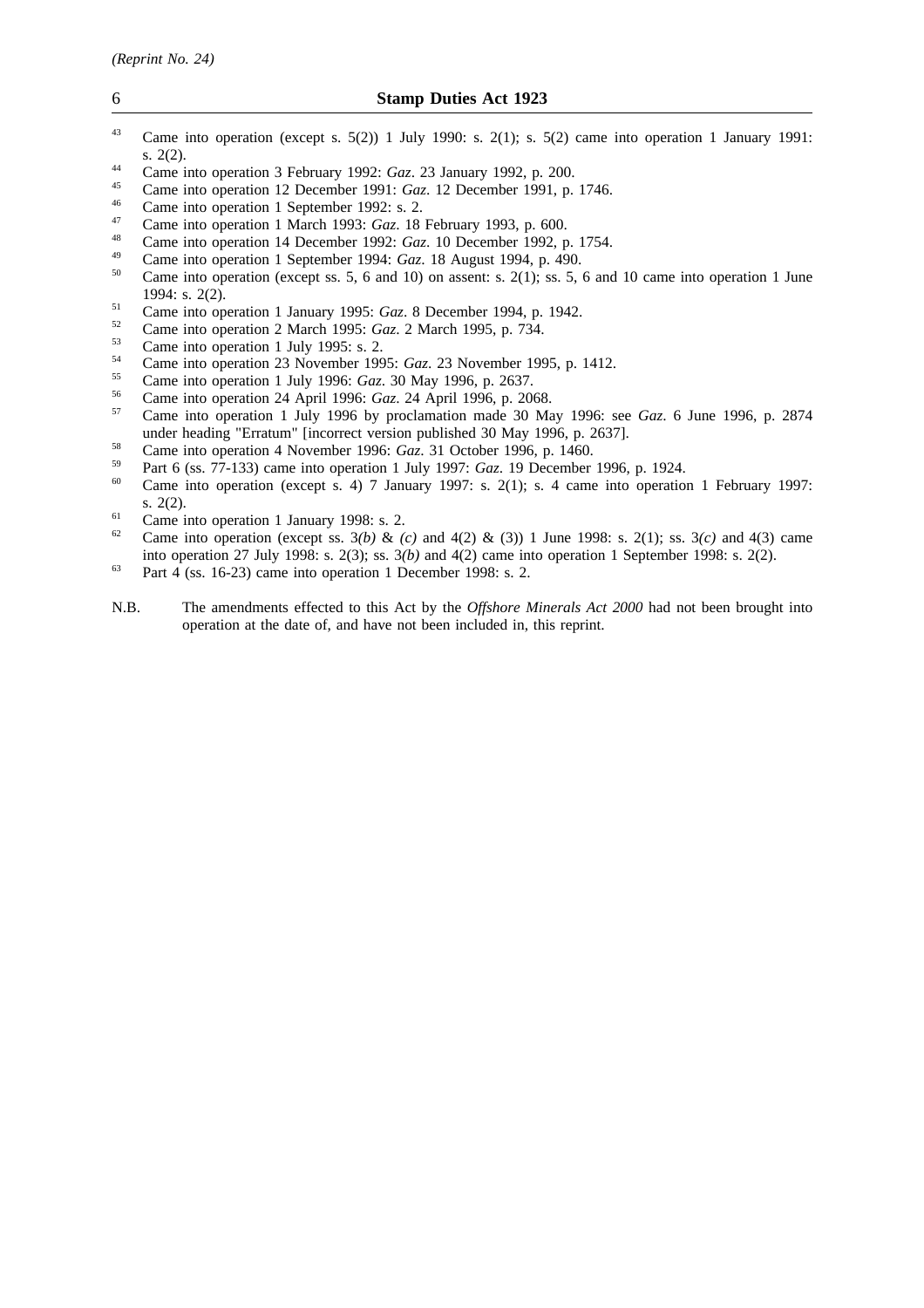[43] Came into operation (except s. 5(2)) 1 July 1990: s. 2(1); s. 5(2) came into operation 1 January 1991: s. 2(2).

[44] Came into operation 3 February 1992: *Gaz*. 23 January 1992, p. 200.

[45] Came into operation 12 December 1991: *Gaz*. 12 December 1991, p. 1746.

[46] Came into operation 1 September 1992: s. 2.

[47] Came into operation 1 March 1993: *Gaz*. 18 February 1993, p. 600.

[48] Came into operation 14 December 1992: *Gaz*. 10 December 1992, p. 1754.

[49] Came into operation 1 September 1994: *Gaz*. 18 August 1994, p. 490.

[50] Came into operation (except ss. 5, 6 and 10) on assent: s. 2(1); ss. 5, 6 and 10 came into operation 1 June 1994: s. 2(2).

[51] Came into operation 1 January 1995: *Gaz*. 8 December 1994, p. 1942.

[52] Came into operation 2 March 1995: *Gaz*. 2 March 1995, p. 734.

[53] Came into operation 1 July 1995: s. 2.

[54] Came into operation 23 November 1995: *Gaz*. 23 November 1995, p. 1412.

[55] Came into operation 1 July 1996: *Gaz*. 30 May 1996, p. 2637.

[56] Came into operation 24 April 1996: *Gaz*. 24 April 1996, p. 2068.

[57] Came into operation 1 July 1996 by proclamation made 30 May 1996: see *Gaz*. 6 June 1996, p. 2874 under heading "Erratum" [incorrect version published 30 May 1996, p. 2637].

[58] Came into operation 4 November 1996: *Gaz*. 31 October 1996, p. 1460.

[59] Part 6 (ss. 77-133) came into operation 1 July 1997: *Gaz*. 19 December 1996, p. 1924.

[60] Came into operation (except s. 4) 7 January 1997: s. 2(1); s. 4 came into operation 1 February 1997: s. 2(2).

[61] Came into operation 1 January 1998: s. 2.

[62] Came into operation (except ss. 3*(b)* & *(c)* and 4(2) & (3)) 1 June 1998: s. 2(1); ss. 3*(c)* and 4(3) came into operation 27 July 1998: s. 2(3); ss. 3*(b)* and 4(2) came into operation 1 September 1998: s. 2(2).

[63] Part 4 (ss. 16-23) came into operation 1 December 1998: s. 2.

N.B. The amendments effected to this Act by the *Offshore Minerals Act 2000* had not been brought into operation at the date of, and have not been included in, this reprint.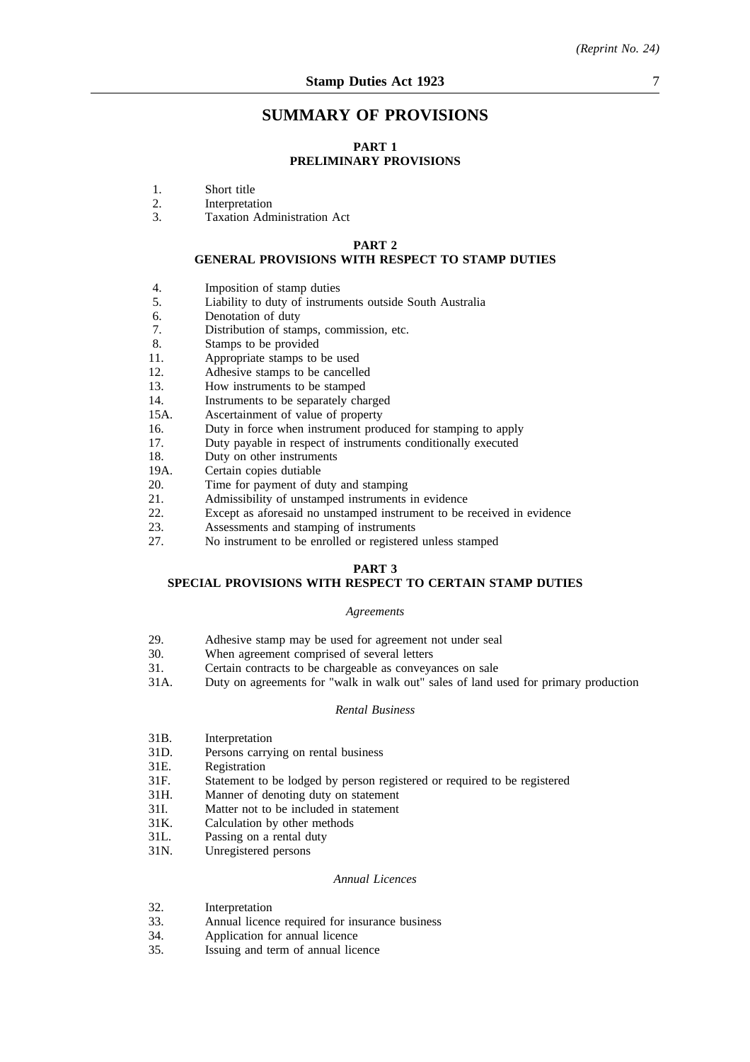# SUMMARY OF PROVISIONS

## PART 1
## PRELIMINARY PROVISIONS

1. Short title
2. Interpretation
3. Taxation Administration Act

## PART 2
## GENERAL PROVISIONS WITH RESPECT TO STAMP DUTIES

4. Imposition of stamp duties
5. Liability to duty of instruments outside South Australia
6. Denotation of duty
7. Distribution of stamps, commission, etc.
8. Stamps to be provided
11. Appropriate stamps to be used
12. Adhesive stamps to be cancelled
13. How instruments to be stamped
14. Instruments to be separately charged
15A. Ascertainment of value of property
16. Duty in force when instrument produced for stamping to apply
17. Duty payable in respect of instruments conditionally executed
18. Duty on other instruments
19A. Certain copies dutiable
20. Time for payment of duty and stamping
21. Admissibility of unstamped instruments in evidence
22. Except as aforesaid no unstamped instrument to be received in evidence
23. Assessments and stamping of instruments
27. No instrument to be enrolled or registered unless stamped

## PART 3
## SPECIAL PROVISIONS WITH RESPECT TO CERTAIN STAMP DUTIES

*Agreements*

29. Adhesive stamp may be used for agreement not under seal
30. When agreement comprised of several letters
31. Certain contracts to be chargeable as conveyances on sale
31A. Duty on agreements for "walk in walk out" sales of land used for primary production

*Rental Business*

31B. Interpretation
31D. Persons carrying on rental business
31E. Registration
31F. Statement to be lodged by person registered or required to be registered
31H. Manner of denoting duty on statement
31I. Matter not to be included in statement
31K. Calculation by other methods
31L. Passing on a rental duty
31N. Unregistered persons

*Annual Licences*

32. Interpretation
33. Annual licence required for insurance business
34. Application for annual licence
35. Issuing and term of annual licence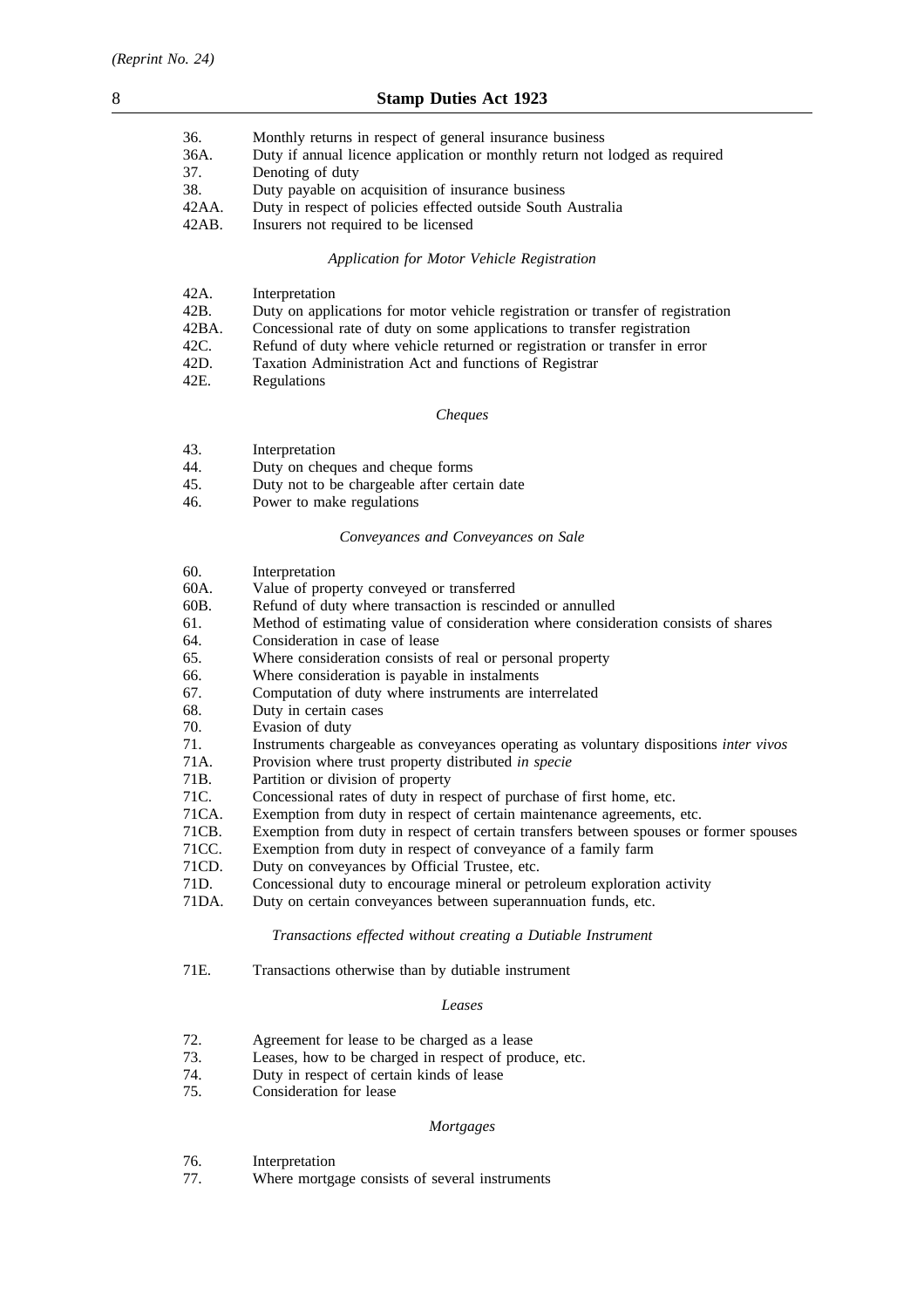36. Monthly returns in respect of general insurance business
36A. Duty if annual licence application or monthly return not lodged as required
37. Denoting of duty
38. Duty payable on acquisition of insurance business
42AA. Duty in respect of policies effected outside South Australia
42AB. Insurers not required to be licensed

*Application for Motor Vehicle Registration*

42A. Interpretation
42B. Duty on applications for motor vehicle registration or transfer of registration
42BA. Concessional rate of duty on some applications to transfer registration
42C. Refund of duty where vehicle returned or registration or transfer in error
42D. Taxation Administration Act and functions of Registrar
42E. Regulations

*Cheques*

43. Interpretation
44. Duty on cheques and cheque forms
45. Duty not to be chargeable after certain date
46. Power to make regulations

*Conveyances and Conveyances on Sale*

60. Interpretation
60A. Value of property conveyed or transferred
60B. Refund of duty where transaction is rescinded or annulled
61. Method of estimating value of consideration where consideration consists of shares
64. Consideration in case of lease
65. Where consideration consists of real or personal property
66. Where consideration is payable in instalments
67. Computation of duty where instruments are interrelated
68. Duty in certain cases
70. Evasion of duty
71. Instruments chargeable as conveyances operating as voluntary dispositions *inter vivos*
71A. Provision where trust property distributed *in specie*
71B. Partition or division of property
71C. Concessional rates of duty in respect of purchase of first home, etc.
71CA. Exemption from duty in respect of certain maintenance agreements, etc.
71CB. Exemption from duty in respect of certain transfers between spouses or former spouses
71CC. Exemption from duty in respect of conveyance of a family farm
71CD. Duty on conveyances by Official Trustee, etc.
71D. Concessional duty to encourage mineral or petroleum exploration activity
71DA. Duty on certain conveyances between superannuation funds, etc.

*Transactions effected without creating a Dutiable Instrument*

71E. Transactions otherwise than by dutiable instrument

*Leases*

72. Agreement for lease to be charged as a lease
73. Leases, how to be charged in respect of produce, etc.
74. Duty in respect of certain kinds of lease
75. Consideration for lease

*Mortgages*

76. Interpretation
77. Where mortgage consists of several instruments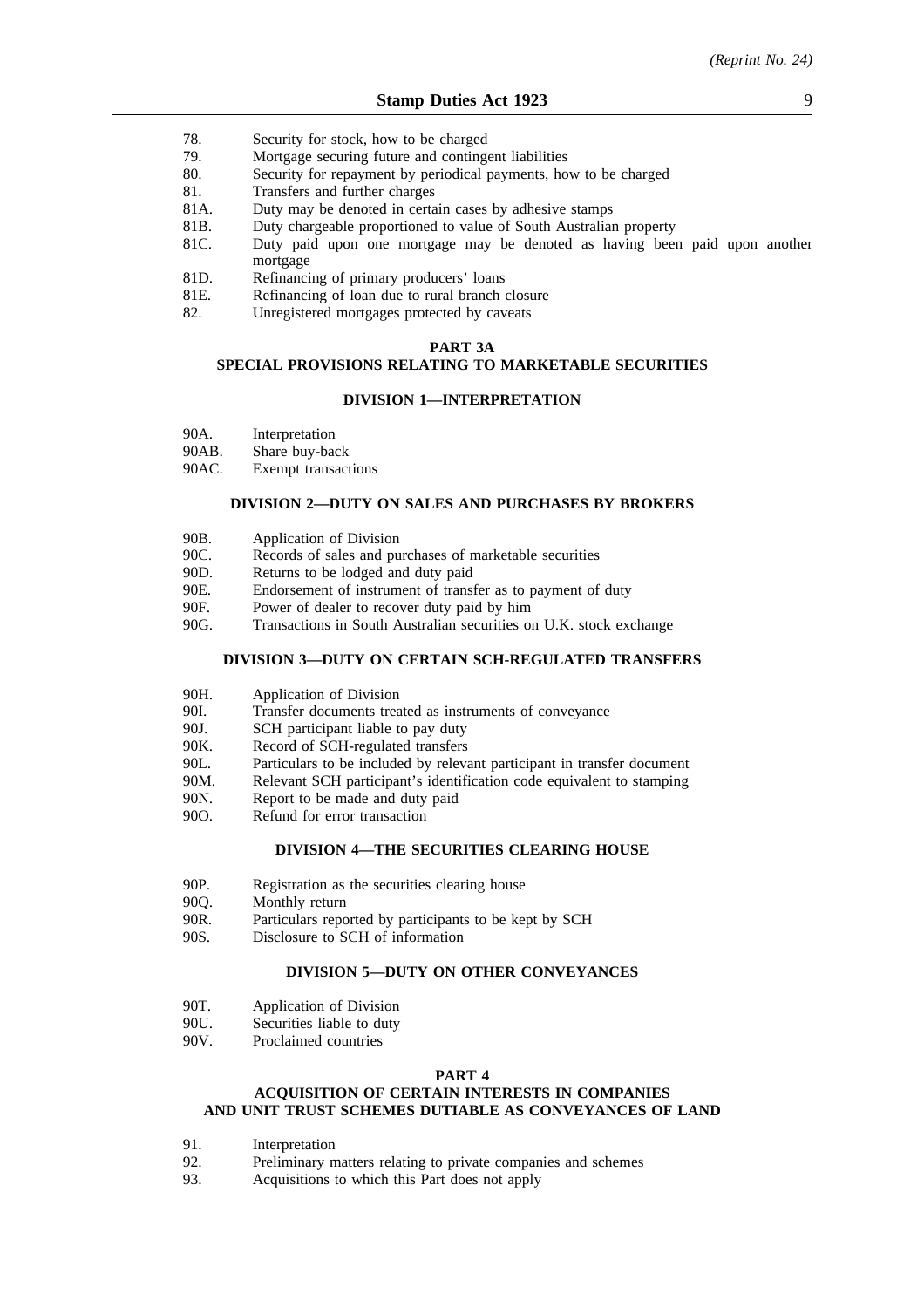78. Security for stock, how to be charged
79. Mortgage securing future and contingent liabilities
80. Security for repayment by periodical payments, how to be charged
81. Transfers and further charges
81A. Duty may be denoted in certain cases by adhesive stamps
81B. Duty chargeable proportioned to value of South Australian property
81C. Duty paid upon one mortgage may be denoted as having been paid upon another mortgage
81D. Refinancing of primary producers' loans
81E. Refinancing of loan due to rural branch closure
82. Unregistered mortgages protected by caveats

## PART 3A
## SPECIAL PROVISIONS RELATING TO MARKETABLE SECURITIES

### DIVISION 1—INTERPRETATION

90A. Interpretation
90AB. Share buy-back
90AC. Exempt transactions

### DIVISION 2—DUTY ON SALES AND PURCHASES BY BROKERS

90B. Application of Division
90C. Records of sales and purchases of marketable securities
90D. Returns to be lodged and duty paid
90E. Endorsement of instrument of transfer as to payment of duty
90F. Power of dealer to recover duty paid by him
90G. Transactions in South Australian securities on U.K. stock exchange

### DIVISION 3—DUTY ON CERTAIN SCH-REGULATED TRANSFERS

90H. Application of Division
90I. Transfer documents treated as instruments of conveyance
90J. SCH participant liable to pay duty
90K. Record of SCH-regulated transfers
90L. Particulars to be included by relevant participant in transfer document
90M. Relevant SCH participant's identification code equivalent to stamping
90N. Report to be made and duty paid
90O. Refund for error transaction

### DIVISION 4—THE SECURITIES CLEARING HOUSE

90P. Registration as the securities clearing house
90Q. Monthly return
90R. Particulars reported by participants to be kept by SCH
90S. Disclosure to SCH of information

### DIVISION 5—DUTY ON OTHER CONVEYANCES

90T. Application of Division
90U. Securities liable to duty
90V. Proclaimed countries

## PART 4
## ACQUISITION OF CERTAIN INTERESTS IN COMPANIES AND UNIT TRUST SCHEMES DUTIABLE AS CONVEYANCES OF LAND

91. Interpretation
92. Preliminary matters relating to private companies and schemes
93. Acquisitions to which this Part does not apply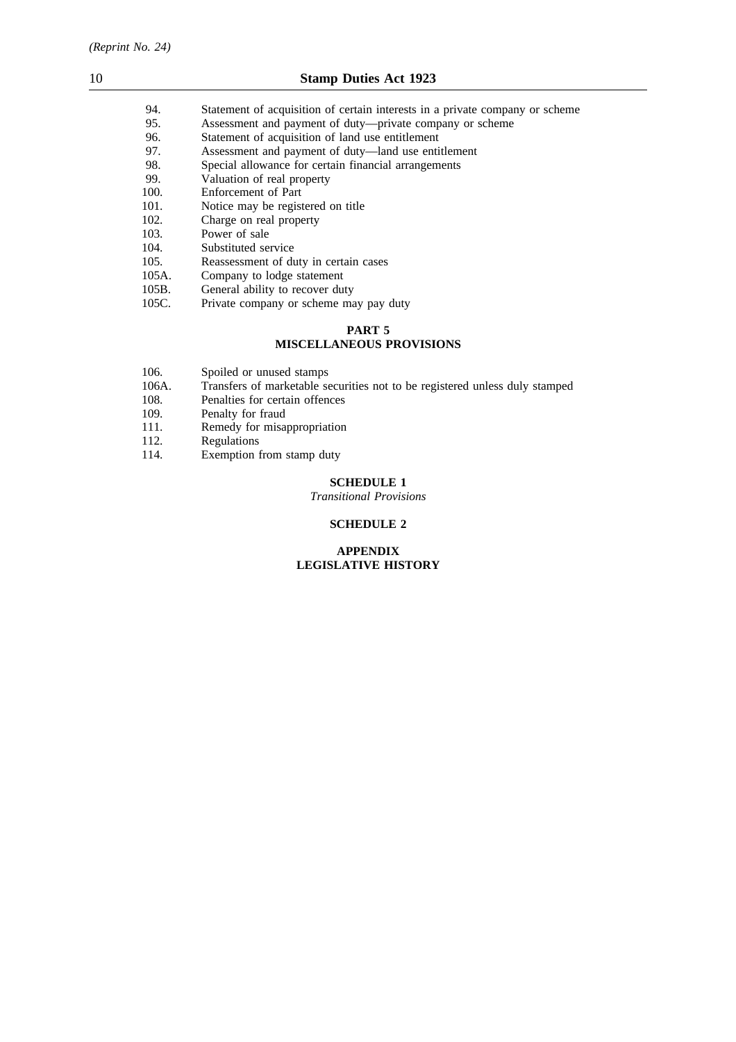94. Statement of acquisition of certain interests in a private company or scheme
95. Assessment and payment of duty—private company or scheme
96. Statement of acquisition of land use entitlement
97. Assessment and payment of duty—land use entitlement
98. Special allowance for certain financial arrangements
99. Valuation of real property
100. Enforcement of Part
101. Notice may be registered on title
102. Charge on real property
103. Power of sale
104. Substituted service
105. Reassessment of duty in certain cases
105A. Company to lodge statement
105B. General ability to recover duty
105C. Private company or scheme may pay duty

**PART 5**
**MISCELLANEOUS PROVISIONS**

106. Spoiled or unused stamps
106A. Transfers of marketable securities not to be registered unless duly stamped
108. Penalties for certain offences
109. Penalty for fraud
111. Remedy for misappropriation
112. Regulations
114. Exemption from stamp duty

**SCHEDULE 1**
*Transitional Provisions*

**SCHEDULE 2**

**APPENDIX**
**LEGISLATIVE HISTORY**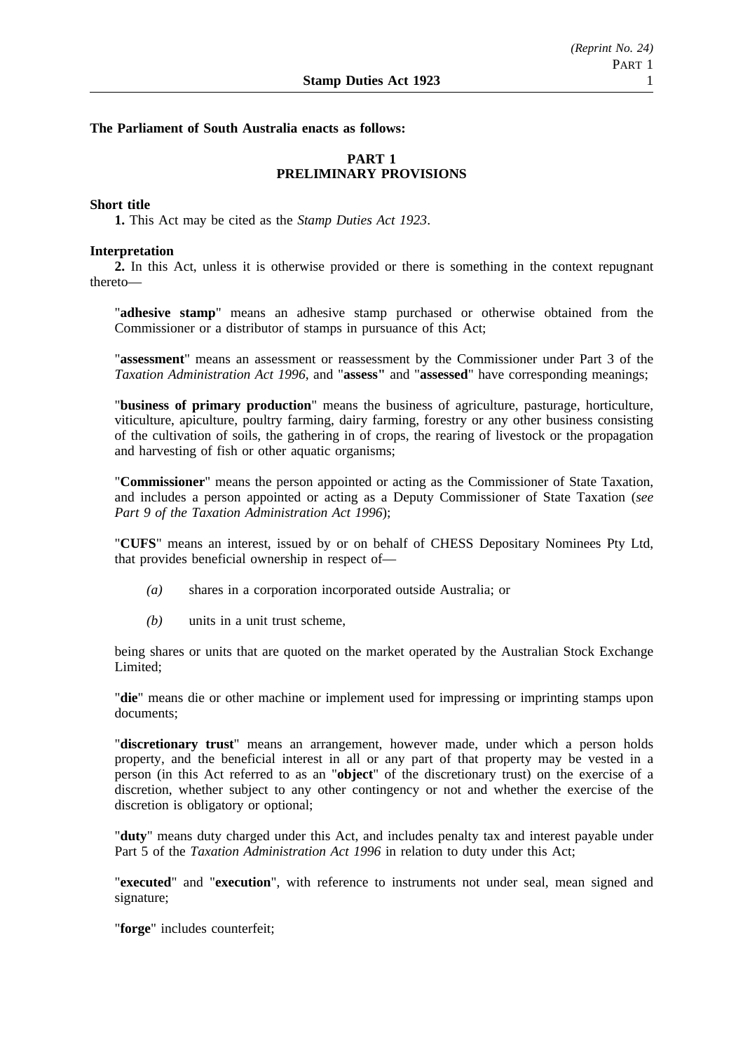**The Parliament of South Australia enacts as follows:**

## PART 1
## PRELIMINARY PROVISIONS

### Short title

**1.** This Act may be cited as the *Stamp Duties Act 1923*.

### Interpretation

**2.** In this Act, unless it is otherwise provided or there is something in the context repugnant thereto—

"**adhesive stamp**" means an adhesive stamp purchased or otherwise obtained from the Commissioner or a distributor of stamps in pursuance of this Act;

"**assessment**" means an assessment or reassessment by the Commissioner under Part 3 of the *Taxation Administration Act 1996*, and "**assess**" and "**assessed**" have corresponding meanings;

"**business of primary production**" means the business of agriculture, pasturage, horticulture, viticulture, apiculture, poultry farming, dairy farming, forestry or any other business consisting of the cultivation of soils, the gathering in of crops, the rearing of livestock or the propagation and harvesting of fish or other aquatic organisms;

"**Commissioner**" means the person appointed or acting as the Commissioner of State Taxation, and includes a person appointed or acting as a Deputy Commissioner of State Taxation (*see Part 9 of the Taxation Administration Act 1996*);

"**CUFS**" means an interest, issued by or on behalf of CHESS Depositary Nominees Pty Ltd, that provides beneficial ownership in respect of—

*(a)* shares in a corporation incorporated outside Australia; or

*(b)* units in a unit trust scheme,

being shares or units that are quoted on the market operated by the Australian Stock Exchange Limited;

"**die**" means die or other machine or implement used for impressing or imprinting stamps upon documents;

"**discretionary trust**" means an arrangement, however made, under which a person holds property, and the beneficial interest in all or any part of that property may be vested in a person (in this Act referred to as an "**object**" of the discretionary trust) on the exercise of a discretion, whether subject to any other contingency or not and whether the exercise of the discretion is obligatory or optional;

"**duty**" means duty charged under this Act, and includes penalty tax and interest payable under Part 5 of the *Taxation Administration Act 1996* in relation to duty under this Act;

"**executed**" and "**execution**", with reference to instruments not under seal, mean signed and signature;

"**forge**" includes counterfeit;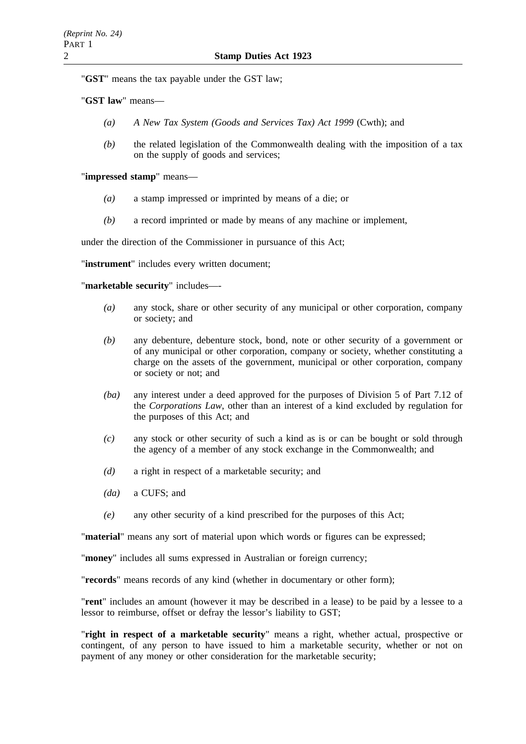"**GST**" means the tax payable under the GST law;

"**GST law**" means—

*(a)* *A New Tax System (Goods and Services Tax) Act 1999* (Cwth); and

*(b)* the related legislation of the Commonwealth dealing with the imposition of a tax on the supply of goods and services;

"**impressed stamp**" means—

*(a)* a stamp impressed or imprinted by means of a die; or

*(b)* a record imprinted or made by means of any machine or implement,

under the direction of the Commissioner in pursuance of this Act;

"**instrument**" includes every written document;

"**marketable security**" includes—-

*(a)* any stock, share or other security of any municipal or other corporation, company or society; and

*(b)* any debenture, debenture stock, bond, note or other security of a government or of any municipal or other corporation, company or society, whether constituting a charge on the assets of the government, municipal or other corporation, company or society or not; and

*(ba)* any interest under a deed approved for the purposes of Division 5 of Part 7.12 of the *Corporations Law*, other than an interest of a kind excluded by regulation for the purposes of this Act; and

*(c)* any stock or other security of such a kind as is or can be bought or sold through the agency of a member of any stock exchange in the Commonwealth; and

*(d)* a right in respect of a marketable security; and

*(da)* a CUFS; and

*(e)* any other security of a kind prescribed for the purposes of this Act;

"**material**" means any sort of material upon which words or figures can be expressed;

"**money**" includes all sums expressed in Australian or foreign currency;

"**records**" means records of any kind (whether in documentary or other form);

"**rent**" includes an amount (however it may be described in a lease) to be paid by a lessee to a lessor to reimburse, offset or defray the lessor's liability to GST;

"**right in respect of a marketable security**" means a right, whether actual, prospective or contingent, of any person to have issued to him a marketable security, whether or not on payment of any money or other consideration for the marketable security;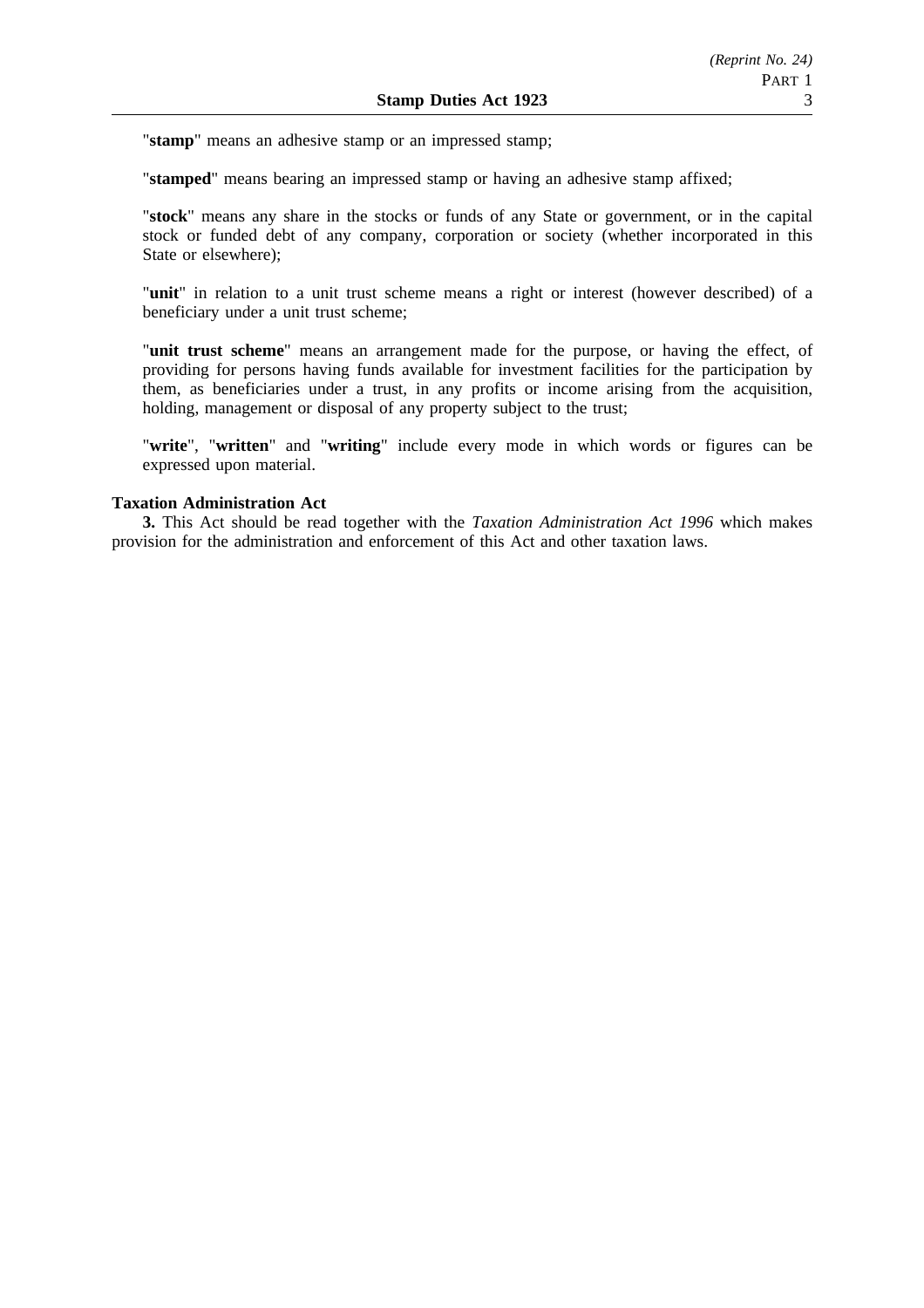"**stamp**" means an adhesive stamp or an impressed stamp;

"**stamped**" means bearing an impressed stamp or having an adhesive stamp affixed;

"**stock**" means any share in the stocks or funds of any State or government, or in the capital stock or funded debt of any company, corporation or society (whether incorporated in this State or elsewhere);

"**unit**" in relation to a unit trust scheme means a right or interest (however described) of a beneficiary under a unit trust scheme;

"**unit trust scheme**" means an arrangement made for the purpose, or having the effect, of providing for persons having funds available for investment facilities for the participation by them, as beneficiaries under a trust, in any profits or income arising from the acquisition, holding, management or disposal of any property subject to the trust;

"**write**", "**written**" and "**writing**" include every mode in which words or figures can be expressed upon material.

**Taxation Administration Act**

**3.** This Act should be read together with the *Taxation Administration Act 1996* which makes provision for the administration and enforcement of this Act and other taxation laws.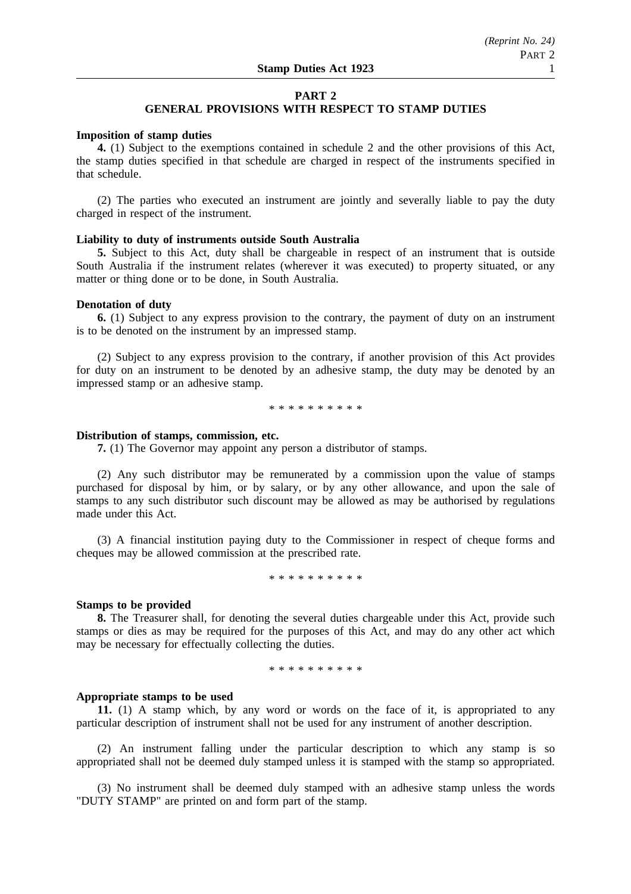## PART 2
## GENERAL PROVISIONS WITH RESPECT TO STAMP DUTIES

**Imposition of stamp duties**

**4.** (1) Subject to the exemptions contained in schedule 2 and the other provisions of this Act, the stamp duties specified in that schedule are charged in respect of the instruments specified in that schedule.

(2) The parties who executed an instrument are jointly and severally liable to pay the duty charged in respect of the instrument.

**Liability to duty of instruments outside South Australia**

**5.** Subject to this Act, duty shall be chargeable in respect of an instrument that is outside South Australia if the instrument relates (wherever it was executed) to property situated, or any matter or thing done or to be done, in South Australia.

**Denotation of duty**

**6.** (1) Subject to any express provision to the contrary, the payment of duty on an instrument is to be denoted on the instrument by an impressed stamp.

(2) Subject to any express provision to the contrary, if another provision of this Act provides for duty on an instrument to be denoted by an adhesive stamp, the duty may be denoted by an impressed stamp or an adhesive stamp.

\* \* \* \* \* \* \* \* \* \*

**Distribution of stamps, commission, etc.**

**7.** (1) The Governor may appoint any person a distributor of stamps.

(2) Any such distributor may be remunerated by a commission upon the value of stamps purchased for disposal by him, or by salary, or by any other allowance, and upon the sale of stamps to any such distributor such discount may be allowed as may be authorised by regulations made under this Act.

(3) A financial institution paying duty to the Commissioner in respect of cheque forms and cheques may be allowed commission at the prescribed rate.

\* \* \* \* \* \* \* \* \* \*

**Stamps to be provided**

**8.** The Treasurer shall, for denoting the several duties chargeable under this Act, provide such stamps or dies as may be required for the purposes of this Act, and may do any other act which may be necessary for effectually collecting the duties.

\* \* \* \* \* \* \* \* \* \*

**Appropriate stamps to be used**

**11.** (1) A stamp which, by any word or words on the face of it, is appropriated to any particular description of instrument shall not be used for any instrument of another description.

(2) An instrument falling under the particular description to which any stamp is so appropriated shall not be deemed duly stamped unless it is stamped with the stamp so appropriated.

(3) No instrument shall be deemed duly stamped with an adhesive stamp unless the words "DUTY STAMP" are printed on and form part of the stamp.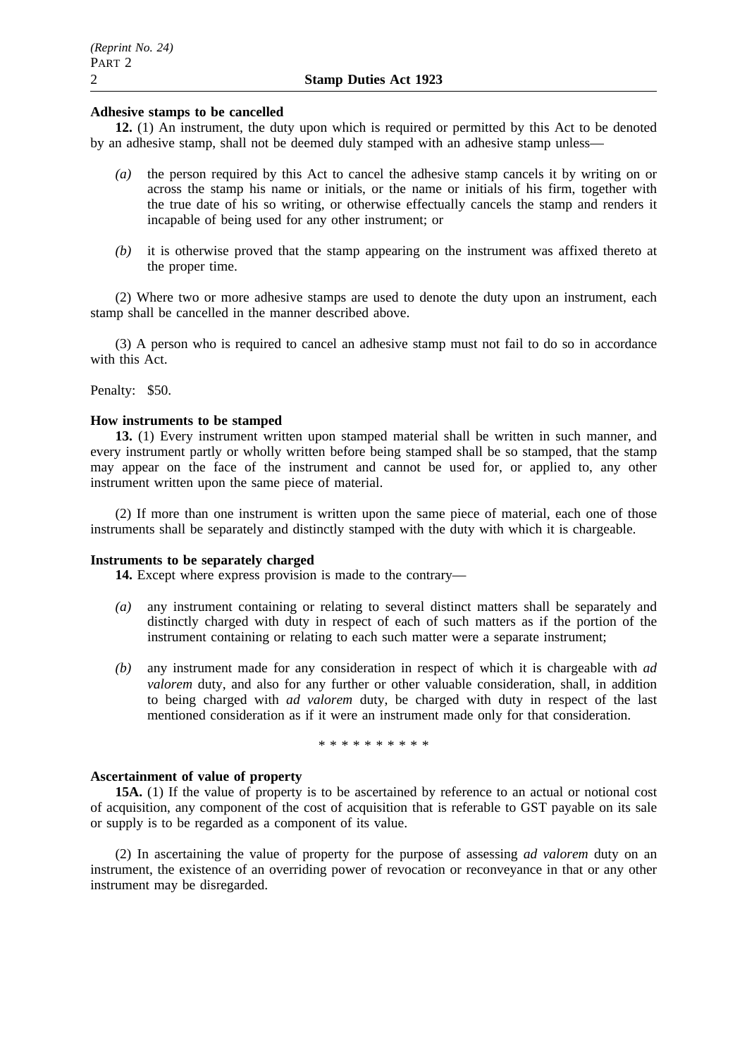**Adhesive stamps to be cancelled**

**12.** (1) An instrument, the duty upon which is required or permitted by this Act to be denoted by an adhesive stamp, shall not be deemed duly stamped with an adhesive stamp unless—

*(a)* the person required by this Act to cancel the adhesive stamp cancels it by writing on or across the stamp his name or initials, or the name or initials of his firm, together with the true date of his so writing, or otherwise effectually cancels the stamp and renders it incapable of being used for any other instrument; or

*(b)* it is otherwise proved that the stamp appearing on the instrument was affixed thereto at the proper time.

(2) Where two or more adhesive stamps are used to denote the duty upon an instrument, each stamp shall be cancelled in the manner described above.

(3) A person who is required to cancel an adhesive stamp must not fail to do so in accordance with this Act.

Penalty: $50.

**How instruments to be stamped**

**13.** (1) Every instrument written upon stamped material shall be written in such manner, and every instrument partly or wholly written before being stamped shall be so stamped, that the stamp may appear on the face of the instrument and cannot be used for, or applied to, any other instrument written upon the same piece of material.

(2) If more than one instrument is written upon the same piece of material, each one of those instruments shall be separately and distinctly stamped with the duty with which it is chargeable.

**Instruments to be separately charged**

**14.** Except where express provision is made to the contrary—

*(a)* any instrument containing or relating to several distinct matters shall be separately and distinctly charged with duty in respect of each of such matters as if the portion of the instrument containing or relating to each such matter were a separate instrument;

*(b)* any instrument made for any consideration in respect of which it is chargeable with *ad valorem* duty, and also for any further or other valuable consideration, shall, in addition to being charged with *ad valorem* duty, be charged with duty in respect of the last mentioned consideration as if it were an instrument made only for that consideration.

\* \* \* \* \* \* \* \* \* \*

**Ascertainment of value of property**

**15A.** (1) If the value of property is to be ascertained by reference to an actual or notional cost of acquisition, any component of the cost of acquisition that is referable to GST payable on its sale or supply is to be regarded as a component of its value.

(2) In ascertaining the value of property for the purpose of assessing *ad valorem* duty on an instrument, the existence of an overriding power of revocation or reconveyance in that or any other instrument may be disregarded.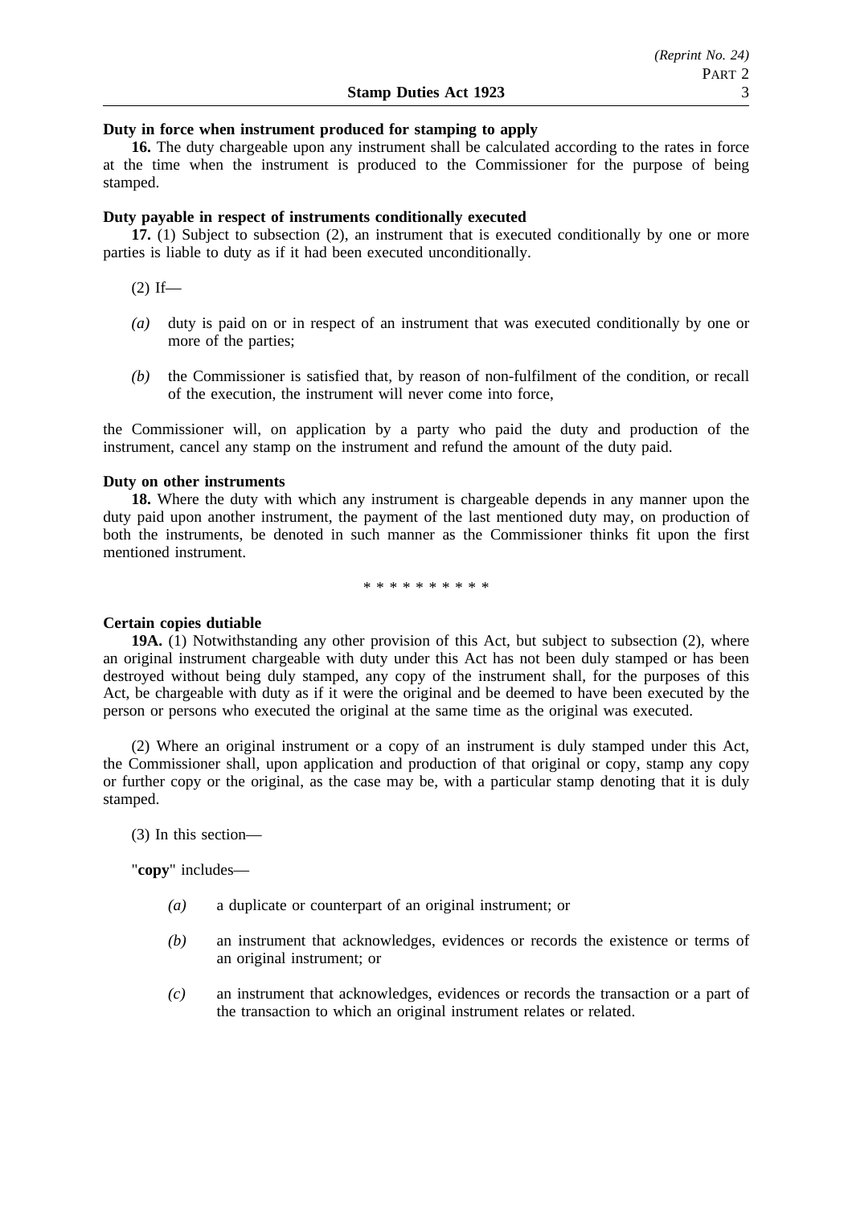**Duty in force when instrument produced for stamping to apply**

**16.** The duty chargeable upon any instrument shall be calculated according to the rates in force at the time when the instrument is produced to the Commissioner for the purpose of being stamped.

**Duty payable in respect of instruments conditionally executed**

**17.** (1) Subject to subsection (2), an instrument that is executed conditionally by one or more parties is liable to duty as if it had been executed unconditionally.

(2) If—

*(a)* duty is paid on or in respect of an instrument that was executed conditionally by one or more of the parties;

*(b)* the Commissioner is satisfied that, by reason of non-fulfilment of the condition, or recall of the execution, the instrument will never come into force,

the Commissioner will, on application by a party who paid the duty and production of the instrument, cancel any stamp on the instrument and refund the amount of the duty paid.

**Duty on other instruments**

**18.** Where the duty with which any instrument is chargeable depends in any manner upon the duty paid upon another instrument, the payment of the last mentioned duty may, on production of both the instruments, be denoted in such manner as the Commissioner thinks fit upon the first mentioned instrument.

\* \* \* \* \* \* \* \* \* \*

**Certain copies dutiable**

**19A.** (1) Notwithstanding any other provision of this Act, but subject to subsection (2), where an original instrument chargeable with duty under this Act has not been duly stamped or has been destroyed without being duly stamped, any copy of the instrument shall, for the purposes of this Act, be chargeable with duty as if it were the original and be deemed to have been executed by the person or persons who executed the original at the same time as the original was executed.

(2) Where an original instrument or a copy of an instrument is duly stamped under this Act, the Commissioner shall, upon application and production of that original or copy, stamp any copy or further copy or the original, as the case may be, with a particular stamp denoting that it is duly stamped.

(3) In this section—

"**copy**" includes—

*(a)* a duplicate or counterpart of an original instrument; or

*(b)* an instrument that acknowledges, evidences or records the existence or terms of an original instrument; or

*(c)* an instrument that acknowledges, evidences or records the transaction or a part of the transaction to which an original instrument relates or related.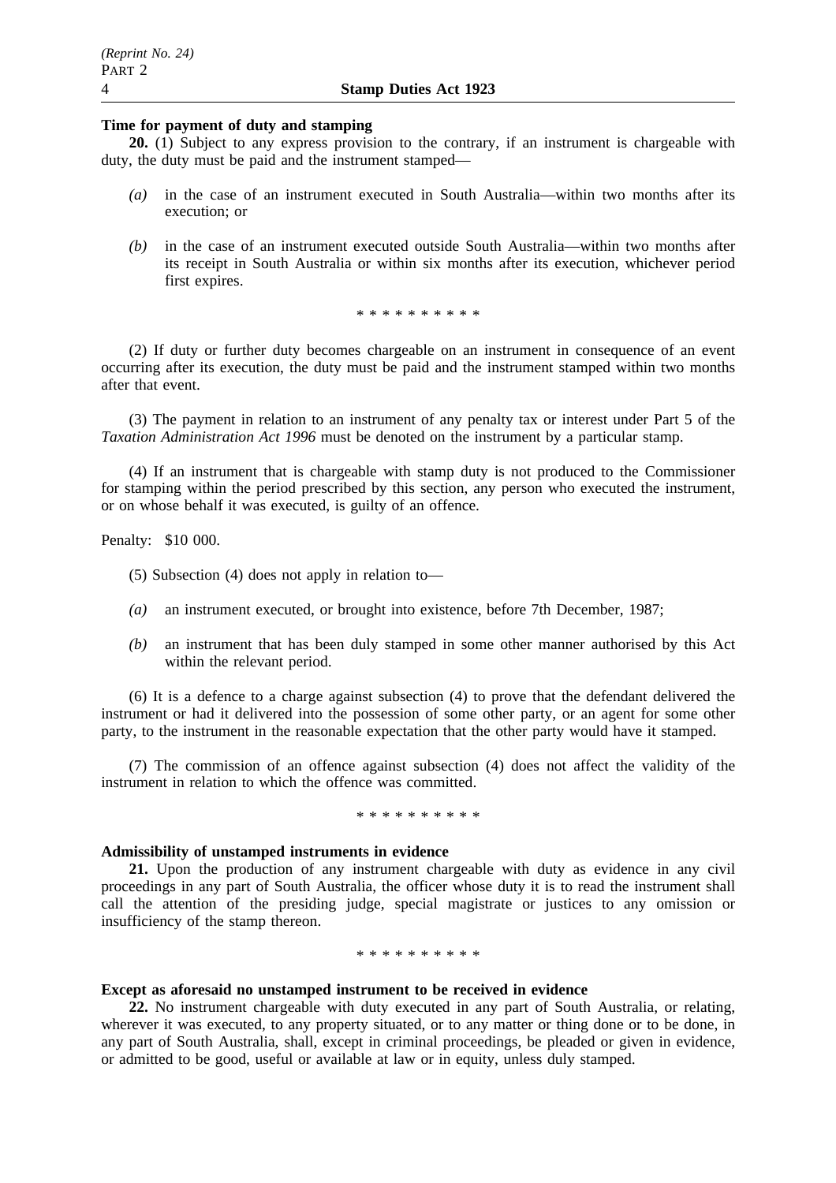**Time for payment of duty and stamping**

**20.** (1) Subject to any express provision to the contrary, if an instrument is chargeable with duty, the duty must be paid and the instrument stamped—

*(a)* in the case of an instrument executed in South Australia—within two months after its execution; or

*(b)* in the case of an instrument executed outside South Australia—within two months after its receipt in South Australia or within six months after its execution, whichever period first expires.

\* \* \* \* \* \* \* \* \* \*

(2) If duty or further duty becomes chargeable on an instrument in consequence of an event occurring after its execution, the duty must be paid and the instrument stamped within two months after that event.

(3) The payment in relation to an instrument of any penalty tax or interest under Part 5 of the *Taxation Administration Act 1996* must be denoted on the instrument by a particular stamp.

(4) If an instrument that is chargeable with stamp duty is not produced to the Commissioner for stamping within the period prescribed by this section, any person who executed the instrument, or on whose behalf it was executed, is guilty of an offence.

Penalty: $10 000.

(5) Subsection (4) does not apply in relation to—

*(a)* an instrument executed, or brought into existence, before 7th December, 1987;

*(b)* an instrument that has been duly stamped in some other manner authorised by this Act within the relevant period.

(6) It is a defence to a charge against subsection (4) to prove that the defendant delivered the instrument or had it delivered into the possession of some other party, or an agent for some other party, to the instrument in the reasonable expectation that the other party would have it stamped.

(7) The commission of an offence against subsection (4) does not affect the validity of the instrument in relation to which the offence was committed.

\* \* \* \* \* \* \* \* \* \*

**Admissibility of unstamped instruments in evidence**

**21.** Upon the production of any instrument chargeable with duty as evidence in any civil proceedings in any part of South Australia, the officer whose duty it is to read the instrument shall call the attention of the presiding judge, special magistrate or justices to any omission or insufficiency of the stamp thereon.

\* \* \* \* \* \* \* \* \* \*

**Except as aforesaid no unstamped instrument to be received in evidence**

**22.** No instrument chargeable with duty executed in any part of South Australia, or relating, wherever it was executed, to any property situated, or to any matter or thing done or to be done, in any part of South Australia, shall, except in criminal proceedings, be pleaded or given in evidence, or admitted to be good, useful or available at law or in equity, unless duly stamped.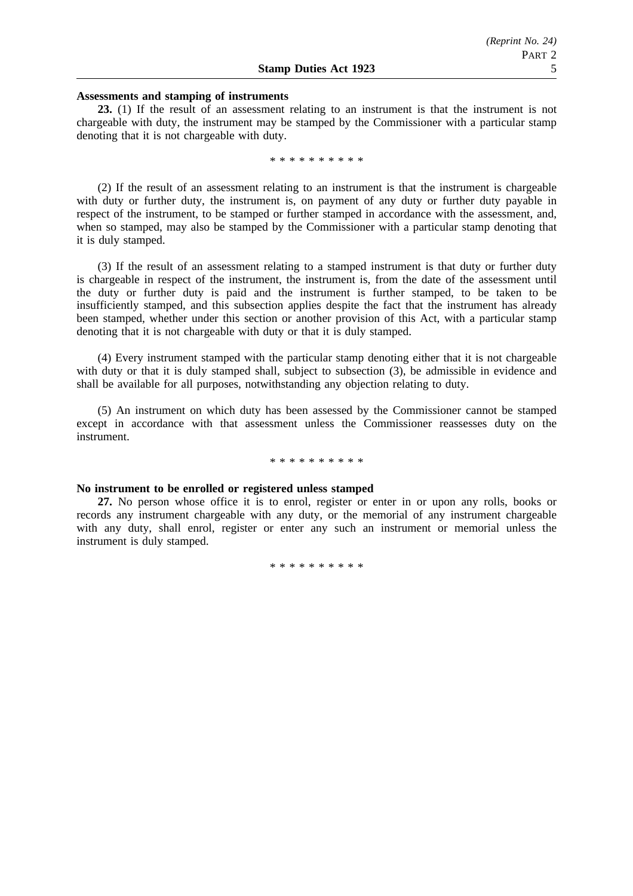**Assessments and stamping of instruments**

**23.** (1) If the result of an assessment relating to an instrument is that the instrument is not chargeable with duty, the instrument may be stamped by the Commissioner with a particular stamp denoting that it is not chargeable with duty.

\* \* \* \* \* \* \* \* \* \*

(2) If the result of an assessment relating to an instrument is that the instrument is chargeable with duty or further duty, the instrument is, on payment of any duty or further duty payable in respect of the instrument, to be stamped or further stamped in accordance with the assessment, and, when so stamped, may also be stamped by the Commissioner with a particular stamp denoting that it is duly stamped.

(3) If the result of an assessment relating to a stamped instrument is that duty or further duty is chargeable in respect of the instrument, the instrument is, from the date of the assessment until the duty or further duty is paid and the instrument is further stamped, to be taken to be insufficiently stamped, and this subsection applies despite the fact that the instrument has already been stamped, whether under this section or another provision of this Act, with a particular stamp denoting that it is not chargeable with duty or that it is duly stamped.

(4) Every instrument stamped with the particular stamp denoting either that it is not chargeable with duty or that it is duly stamped shall, subject to subsection (3), be admissible in evidence and shall be available for all purposes, notwithstanding any objection relating to duty.

(5) An instrument on which duty has been assessed by the Commissioner cannot be stamped except in accordance with that assessment unless the Commissioner reassesses duty on the instrument.

\* \* \* \* \* \* \* \* \* \*

**No instrument to be enrolled or registered unless stamped**

**27.** No person whose office it is to enrol, register or enter in or upon any rolls, books or records any instrument chargeable with any duty, or the memorial of any instrument chargeable with any duty, shall enrol, register or enter any such an instrument or memorial unless the instrument is duly stamped.

\* \* \* \* \* \* \* \* \* \*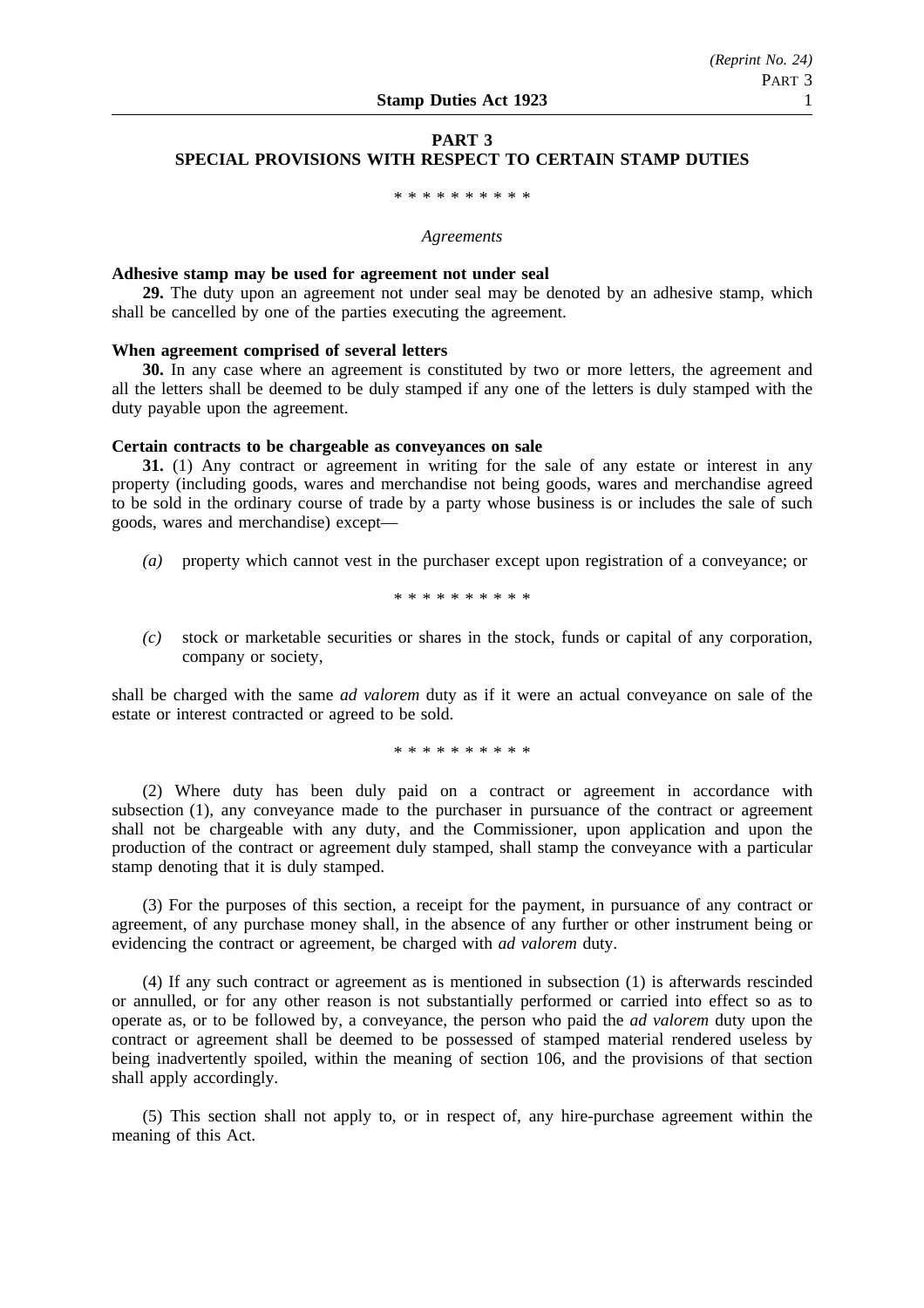## PART 3
## SPECIAL PROVISIONS WITH RESPECT TO CERTAIN STAMP DUTIES

\* \* \* \* \* \* \* \* \* \*

*Agreements*

**Adhesive stamp may be used for agreement not under seal**

**29.** The duty upon an agreement not under seal may be denoted by an adhesive stamp, which shall be cancelled by one of the parties executing the agreement.

**When agreement comprised of several letters**

**30.** In any case where an agreement is constituted by two or more letters, the agreement and all the letters shall be deemed to be duly stamped if any one of the letters is duly stamped with the duty payable upon the agreement.

**Certain contracts to be chargeable as conveyances on sale**

**31.** (1) Any contract or agreement in writing for the sale of any estate or interest in any property (including goods, wares and merchandise not being goods, wares and merchandise agreed to be sold in the ordinary course of trade by a party whose business is or includes the sale of such goods, wares and merchandise) except—

*(a)* property which cannot vest in the purchaser except upon registration of a conveyance; or

\* \* \* \* \* \* \* \* \* \*

*(c)* stock or marketable securities or shares in the stock, funds or capital of any corporation, company or society,

shall be charged with the same *ad valorem* duty as if it were an actual conveyance on sale of the estate or interest contracted or agreed to be sold.

\* \* \* \* \* \* \* \* \* \*

(2) Where duty has been duly paid on a contract or agreement in accordance with subsection (1), any conveyance made to the purchaser in pursuance of the contract or agreement shall not be chargeable with any duty, and the Commissioner, upon application and upon the production of the contract or agreement duly stamped, shall stamp the conveyance with a particular stamp denoting that it is duly stamped.

(3) For the purposes of this section, a receipt for the payment, in pursuance of any contract or agreement, of any purchase money shall, in the absence of any further or other instrument being or evidencing the contract or agreement, be charged with *ad valorem* duty.

(4) If any such contract or agreement as is mentioned in subsection (1) is afterwards rescinded or annulled, or for any other reason is not substantially performed or carried into effect so as to operate as, or to be followed by, a conveyance, the person who paid the *ad valorem* duty upon the contract or agreement shall be deemed to be possessed of stamped material rendered useless by being inadvertently spoiled, within the meaning of section 106, and the provisions of that section shall apply accordingly.

(5) This section shall not apply to, or in respect of, any hire-purchase agreement within the meaning of this Act.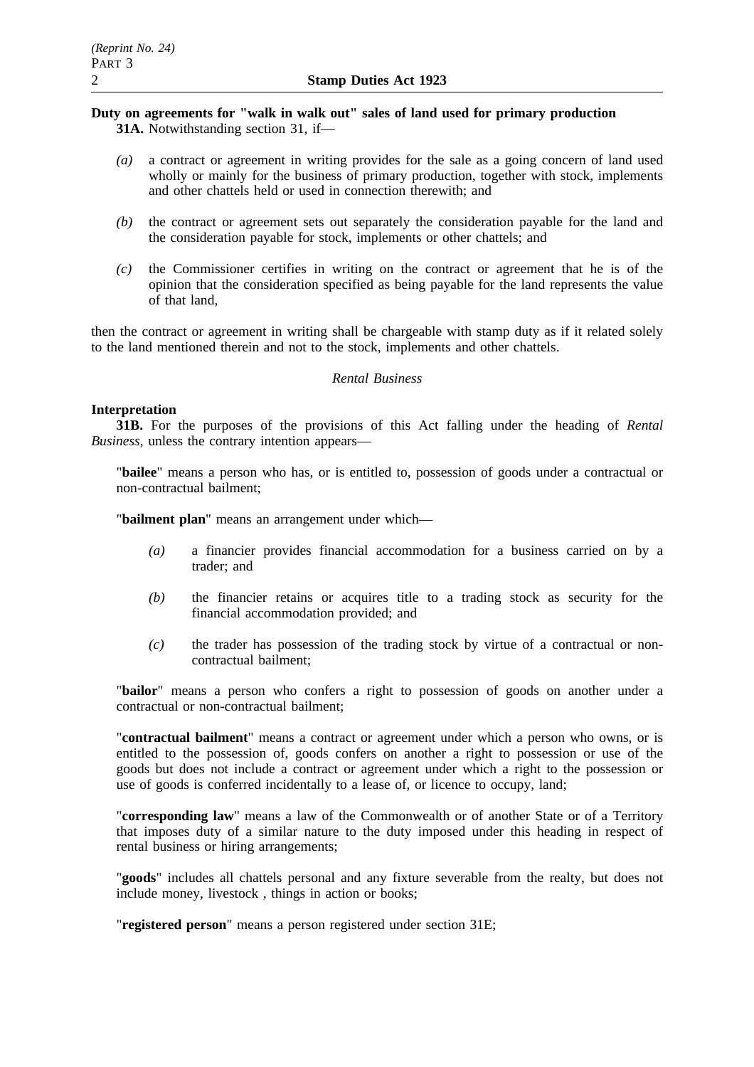**Duty on agreements for "walk in walk out" sales of land used for primary production**

**31A.** Notwithstanding section 31, if—

*(a)* a contract or agreement in writing provides for the sale as a going concern of land used wholly or mainly for the business of primary production, together with stock, implements and other chattels held or used in connection therewith; and

*(b)* the contract or agreement sets out separately the consideration payable for the land and the consideration payable for stock, implements or other chattels; and

*(c)* the Commissioner certifies in writing on the contract or agreement that he is of the opinion that the consideration specified as being payable for the land represents the value of that land,

then the contract or agreement in writing shall be chargeable with stamp duty as if it related solely to the land mentioned therein and not to the stock, implements and other chattels.

*Rental Business*

**Interpretation**

**31B.** For the purposes of the provisions of this Act falling under the heading of *Rental Business*, unless the contrary intention appears—

"**bailee**" means a person who has, or is entitled to, possession of goods under a contractual or non-contractual bailment;

"**bailment plan**" means an arrangement under which—

*(a)* a financier provides financial accommodation for a business carried on by a trader; and

*(b)* the financier retains or acquires title to a trading stock as security for the financial accommodation provided; and

*(c)* the trader has possession of the trading stock by virtue of a contractual or non-contractual bailment;

"**bailor**" means a person who confers a right to possession of goods on another under a contractual or non-contractual bailment;

"**contractual bailment**" means a contract or agreement under which a person who owns, or is entitled to the possession of, goods confers on another a right to possession or use of the goods but does not include a contract or agreement under which a right to the possession or use of goods is conferred incidentally to a lease of, or licence to occupy, land;

"**corresponding law**" means a law of the Commonwealth or of another State or of a Territory that imposes duty of a similar nature to the duty imposed under this heading in respect of rental business or hiring arrangements;

"**goods**" includes all chattels personal and any fixture severable from the realty, but does not include money, livestock , things in action or books;

"**registered person**" means a person registered under section 31E;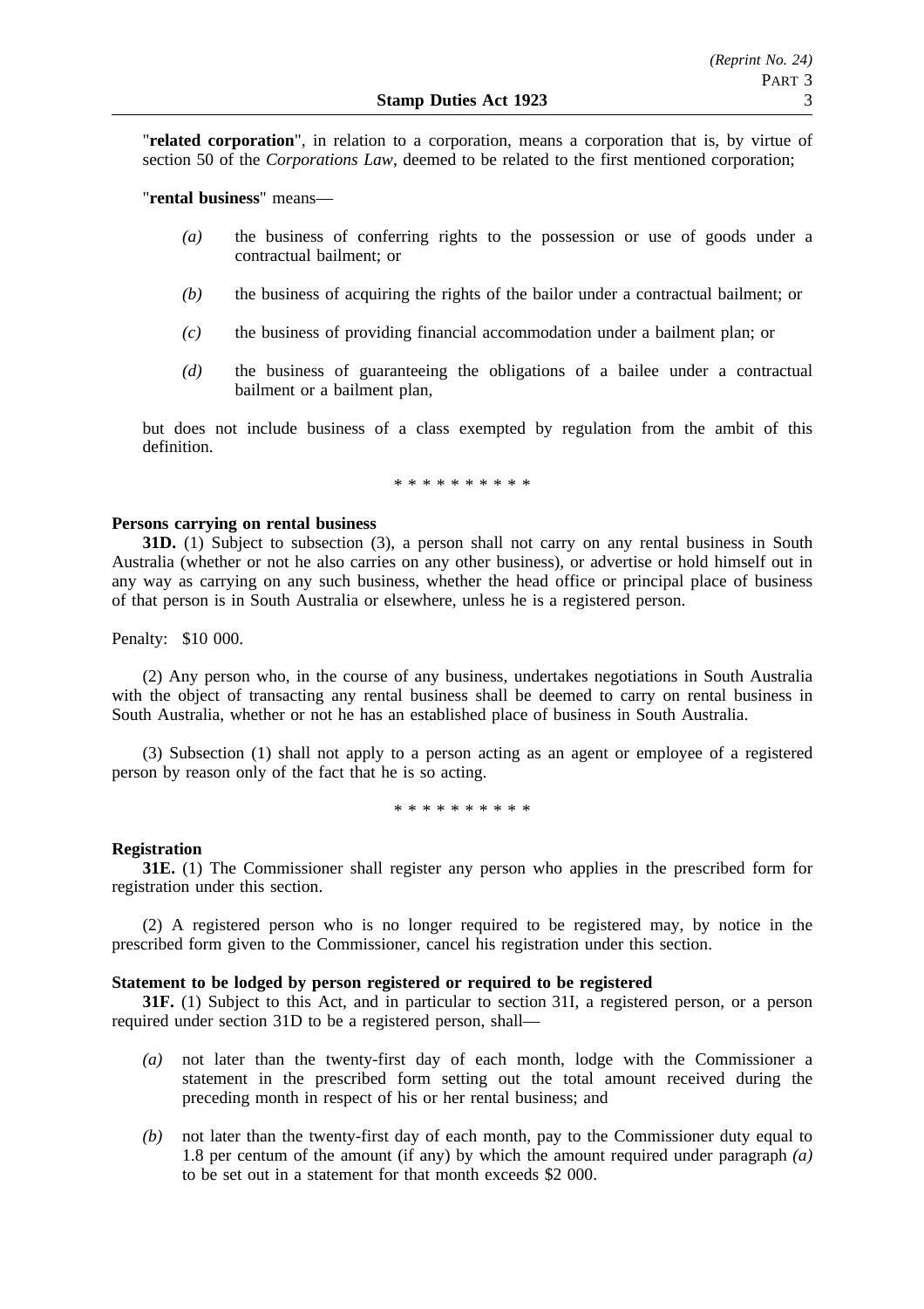"**related corporation**", in relation to a corporation, means a corporation that is, by virtue of section 50 of the *Corporations Law*, deemed to be related to the first mentioned corporation;

"**rental business**" means—

*(a)* the business of conferring rights to the possession or use of goods under a contractual bailment; or

*(b)* the business of acquiring the rights of the bailor under a contractual bailment; or

*(c)* the business of providing financial accommodation under a bailment plan; or

*(d)* the business of guaranteeing the obligations of a bailee under a contractual bailment or a bailment plan,

but does not include business of a class exempted by regulation from the ambit of this definition.

\* \* \* \* \* \* \* \* \* \*

**Persons carrying on rental business**

**31D.** (1) Subject to subsection (3), a person shall not carry on any rental business in South Australia (whether or not he also carries on any other business), or advertise or hold himself out in any way as carrying on any such business, whether the head office or principal place of business of that person is in South Australia or elsewhere, unless he is a registered person.

Penalty: $10 000.

(2) Any person who, in the course of any business, undertakes negotiations in South Australia with the object of transacting any rental business shall be deemed to carry on rental business in South Australia, whether or not he has an established place of business in South Australia.

(3) Subsection (1) shall not apply to a person acting as an agent or employee of a registered person by reason only of the fact that he is so acting.

\* \* \* \* \* \* \* \* \* \*

**Registration**

**31E.** (1) The Commissioner shall register any person who applies in the prescribed form for registration under this section.

(2) A registered person who is no longer required to be registered may, by notice in the prescribed form given to the Commissioner, cancel his registration under this section.

**Statement to be lodged by person registered or required to be registered**

**31F.** (1) Subject to this Act, and in particular to section 31I, a registered person, or a person required under section 31D to be a registered person, shall—

*(a)* not later than the twenty-first day of each month, lodge with the Commissioner a statement in the prescribed form setting out the total amount received during the preceding month in respect of his or her rental business; and

*(b)* not later than the twenty-first day of each month, pay to the Commissioner duty equal to 1.8 per centum of the amount (if any) by which the amount required under paragraph *(a)* to be set out in a statement for that month exceeds $2 000.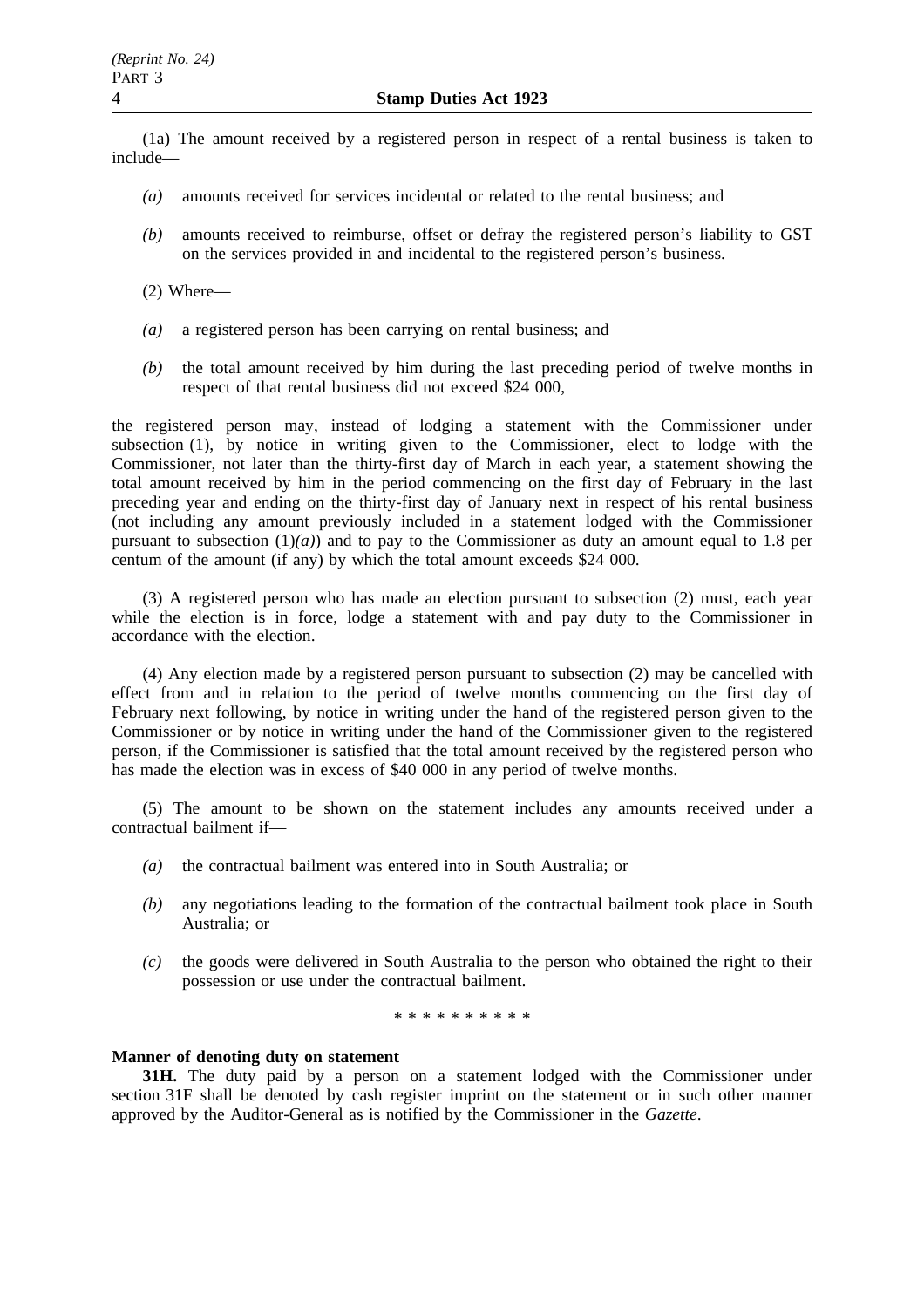(1a) The amount received by a registered person in respect of a rental business is taken to include—

*(a)* amounts received for services incidental or related to the rental business; and

*(b)* amounts received to reimburse, offset or defray the registered person's liability to GST on the services provided in and incidental to the registered person's business.

(2) Where—

*(a)* a registered person has been carrying on rental business; and

*(b)* the total amount received by him during the last preceding period of twelve months in respect of that rental business did not exceed $24 000,

the registered person may, instead of lodging a statement with the Commissioner under subsection (1), by notice in writing given to the Commissioner, elect to lodge with the Commissioner, not later than the thirty-first day of March in each year, a statement showing the total amount received by him in the period commencing on the first day of February in the last preceding year and ending on the thirty-first day of January next in respect of his rental business (not including any amount previously included in a statement lodged with the Commissioner pursuant to subsection (1)*(a)*) and to pay to the Commissioner as duty an amount equal to 1.8 per centum of the amount (if any) by which the total amount exceeds $24 000.

(3) A registered person who has made an election pursuant to subsection (2) must, each year while the election is in force, lodge a statement with and pay duty to the Commissioner in accordance with the election.

(4) Any election made by a registered person pursuant to subsection (2) may be cancelled with effect from and in relation to the period of twelve months commencing on the first day of February next following, by notice in writing under the hand of the registered person given to the Commissioner or by notice in writing under the hand of the Commissioner given to the registered person, if the Commissioner is satisfied that the total amount received by the registered person who has made the election was in excess of $40 000 in any period of twelve months.

(5) The amount to be shown on the statement includes any amounts received under a contractual bailment if—

*(a)* the contractual bailment was entered into in South Australia; or

*(b)* any negotiations leading to the formation of the contractual bailment took place in South Australia; or

*(c)* the goods were delivered in South Australia to the person who obtained the right to their possession or use under the contractual bailment.

\* \* \* \* \* \* \* \* \* \*

**Manner of denoting duty on statement**

**31H.** The duty paid by a person on a statement lodged with the Commissioner under section 31F shall be denoted by cash register imprint on the statement or in such other manner approved by the Auditor-General as is notified by the Commissioner in the *Gazette*.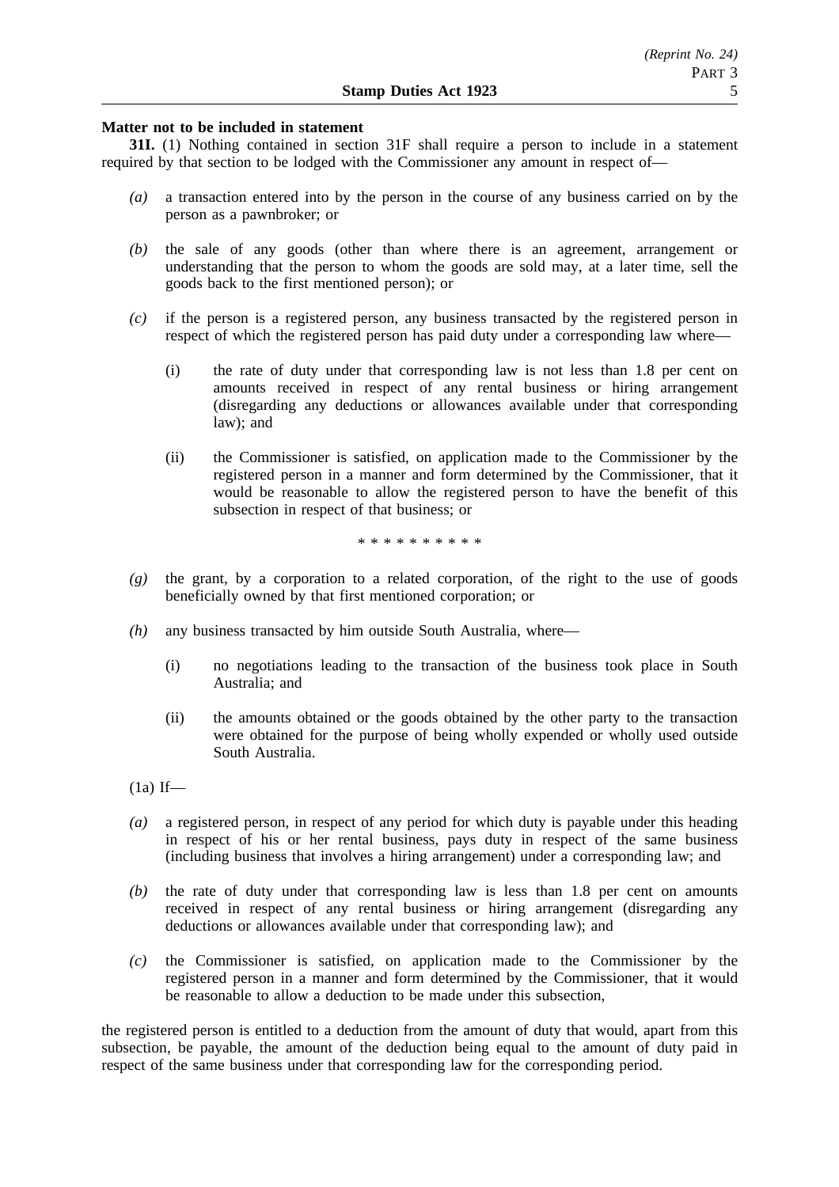**Matter not to be included in statement**

**31I.** (1) Nothing contained in section 31F shall require a person to include in a statement required by that section to be lodged with the Commissioner any amount in respect of—

*(a)* a transaction entered into by the person in the course of any business carried on by the person as a pawnbroker; or

*(b)* the sale of any goods (other than where there is an agreement, arrangement or understanding that the person to whom the goods are sold may, at a later time, sell the goods back to the first mentioned person); or

*(c)* if the person is a registered person, any business transacted by the registered person in respect of which the registered person has paid duty under a corresponding law where—

(i) the rate of duty under that corresponding law is not less than 1.8 per cent on amounts received in respect of any rental business or hiring arrangement (disregarding any deductions or allowances available under that corresponding law); and

(ii) the Commissioner is satisfied, on application made to the Commissioner by the registered person in a manner and form determined by the Commissioner, that it would be reasonable to allow the registered person to have the benefit of this subsection in respect of that business; or

\* \* \* \* \* \* \* \* \* \*

*(g)* the grant, by a corporation to a related corporation, of the right to the use of goods beneficially owned by that first mentioned corporation; or

*(h)* any business transacted by him outside South Australia, where—

(i) no negotiations leading to the transaction of the business took place in South Australia; and

(ii) the amounts obtained or the goods obtained by the other party to the transaction were obtained for the purpose of being wholly expended or wholly used outside South Australia.

(1a) If—

*(a)* a registered person, in respect of any period for which duty is payable under this heading in respect of his or her rental business, pays duty in respect of the same business (including business that involves a hiring arrangement) under a corresponding law; and

*(b)* the rate of duty under that corresponding law is less than 1.8 per cent on amounts received in respect of any rental business or hiring arrangement (disregarding any deductions or allowances available under that corresponding law); and

*(c)* the Commissioner is satisfied, on application made to the Commissioner by the registered person in a manner and form determined by the Commissioner, that it would be reasonable to allow a deduction to be made under this subsection,

the registered person is entitled to a deduction from the amount of duty that would, apart from this subsection, be payable, the amount of the deduction being equal to the amount of duty paid in respect of the same business under that corresponding law for the corresponding period.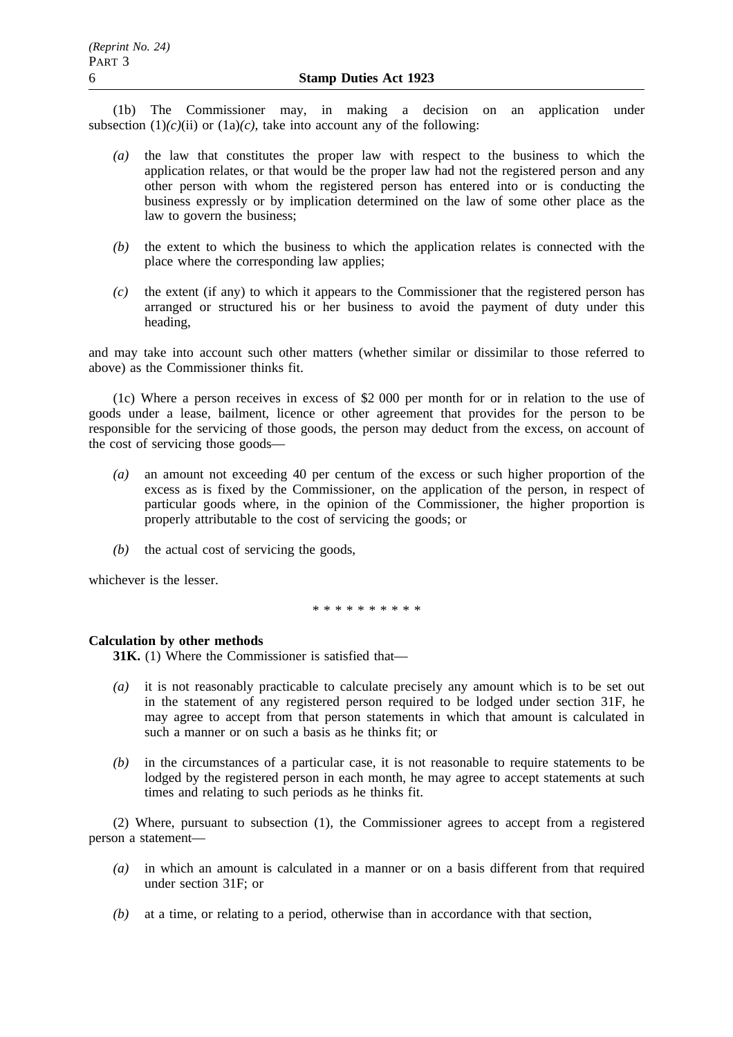(1b) The Commissioner may, in making a decision on an application under subsection (1)*(c)*(ii) or (1a)*(c)*, take into account any of the following:

- *(a)* the law that constitutes the proper law with respect to the business to which the application relates, or that would be the proper law had not the registered person and any other person with whom the registered person has entered into or is conducting the business expressly or by implication determined on the law of some other place as the law to govern the business;
- *(b)* the extent to which the business to which the application relates is connected with the place where the corresponding law applies;
- *(c)* the extent (if any) to which it appears to the Commissioner that the registered person has arranged or structured his or her business to avoid the payment of duty under this heading,

and may take into account such other matters (whether similar or dissimilar to those referred to above) as the Commissioner thinks fit.

(1c) Where a person receives in excess of $2 000 per month for or in relation to the use of goods under a lease, bailment, licence or other agreement that provides for the person to be responsible for the servicing of those goods, the person may deduct from the excess, on account of the cost of servicing those goods—

- *(a)* an amount not exceeding 40 per centum of the excess or such higher proportion of the excess as is fixed by the Commissioner, on the application of the person, in respect of particular goods where, in the opinion of the Commissioner, the higher proportion is properly attributable to the cost of servicing the goods; or
- *(b)* the actual cost of servicing the goods,

whichever is the lesser.

\* \* \* \* \* \* \* \* \* \*

**Calculation by other methods**

**31K.** (1) Where the Commissioner is satisfied that—

- *(a)* it is not reasonably practicable to calculate precisely any amount which is to be set out in the statement of any registered person required to be lodged under section 31F, he may agree to accept from that person statements in which that amount is calculated in such a manner or on such a basis as he thinks fit; or
- *(b)* in the circumstances of a particular case, it is not reasonable to require statements to be lodged by the registered person in each month, he may agree to accept statements at such times and relating to such periods as he thinks fit.

(2) Where, pursuant to subsection (1), the Commissioner agrees to accept from a registered person a statement—

- *(a)* in which an amount is calculated in a manner or on a basis different from that required under section 31F; or
- *(b)* at a time, or relating to a period, otherwise than in accordance with that section,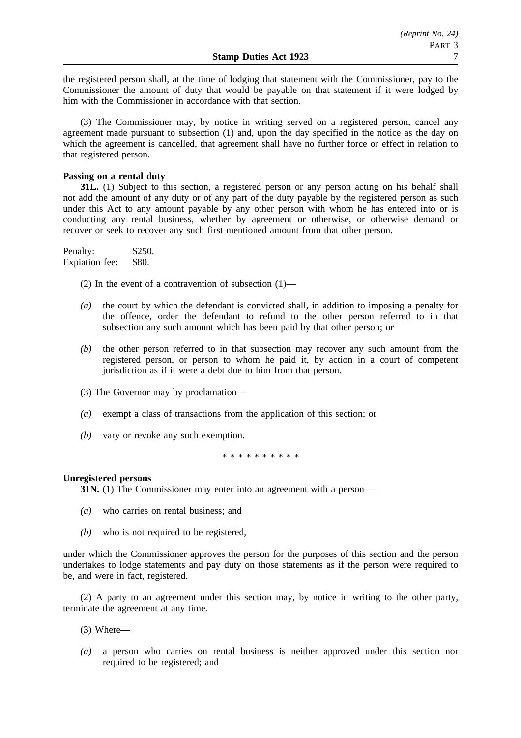the registered person shall, at the time of lodging that statement with the Commissioner, pay to the Commissioner the amount of duty that would be payable on that statement if it were lodged by him with the Commissioner in accordance with that section.

(3) The Commissioner may, by notice in writing served on a registered person, cancel any agreement made pursuant to subsection (1) and, upon the day specified in the notice as the day on which the agreement is cancelled, that agreement shall have no further force or effect in relation to that registered person.

**Passing on a rental duty**

**31L.** (1) Subject to this section, a registered person or any person acting on his behalf shall not add the amount of any duty or of any part of the duty payable by the registered person as such under this Act to any amount payable by any other person with whom he has entered into or is conducting any rental business, whether by agreement or otherwise, or otherwise demand or recover or seek to recover any such first mentioned amount from that other person.

Penalty: $250.
Expiation fee: $80.

(2) In the event of a contravention of subsection (1)—

*(a)* the court by which the defendant is convicted shall, in addition to imposing a penalty for the offence, order the defendant to refund to the other person referred to in that subsection any such amount which has been paid by that other person; or

*(b)* the other person referred to in that subsection may recover any such amount from the registered person, or person to whom he paid it, by action in a court of competent jurisdiction as if it were a debt due to him from that person.

(3) The Governor may by proclamation—

*(a)* exempt a class of transactions from the application of this section; or

*(b)* vary or revoke any such exemption.

\* \* \* \* \* \* \* \* \* \*

**Unregistered persons**

**31N.** (1) The Commissioner may enter into an agreement with a person—

*(a)* who carries on rental business; and

*(b)* who is not required to be registered,

under which the Commissioner approves the person for the purposes of this section and the person undertakes to lodge statements and pay duty on those statements as if the person were required to be, and were in fact, registered.

(2) A party to an agreement under this section may, by notice in writing to the other party, terminate the agreement at any time.

(3) Where—

*(a)* a person who carries on rental business is neither approved under this section nor required to be registered; and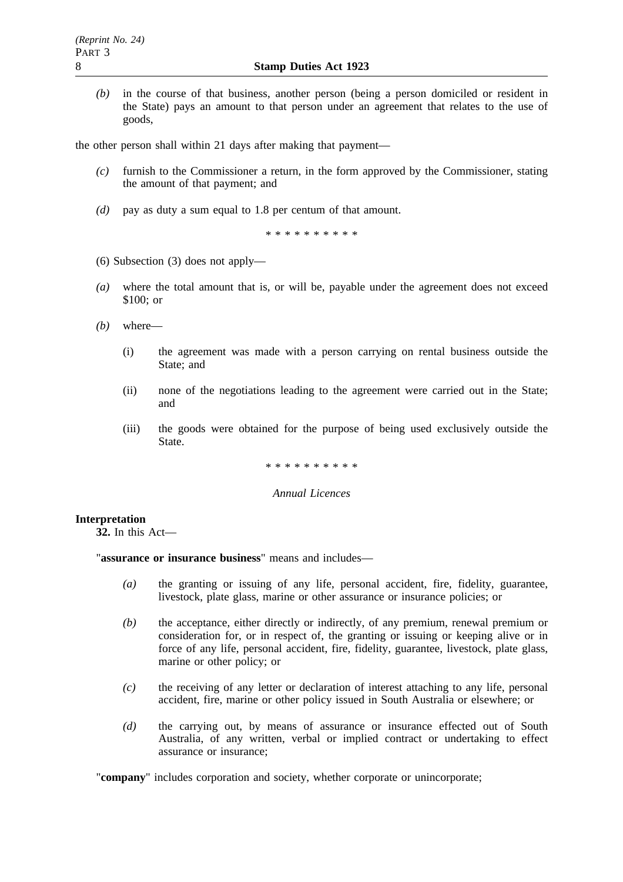*(b)* in the course of that business, another person (being a person domiciled or resident in the State) pays an amount to that person under an agreement that relates to the use of goods,

the other person shall within 21 days after making that payment—

*(c)* furnish to the Commissioner a return, in the form approved by the Commissioner, stating the amount of that payment; and

*(d)* pay as duty a sum equal to 1.8 per centum of that amount.

\* \* \* \* \* \* \* \* \* \*

(6) Subsection (3) does not apply—

*(a)* where the total amount that is, or will be, payable under the agreement does not exceed $100; or

*(b)* where—

(i) the agreement was made with a person carrying on rental business outside the State; and

(ii) none of the negotiations leading to the agreement were carried out in the State; and

(iii) the goods were obtained for the purpose of being used exclusively outside the State.

\* \* \* \* \* \* \* \* \* \*

*Annual Licences*

**Interpretation**

**32.** In this Act—

"**assurance or insurance business**" means and includes—

*(a)* the granting or issuing of any life, personal accident, fire, fidelity, guarantee, livestock, plate glass, marine or other assurance or insurance policies; or

*(b)* the acceptance, either directly or indirectly, of any premium, renewal premium or consideration for, or in respect of, the granting or issuing or keeping alive or in force of any life, personal accident, fire, fidelity, guarantee, livestock, plate glass, marine or other policy; or

*(c)* the receiving of any letter or declaration of interest attaching to any life, personal accident, fire, marine or other policy issued in South Australia or elsewhere; or

*(d)* the carrying out, by means of assurance or insurance effected out of South Australia, of any written, verbal or implied contract or undertaking to effect assurance or insurance;

"**company**" includes corporation and society, whether corporate or unincorporate;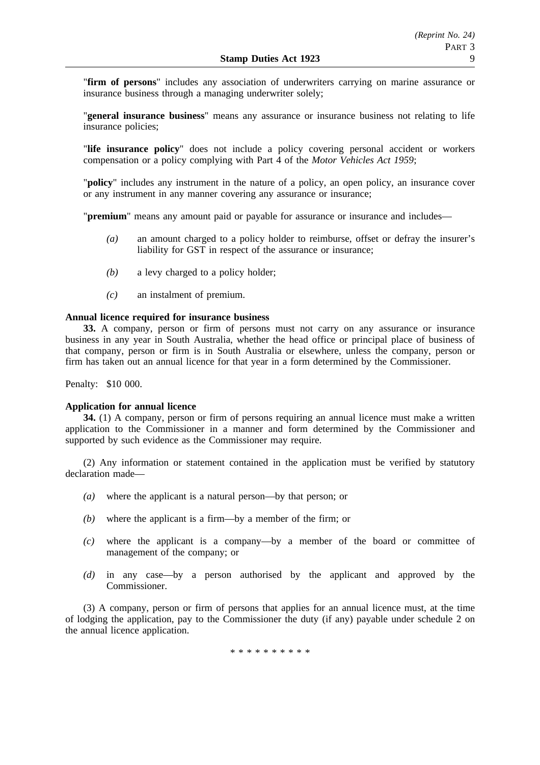"**firm of persons**" includes any association of underwriters carrying on marine assurance or insurance business through a managing underwriter solely;

"**general insurance business**" means any assurance or insurance business not relating to life insurance policies;

"**life insurance policy**" does not include a policy covering personal accident or workers compensation or a policy complying with Part 4 of the *Motor Vehicles Act 1959*;

"**policy**" includes any instrument in the nature of a policy, an open policy, an insurance cover or any instrument in any manner covering any assurance or insurance;

"**premium**" means any amount paid or payable for assurance or insurance and includes—

*(a)* an amount charged to a policy holder to reimburse, offset or defray the insurer's liability for GST in respect of the assurance or insurance;

*(b)* a levy charged to a policy holder;

*(c)* an instalment of premium.

**Annual licence required for insurance business**

**33.** A company, person or firm of persons must not carry on any assurance or insurance business in any year in South Australia, whether the head office or principal place of business of that company, person or firm is in South Australia or elsewhere, unless the company, person or firm has taken out an annual licence for that year in a form determined by the Commissioner.

Penalty: $10 000.

**Application for annual licence**

**34.** (1) A company, person or firm of persons requiring an annual licence must make a written application to the Commissioner in a manner and form determined by the Commissioner and supported by such evidence as the Commissioner may require.

(2) Any information or statement contained in the application must be verified by statutory declaration made—

*(a)* where the applicant is a natural person—by that person; or

*(b)* where the applicant is a firm—by a member of the firm; or

*(c)* where the applicant is a company—by a member of the board or committee of management of the company; or

*(d)* in any case—by a person authorised by the applicant and approved by the Commissioner.

(3) A company, person or firm of persons that applies for an annual licence must, at the time of lodging the application, pay to the Commissioner the duty (if any) payable under schedule 2 on the annual licence application.

\* \* \* \* \* \* \* \* \* \*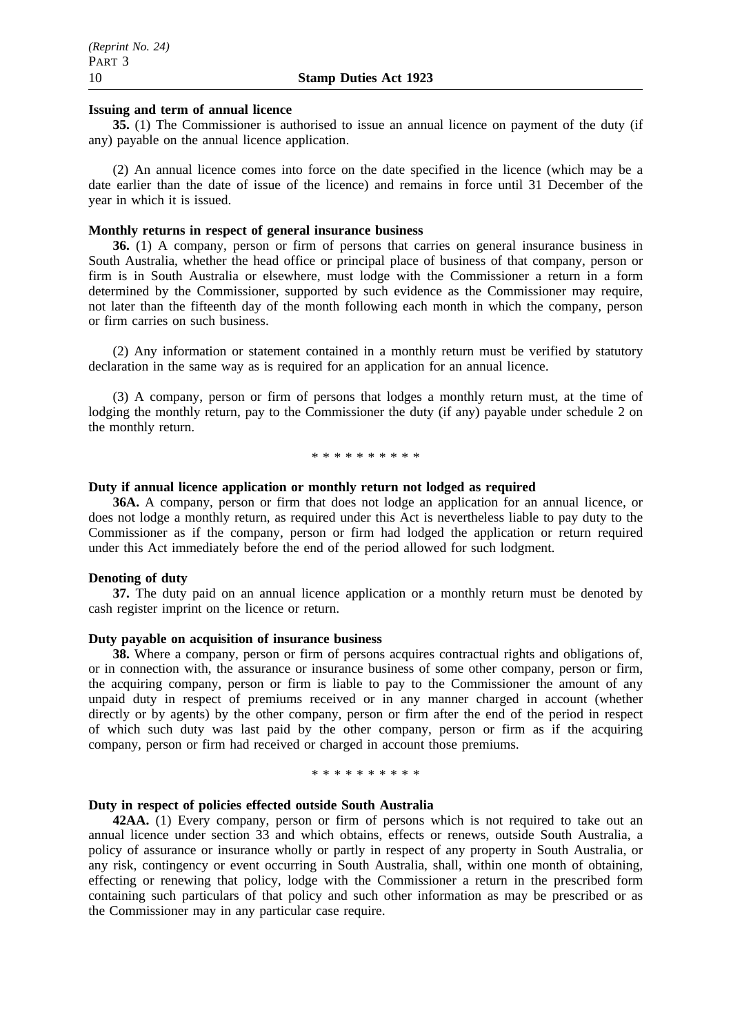**Issuing and term of annual licence**

**35.** (1) The Commissioner is authorised to issue an annual licence on payment of the duty (if any) payable on the annual licence application.

(2) An annual licence comes into force on the date specified in the licence (which may be a date earlier than the date of issue of the licence) and remains in force until 31 December of the year in which it is issued.

**Monthly returns in respect of general insurance business**

**36.** (1) A company, person or firm of persons that carries on general insurance business in South Australia, whether the head office or principal place of business of that company, person or firm is in South Australia or elsewhere, must lodge with the Commissioner a return in a form determined by the Commissioner, supported by such evidence as the Commissioner may require, not later than the fifteenth day of the month following each month in which the company, person or firm carries on such business.

(2) Any information or statement contained in a monthly return must be verified by statutory declaration in the same way as is required for an application for an annual licence.

(3) A company, person or firm of persons that lodges a monthly return must, at the time of lodging the monthly return, pay to the Commissioner the duty (if any) payable under schedule 2 on the monthly return.

\* \* \* \* \* \* \* \* \* \*

**Duty if annual licence application or monthly return not lodged as required**

**36A.** A company, person or firm that does not lodge an application for an annual licence, or does not lodge a monthly return, as required under this Act is nevertheless liable to pay duty to the Commissioner as if the company, person or firm had lodged the application or return required under this Act immediately before the end of the period allowed for such lodgment.

**Denoting of duty**

**37.** The duty paid on an annual licence application or a monthly return must be denoted by cash register imprint on the licence or return.

**Duty payable on acquisition of insurance business**

**38.** Where a company, person or firm of persons acquires contractual rights and obligations of, or in connection with, the assurance or insurance business of some other company, person or firm, the acquiring company, person or firm is liable to pay to the Commissioner the amount of any unpaid duty in respect of premiums received or in any manner charged in account (whether directly or by agents) by the other company, person or firm after the end of the period in respect of which such duty was last paid by the other company, person or firm as if the acquiring company, person or firm had received or charged in account those premiums.

\* \* \* \* \* \* \* \* \* \*

**Duty in respect of policies effected outside South Australia**

**42AA.** (1) Every company, person or firm of persons which is not required to take out an annual licence under section 33 and which obtains, effects or renews, outside South Australia, a policy of assurance or insurance wholly or partly in respect of any property in South Australia, or any risk, contingency or event occurring in South Australia, shall, within one month of obtaining, effecting or renewing that policy, lodge with the Commissioner a return in the prescribed form containing such particulars of that policy and such other information as may be prescribed or as the Commissioner may in any particular case require.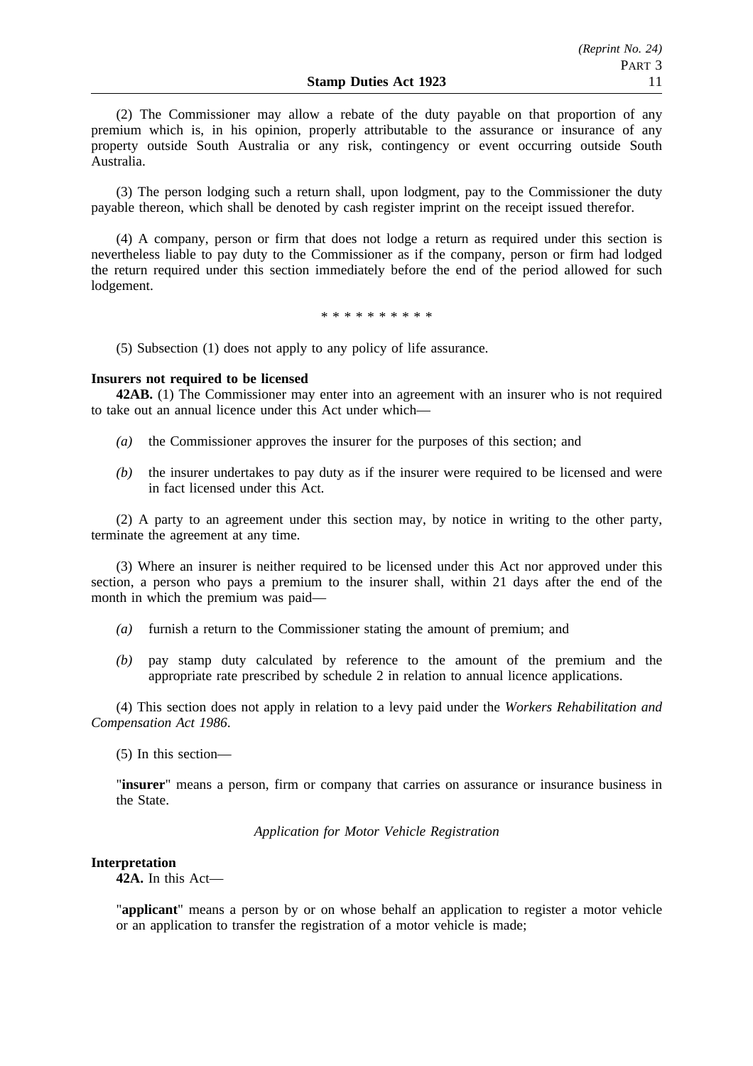(2) The Commissioner may allow a rebate of the duty payable on that proportion of any premium which is, in his opinion, properly attributable to the assurance or insurance of any property outside South Australia or any risk, contingency or event occurring outside South Australia.

(3) The person lodging such a return shall, upon lodgment, pay to the Commissioner the duty payable thereon, which shall be denoted by cash register imprint on the receipt issued therefor.

(4) A company, person or firm that does not lodge a return as required under this section is nevertheless liable to pay duty to the Commissioner as if the company, person or firm had lodged the return required under this section immediately before the end of the period allowed for such lodgement.

\* \* \* \* \* \* \* \* \* \*

(5) Subsection (1) does not apply to any policy of life assurance.

**Insurers not required to be licensed**

**42AB.** (1) The Commissioner may enter into an agreement with an insurer who is not required to take out an annual licence under this Act under which—

*(a)* the Commissioner approves the insurer for the purposes of this section; and

*(b)* the insurer undertakes to pay duty as if the insurer were required to be licensed and were in fact licensed under this Act.

(2) A party to an agreement under this section may, by notice in writing to the other party, terminate the agreement at any time.

(3) Where an insurer is neither required to be licensed under this Act nor approved under this section, a person who pays a premium to the insurer shall, within 21 days after the end of the month in which the premium was paid—

*(a)* furnish a return to the Commissioner stating the amount of premium; and

*(b)* pay stamp duty calculated by reference to the amount of the premium and the appropriate rate prescribed by schedule 2 in relation to annual licence applications.

(4) This section does not apply in relation to a levy paid under the *Workers Rehabilitation and Compensation Act 1986*.

(5) In this section—

"**insurer**" means a person, firm or company that carries on assurance or insurance business in the State.

*Application for Motor Vehicle Registration*

**Interpretation**

**42A.** In this Act—

"**applicant**" means a person by or on whose behalf an application to register a motor vehicle or an application to transfer the registration of a motor vehicle is made;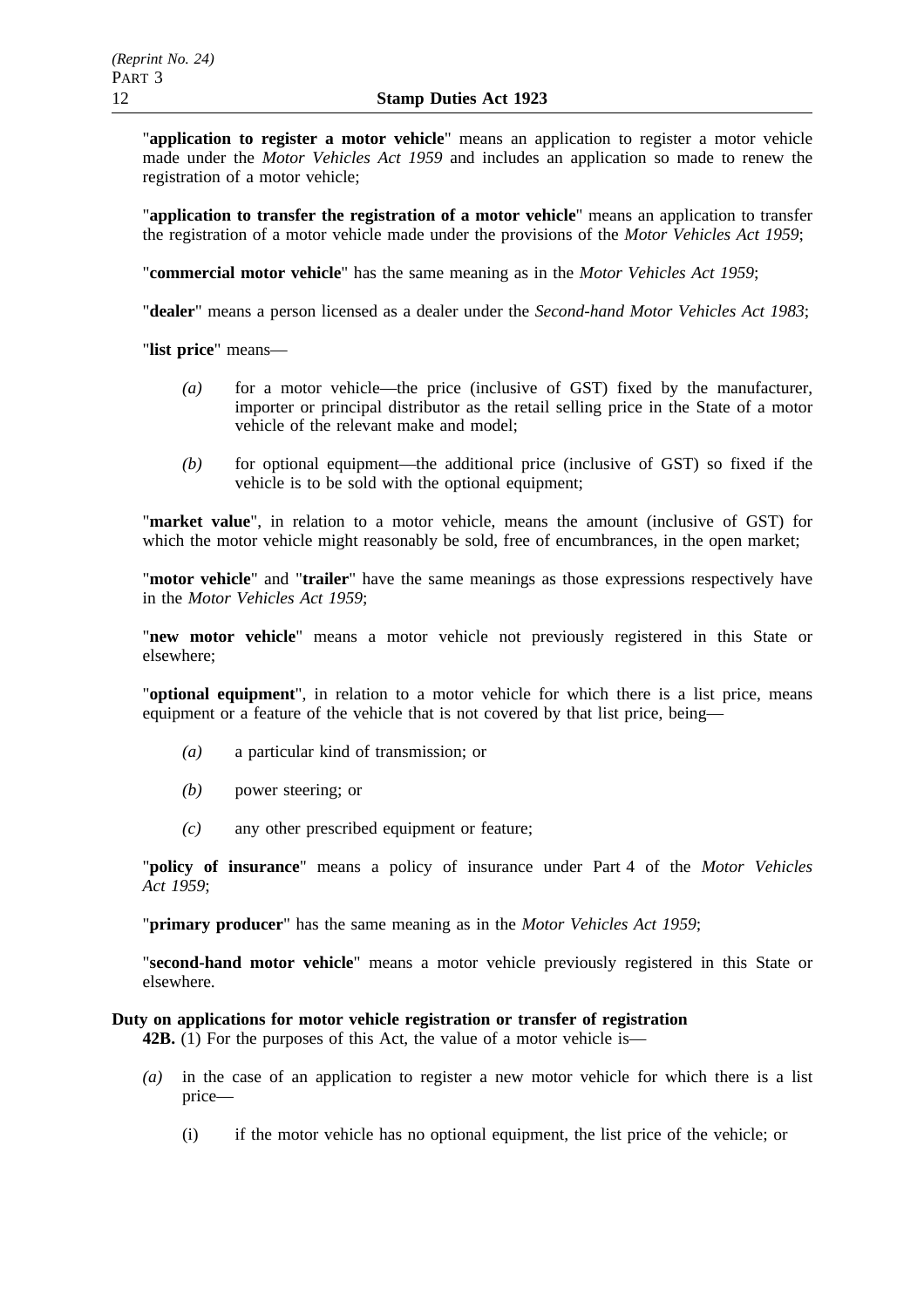"**application to register a motor vehicle**" means an application to register a motor vehicle made under the *Motor Vehicles Act 1959* and includes an application so made to renew the registration of a motor vehicle;

"**application to transfer the registration of a motor vehicle**" means an application to transfer the registration of a motor vehicle made under the provisions of the *Motor Vehicles Act 1959*;

"**commercial motor vehicle**" has the same meaning as in the *Motor Vehicles Act 1959*;

"**dealer**" means a person licensed as a dealer under the *Second-hand Motor Vehicles Act 1983*;

"**list price**" means—

- *(a)* for a motor vehicle—the price (inclusive of GST) fixed by the manufacturer, importer or principal distributor as the retail selling price in the State of a motor vehicle of the relevant make and model;
- *(b)* for optional equipment—the additional price (inclusive of GST) so fixed if the vehicle is to be sold with the optional equipment;

"**market value**", in relation to a motor vehicle, means the amount (inclusive of GST) for which the motor vehicle might reasonably be sold, free of encumbrances, in the open market;

"**motor vehicle**" and "**trailer**" have the same meanings as those expressions respectively have in the *Motor Vehicles Act 1959*;

"**new motor vehicle**" means a motor vehicle not previously registered in this State or elsewhere;

"**optional equipment**", in relation to a motor vehicle for which there is a list price, means equipment or a feature of the vehicle that is not covered by that list price, being—

- *(a)* a particular kind of transmission; or
- *(b)* power steering; or
- *(c)* any other prescribed equipment or feature;

"**policy of insurance**" means a policy of insurance under Part 4 of the *Motor Vehicles Act 1959*;

"**primary producer**" has the same meaning as in the *Motor Vehicles Act 1959*;

"**second-hand motor vehicle**" means a motor vehicle previously registered in this State or elsewhere.

**Duty on applications for motor vehicle registration or transfer of registration**

**42B.** (1) For the purposes of this Act, the value of a motor vehicle is—

- *(a)* in the case of an application to register a new motor vehicle for which there is a list price—
  - (i) if the motor vehicle has no optional equipment, the list price of the vehicle; or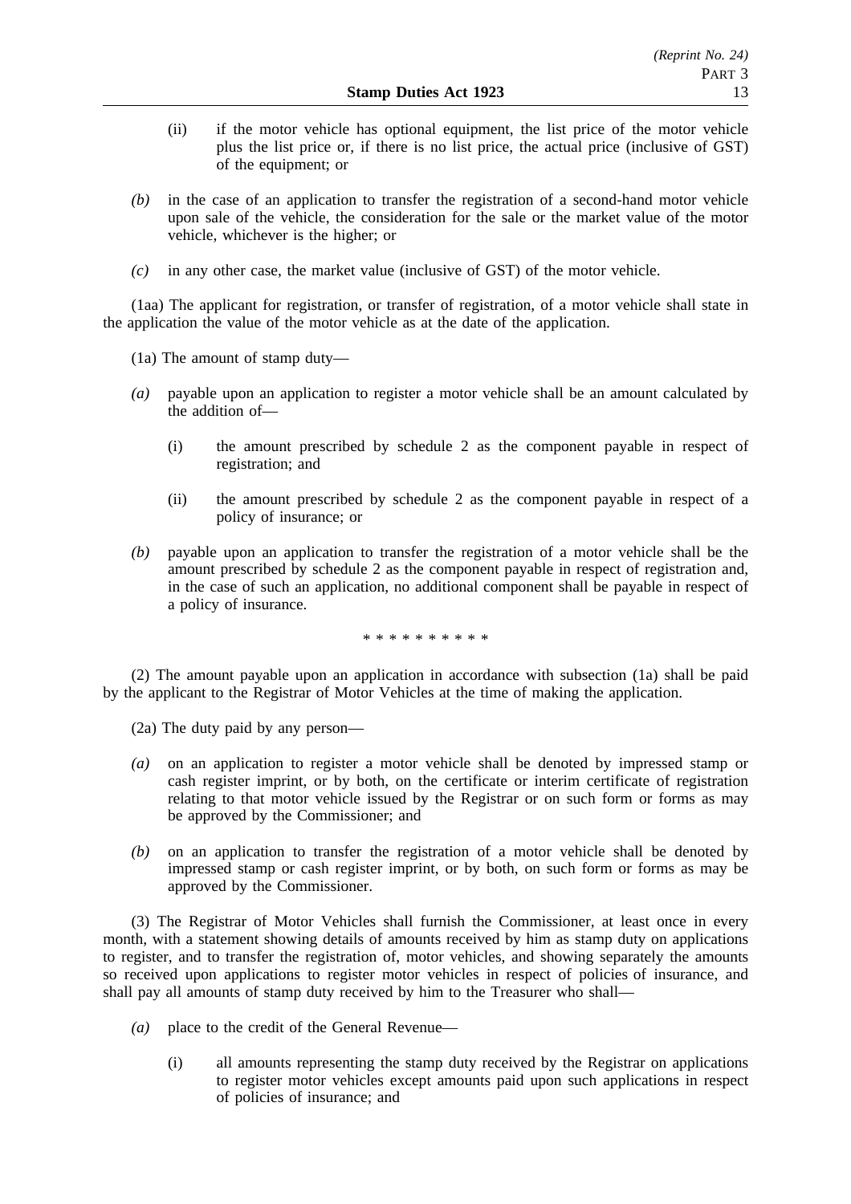(ii) if the motor vehicle has optional equipment, the list price of the motor vehicle plus the list price or, if there is no list price, the actual price (inclusive of GST) of the equipment; or

*(b)* in the case of an application to transfer the registration of a second-hand motor vehicle upon sale of the vehicle, the consideration for the sale or the market value of the motor vehicle, whichever is the higher; or

*(c)* in any other case, the market value (inclusive of GST) of the motor vehicle.

(1aa) The applicant for registration, or transfer of registration, of a motor vehicle shall state in the application the value of the motor vehicle as at the date of the application.

(1a) The amount of stamp duty—

*(a)* payable upon an application to register a motor vehicle shall be an amount calculated by the addition of—

(i) the amount prescribed by schedule 2 as the component payable in respect of registration; and

(ii) the amount prescribed by schedule 2 as the component payable in respect of a policy of insurance; or

*(b)* payable upon an application to transfer the registration of a motor vehicle shall be the amount prescribed by schedule 2 as the component payable in respect of registration and, in the case of such an application, no additional component shall be payable in respect of a policy of insurance.

\* \* \* \* \* \* \* \* \* \*

(2) The amount payable upon an application in accordance with subsection (1a) shall be paid by the applicant to the Registrar of Motor Vehicles at the time of making the application.

(2a) The duty paid by any person—

*(a)* on an application to register a motor vehicle shall be denoted by impressed stamp or cash register imprint, or by both, on the certificate or interim certificate of registration relating to that motor vehicle issued by the Registrar or on such form or forms as may be approved by the Commissioner; and

*(b)* on an application to transfer the registration of a motor vehicle shall be denoted by impressed stamp or cash register imprint, or by both, on such form or forms as may be approved by the Commissioner.

(3) The Registrar of Motor Vehicles shall furnish the Commissioner, at least once in every month, with a statement showing details of amounts received by him as stamp duty on applications to register, and to transfer the registration of, motor vehicles, and showing separately the amounts so received upon applications to register motor vehicles in respect of policies of insurance, and shall pay all amounts of stamp duty received by him to the Treasurer who shall—

*(a)* place to the credit of the General Revenue—

(i) all amounts representing the stamp duty received by the Registrar on applications to register motor vehicles except amounts paid upon such applications in respect of policies of insurance; and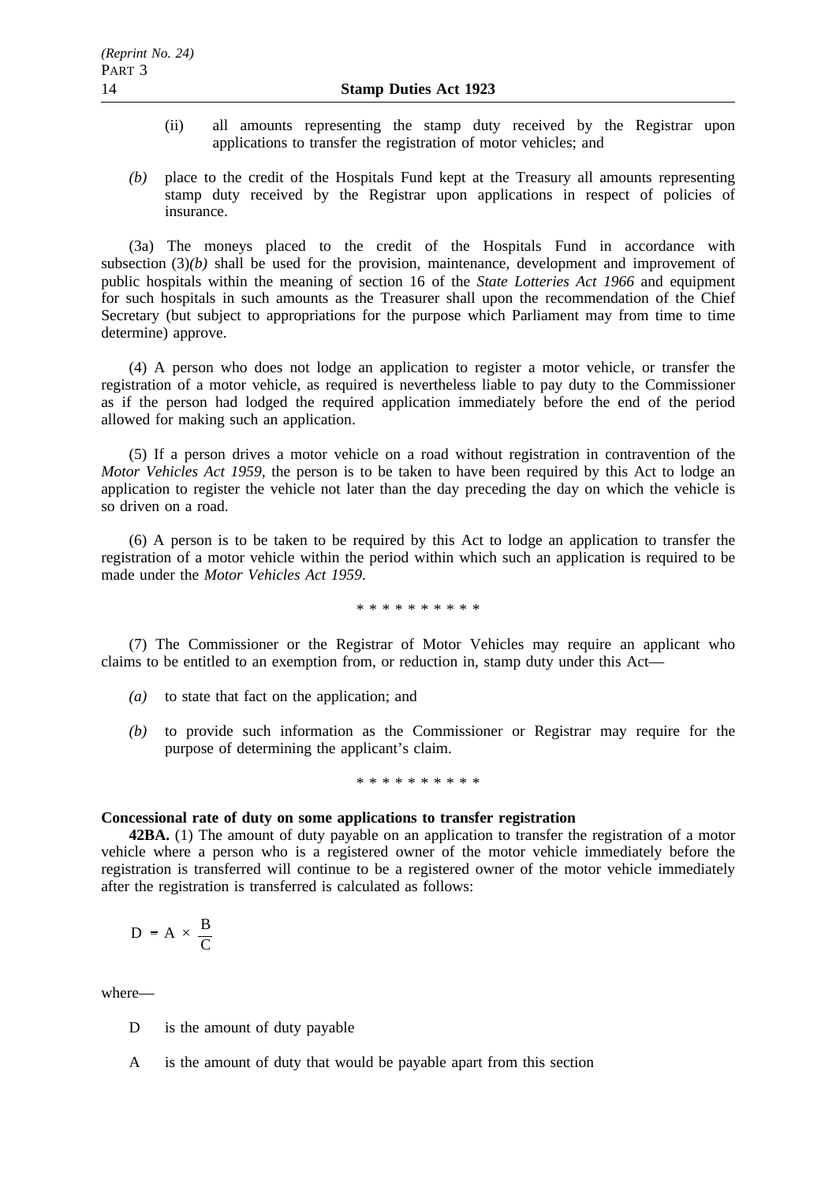(ii) all amounts representing the stamp duty received by the Registrar upon applications to transfer the registration of motor vehicles; and

*(b)* place to the credit of the Hospitals Fund kept at the Treasury all amounts representing stamp duty received by the Registrar upon applications in respect of policies of insurance.

(3a) The moneys placed to the credit of the Hospitals Fund in accordance with subsection (3)*(b)* shall be used for the provision, maintenance, development and improvement of public hospitals within the meaning of section 16 of the *State Lotteries Act 1966* and equipment for such hospitals in such amounts as the Treasurer shall upon the recommendation of the Chief Secretary (but subject to appropriations for the purpose which Parliament may from time to time determine) approve.

(4) A person who does not lodge an application to register a motor vehicle, or transfer the registration of a motor vehicle, as required is nevertheless liable to pay duty to the Commissioner as if the person had lodged the required application immediately before the end of the period allowed for making such an application.

(5) If a person drives a motor vehicle on a road without registration in contravention of the *Motor Vehicles Act 1959*, the person is to be taken to have been required by this Act to lodge an application to register the vehicle not later than the day preceding the day on which the vehicle is so driven on a road.

(6) A person is to be taken to be required by this Act to lodge an application to transfer the registration of a motor vehicle within the period within which such an application is required to be made under the *Motor Vehicles Act 1959*.

\* \* \* \* \* \* \* \* \* \*

(7) The Commissioner or the Registrar of Motor Vehicles may require an applicant who claims to be entitled to an exemption from, or reduction in, stamp duty under this Act—

*(a)* to state that fact on the application; and

*(b)* to provide such information as the Commissioner or Registrar may require for the purpose of determining the applicant's claim.

\* \* \* \* \* \* \* \* \* \*

**Concessional rate of duty on some applications to transfer registration**

**42BA.** (1) The amount of duty payable on an application to transfer the registration of a motor vehicle where a person who is a registered owner of the motor vehicle immediately before the registration is transferred will continue to be a registered owner of the motor vehicle immediately after the registration is transferred is calculated as follows:

$$D = A \times \frac{B}{C}$$

where—

D is the amount of duty payable

A is the amount of duty that would be payable apart from this section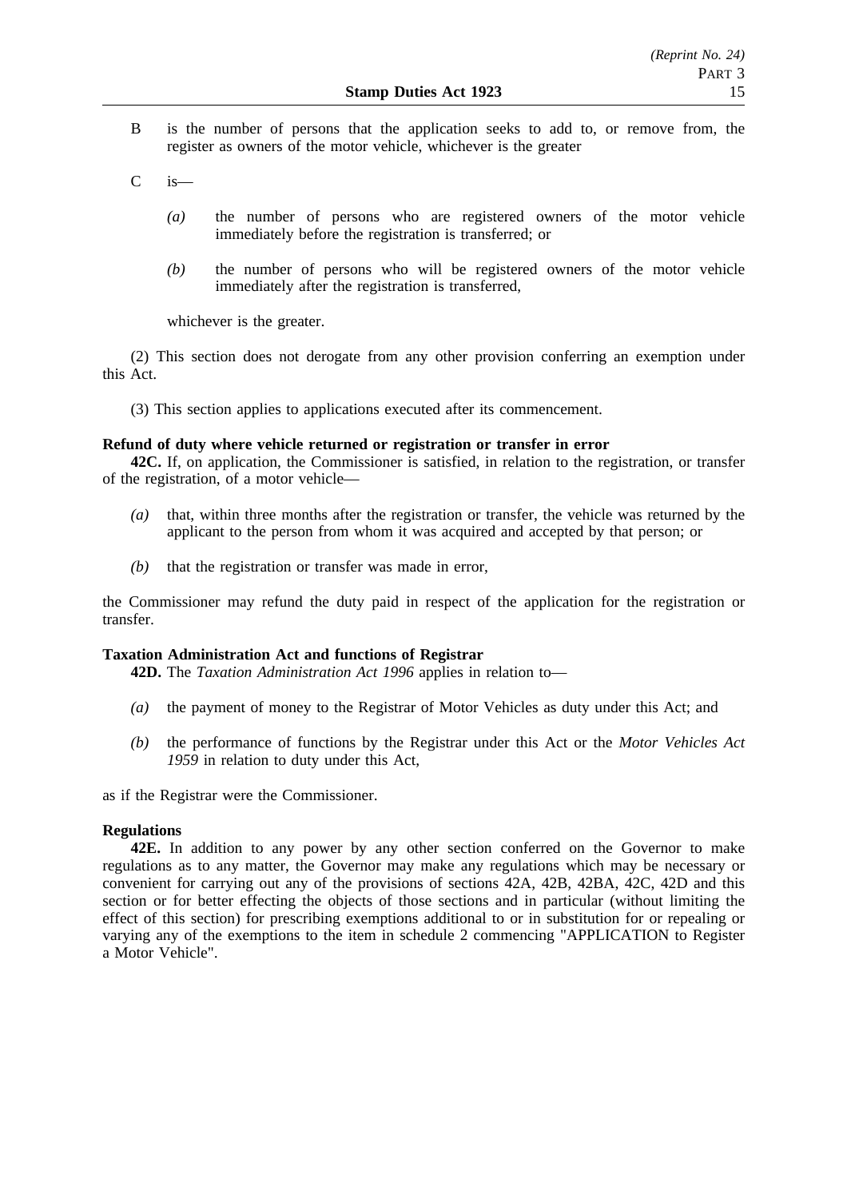B is the number of persons that the application seeks to add to, or remove from, the register as owners of the motor vehicle, whichever is the greater

C is—

*(a)* the number of persons who are registered owners of the motor vehicle immediately before the registration is transferred; or

*(b)* the number of persons who will be registered owners of the motor vehicle immediately after the registration is transferred,

whichever is the greater.

(2) This section does not derogate from any other provision conferring an exemption under this Act.

(3) This section applies to applications executed after its commencement.

**Refund of duty where vehicle returned or registration or transfer in error**

**42C.** If, on application, the Commissioner is satisfied, in relation to the registration, or transfer of the registration, of a motor vehicle—

*(a)* that, within three months after the registration or transfer, the vehicle was returned by the applicant to the person from whom it was acquired and accepted by that person; or

*(b)* that the registration or transfer was made in error,

the Commissioner may refund the duty paid in respect of the application for the registration or transfer.

**Taxation Administration Act and functions of Registrar**

**42D.** The *Taxation Administration Act 1996* applies in relation to—

*(a)* the payment of money to the Registrar of Motor Vehicles as duty under this Act; and

*(b)* the performance of functions by the Registrar under this Act or the *Motor Vehicles Act 1959* in relation to duty under this Act,

as if the Registrar were the Commissioner.

**Regulations**

**42E.** In addition to any power by any other section conferred on the Governor to make regulations as to any matter, the Governor may make any regulations which may be necessary or convenient for carrying out any of the provisions of sections 42A, 42B, 42BA, 42C, 42D and this section or for better effecting the objects of those sections and in particular (without limiting the effect of this section) for prescribing exemptions additional to or in substitution for or repealing or varying any of the exemptions to the item in schedule 2 commencing "APPLICATION to Register a Motor Vehicle".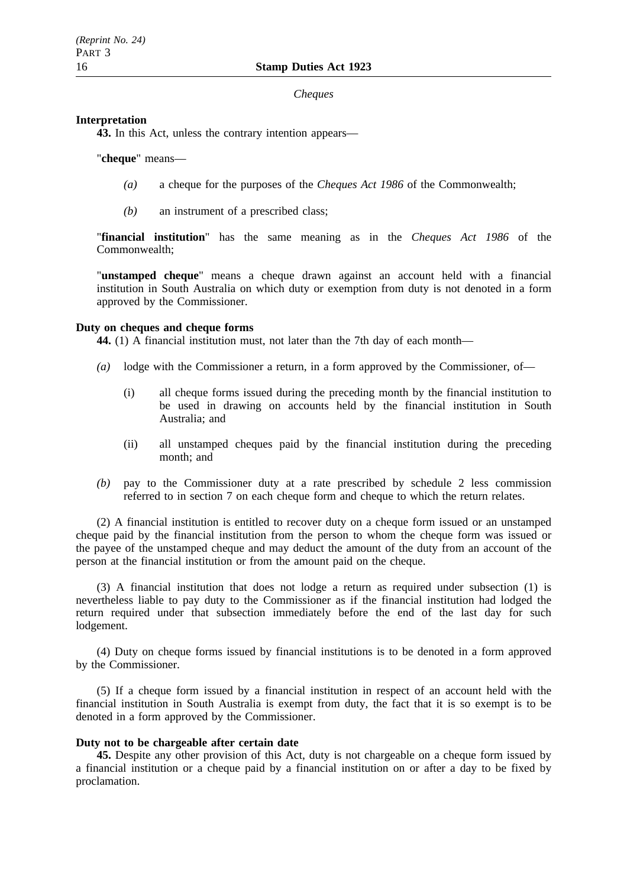*Cheques*

**Interpretation**

**43.** In this Act, unless the contrary intention appears—

"**cheque**" means—

*(a)* a cheque for the purposes of the *Cheques Act 1986* of the Commonwealth;

*(b)* an instrument of a prescribed class;

"**financial institution**" has the same meaning as in the *Cheques Act 1986* of the Commonwealth;

"**unstamped cheque**" means a cheque drawn against an account held with a financial institution in South Australia on which duty or exemption from duty is not denoted in a form approved by the Commissioner.

**Duty on cheques and cheque forms**

**44.** (1) A financial institution must, not later than the 7th day of each month—

*(a)* lodge with the Commissioner a return, in a form approved by the Commissioner, of—

(i) all cheque forms issued during the preceding month by the financial institution to be used in drawing on accounts held by the financial institution in South Australia; and

(ii) all unstamped cheques paid by the financial institution during the preceding month; and

*(b)* pay to the Commissioner duty at a rate prescribed by schedule 2 less commission referred to in section 7 on each cheque form and cheque to which the return relates.

(2) A financial institution is entitled to recover duty on a cheque form issued or an unstamped cheque paid by the financial institution from the person to whom the cheque form was issued or the payee of the unstamped cheque and may deduct the amount of the duty from an account of the person at the financial institution or from the amount paid on the cheque.

(3) A financial institution that does not lodge a return as required under subsection (1) is nevertheless liable to pay duty to the Commissioner as if the financial institution had lodged the return required under that subsection immediately before the end of the last day for such lodgement.

(4) Duty on cheque forms issued by financial institutions is to be denoted in a form approved by the Commissioner.

(5) If a cheque form issued by a financial institution in respect of an account held with the financial institution in South Australia is exempt from duty, the fact that it is so exempt is to be denoted in a form approved by the Commissioner.

**Duty not to be chargeable after certain date**

**45.** Despite any other provision of this Act, duty is not chargeable on a cheque form issued by a financial institution or a cheque paid by a financial institution on or after a day to be fixed by proclamation.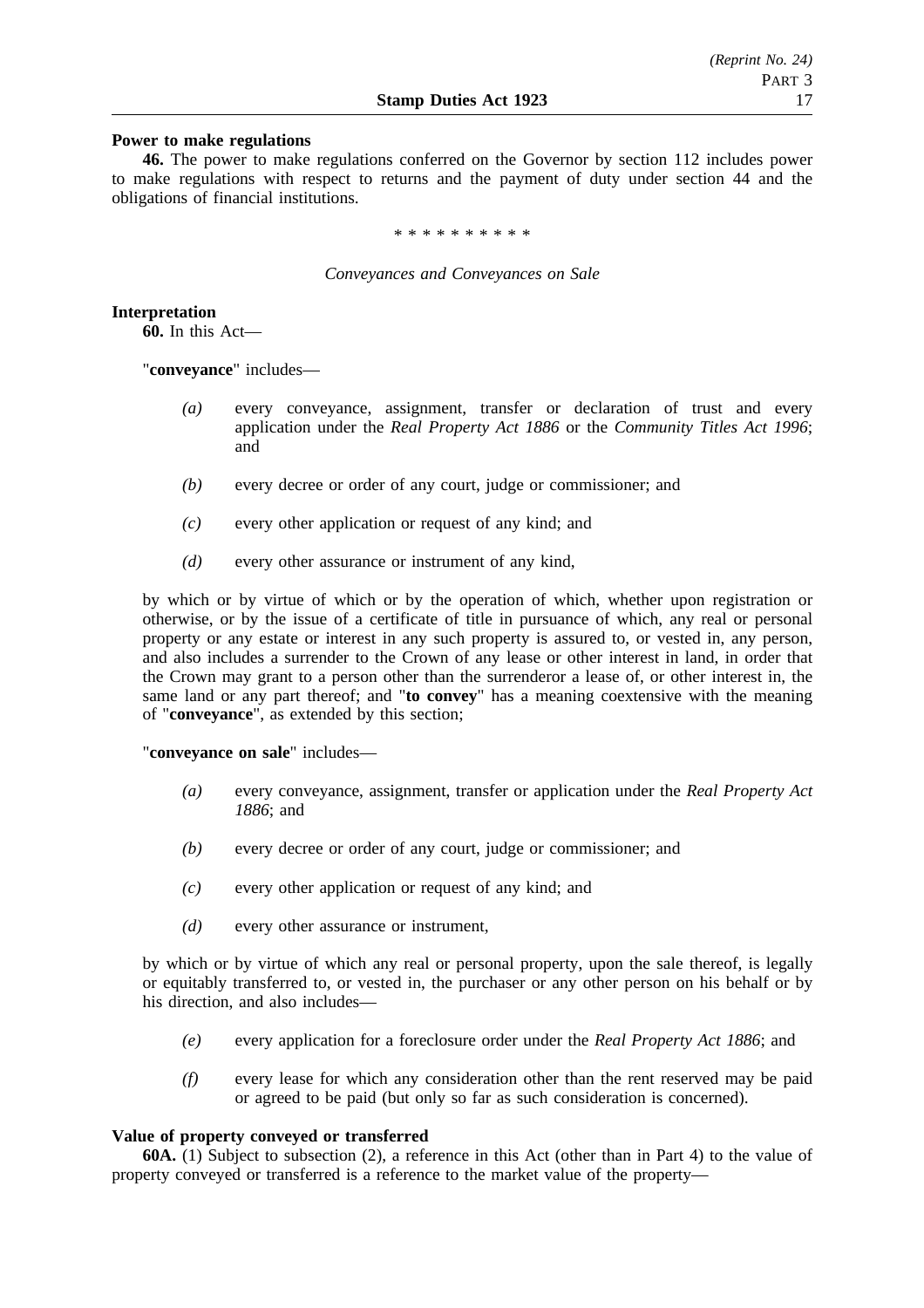**Power to make regulations**

**46.** The power to make regulations conferred on the Governor by section 112 includes power to make regulations with respect to returns and the payment of duty under section 44 and the obligations of financial institutions.

\* \* \* \* \* \* \* \* \* \*

*Conveyances and Conveyances on Sale*

**Interpretation**

**60.** In this Act—

"**conveyance**" includes—

*(a)* every conveyance, assignment, transfer or declaration of trust and every application under the *Real Property Act 1886* or the *Community Titles Act 1996*; and

*(b)* every decree or order of any court, judge or commissioner; and

*(c)* every other application or request of any kind; and

*(d)* every other assurance or instrument of any kind,

by which or by virtue of which or by the operation of which, whether upon registration or otherwise, or by the issue of a certificate of title in pursuance of which, any real or personal property or any estate or interest in any such property is assured to, or vested in, any person, and also includes a surrender to the Crown of any lease or other interest in land, in order that the Crown may grant to a person other than the surrenderor a lease of, or other interest in, the same land or any part thereof; and "**to convey**" has a meaning coextensive with the meaning of "**conveyance**", as extended by this section;

"**conveyance on sale**" includes—

*(a)* every conveyance, assignment, transfer or application under the *Real Property Act 1886*; and

*(b)* every decree or order of any court, judge or commissioner; and

*(c)* every other application or request of any kind; and

*(d)* every other assurance or instrument,

by which or by virtue of which any real or personal property, upon the sale thereof, is legally or equitably transferred to, or vested in, the purchaser or any other person on his behalf or by his direction, and also includes—

*(e)* every application for a foreclosure order under the *Real Property Act 1886*; and

*(f)* every lease for which any consideration other than the rent reserved may be paid or agreed to be paid (but only so far as such consideration is concerned).

**Value of property conveyed or transferred**

**60A.** (1) Subject to subsection (2), a reference in this Act (other than in Part 4) to the value of property conveyed or transferred is a reference to the market value of the property—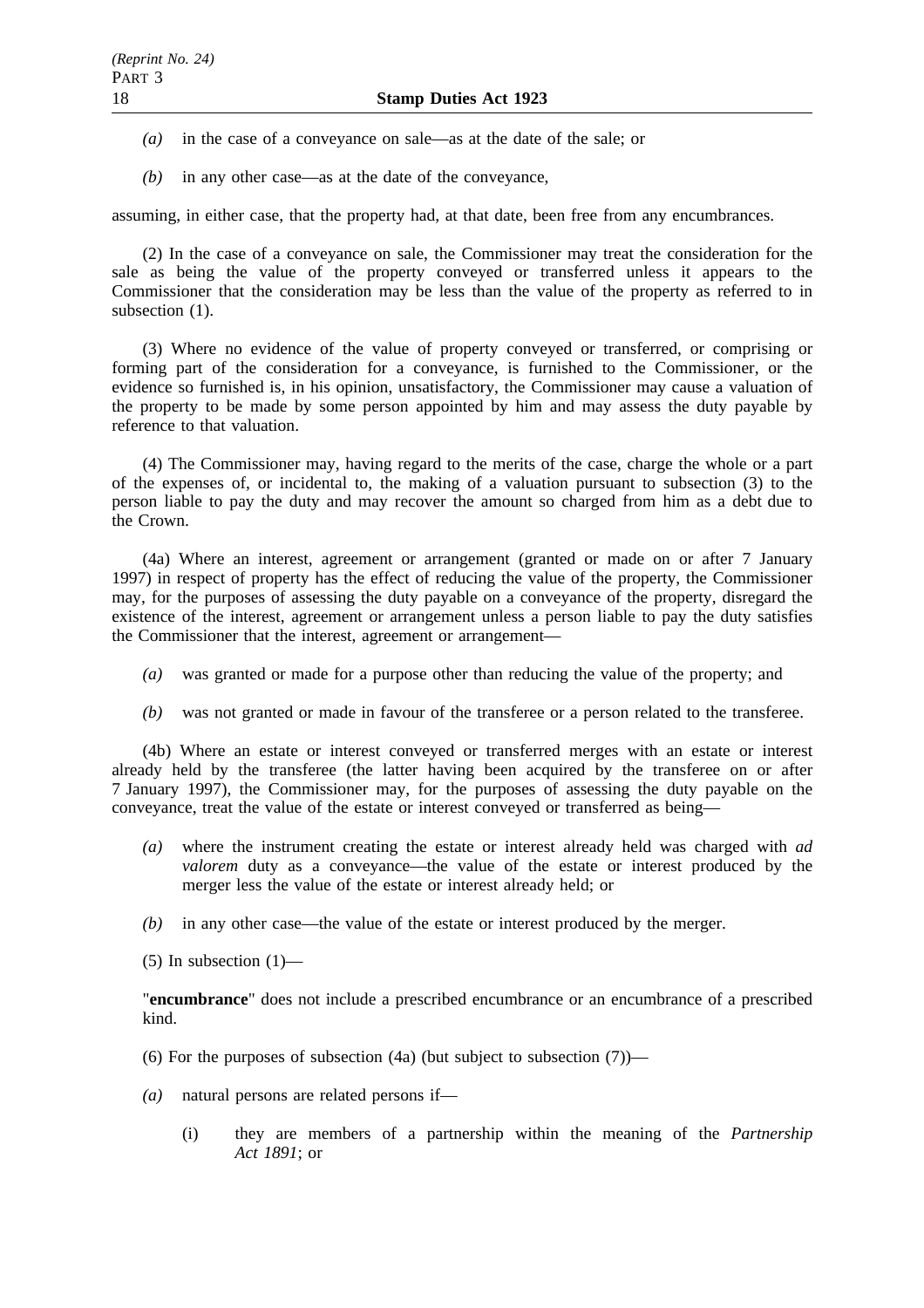*(a)* in the case of a conveyance on sale—as at the date of the sale; or

*(b)* in any other case—as at the date of the conveyance,

assuming, in either case, that the property had, at that date, been free from any encumbrances.

(2) In the case of a conveyance on sale, the Commissioner may treat the consideration for the sale as being the value of the property conveyed or transferred unless it appears to the Commissioner that the consideration may be less than the value of the property as referred to in subsection (1).

(3) Where no evidence of the value of property conveyed or transferred, or comprising or forming part of the consideration for a conveyance, is furnished to the Commissioner, or the evidence so furnished is, in his opinion, unsatisfactory, the Commissioner may cause a valuation of the property to be made by some person appointed by him and may assess the duty payable by reference to that valuation.

(4) The Commissioner may, having regard to the merits of the case, charge the whole or a part of the expenses of, or incidental to, the making of a valuation pursuant to subsection (3) to the person liable to pay the duty and may recover the amount so charged from him as a debt due to the Crown.

(4a) Where an interest, agreement or arrangement (granted or made on or after 7 January 1997) in respect of property has the effect of reducing the value of the property, the Commissioner may, for the purposes of assessing the duty payable on a conveyance of the property, disregard the existence of the interest, agreement or arrangement unless a person liable to pay the duty satisfies the Commissioner that the interest, agreement or arrangement—

*(a)* was granted or made for a purpose other than reducing the value of the property; and

*(b)* was not granted or made in favour of the transferee or a person related to the transferee.

(4b) Where an estate or interest conveyed or transferred merges with an estate or interest already held by the transferee (the latter having been acquired by the transferee on or after 7 January 1997), the Commissioner may, for the purposes of assessing the duty payable on the conveyance, treat the value of the estate or interest conveyed or transferred as being—

*(a)* where the instrument creating the estate or interest already held was charged with *ad valorem* duty as a conveyance—the value of the estate or interest produced by the merger less the value of the estate or interest already held; or

*(b)* in any other case—the value of the estate or interest produced by the merger.

(5) In subsection (1)—

"**encumbrance**" does not include a prescribed encumbrance or an encumbrance of a prescribed kind.

(6) For the purposes of subsection (4a) (but subject to subsection (7))—

*(a)* natural persons are related persons if—

(i) they are members of a partnership within the meaning of the *Partnership Act 1891*; or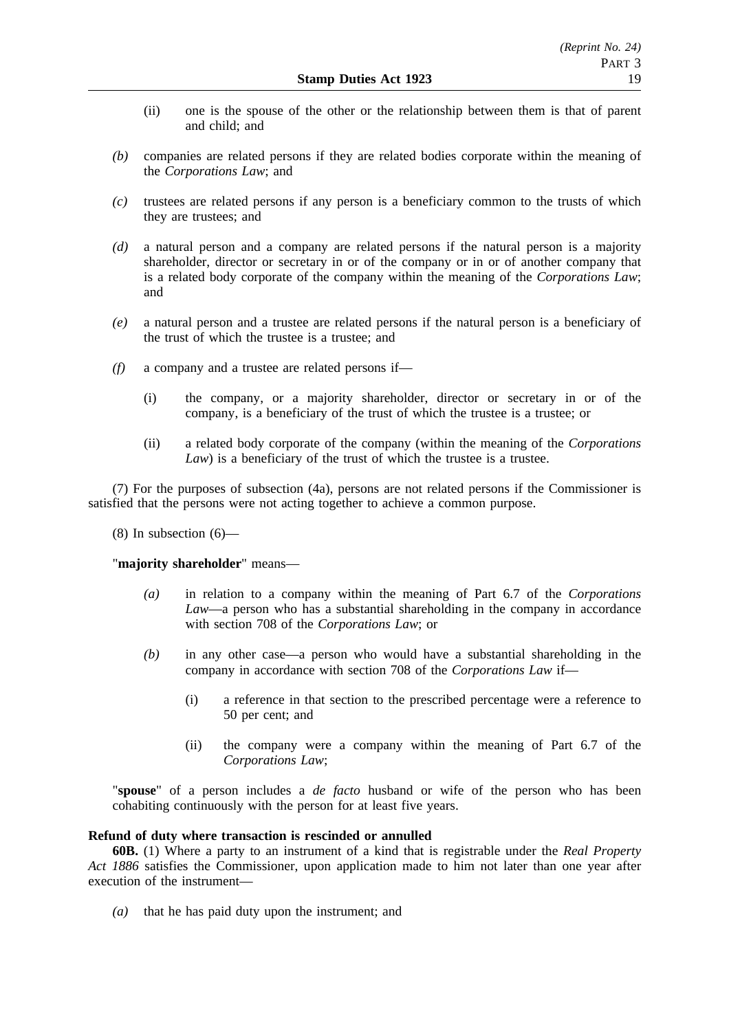(ii) one is the spouse of the other or the relationship between them is that of parent and child; and

*(b)* companies are related persons if they are related bodies corporate within the meaning of the *Corporations Law*; and

*(c)* trustees are related persons if any person is a beneficiary common to the trusts of which they are trustees; and

*(d)* a natural person and a company are related persons if the natural person is a majority shareholder, director or secretary in or of the company or in or of another company that is a related body corporate of the company within the meaning of the *Corporations Law*; and

*(e)* a natural person and a trustee are related persons if the natural person is a beneficiary of the trust of which the trustee is a trustee; and

*(f)* a company and a trustee are related persons if—

(i) the company, or a majority shareholder, director or secretary in or of the company, is a beneficiary of the trust of which the trustee is a trustee; or

(ii) a related body corporate of the company (within the meaning of the *Corporations Law*) is a beneficiary of the trust of which the trustee is a trustee.

(7) For the purposes of subsection (4a), persons are not related persons if the Commissioner is satisfied that the persons were not acting together to achieve a common purpose.

(8) In subsection (6)—

"**majority shareholder**" means—

*(a)* in relation to a company within the meaning of Part 6.7 of the *Corporations Law*—a person who has a substantial shareholding in the company in accordance with section 708 of the *Corporations Law*; or

*(b)* in any other case—a person who would have a substantial shareholding in the company in accordance with section 708 of the *Corporations Law* if—

(i) a reference in that section to the prescribed percentage were a reference to 50 per cent; and

(ii) the company were a company within the meaning of Part 6.7 of the *Corporations Law*;

"**spouse**" of a person includes a *de facto* husband or wife of the person who has been cohabiting continuously with the person for at least five years.

**Refund of duty where transaction is rescinded or annulled**

**60B.** (1) Where a party to an instrument of a kind that is registrable under the *Real Property Act 1886* satisfies the Commissioner, upon application made to him not later than one year after execution of the instrument—

*(a)* that he has paid duty upon the instrument; and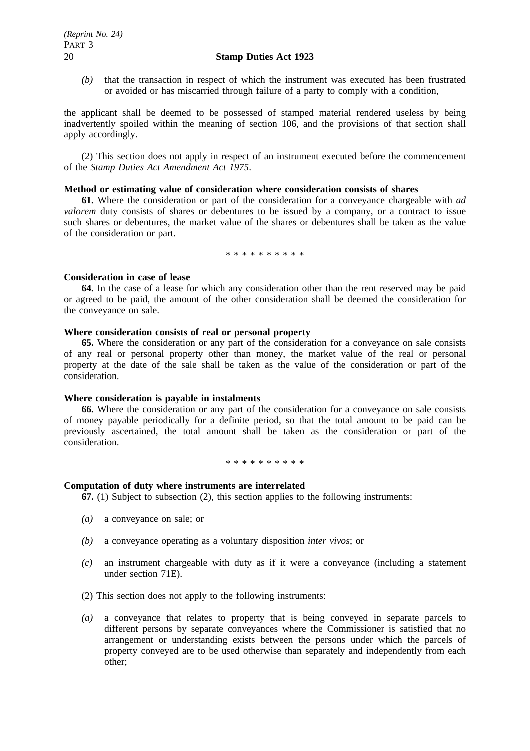*(b)* that the transaction in respect of which the instrument was executed has been frustrated or avoided or has miscarried through failure of a party to comply with a condition,

the applicant shall be deemed to be possessed of stamped material rendered useless by being inadvertently spoiled within the meaning of section 106, and the provisions of that section shall apply accordingly.

(2) This section does not apply in respect of an instrument executed before the commencement of the *Stamp Duties Act Amendment Act 1975*.

**Method or estimating value of consideration where consideration consists of shares**

**61.** Where the consideration or part of the consideration for a conveyance chargeable with *ad valorem* duty consists of shares or debentures to be issued by a company, or a contract to issue such shares or debentures, the market value of the shares or debentures shall be taken as the value of the consideration or part.

\* \* \* \* \* \* \* \* \* \*

**Consideration in case of lease**

**64.** In the case of a lease for which any consideration other than the rent reserved may be paid or agreed to be paid, the amount of the other consideration shall be deemed the consideration for the conveyance on sale.

**Where consideration consists of real or personal property**

**65.** Where the consideration or any part of the consideration for a conveyance on sale consists of any real or personal property other than money, the market value of the real or personal property at the date of the sale shall be taken as the value of the consideration or part of the consideration.

**Where consideration is payable in instalments**

**66.** Where the consideration or any part of the consideration for a conveyance on sale consists of money payable periodically for a definite period, so that the total amount to be paid can be previously ascertained, the total amount shall be taken as the consideration or part of the consideration.

\* \* \* \* \* \* \* \* \* \*

**Computation of duty where instruments are interrelated**

**67.** (1) Subject to subsection (2), this section applies to the following instruments:

*(a)* a conveyance on sale; or

*(b)* a conveyance operating as a voluntary disposition *inter vivos*; or

*(c)* an instrument chargeable with duty as if it were a conveyance (including a statement under section 71E).

(2) This section does not apply to the following instruments:

*(a)* a conveyance that relates to property that is being conveyed in separate parcels to different persons by separate conveyances where the Commissioner is satisfied that no arrangement or understanding exists between the persons under which the parcels of property conveyed are to be used otherwise than separately and independently from each other;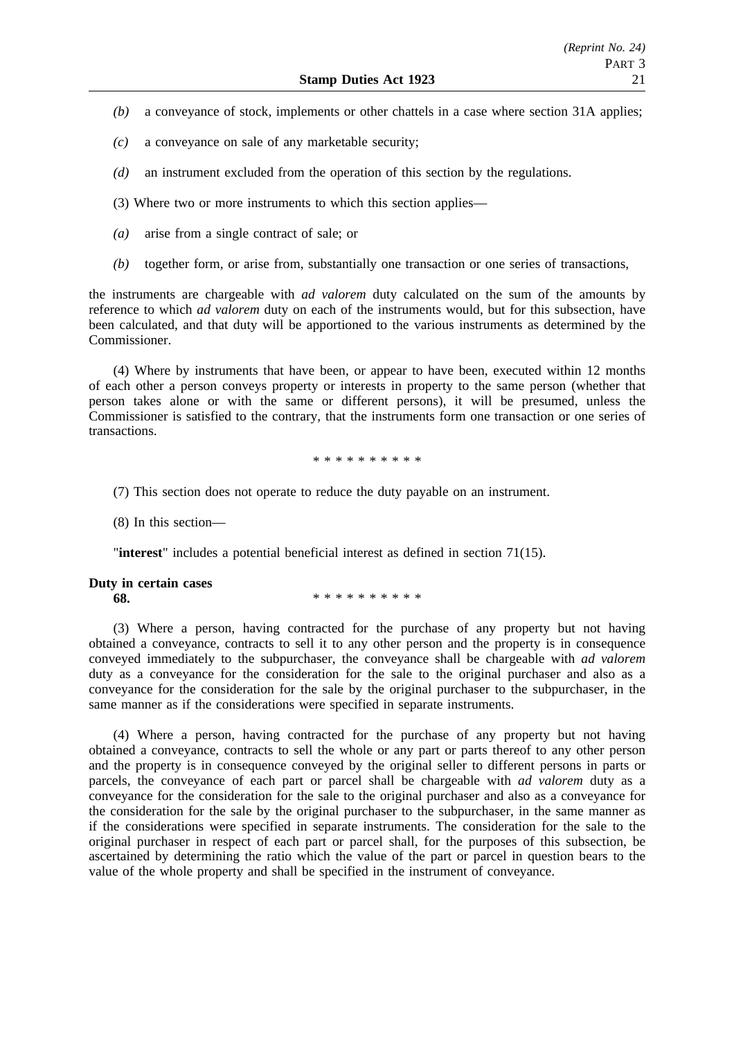*(b)* a conveyance of stock, implements or other chattels in a case where section 31A applies;

*(c)* a conveyance on sale of any marketable security;

*(d)* an instrument excluded from the operation of this section by the regulations.

(3) Where two or more instruments to which this section applies—

*(a)* arise from a single contract of sale; or

*(b)* together form, or arise from, substantially one transaction or one series of transactions,

the instruments are chargeable with *ad valorem* duty calculated on the sum of the amounts by reference to which *ad valorem* duty on each of the instruments would, but for this subsection, have been calculated, and that duty will be apportioned to the various instruments as determined by the Commissioner.

(4) Where by instruments that have been, or appear to have been, executed within 12 months of each other a person conveys property or interests in property to the same person (whether that person takes alone or with the same or different persons), it will be presumed, unless the Commissioner is satisfied to the contrary, that the instruments form one transaction or one series of transactions.

* * * * * * * * * *

(7) This section does not operate to reduce the duty payable on an instrument.

(8) In this section—

"**interest**" includes a potential beneficial interest as defined in section 71(15).

**Duty in certain cases**

**68.** * * * * * * * * * *

(3) Where a person, having contracted for the purchase of any property but not having obtained a conveyance, contracts to sell it to any other person and the property is in consequence conveyed immediately to the subpurchaser, the conveyance shall be chargeable with *ad valorem* duty as a conveyance for the consideration for the sale to the original purchaser and also as a conveyance for the consideration for the sale by the original purchaser to the subpurchaser, in the same manner as if the considerations were specified in separate instruments.

(4) Where a person, having contracted for the purchase of any property but not having obtained a conveyance, contracts to sell the whole or any part or parts thereof to any other person and the property is in consequence conveyed by the original seller to different persons in parts or parcels, the conveyance of each part or parcel shall be chargeable with *ad valorem* duty as a conveyance for the consideration for the sale to the original purchaser and also as a conveyance for the consideration for the sale by the original purchaser to the subpurchaser, in the same manner as if the considerations were specified in separate instruments. The consideration for the sale to the original purchaser in respect of each part or parcel shall, for the purposes of this subsection, be ascertained by determining the ratio which the value of the part or parcel in question bears to the value of the whole property and shall be specified in the instrument of conveyance.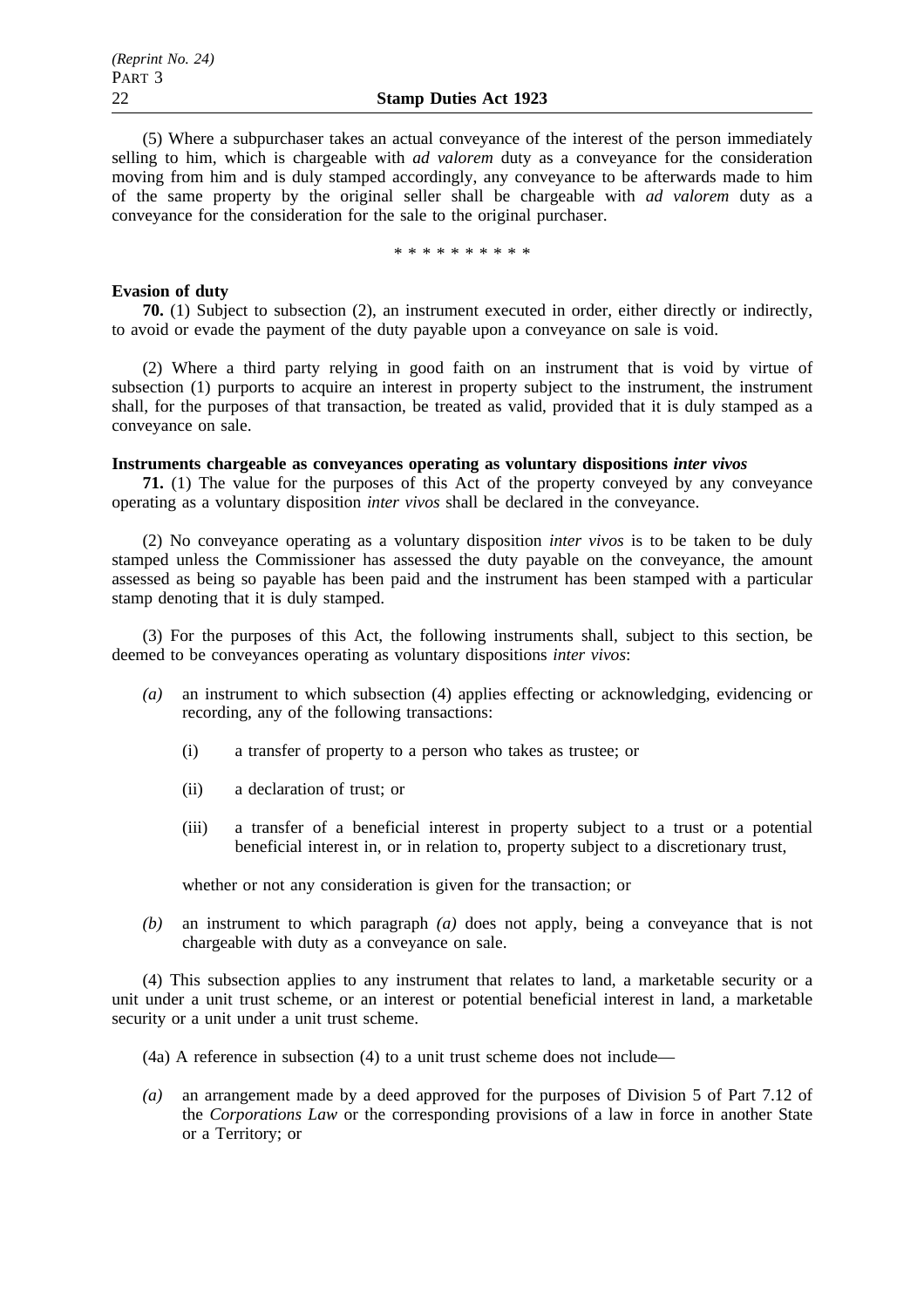(5) Where a subpurchaser takes an actual conveyance of the interest of the person immediately selling to him, which is chargeable with *ad valorem* duty as a conveyance for the consideration moving from him and is duly stamped accordingly, any conveyance to be afterwards made to him of the same property by the original seller shall be chargeable with *ad valorem* duty as a conveyance for the consideration for the sale to the original purchaser.

\* \* \* \* \* \* \* \* \* \*

**Evasion of duty**

**70.** (1) Subject to subsection (2), an instrument executed in order, either directly or indirectly, to avoid or evade the payment of the duty payable upon a conveyance on sale is void.

(2) Where a third party relying in good faith on an instrument that is void by virtue of subsection (1) purports to acquire an interest in property subject to the instrument, the instrument shall, for the purposes of that transaction, be treated as valid, provided that it is duly stamped as a conveyance on sale.

**Instruments chargeable as conveyances operating as voluntary dispositions *inter vivos***

**71.** (1) The value for the purposes of this Act of the property conveyed by any conveyance operating as a voluntary disposition *inter vivos* shall be declared in the conveyance.

(2) No conveyance operating as a voluntary disposition *inter vivos* is to be taken to be duly stamped unless the Commissioner has assessed the duty payable on the conveyance, the amount assessed as being so payable has been paid and the instrument has been stamped with a particular stamp denoting that it is duly stamped.

(3) For the purposes of this Act, the following instruments shall, subject to this section, be deemed to be conveyances operating as voluntary dispositions *inter vivos*:

*(a)* an instrument to which subsection (4) applies effecting or acknowledging, evidencing or recording, any of the following transactions:

(i) a transfer of property to a person who takes as trustee; or

(ii) a declaration of trust; or

(iii) a transfer of a beneficial interest in property subject to a trust or a potential beneficial interest in, or in relation to, property subject to a discretionary trust,

whether or not any consideration is given for the transaction; or

*(b)* an instrument to which paragraph *(a)* does not apply, being a conveyance that is not chargeable with duty as a conveyance on sale.

(4) This subsection applies to any instrument that relates to land, a marketable security or a unit under a unit trust scheme, or an interest or potential beneficial interest in land, a marketable security or a unit under a unit trust scheme.

(4a) A reference in subsection (4) to a unit trust scheme does not include—

*(a)* an arrangement made by a deed approved for the purposes of Division 5 of Part 7.12 of the *Corporations Law* or the corresponding provisions of a law in force in another State or a Territory; or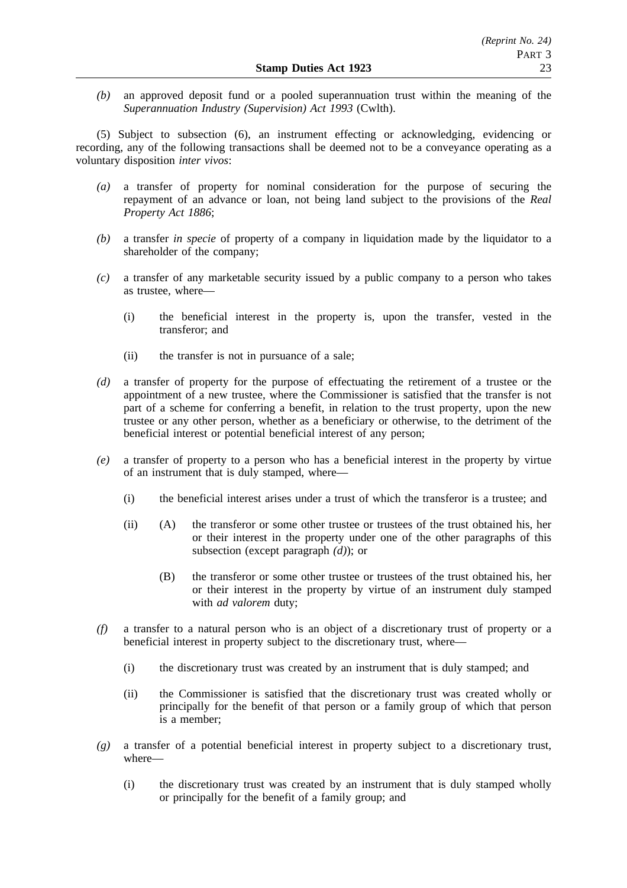*(b)* an approved deposit fund or a pooled superannuation trust within the meaning of the *Superannuation Industry (Supervision) Act 1993* (Cwlth).

(5) Subject to subsection (6), an instrument effecting or acknowledging, evidencing or recording, any of the following transactions shall be deemed not to be a conveyance operating as a voluntary disposition *inter vivos*:

*(a)* a transfer of property for nominal consideration for the purpose of securing the repayment of an advance or loan, not being land subject to the provisions of the *Real Property Act 1886*;

*(b)* a transfer *in specie* of property of a company in liquidation made by the liquidator to a shareholder of the company;

*(c)* a transfer of any marketable security issued by a public company to a person who takes as trustee, where—

(i) the beneficial interest in the property is, upon the transfer, vested in the transferor; and

(ii) the transfer is not in pursuance of a sale;

*(d)* a transfer of property for the purpose of effectuating the retirement of a trustee or the appointment of a new trustee, where the Commissioner is satisfied that the transfer is not part of a scheme for conferring a benefit, in relation to the trust property, upon the new trustee or any other person, whether as a beneficiary or otherwise, to the detriment of the beneficial interest or potential beneficial interest of any person;

*(e)* a transfer of property to a person who has a beneficial interest in the property by virtue of an instrument that is duly stamped, where—

(i) the beneficial interest arises under a trust of which the transferor is a trustee; and

(ii) (A) the transferor or some other trustee or trustees of the trust obtained his, her or their interest in the property under one of the other paragraphs of this subsection (except paragraph *(d)*); or

(B) the transferor or some other trustee or trustees of the trust obtained his, her or their interest in the property by virtue of an instrument duly stamped with *ad valorem* duty;

*(f)* a transfer to a natural person who is an object of a discretionary trust of property or a beneficial interest in property subject to the discretionary trust, where—

(i) the discretionary trust was created by an instrument that is duly stamped; and

(ii) the Commissioner is satisfied that the discretionary trust was created wholly or principally for the benefit of that person or a family group of which that person is a member;

*(g)* a transfer of a potential beneficial interest in property subject to a discretionary trust, where—

(i) the discretionary trust was created by an instrument that is duly stamped wholly or principally for the benefit of a family group; and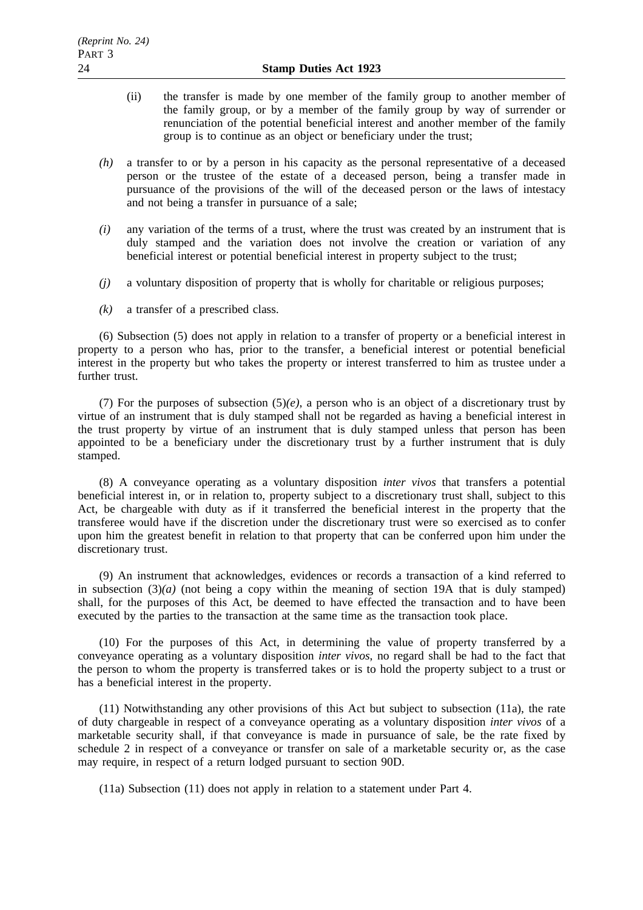(ii) the transfer is made by one member of the family group to another member of the family group, or by a member of the family group by way of surrender or renunciation of the potential beneficial interest and another member of the family group is to continue as an object or beneficiary under the trust;

*(h)* a transfer to or by a person in his capacity as the personal representative of a deceased person or the trustee of the estate of a deceased person, being a transfer made in pursuance of the provisions of the will of the deceased person or the laws of intestacy and not being a transfer in pursuance of a sale;

*(i)* any variation of the terms of a trust, where the trust was created by an instrument that is duly stamped and the variation does not involve the creation or variation of any beneficial interest or potential beneficial interest in property subject to the trust;

*(j)* a voluntary disposition of property that is wholly for charitable or religious purposes;

*(k)* a transfer of a prescribed class.

(6) Subsection (5) does not apply in relation to a transfer of property or a beneficial interest in property to a person who has, prior to the transfer, a beneficial interest or potential beneficial interest in the property but who takes the property or interest transferred to him as trustee under a further trust.

(7) For the purposes of subsection (5)*(e)*, a person who is an object of a discretionary trust by virtue of an instrument that is duly stamped shall not be regarded as having a beneficial interest in the trust property by virtue of an instrument that is duly stamped unless that person has been appointed to be a beneficiary under the discretionary trust by a further instrument that is duly stamped.

(8) A conveyance operating as a voluntary disposition *inter vivos* that transfers a potential beneficial interest in, or in relation to, property subject to a discretionary trust shall, subject to this Act, be chargeable with duty as if it transferred the beneficial interest in the property that the transferee would have if the discretion under the discretionary trust were so exercised as to confer upon him the greatest benefit in relation to that property that can be conferred upon him under the discretionary trust.

(9) An instrument that acknowledges, evidences or records a transaction of a kind referred to in subsection (3)*(a)* (not being a copy within the meaning of section 19A that is duly stamped) shall, for the purposes of this Act, be deemed to have effected the transaction and to have been executed by the parties to the transaction at the same time as the transaction took place.

(10) For the purposes of this Act, in determining the value of property transferred by a conveyance operating as a voluntary disposition *inter vivos*, no regard shall be had to the fact that the person to whom the property is transferred takes or is to hold the property subject to a trust or has a beneficial interest in the property.

(11) Notwithstanding any other provisions of this Act but subject to subsection (11a), the rate of duty chargeable in respect of a conveyance operating as a voluntary disposition *inter vivos* of a marketable security shall, if that conveyance is made in pursuance of sale, be the rate fixed by schedule 2 in respect of a conveyance or transfer on sale of a marketable security or, as the case may require, in respect of a return lodged pursuant to section 90D.

(11a) Subsection (11) does not apply in relation to a statement under Part 4.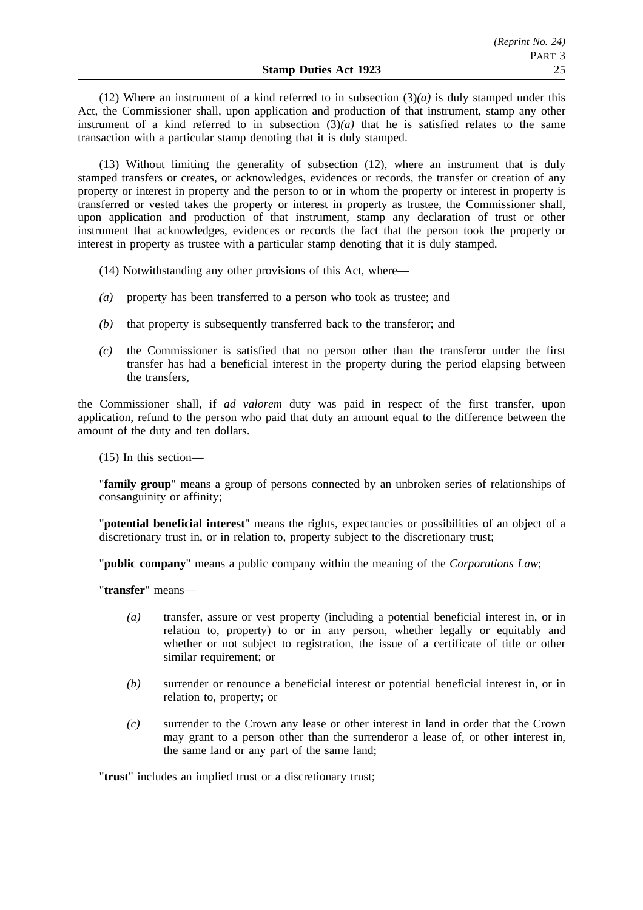(12) Where an instrument of a kind referred to in subsection (3)*(a)* is duly stamped under this Act, the Commissioner shall, upon application and production of that instrument, stamp any other instrument of a kind referred to in subsection (3)*(a)* that he is satisfied relates to the same transaction with a particular stamp denoting that it is duly stamped.

(13) Without limiting the generality of subsection (12), where an instrument that is duly stamped transfers or creates, or acknowledges, evidences or records, the transfer or creation of any property or interest in property and the person to or in whom the property or interest in property is transferred or vested takes the property or interest in property as trustee, the Commissioner shall, upon application and production of that instrument, stamp any declaration of trust or other instrument that acknowledges, evidences or records the fact that the person took the property or interest in property as trustee with a particular stamp denoting that it is duly stamped.

(14) Notwithstanding any other provisions of this Act, where—

*(a)* property has been transferred to a person who took as trustee; and

*(b)* that property is subsequently transferred back to the transferor; and

*(c)* the Commissioner is satisfied that no person other than the transferor under the first transfer has had a beneficial interest in the property during the period elapsing between the transfers,

the Commissioner shall, if *ad valorem* duty was paid in respect of the first transfer, upon application, refund to the person who paid that duty an amount equal to the difference between the amount of the duty and ten dollars.

(15) In this section—

"**family group**" means a group of persons connected by an unbroken series of relationships of consanguinity or affinity;

"**potential beneficial interest**" means the rights, expectancies or possibilities of an object of a discretionary trust in, or in relation to, property subject to the discretionary trust;

"**public company**" means a public company within the meaning of the *Corporations Law*;

"**transfer**" means—

*(a)* transfer, assure or vest property (including a potential beneficial interest in, or in relation to, property) to or in any person, whether legally or equitably and whether or not subject to registration, the issue of a certificate of title or other similar requirement; or

*(b)* surrender or renounce a beneficial interest or potential beneficial interest in, or in relation to, property; or

*(c)* surrender to the Crown any lease or other interest in land in order that the Crown may grant to a person other than the surrenderor a lease of, or other interest in, the same land or any part of the same land;

"**trust**" includes an implied trust or a discretionary trust;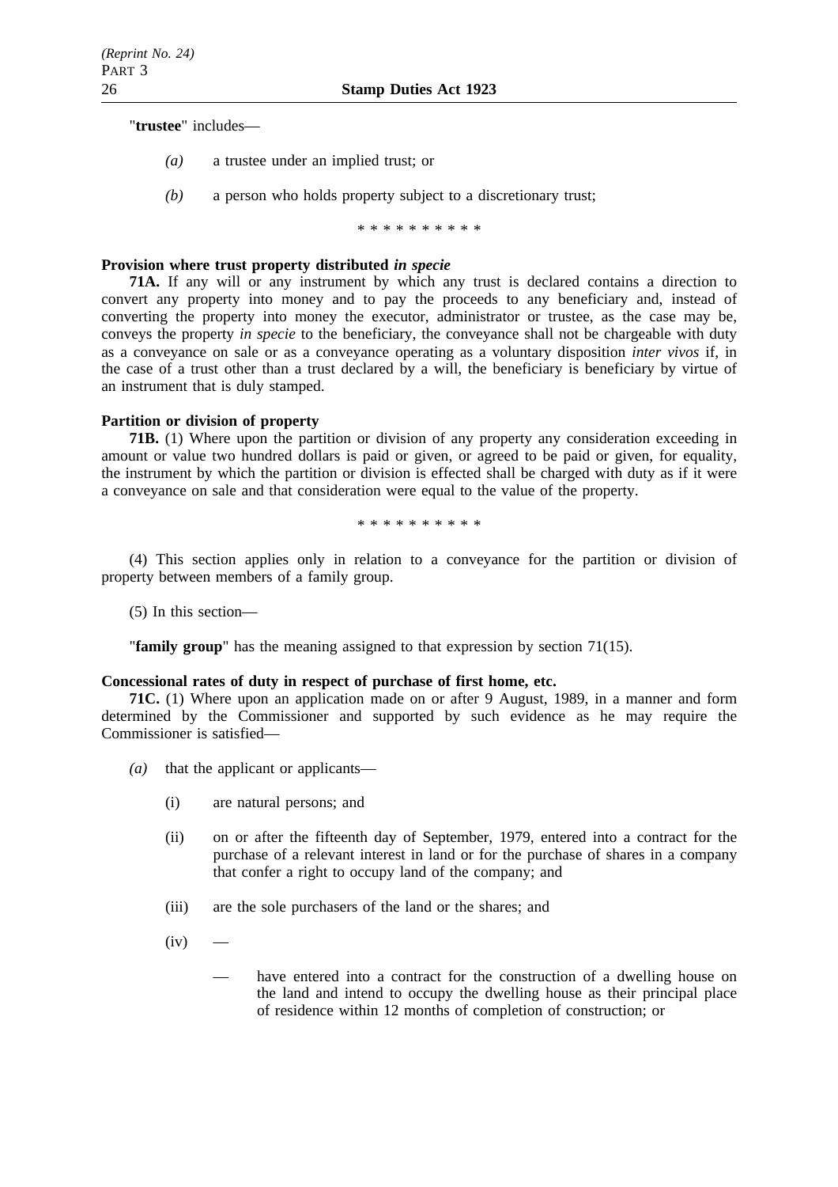"**trustee**" includes—

*(a)* a trustee under an implied trust; or

*(b)* a person who holds property subject to a discretionary trust;

\* \* \* \* \* \* \* \* \* \*

**Provision where trust property distributed *in specie***

**71A.** If any will or any instrument by which any trust is declared contains a direction to convert any property into money and to pay the proceeds to any beneficiary and, instead of converting the property into money the executor, administrator or trustee, as the case may be, conveys the property *in specie* to the beneficiary, the conveyance shall not be chargeable with duty as a conveyance on sale or as a conveyance operating as a voluntary disposition *inter vivos* if, in the case of a trust other than a trust declared by a will, the beneficiary is beneficiary by virtue of an instrument that is duly stamped.

**Partition or division of property**

**71B.** (1) Where upon the partition or division of any property any consideration exceeding in amount or value two hundred dollars is paid or given, or agreed to be paid or given, for equality, the instrument by which the partition or division is effected shall be charged with duty as if it were a conveyance on sale and that consideration were equal to the value of the property.

\* \* \* \* \* \* \* \* \* \*

(4) This section applies only in relation to a conveyance for the partition or division of property between members of a family group.

(5) In this section—

"**family group**" has the meaning assigned to that expression by section 71(15).

**Concessional rates of duty in respect of purchase of first home, etc.**

**71C.** (1) Where upon an application made on or after 9 August, 1989, in a manner and form determined by the Commissioner and supported by such evidence as he may require the Commissioner is satisfied—

*(a)* that the applicant or applicants—

(i) are natural persons; and

(ii) on or after the fifteenth day of September, 1979, entered into a contract for the purchase of a relevant interest in land or for the purchase of shares in a company that confer a right to occupy land of the company; and

(iii) are the sole purchasers of the land or the shares; and

(iv) —

— have entered into a contract for the construction of a dwelling house on the land and intend to occupy the dwelling house as their principal place of residence within 12 months of completion of construction; or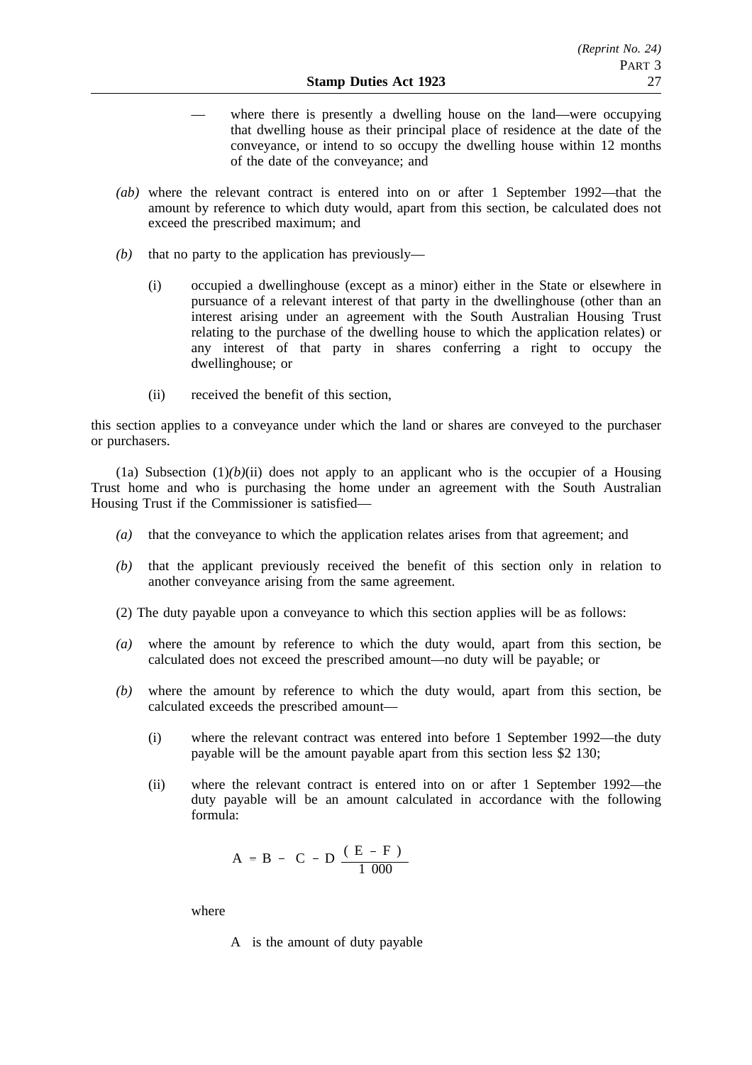— where there is presently a dwelling house on the land—were occupying that dwelling house as their principal place of residence at the date of the conveyance, or intend to so occupy the dwelling house within 12 months of the date of the conveyance; and

*(ab)* where the relevant contract is entered into on or after 1 September 1992—that the amount by reference to which duty would, apart from this section, be calculated does not exceed the prescribed maximum; and

*(b)* that no party to the application has previously—

(i) occupied a dwellinghouse (except as a minor) either in the State or elsewhere in pursuance of a relevant interest of that party in the dwellinghouse (other than an interest arising under an agreement with the South Australian Housing Trust relating to the purchase of the dwelling house to which the application relates) or any interest of that party in shares conferring a right to occupy the dwellinghouse; or

(ii) received the benefit of this section,

this section applies to a conveyance under which the land or shares are conveyed to the purchaser or purchasers.

(1a) Subsection (1)*(b)*(ii) does not apply to an applicant who is the occupier of a Housing Trust home and who is purchasing the home under an agreement with the South Australian Housing Trust if the Commissioner is satisfied—

*(a)* that the conveyance to which the application relates arises from that agreement; and

*(b)* that the applicant previously received the benefit of this section only in relation to another conveyance arising from the same agreement.

(2) The duty payable upon a conveyance to which this section applies will be as follows:

*(a)* where the amount by reference to which the duty would, apart from this section, be calculated does not exceed the prescribed amount—no duty will be payable; or

*(b)* where the amount by reference to which the duty would, apart from this section, be calculated exceeds the prescribed amount—

(i) where the relevant contract was entered into before 1 September 1992—the duty payable will be the amount payable apart from this section less $2 130;

(ii) where the relevant contract is entered into on or after 1 September 1992—the duty payable will be an amount calculated in accordance with the following formula:

$$A = B - C - D \frac{(E - F)}{1\ 000}$$

where

A is the amount of duty payable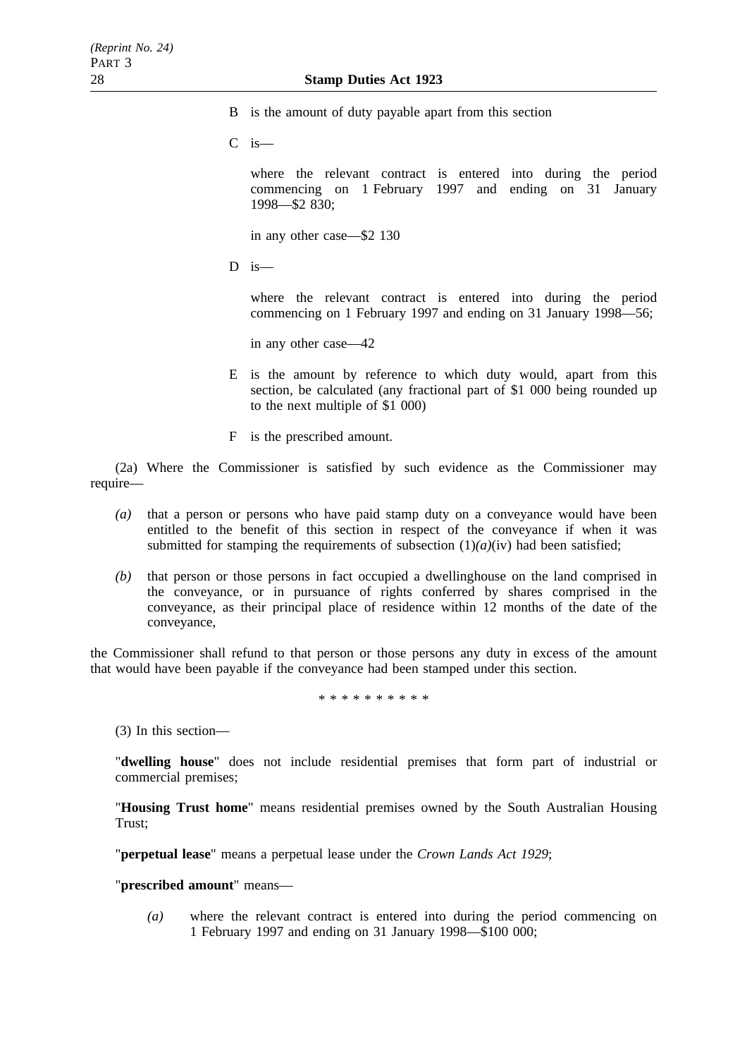B is the amount of duty payable apart from this section

C is—

where the relevant contract is entered into during the period commencing on 1 February 1997 and ending on 31 January 1998—$2 830;

in any other case—$2 130

D is—

where the relevant contract is entered into during the period commencing on 1 February 1997 and ending on 31 January 1998—56;

in any other case—42

E is the amount by reference to which duty would, apart from this section, be calculated (any fractional part of $1 000 being rounded up to the next multiple of $1 000)

F is the prescribed amount.

(2a) Where the Commissioner is satisfied by such evidence as the Commissioner may require—

*(a)* that a person or persons who have paid stamp duty on a conveyance would have been entitled to the benefit of this section in respect of the conveyance if when it was submitted for stamping the requirements of subsection (1)*(a)*(iv) had been satisfied;

*(b)* that person or those persons in fact occupied a dwellinghouse on the land comprised in the conveyance, or in pursuance of rights conferred by shares comprised in the conveyance, as their principal place of residence within 12 months of the date of the conveyance,

the Commissioner shall refund to that person or those persons any duty in excess of the amount that would have been payable if the conveyance had been stamped under this section.

\* \* \* \* \* \* \* \* \* \*

(3) In this section—

"**dwelling house**" does not include residential premises that form part of industrial or commercial premises;

"**Housing Trust home**" means residential premises owned by the South Australian Housing Trust;

"**perpetual lease**" means a perpetual lease under the *Crown Lands Act 1929*;

"**prescribed amount**" means—

*(a)* where the relevant contract is entered into during the period commencing on 1 February 1997 and ending on 31 January 1998—$100 000;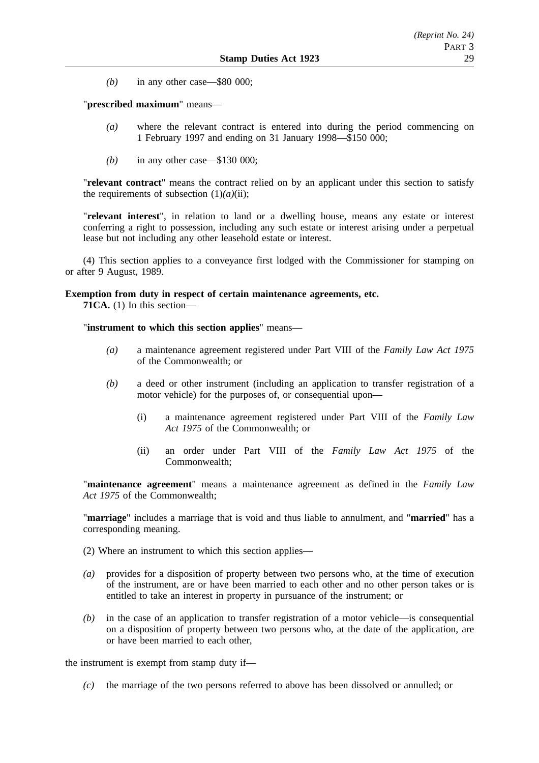*(b)* in any other case—$80 000;

"**prescribed maximum**" means—

*(a)* where the relevant contract is entered into during the period commencing on 1 February 1997 and ending on 31 January 1998—$150 000;

*(b)* in any other case—$130 000;

"**relevant contract**" means the contract relied on by an applicant under this section to satisfy the requirements of subsection (1)*(a)*(ii);

"**relevant interest**", in relation to land or a dwelling house, means any estate or interest conferring a right to possession, including any such estate or interest arising under a perpetual lease but not including any other leasehold estate or interest.

(4) This section applies to a conveyance first lodged with the Commissioner for stamping on or after 9 August, 1989.

**Exemption from duty in respect of certain maintenance agreements, etc.**

**71CA.** (1) In this section—

"**instrument to which this section applies**" means—

*(a)* a maintenance agreement registered under Part VIII of the *Family Law Act 1975* of the Commonwealth; or

*(b)* a deed or other instrument (including an application to transfer registration of a motor vehicle) for the purposes of, or consequential upon—

(i) a maintenance agreement registered under Part VIII of the *Family Law Act 1975* of the Commonwealth; or

(ii) an order under Part VIII of the *Family Law Act 1975* of the Commonwealth;

"**maintenance agreement**" means a maintenance agreement as defined in the *Family Law Act 1975* of the Commonwealth;

"**marriage**" includes a marriage that is void and thus liable to annulment, and "**married**" has a corresponding meaning.

(2) Where an instrument to which this section applies—

*(a)* provides for a disposition of property between two persons who, at the time of execution of the instrument, are or have been married to each other and no other person takes or is entitled to take an interest in property in pursuance of the instrument; or

*(b)* in the case of an application to transfer registration of a motor vehicle—is consequential on a disposition of property between two persons who, at the date of the application, are or have been married to each other,

the instrument is exempt from stamp duty if—

*(c)* the marriage of the two persons referred to above has been dissolved or annulled; or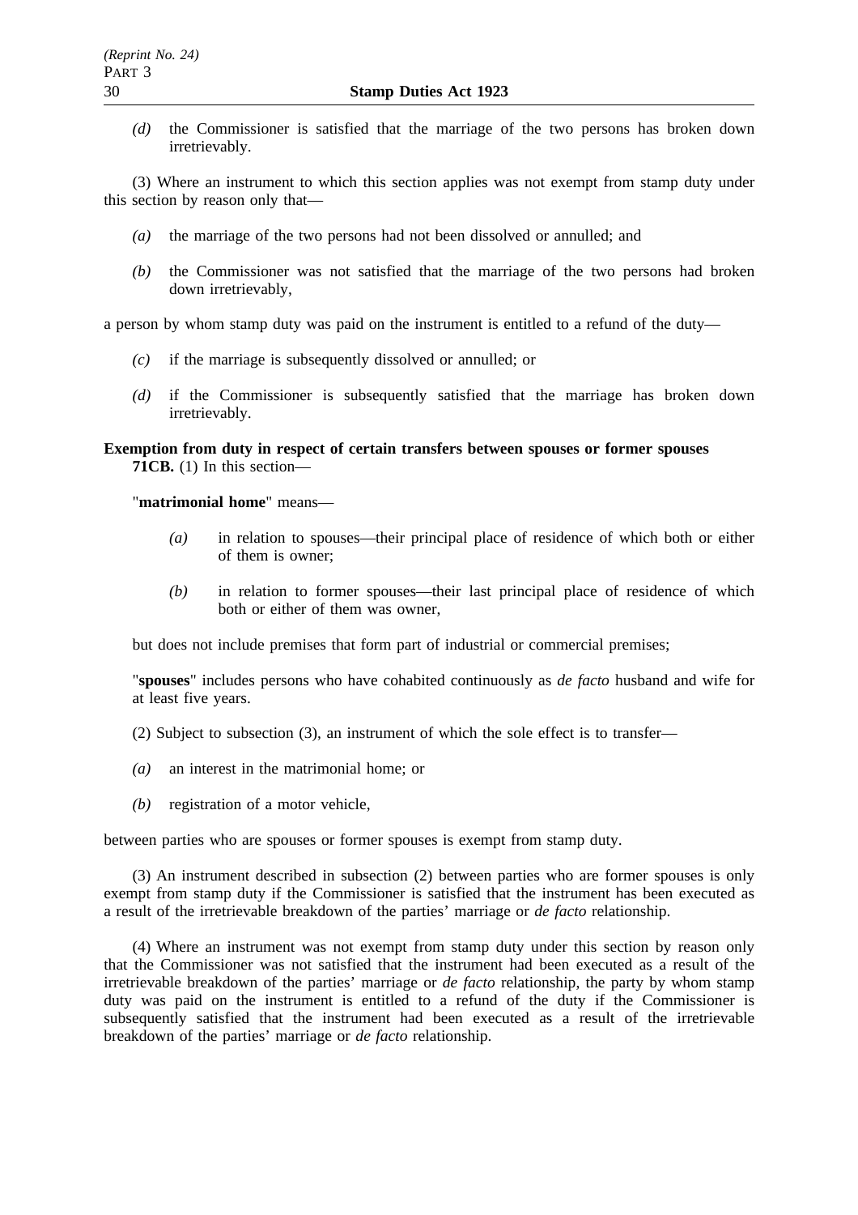*(d)* the Commissioner is satisfied that the marriage of the two persons has broken down irretrievably.

(3) Where an instrument to which this section applies was not exempt from stamp duty under this section by reason only that—

*(a)* the marriage of the two persons had not been dissolved or annulled; and

*(b)* the Commissioner was not satisfied that the marriage of the two persons had broken down irretrievably,

a person by whom stamp duty was paid on the instrument is entitled to a refund of the duty—

*(c)* if the marriage is subsequently dissolved or annulled; or

*(d)* if the Commissioner is subsequently satisfied that the marriage has broken down irretrievably.

**Exemption from duty in respect of certain transfers between spouses or former spouses**

**71CB.** (1) In this section—

"**matrimonial home**" means—

*(a)* in relation to spouses—their principal place of residence of which both or either of them is owner;

*(b)* in relation to former spouses—their last principal place of residence of which both or either of them was owner,

but does not include premises that form part of industrial or commercial premises;

"**spouses**" includes persons who have cohabited continuously as *de facto* husband and wife for at least five years.

(2) Subject to subsection (3), an instrument of which the sole effect is to transfer—

*(a)* an interest in the matrimonial home; or

*(b)* registration of a motor vehicle,

between parties who are spouses or former spouses is exempt from stamp duty.

(3) An instrument described in subsection (2) between parties who are former spouses is only exempt from stamp duty if the Commissioner is satisfied that the instrument has been executed as a result of the irretrievable breakdown of the parties' marriage or *de facto* relationship.

(4) Where an instrument was not exempt from stamp duty under this section by reason only that the Commissioner was not satisfied that the instrument had been executed as a result of the irretrievable breakdown of the parties' marriage or *de facto* relationship, the party by whom stamp duty was paid on the instrument is entitled to a refund of the duty if the Commissioner is subsequently satisfied that the instrument had been executed as a result of the irretrievable breakdown of the parties' marriage or *de facto* relationship.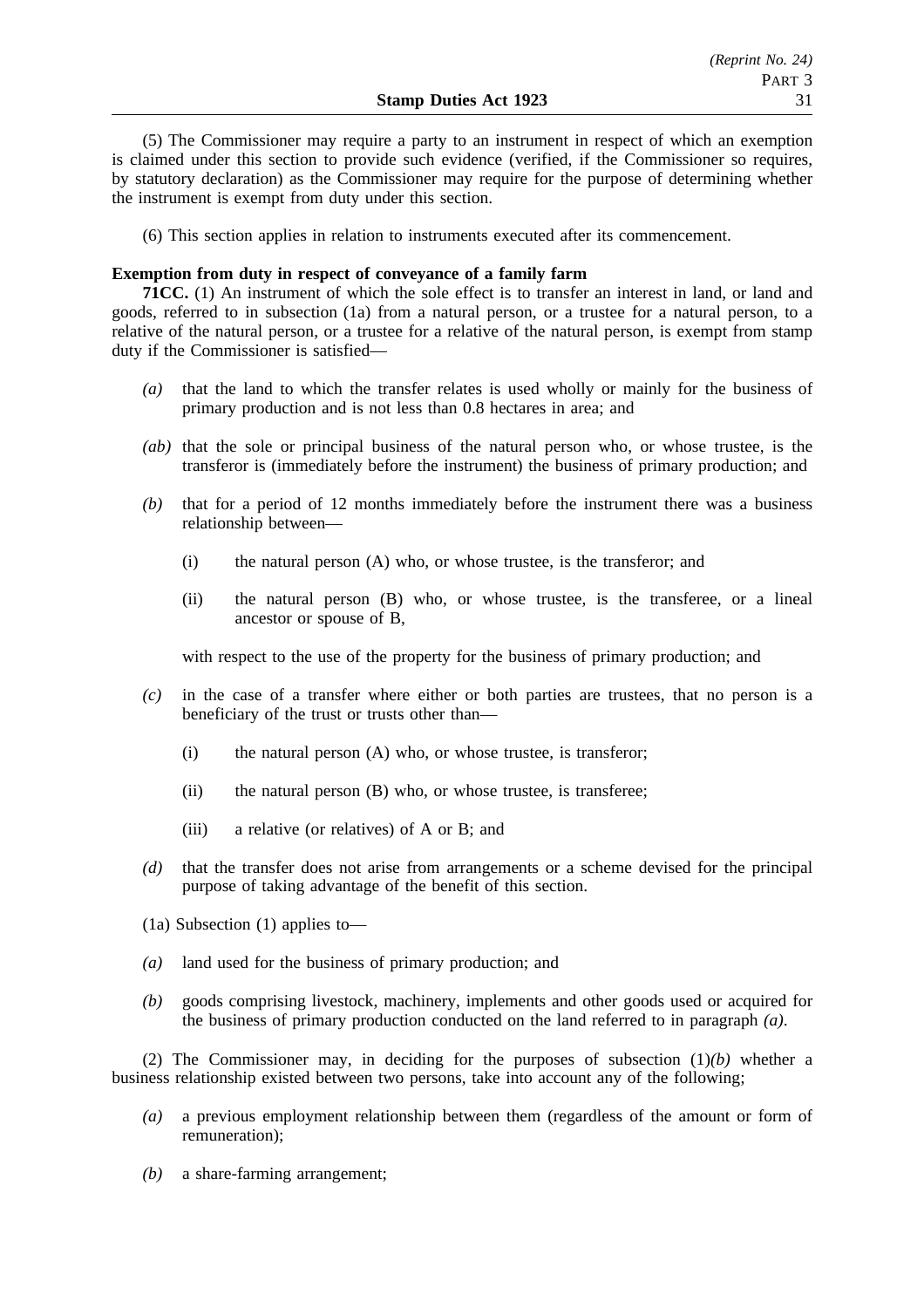(5) The Commissioner may require a party to an instrument in respect of which an exemption is claimed under this section to provide such evidence (verified, if the Commissioner so requires, by statutory declaration) as the Commissioner may require for the purpose of determining whether the instrument is exempt from duty under this section.

(6) This section applies in relation to instruments executed after its commencement.

**Exemption from duty in respect of conveyance of a family farm**

**71CC.** (1) An instrument of which the sole effect is to transfer an interest in land, or land and goods, referred to in subsection (1a) from a natural person, or a trustee for a natural person, to a relative of the natural person, or a trustee for a relative of the natural person, is exempt from stamp duty if the Commissioner is satisfied—

*(a)* that the land to which the transfer relates is used wholly or mainly for the business of primary production and is not less than 0.8 hectares in area; and

*(ab)* that the sole or principal business of the natural person who, or whose trustee, is the transferor is (immediately before the instrument) the business of primary production; and

*(b)* that for a period of 12 months immediately before the instrument there was a business relationship between—

(i) the natural person (A) who, or whose trustee, is the transferor; and

(ii) the natural person (B) who, or whose trustee, is the transferee, or a lineal ancestor or spouse of B,

with respect to the use of the property for the business of primary production; and

*(c)* in the case of a transfer where either or both parties are trustees, that no person is a beneficiary of the trust or trusts other than—

(i) the natural person (A) who, or whose trustee, is transferor;

(ii) the natural person (B) who, or whose trustee, is transferee;

(iii) a relative (or relatives) of A or B; and

*(d)* that the transfer does not arise from arrangements or a scheme devised for the principal purpose of taking advantage of the benefit of this section.

(1a) Subsection (1) applies to—

*(a)* land used for the business of primary production; and

*(b)* goods comprising livestock, machinery, implements and other goods used or acquired for the business of primary production conducted on the land referred to in paragraph *(a)*.

(2) The Commissioner may, in deciding for the purposes of subsection (1)*(b)* whether a business relationship existed between two persons, take into account any of the following;

*(a)* a previous employment relationship between them (regardless of the amount or form of remuneration);

*(b)* a share-farming arrangement;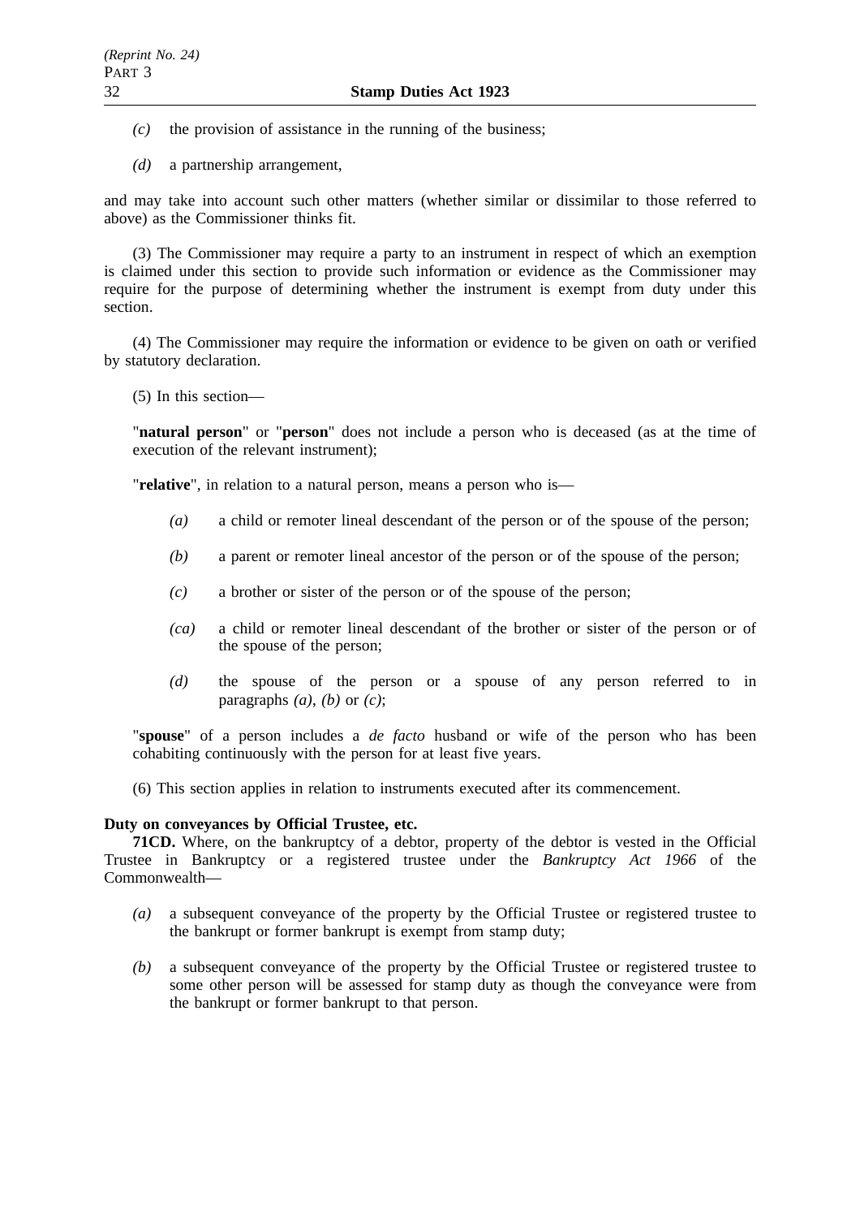*(c)* the provision of assistance in the running of the business;

*(d)* a partnership arrangement,

and may take into account such other matters (whether similar or dissimilar to those referred to above) as the Commissioner thinks fit.

(3) The Commissioner may require a party to an instrument in respect of which an exemption is claimed under this section to provide such information or evidence as the Commissioner may require for the purpose of determining whether the instrument is exempt from duty under this section.

(4) The Commissioner may require the information or evidence to be given on oath or verified by statutory declaration.

(5) In this section—

"**natural person**" or "**person**" does not include a person who is deceased (as at the time of execution of the relevant instrument);

"**relative**", in relation to a natural person, means a person who is—

*(a)* a child or remoter lineal descendant of the person or of the spouse of the person;

*(b)* a parent or remoter lineal ancestor of the person or of the spouse of the person;

*(c)* a brother or sister of the person or of the spouse of the person;

*(ca)* a child or remoter lineal descendant of the brother or sister of the person or of the spouse of the person;

*(d)* the spouse of the person or a spouse of any person referred to in paragraphs *(a)*, *(b)* or *(c)*;

"**spouse**" of a person includes a *de facto* husband or wife of the person who has been cohabiting continuously with the person for at least five years.

(6) This section applies in relation to instruments executed after its commencement.

**Duty on conveyances by Official Trustee, etc.**

**71CD.** Where, on the bankruptcy of a debtor, property of the debtor is vested in the Official Trustee in Bankruptcy or a registered trustee under the *Bankruptcy Act 1966* of the Commonwealth—

*(a)* a subsequent conveyance of the property by the Official Trustee or registered trustee to the bankrupt or former bankrupt is exempt from stamp duty;

*(b)* a subsequent conveyance of the property by the Official Trustee or registered trustee to some other person will be assessed for stamp duty as though the conveyance were from the bankrupt or former bankrupt to that person.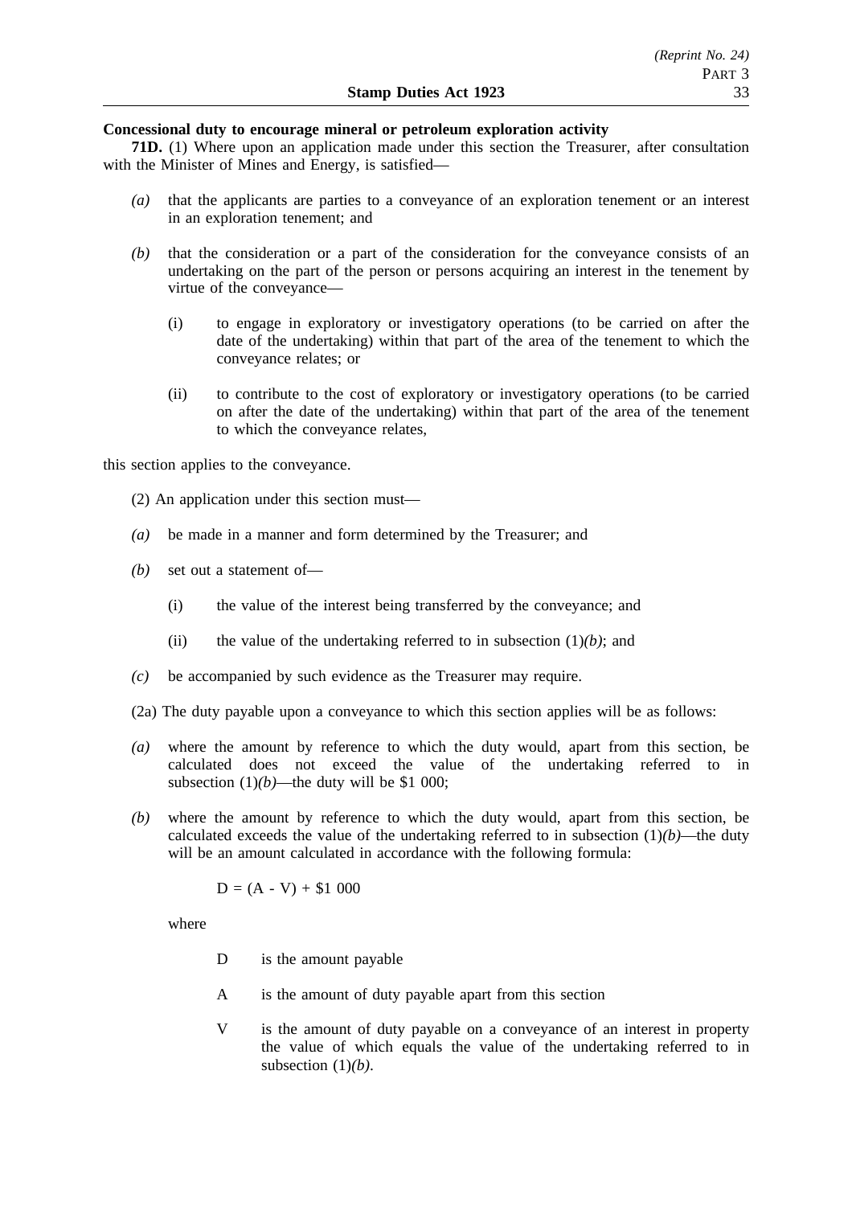**Concessional duty to encourage mineral or petroleum exploration activity**

**71D.** (1) Where upon an application made under this section the Treasurer, after consultation with the Minister of Mines and Energy, is satisfied—

*(a)* that the applicants are parties to a conveyance of an exploration tenement or an interest in an exploration tenement; and

*(b)* that the consideration or a part of the consideration for the conveyance consists of an undertaking on the part of the person or persons acquiring an interest in the tenement by virtue of the conveyance—

(i) to engage in exploratory or investigatory operations (to be carried on after the date of the undertaking) within that part of the area of the tenement to which the conveyance relates; or

(ii) to contribute to the cost of exploratory or investigatory operations (to be carried on after the date of the undertaking) within that part of the area of the tenement to which the conveyance relates,

this section applies to the conveyance.

(2) An application under this section must—

*(a)* be made in a manner and form determined by the Treasurer; and

*(b)* set out a statement of—

(i) the value of the interest being transferred by the conveyance; and

(ii) the value of the undertaking referred to in subsection (1)*(b)*; and

*(c)* be accompanied by such evidence as the Treasurer may require.

(2a) The duty payable upon a conveyance to which this section applies will be as follows:

*(a)* where the amount by reference to which the duty would, apart from this section, be calculated does not exceed the value of the undertaking referred to in subsection (1)*(b)*—the duty will be $1 000;

*(b)* where the amount by reference to which the duty would, apart from this section, be calculated exceeds the value of the undertaking referred to in subsection (1)*(b)*—the duty will be an amount calculated in accordance with the following formula:

$$D = (A - V) + \$1\ 000$$

where

D is the amount payable

A is the amount of duty payable apart from this section

V is the amount of duty payable on a conveyance of an interest in property the value of which equals the value of the undertaking referred to in subsection (1)*(b)*.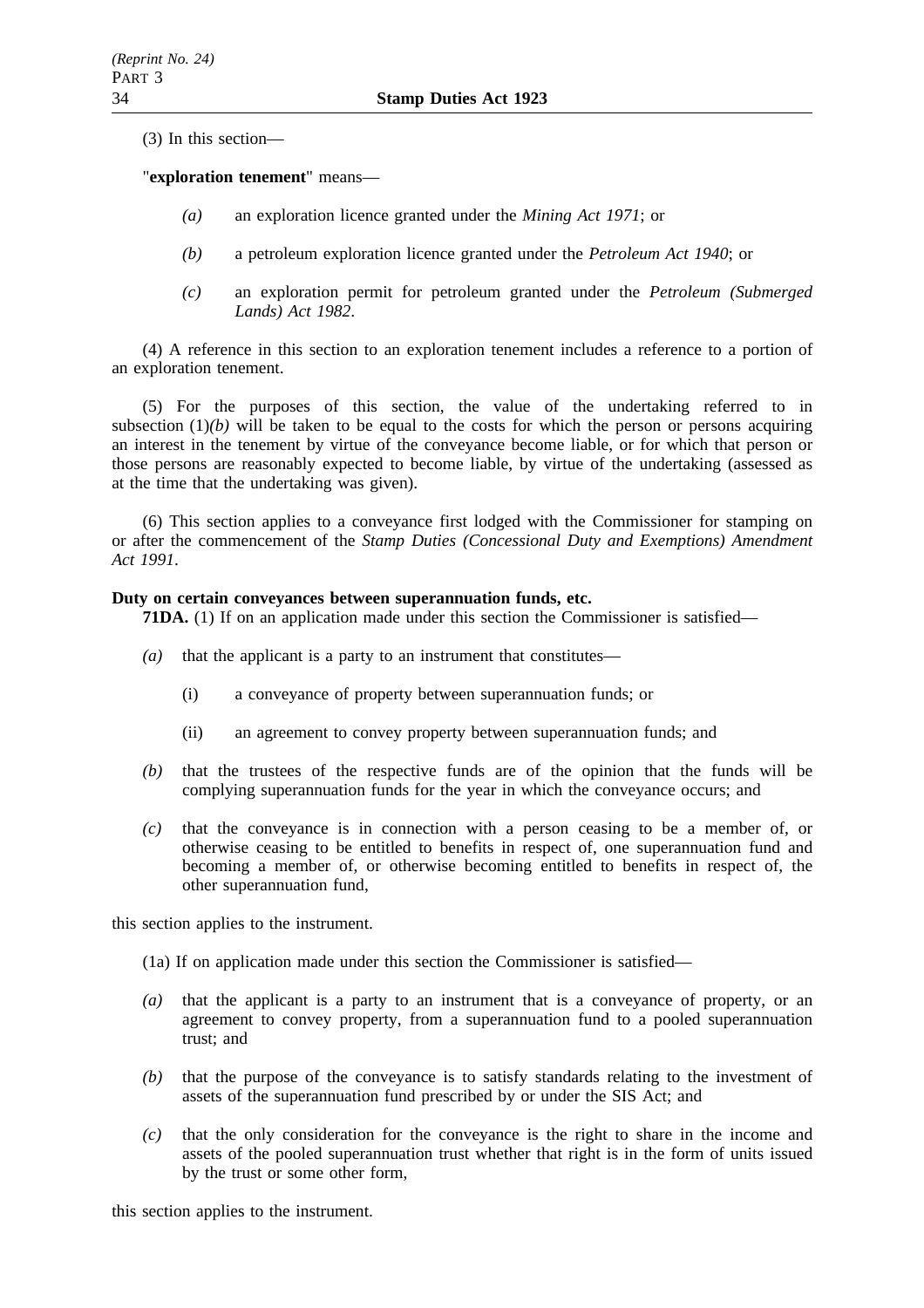(3) In this section—

"**exploration tenement**" means—

- *(a)* an exploration licence granted under the *Mining Act 1971*; or
- *(b)* a petroleum exploration licence granted under the *Petroleum Act 1940*; or
- *(c)* an exploration permit for petroleum granted under the *Petroleum (Submerged Lands) Act 1982*.

(4) A reference in this section to an exploration tenement includes a reference to a portion of an exploration tenement.

(5) For the purposes of this section, the value of the undertaking referred to in subsection (1)*(b)* will be taken to be equal to the costs for which the person or persons acquiring an interest in the tenement by virtue of the conveyance become liable, or for which that person or those persons are reasonably expected to become liable, by virtue of the undertaking (assessed as at the time that the undertaking was given).

(6) This section applies to a conveyance first lodged with the Commissioner for stamping on or after the commencement of the *Stamp Duties (Concessional Duty and Exemptions) Amendment Act 1991*.

**Duty on certain conveyances between superannuation funds, etc.**

**71DA.** (1) If on an application made under this section the Commissioner is satisfied—

- *(a)* that the applicant is a party to an instrument that constitutes—
  - (i) a conveyance of property between superannuation funds; or
  - (ii) an agreement to convey property between superannuation funds; and
- *(b)* that the trustees of the respective funds are of the opinion that the funds will be complying superannuation funds for the year in which the conveyance occurs; and
- *(c)* that the conveyance is in connection with a person ceasing to be a member of, or otherwise ceasing to be entitled to benefits in respect of, one superannuation fund and becoming a member of, or otherwise becoming entitled to benefits in respect of, the other superannuation fund,

this section applies to the instrument.

(1a) If on application made under this section the Commissioner is satisfied—

- *(a)* that the applicant is a party to an instrument that is a conveyance of property, or an agreement to convey property, from a superannuation fund to a pooled superannuation trust; and
- *(b)* that the purpose of the conveyance is to satisfy standards relating to the investment of assets of the superannuation fund prescribed by or under the SIS Act; and
- *(c)* that the only consideration for the conveyance is the right to share in the income and assets of the pooled superannuation trust whether that right is in the form of units issued by the trust or some other form,

this section applies to the instrument.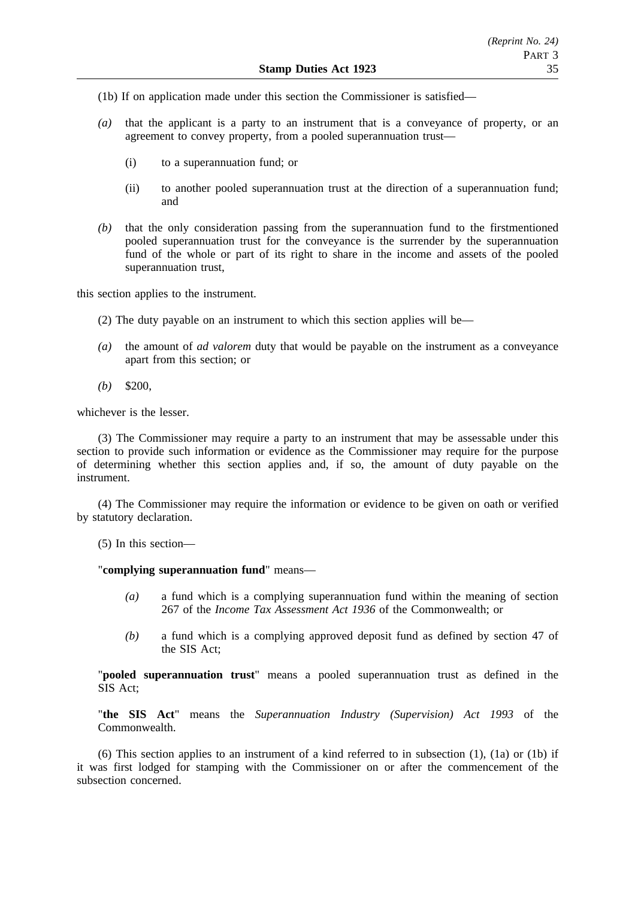(1b) If on application made under this section the Commissioner is satisfied—

*(a)* that the applicant is a party to an instrument that is a conveyance of property, or an agreement to convey property, from a pooled superannuation trust—

  (i) to a superannuation fund; or

  (ii) to another pooled superannuation trust at the direction of a superannuation fund; and

*(b)* that the only consideration passing from the superannuation fund to the firstmentioned pooled superannuation trust for the conveyance is the surrender by the superannuation fund of the whole or part of its right to share in the income and assets of the pooled superannuation trust,

this section applies to the instrument.

(2) The duty payable on an instrument to which this section applies will be—

*(a)* the amount of *ad valorem* duty that would be payable on the instrument as a conveyance apart from this section; or

*(b)* $200,

whichever is the lesser.

(3) The Commissioner may require a party to an instrument that may be assessable under this section to provide such information or evidence as the Commissioner may require for the purpose of determining whether this section applies and, if so, the amount of duty payable on the instrument.

(4) The Commissioner may require the information or evidence to be given on oath or verified by statutory declaration.

(5) In this section—

"**complying superannuation fund**" means—

*(a)* a fund which is a complying superannuation fund within the meaning of section 267 of the *Income Tax Assessment Act 1936* of the Commonwealth; or

*(b)* a fund which is a complying approved deposit fund as defined by section 47 of the SIS Act;

"**pooled superannuation trust**" means a pooled superannuation trust as defined in the SIS Act;

"**the SIS Act**" means the *Superannuation Industry (Supervision) Act 1993* of the Commonwealth.

(6) This section applies to an instrument of a kind referred to in subsection (1), (1a) or (1b) if it was first lodged for stamping with the Commissioner on or after the commencement of the subsection concerned.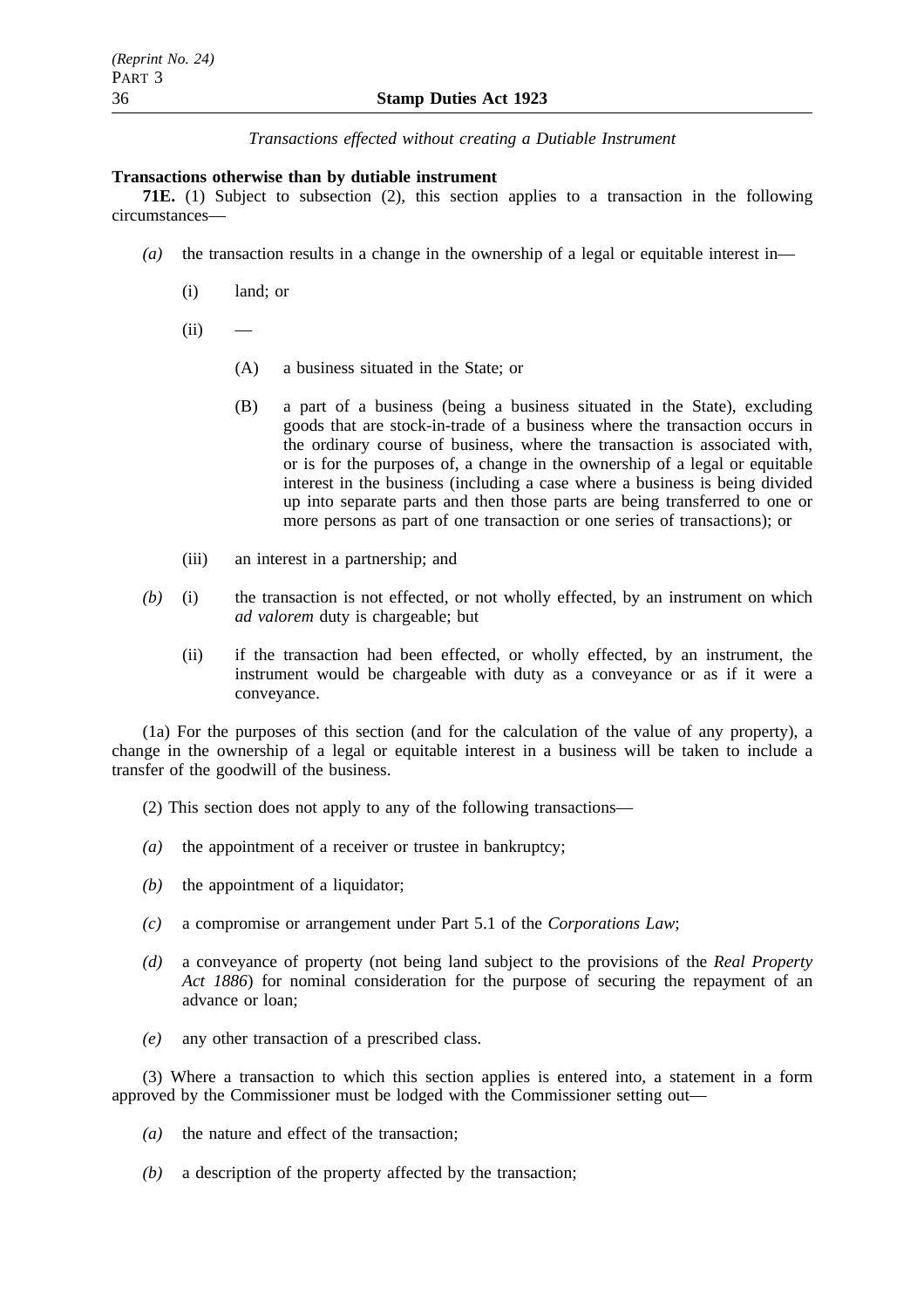*Transactions effected without creating a Dutiable Instrument*

**Transactions otherwise than by dutiable instrument**

**71E.** (1) Subject to subsection (2), this section applies to a transaction in the following circumstances—

*(a)* the transaction results in a change in the ownership of a legal or equitable interest in—

(i) land; or

(ii) —

(A) a business situated in the State; or

(B) a part of a business (being a business situated in the State), excluding goods that are stock-in-trade of a business where the transaction occurs in the ordinary course of business, where the transaction is associated with, or is for the purposes of, a change in the ownership of a legal or equitable interest in the business (including a case where a business is being divided up into separate parts and then those parts are being transferred to one or more persons as part of one transaction or one series of transactions); or

(iii) an interest in a partnership; and

*(b)* (i) the transaction is not effected, or not wholly effected, by an instrument on which *ad valorem* duty is chargeable; but

(ii) if the transaction had been effected, or wholly effected, by an instrument, the instrument would be chargeable with duty as a conveyance or as if it were a conveyance.

(1a) For the purposes of this section (and for the calculation of the value of any property), a change in the ownership of a legal or equitable interest in a business will be taken to include a transfer of the goodwill of the business.

(2) This section does not apply to any of the following transactions—

*(a)* the appointment of a receiver or trustee in bankruptcy;

*(b)* the appointment of a liquidator;

*(c)* a compromise or arrangement under Part 5.1 of the *Corporations Law*;

*(d)* a conveyance of property (not being land subject to the provisions of the *Real Property Act 1886*) for nominal consideration for the purpose of securing the repayment of an advance or loan;

*(e)* any other transaction of a prescribed class.

(3) Where a transaction to which this section applies is entered into, a statement in a form approved by the Commissioner must be lodged with the Commissioner setting out—

*(a)* the nature and effect of the transaction;

*(b)* a description of the property affected by the transaction;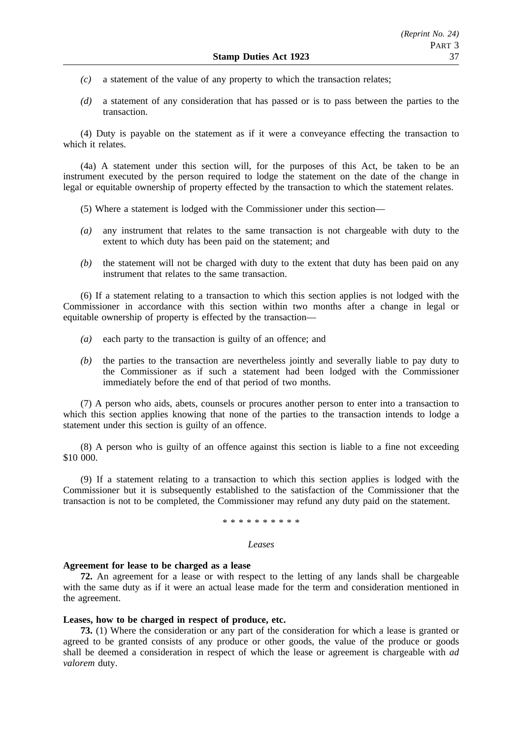*(c)* a statement of the value of any property to which the transaction relates;

*(d)* a statement of any consideration that has passed or is to pass between the parties to the transaction.

(4) Duty is payable on the statement as if it were a conveyance effecting the transaction to which it relates.

(4a) A statement under this section will, for the purposes of this Act, be taken to be an instrument executed by the person required to lodge the statement on the date of the change in legal or equitable ownership of property effected by the transaction to which the statement relates.

(5) Where a statement is lodged with the Commissioner under this section—

*(a)* any instrument that relates to the same transaction is not chargeable with duty to the extent to which duty has been paid on the statement; and

*(b)* the statement will not be charged with duty to the extent that duty has been paid on any instrument that relates to the same transaction.

(6) If a statement relating to a transaction to which this section applies is not lodged with the Commissioner in accordance with this section within two months after a change in legal or equitable ownership of property is effected by the transaction—

*(a)* each party to the transaction is guilty of an offence; and

*(b)* the parties to the transaction are nevertheless jointly and severally liable to pay duty to the Commissioner as if such a statement had been lodged with the Commissioner immediately before the end of that period of two months.

(7) A person who aids, abets, counsels or procures another person to enter into a transaction to which this section applies knowing that none of the parties to the transaction intends to lodge a statement under this section is guilty of an offence.

(8) A person who is guilty of an offence against this section is liable to a fine not exceeding $10 000.

(9) If a statement relating to a transaction to which this section applies is lodged with the Commissioner but it is subsequently established to the satisfaction of the Commissioner that the transaction is not to be completed, the Commissioner may refund any duty paid on the statement.

* * * * * * * * * *

*Leases*

**Agreement for lease to be charged as a lease**

**72.** An agreement for a lease or with respect to the letting of any lands shall be chargeable with the same duty as if it were an actual lease made for the term and consideration mentioned in the agreement.

**Leases, how to be charged in respect of produce, etc.**

**73.** (1) Where the consideration or any part of the consideration for which a lease is granted or agreed to be granted consists of any produce or other goods, the value of the produce or goods shall be deemed a consideration in respect of which the lease or agreement is chargeable with *ad valorem* duty.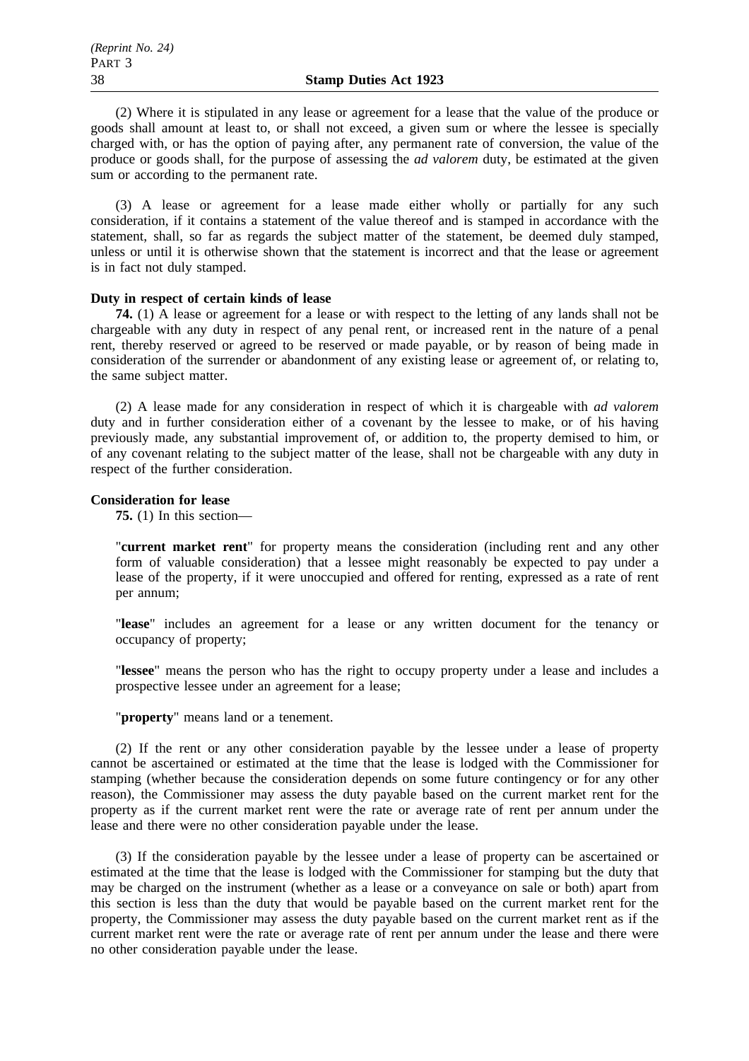(2) Where it is stipulated in any lease or agreement for a lease that the value of the produce or goods shall amount at least to, or shall not exceed, a given sum or where the lessee is specially charged with, or has the option of paying after, any permanent rate of conversion, the value of the produce or goods shall, for the purpose of assessing the *ad valorem* duty, be estimated at the given sum or according to the permanent rate.

(3) A lease or agreement for a lease made either wholly or partially for any such consideration, if it contains a statement of the value thereof and is stamped in accordance with the statement, shall, so far as regards the subject matter of the statement, be deemed duly stamped, unless or until it is otherwise shown that the statement is incorrect and that the lease or agreement is in fact not duly stamped.

**Duty in respect of certain kinds of lease**

**74.** (1) A lease or agreement for a lease or with respect to the letting of any lands shall not be chargeable with any duty in respect of any penal rent, or increased rent in the nature of a penal rent, thereby reserved or agreed to be reserved or made payable, or by reason of being made in consideration of the surrender or abandonment of any existing lease or agreement of, or relating to, the same subject matter.

(2) A lease made for any consideration in respect of which it is chargeable with *ad valorem* duty and in further consideration either of a covenant by the lessee to make, or of his having previously made, any substantial improvement of, or addition to, the property demised to him, or of any covenant relating to the subject matter of the lease, shall not be chargeable with any duty in respect of the further consideration.

**Consideration for lease**

**75.** (1) In this section—

"**current market rent**" for property means the consideration (including rent and any other form of valuable consideration) that a lessee might reasonably be expected to pay under a lease of the property, if it were unoccupied and offered for renting, expressed as a rate of rent per annum;

"**lease**" includes an agreement for a lease or any written document for the tenancy or occupancy of property;

"**lessee**" means the person who has the right to occupy property under a lease and includes a prospective lessee under an agreement for a lease;

"**property**" means land or a tenement.

(2) If the rent or any other consideration payable by the lessee under a lease of property cannot be ascertained or estimated at the time that the lease is lodged with the Commissioner for stamping (whether because the consideration depends on some future contingency or for any other reason), the Commissioner may assess the duty payable based on the current market rent for the property as if the current market rent were the rate or average rate of rent per annum under the lease and there were no other consideration payable under the lease.

(3) If the consideration payable by the lessee under a lease of property can be ascertained or estimated at the time that the lease is lodged with the Commissioner for stamping but the duty that may be charged on the instrument (whether as a lease or a conveyance on sale or both) apart from this section is less than the duty that would be payable based on the current market rent for the property, the Commissioner may assess the duty payable based on the current market rent as if the current market rent were the rate or average rate of rent per annum under the lease and there were no other consideration payable under the lease.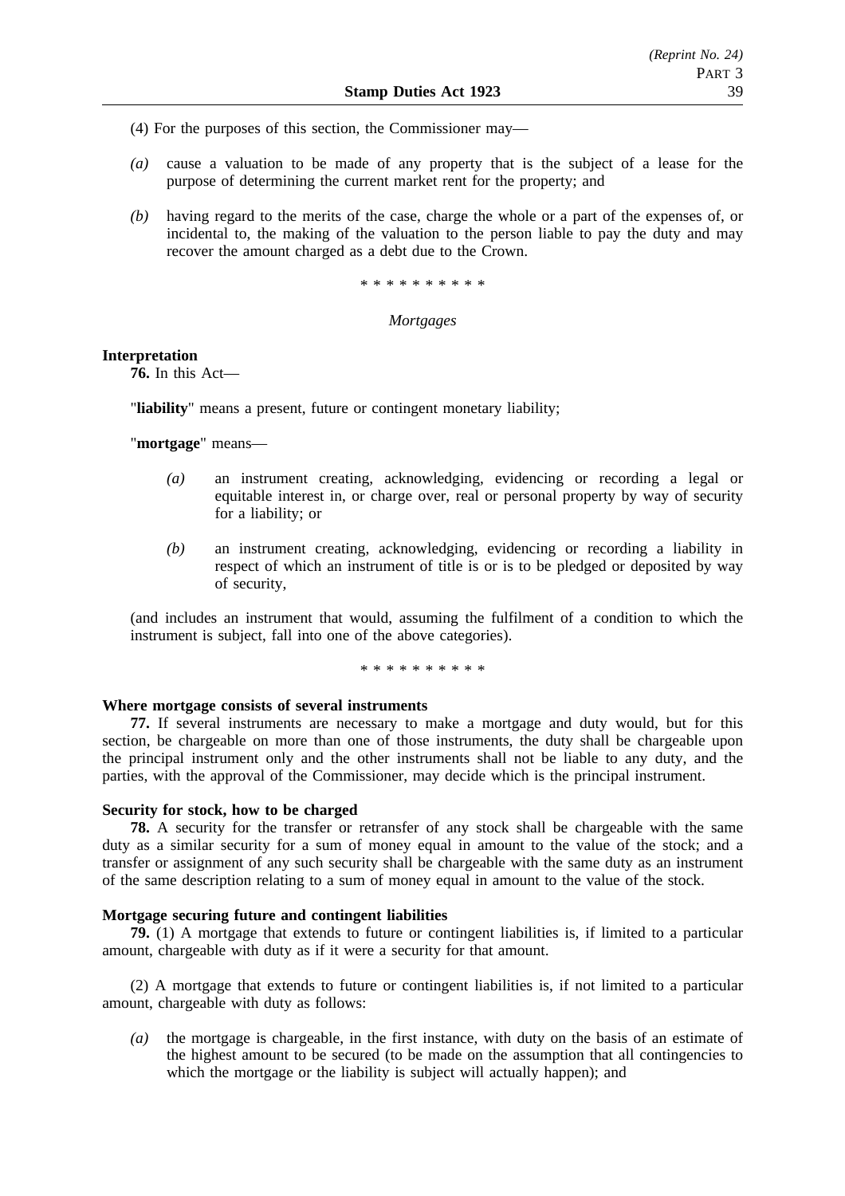(4) For the purposes of this section, the Commissioner may—

*(a)* cause a valuation to be made of any property that is the subject of a lease for the purpose of determining the current market rent for the property; and

*(b)* having regard to the merits of the case, charge the whole or a part of the expenses of, or incidental to, the making of the valuation to the person liable to pay the duty and may recover the amount charged as a debt due to the Crown.

\* \* \* \* \* \* \* \* \* \*

*Mortgages*

**Interpretation**

**76.** In this Act—

"**liability**" means a present, future or contingent monetary liability;

"**mortgage**" means—

*(a)* an instrument creating, acknowledging, evidencing or recording a legal or equitable interest in, or charge over, real or personal property by way of security for a liability; or

*(b)* an instrument creating, acknowledging, evidencing or recording a liability in respect of which an instrument of title is or is to be pledged or deposited by way of security,

(and includes an instrument that would, assuming the fulfilment of a condition to which the instrument is subject, fall into one of the above categories).

\* \* \* \* \* \* \* \* \* \*

**Where mortgage consists of several instruments**

**77.** If several instruments are necessary to make a mortgage and duty would, but for this section, be chargeable on more than one of those instruments, the duty shall be chargeable upon the principal instrument only and the other instruments shall not be liable to any duty, and the parties, with the approval of the Commissioner, may decide which is the principal instrument.

**Security for stock, how to be charged**

**78.** A security for the transfer or retransfer of any stock shall be chargeable with the same duty as a similar security for a sum of money equal in amount to the value of the stock; and a transfer or assignment of any such security shall be chargeable with the same duty as an instrument of the same description relating to a sum of money equal in amount to the value of the stock.

**Mortgage securing future and contingent liabilities**

**79.** (1) A mortgage that extends to future or contingent liabilities is, if limited to a particular amount, chargeable with duty as if it were a security for that amount.

(2) A mortgage that extends to future or contingent liabilities is, if not limited to a particular amount, chargeable with duty as follows:

*(a)* the mortgage is chargeable, in the first instance, with duty on the basis of an estimate of the highest amount to be secured (to be made on the assumption that all contingencies to which the mortgage or the liability is subject will actually happen); and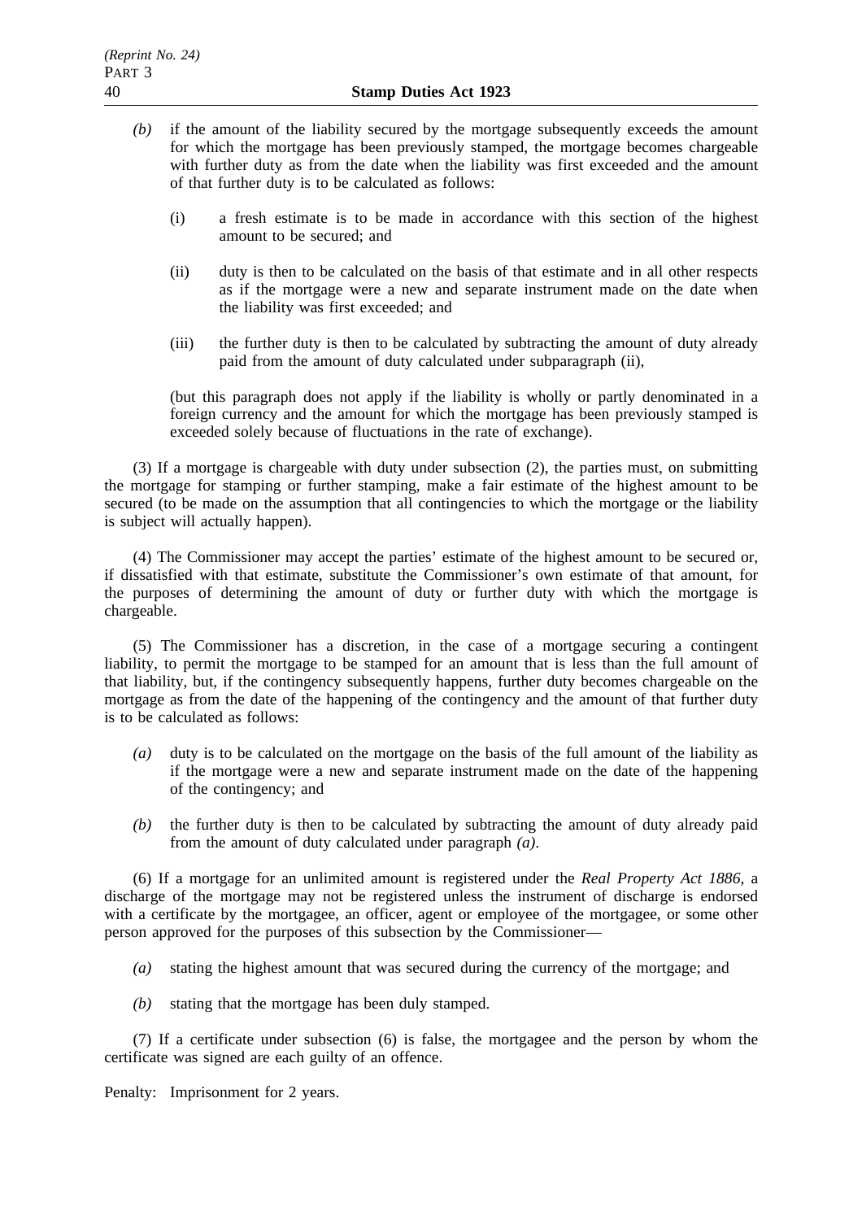*(b)* if the amount of the liability secured by the mortgage subsequently exceeds the amount for which the mortgage has been previously stamped, the mortgage becomes chargeable with further duty as from the date when the liability was first exceeded and the amount of that further duty is to be calculated as follows:

(i) a fresh estimate is to be made in accordance with this section of the highest amount to be secured; and

(ii) duty is then to be calculated on the basis of that estimate and in all other respects as if the mortgage were a new and separate instrument made on the date when the liability was first exceeded; and

(iii) the further duty is then to be calculated by subtracting the amount of duty already paid from the amount of duty calculated under subparagraph (ii),

(but this paragraph does not apply if the liability is wholly or partly denominated in a foreign currency and the amount for which the mortgage has been previously stamped is exceeded solely because of fluctuations in the rate of exchange).

(3) If a mortgage is chargeable with duty under subsection (2), the parties must, on submitting the mortgage for stamping or further stamping, make a fair estimate of the highest amount to be secured (to be made on the assumption that all contingencies to which the mortgage or the liability is subject will actually happen).

(4) The Commissioner may accept the parties' estimate of the highest amount to be secured or, if dissatisfied with that estimate, substitute the Commissioner's own estimate of that amount, for the purposes of determining the amount of duty or further duty with which the mortgage is chargeable.

(5) The Commissioner has a discretion, in the case of a mortgage securing a contingent liability, to permit the mortgage to be stamped for an amount that is less than the full amount of that liability, but, if the contingency subsequently happens, further duty becomes chargeable on the mortgage as from the date of the happening of the contingency and the amount of that further duty is to be calculated as follows:

*(a)* duty is to be calculated on the mortgage on the basis of the full amount of the liability as if the mortgage were a new and separate instrument made on the date of the happening of the contingency; and

*(b)* the further duty is then to be calculated by subtracting the amount of duty already paid from the amount of duty calculated under paragraph *(a)*.

(6) If a mortgage for an unlimited amount is registered under the *Real Property Act 1886*, a discharge of the mortgage may not be registered unless the instrument of discharge is endorsed with a certificate by the mortgagee, an officer, agent or employee of the mortgagee, or some other person approved for the purposes of this subsection by the Commissioner—

*(a)* stating the highest amount that was secured during the currency of the mortgage; and

*(b)* stating that the mortgage has been duly stamped.

(7) If a certificate under subsection (6) is false, the mortgagee and the person by whom the certificate was signed are each guilty of an offence.

Penalty: Imprisonment for 2 years.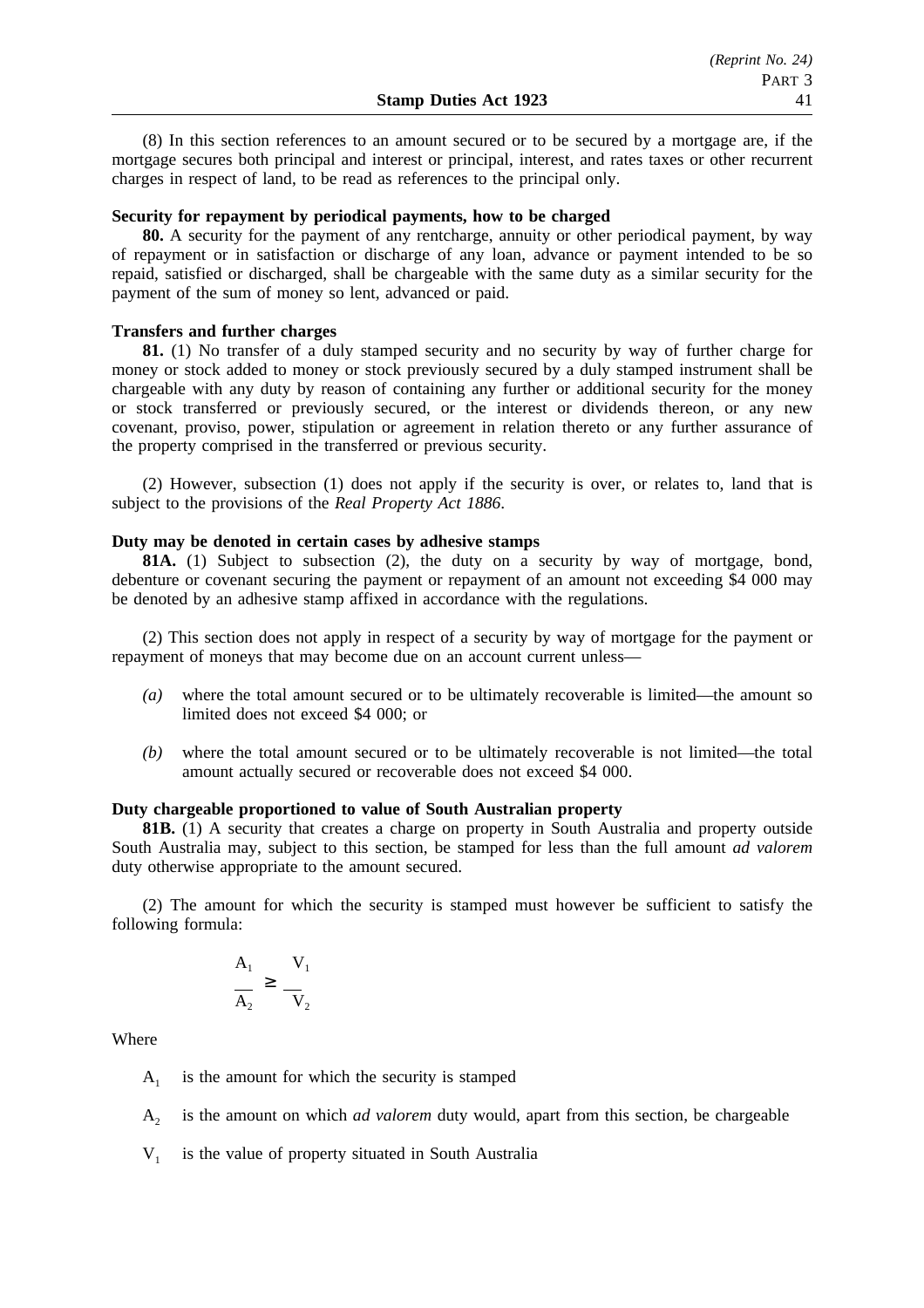(8) In this section references to an amount secured or to be secured by a mortgage are, if the mortgage secures both principal and interest or principal, interest, and rates taxes or other recurrent charges in respect of land, to be read as references to the principal only.

**Security for repayment by periodical payments, how to be charged**

**80.** A security for the payment of any rentcharge, annuity or other periodical payment, by way of repayment or in satisfaction or discharge of any loan, advance or payment intended to be so repaid, satisfied or discharged, shall be chargeable with the same duty as a similar security for the payment of the sum of money so lent, advanced or paid.

**Transfers and further charges**

**81.** (1) No transfer of a duly stamped security and no security by way of further charge for money or stock added to money or stock previously secured by a duly stamped instrument shall be chargeable with any duty by reason of containing any further or additional security for the money or stock transferred or previously secured, or the interest or dividends thereon, or any new covenant, proviso, power, stipulation or agreement in relation thereto or any further assurance of the property comprised in the transferred or previous security.

(2) However, subsection (1) does not apply if the security is over, or relates to, land that is subject to the provisions of the *Real Property Act 1886*.

**Duty may be denoted in certain cases by adhesive stamps**

**81A.** (1) Subject to subsection (2), the duty on a security by way of mortgage, bond, debenture or covenant securing the payment or repayment of an amount not exceeding $4 000 may be denoted by an adhesive stamp affixed in accordance with the regulations.

(2) This section does not apply in respect of a security by way of mortgage for the payment or repayment of moneys that may become due on an account current unless—

- *(a)* where the total amount secured or to be ultimately recoverable is limited—the amount so limited does not exceed $4 000; or
- *(b)* where the total amount secured or to be ultimately recoverable is not limited—the total amount actually secured or recoverable does not exceed $4 000.

**Duty chargeable proportioned to value of South Australian property**

**81B.** (1) A security that creates a charge on property in South Australia and property outside South Australia may, subject to this section, be stamped for less than the full amount *ad valorem* duty otherwise appropriate to the amount secured.

(2) The amount for which the security is stamped must however be sufficient to satisfy the following formula:

$$\frac{A_1}{A_2} \geq \frac{V_1}{V_2}$$

Where

$A_1$ is the amount for which the security is stamped

$A_2$ is the amount on which *ad valorem* duty would, apart from this section, be chargeable

$V_1$ is the value of property situated in South Australia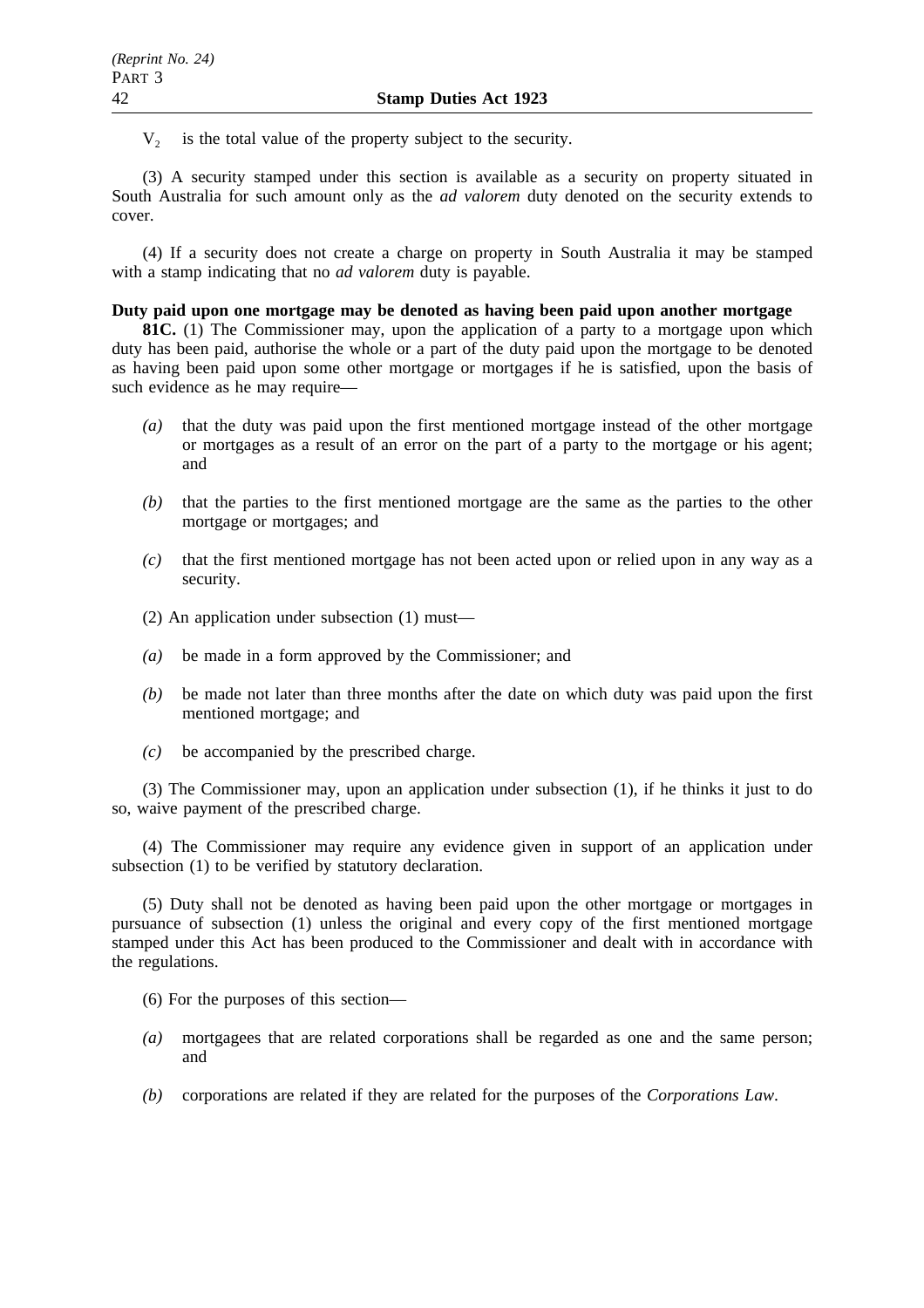$V_2$ is the total value of the property subject to the security.

(3) A security stamped under this section is available as a security on property situated in South Australia for such amount only as the *ad valorem* duty denoted on the security extends to cover.

(4) If a security does not create a charge on property in South Australia it may be stamped with a stamp indicating that no *ad valorem* duty is payable.

**Duty paid upon one mortgage may be denoted as having been paid upon another mortgage**

**81C.** (1) The Commissioner may, upon the application of a party to a mortgage upon which duty has been paid, authorise the whole or a part of the duty paid upon the mortgage to be denoted as having been paid upon some other mortgage or mortgages if he is satisfied, upon the basis of such evidence as he may require—

- *(a)* that the duty was paid upon the first mentioned mortgage instead of the other mortgage or mortgages as a result of an error on the part of a party to the mortgage or his agent; and
- *(b)* that the parties to the first mentioned mortgage are the same as the parties to the other mortgage or mortgages; and
- *(c)* that the first mentioned mortgage has not been acted upon or relied upon in any way as a security.

(2) An application under subsection (1) must—

- *(a)* be made in a form approved by the Commissioner; and
- *(b)* be made not later than three months after the date on which duty was paid upon the first mentioned mortgage; and
- *(c)* be accompanied by the prescribed charge.

(3) The Commissioner may, upon an application under subsection (1), if he thinks it just to do so, waive payment of the prescribed charge.

(4) The Commissioner may require any evidence given in support of an application under subsection (1) to be verified by statutory declaration.

(5) Duty shall not be denoted as having been paid upon the other mortgage or mortgages in pursuance of subsection (1) unless the original and every copy of the first mentioned mortgage stamped under this Act has been produced to the Commissioner and dealt with in accordance with the regulations.

(6) For the purposes of this section—

- *(a)* mortgagees that are related corporations shall be regarded as one and the same person; and
- *(b)* corporations are related if they are related for the purposes of the *Corporations Law*.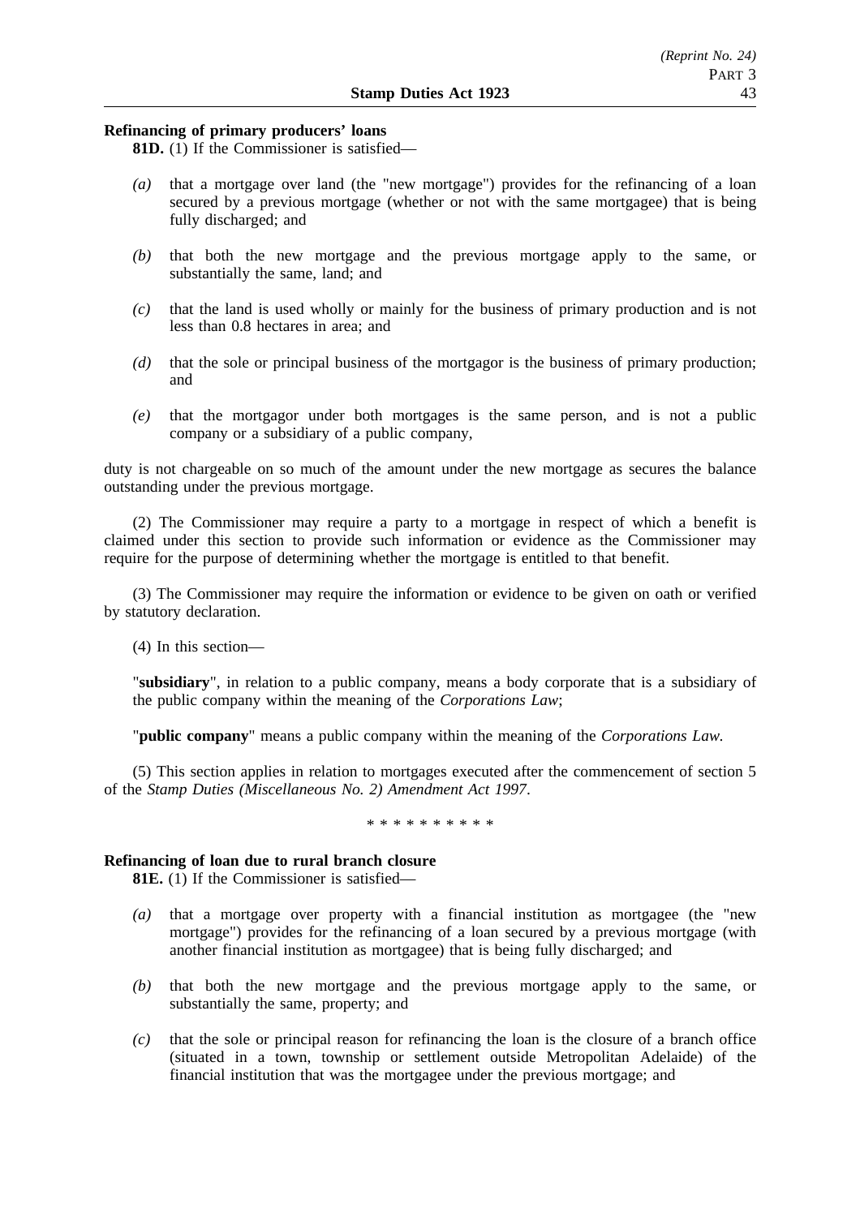**Refinancing of primary producers' loans**

**81D.** (1) If the Commissioner is satisfied—

*(a)* that a mortgage over land (the "new mortgage") provides for the refinancing of a loan secured by a previous mortgage (whether or not with the same mortgagee) that is being fully discharged; and

*(b)* that both the new mortgage and the previous mortgage apply to the same, or substantially the same, land; and

*(c)* that the land is used wholly or mainly for the business of primary production and is not less than 0.8 hectares in area; and

*(d)* that the sole or principal business of the mortgagor is the business of primary production; and

*(e)* that the mortgagor under both mortgages is the same person, and is not a public company or a subsidiary of a public company,

duty is not chargeable on so much of the amount under the new mortgage as secures the balance outstanding under the previous mortgage.

(2) The Commissioner may require a party to a mortgage in respect of which a benefit is claimed under this section to provide such information or evidence as the Commissioner may require for the purpose of determining whether the mortgage is entitled to that benefit.

(3) The Commissioner may require the information or evidence to be given on oath or verified by statutory declaration.

(4) In this section—

"**subsidiary**", in relation to a public company, means a body corporate that is a subsidiary of the public company within the meaning of the *Corporations Law*;

"**public company**" means a public company within the meaning of the *Corporations Law.*

(5) This section applies in relation to mortgages executed after the commencement of section 5 of the *Stamp Duties (Miscellaneous No. 2) Amendment Act 1997*.

\* \* \* \* \* \* \* \* \* \*

**Refinancing of loan due to rural branch closure**

**81E.** (1) If the Commissioner is satisfied—

*(a)* that a mortgage over property with a financial institution as mortgagee (the "new mortgage") provides for the refinancing of a loan secured by a previous mortgage (with another financial institution as mortgagee) that is being fully discharged; and

*(b)* that both the new mortgage and the previous mortgage apply to the same, or substantially the same, property; and

*(c)* that the sole or principal reason for refinancing the loan is the closure of a branch office (situated in a town, township or settlement outside Metropolitan Adelaide) of the financial institution that was the mortgagee under the previous mortgage; and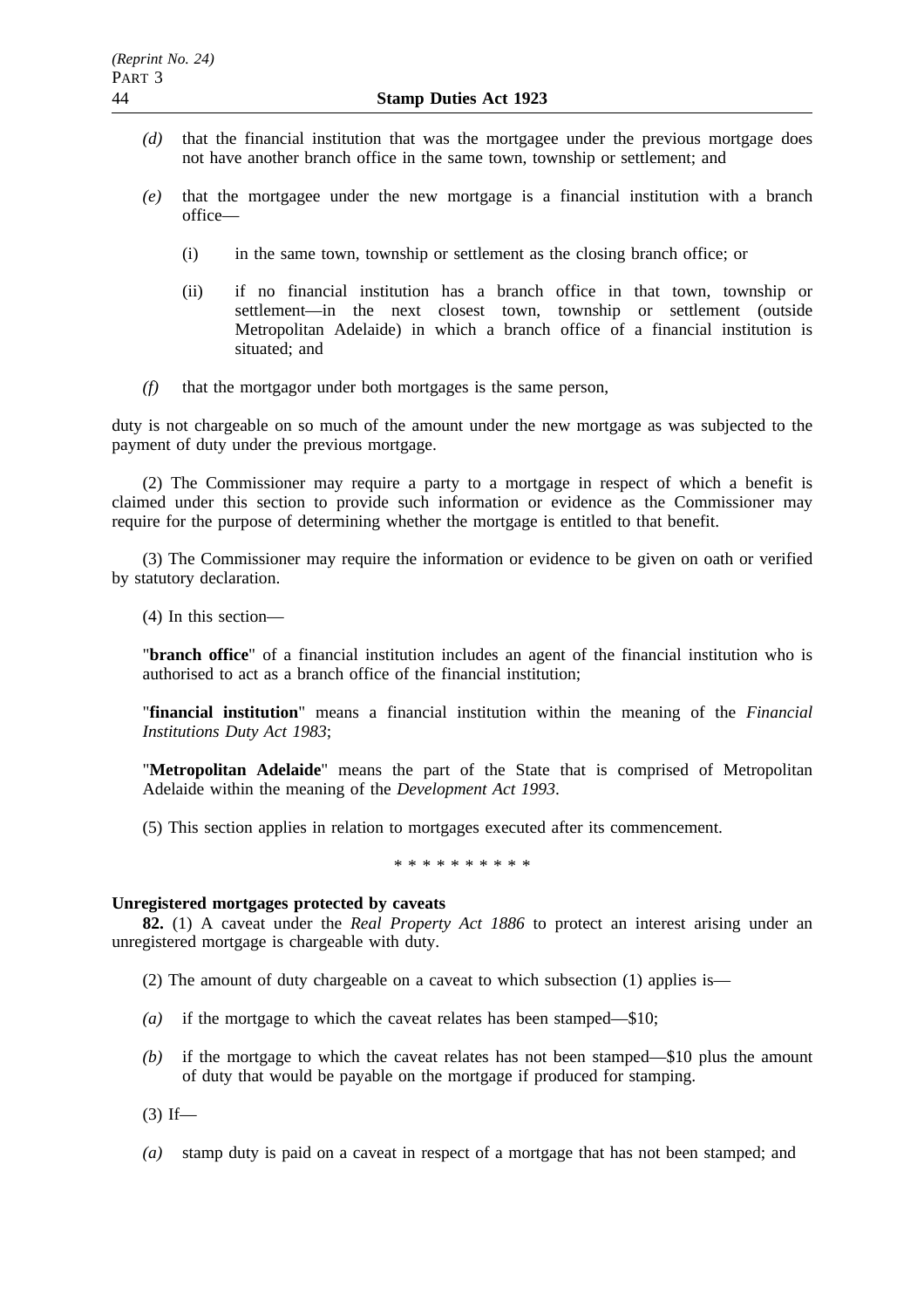*(d)* that the financial institution that was the mortgagee under the previous mortgage does not have another branch office in the same town, township or settlement; and

*(e)* that the mortgagee under the new mortgage is a financial institution with a branch office—

(i) in the same town, township or settlement as the closing branch office; or

(ii) if no financial institution has a branch office in that town, township or settlement—in the next closest town, township or settlement (outside Metropolitan Adelaide) in which a branch office of a financial institution is situated; and

*(f)* that the mortgagor under both mortgages is the same person,

duty is not chargeable on so much of the amount under the new mortgage as was subjected to the payment of duty under the previous mortgage.

(2) The Commissioner may require a party to a mortgage in respect of which a benefit is claimed under this section to provide such information or evidence as the Commissioner may require for the purpose of determining whether the mortgage is entitled to that benefit.

(3) The Commissioner may require the information or evidence to be given on oath or verified by statutory declaration.

(4) In this section—

"**branch office**" of a financial institution includes an agent of the financial institution who is authorised to act as a branch office of the financial institution;

"**financial institution**" means a financial institution within the meaning of the *Financial Institutions Duty Act 1983*;

"**Metropolitan Adelaide**" means the part of the State that is comprised of Metropolitan Adelaide within the meaning of the *Development Act 1993*.

(5) This section applies in relation to mortgages executed after its commencement.

\* \* \* \* \* \* \* \* \* \*

**Unregistered mortgages protected by caveats**

**82.** (1) A caveat under the *Real Property Act 1886* to protect an interest arising under an unregistered mortgage is chargeable with duty.

(2) The amount of duty chargeable on a caveat to which subsection (1) applies is—

*(a)* if the mortgage to which the caveat relates has been stamped—$10;

*(b)* if the mortgage to which the caveat relates has not been stamped—$10 plus the amount of duty that would be payable on the mortgage if produced for stamping.

(3) If—

*(a)* stamp duty is paid on a caveat in respect of a mortgage that has not been stamped; and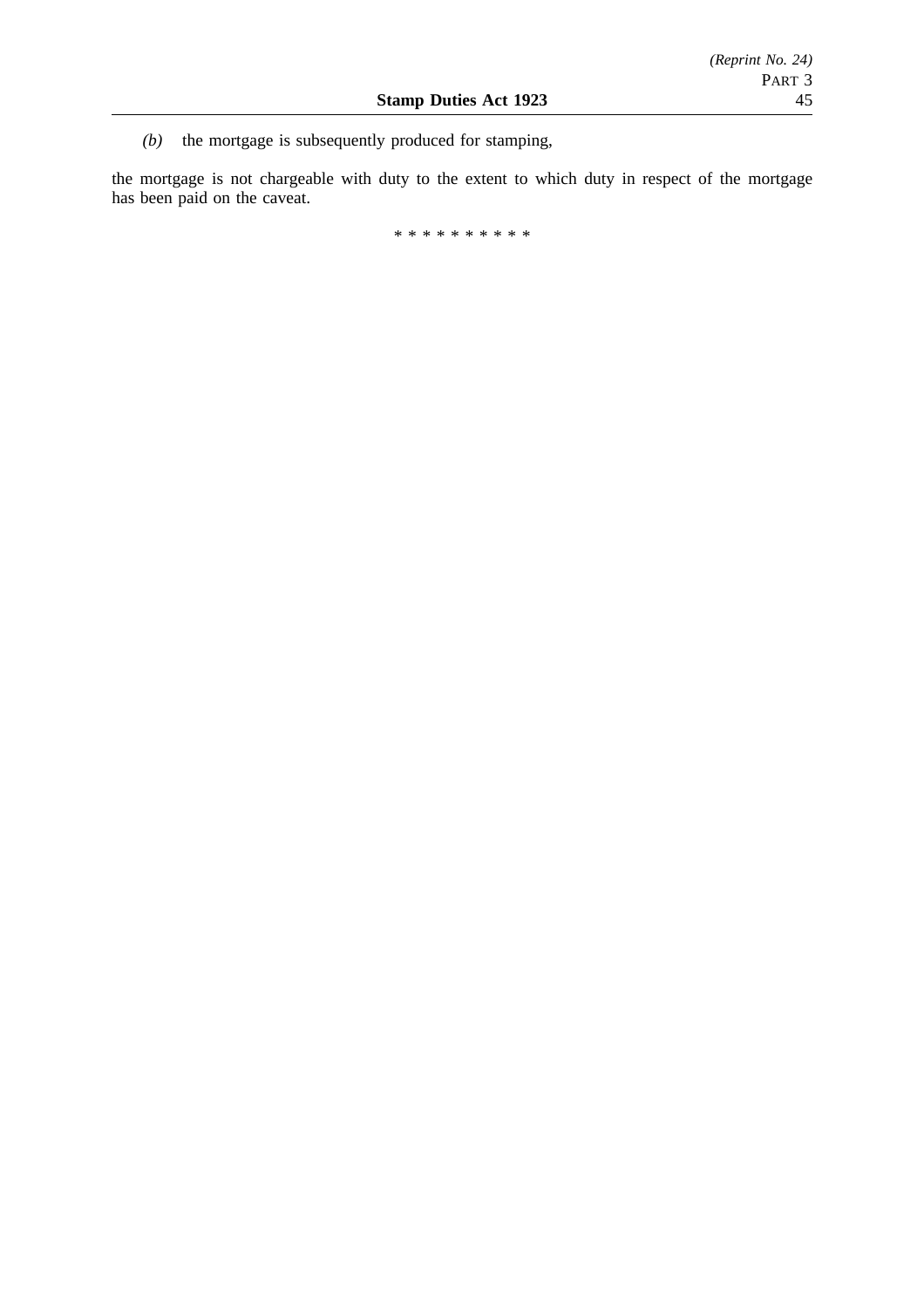(b) the mortgage is subsequently produced for stamping,

the mortgage is not chargeable with duty to the extent to which duty in respect of the mortgage has been paid on the caveat.

\* \* \* \* \* \* \* \* \* \*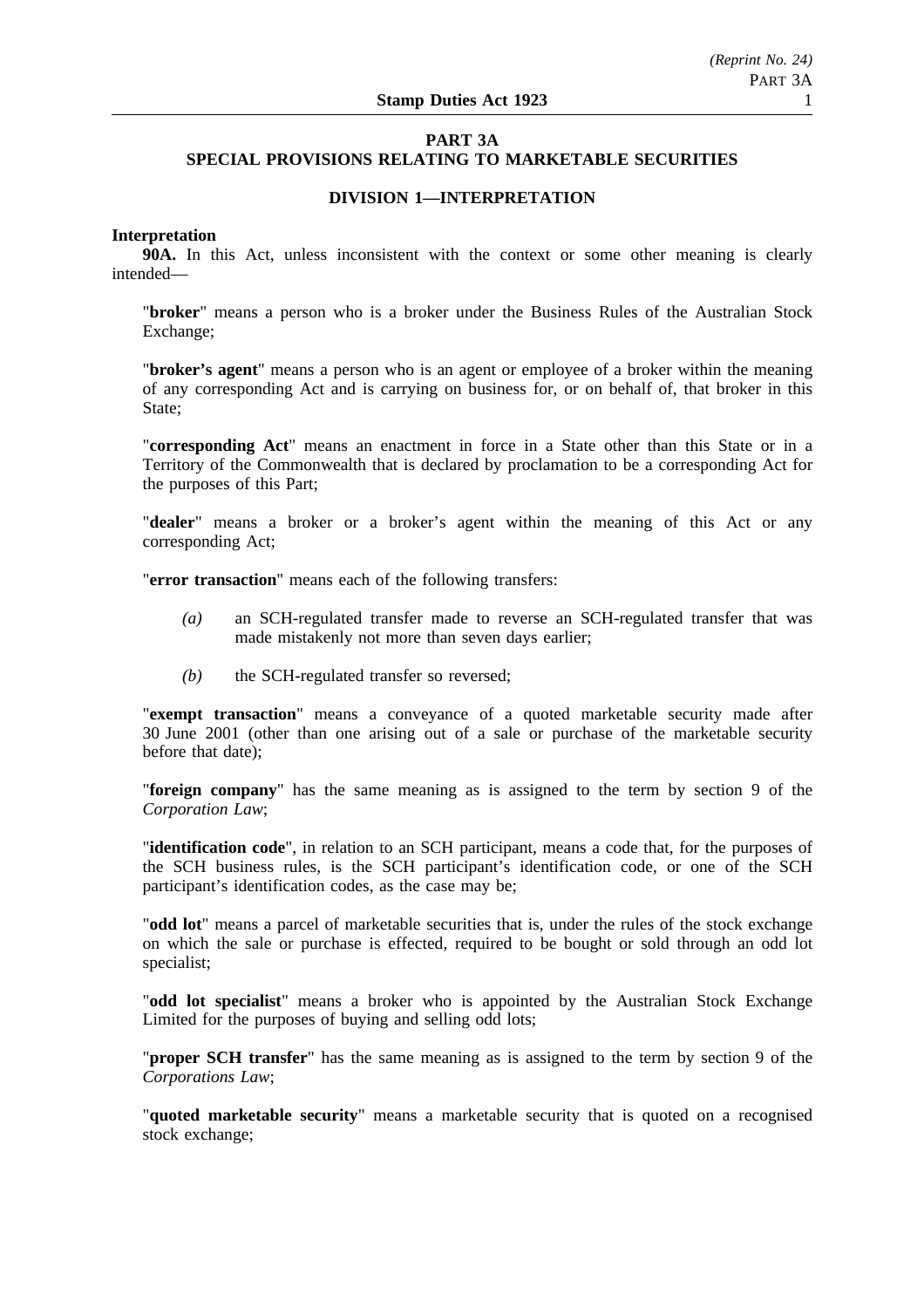## PART 3A
## SPECIAL PROVISIONS RELATING TO MARKETABLE SECURITIES

### DIVISION 1—INTERPRETATION

**Interpretation**

**90A.** In this Act, unless inconsistent with the context or some other meaning is clearly intended—

"**broker**" means a person who is a broker under the Business Rules of the Australian Stock Exchange;

"**broker's agent**" means a person who is an agent or employee of a broker within the meaning of any corresponding Act and is carrying on business for, or on behalf of, that broker in this State;

"**corresponding Act**" means an enactment in force in a State other than this State or in a Territory of the Commonwealth that is declared by proclamation to be a corresponding Act for the purposes of this Part;

"**dealer**" means a broker or a broker's agent within the meaning of this Act or any corresponding Act;

"**error transaction**" means each of the following transfers:

*(a)* an SCH-regulated transfer made to reverse an SCH-regulated transfer that was made mistakenly not more than seven days earlier;

*(b)* the SCH-regulated transfer so reversed;

"**exempt transaction**" means a conveyance of a quoted marketable security made after 30 June 2001 (other than one arising out of a sale or purchase of the marketable security before that date);

"**foreign company**" has the same meaning as is assigned to the term by section 9 of the *Corporation Law*;

"**identification code**", in relation to an SCH participant, means a code that, for the purposes of the SCH business rules, is the SCH participant's identification code, or one of the SCH participant's identification codes, as the case may be;

"**odd lot**" means a parcel of marketable securities that is, under the rules of the stock exchange on which the sale or purchase is effected, required to be bought or sold through an odd lot specialist;

"**odd lot specialist**" means a broker who is appointed by the Australian Stock Exchange Limited for the purposes of buying and selling odd lots;

"**proper SCH transfer**" has the same meaning as is assigned to the term by section 9 of the *Corporations Law*;

"**quoted marketable security**" means a marketable security that is quoted on a recognised stock exchange;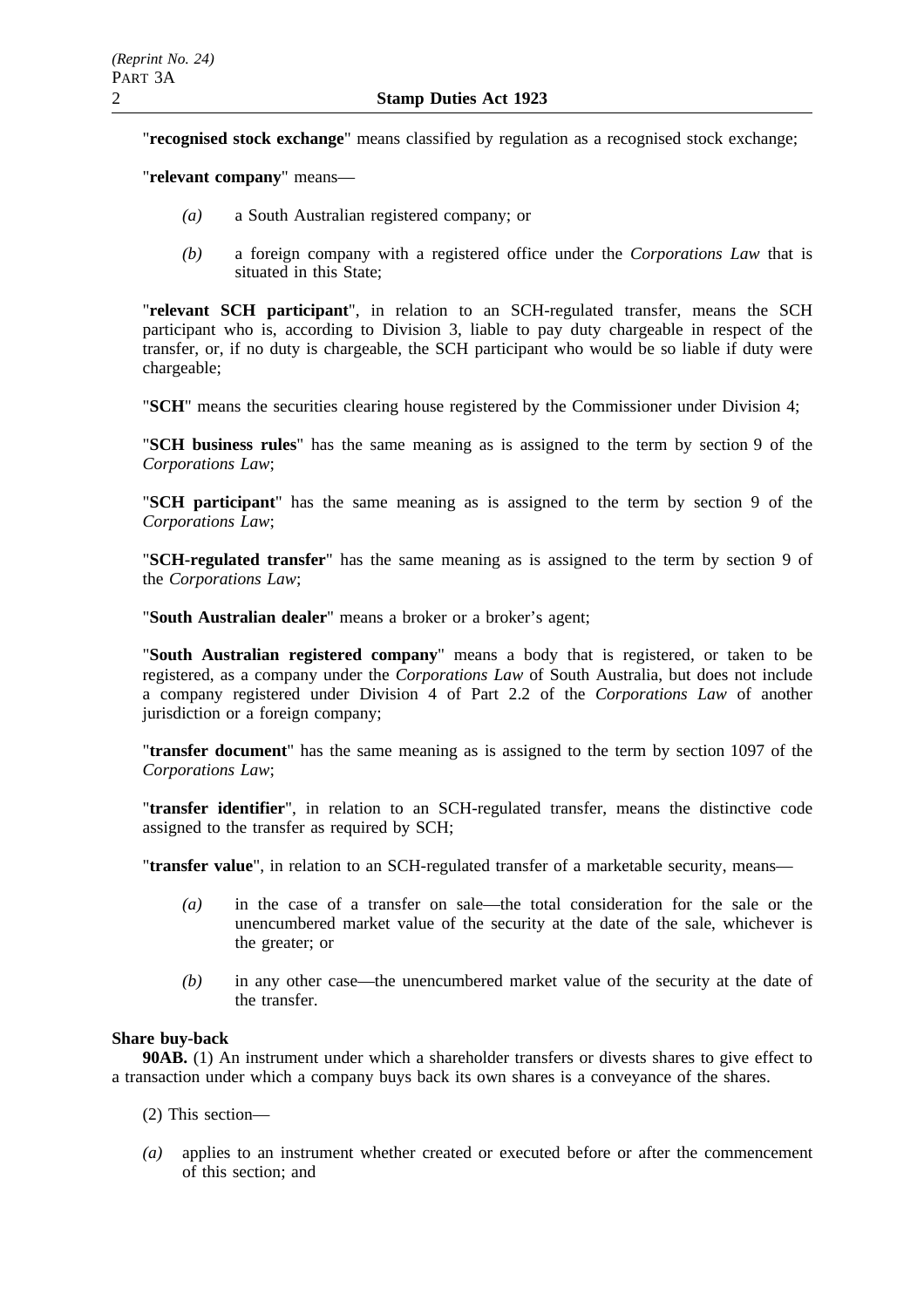"**recognised stock exchange**" means classified by regulation as a recognised stock exchange;

"**relevant company**" means—

*(a)* a South Australian registered company; or

*(b)* a foreign company with a registered office under the *Corporations Law* that is situated in this State;

"**relevant SCH participant**", in relation to an SCH-regulated transfer, means the SCH participant who is, according to Division 3, liable to pay duty chargeable in respect of the transfer, or, if no duty is chargeable, the SCH participant who would be so liable if duty were chargeable;

"**SCH**" means the securities clearing house registered by the Commissioner under Division 4;

"**SCH business rules**" has the same meaning as is assigned to the term by section 9 of the *Corporations Law*;

"**SCH participant**" has the same meaning as is assigned to the term by section 9 of the *Corporations Law*;

"**SCH-regulated transfer**" has the same meaning as is assigned to the term by section 9 of the *Corporations Law*;

"**South Australian dealer**" means a broker or a broker's agent;

"**South Australian registered company**" means a body that is registered, or taken to be registered, as a company under the *Corporations Law* of South Australia, but does not include a company registered under Division 4 of Part 2.2 of the *Corporations Law* of another jurisdiction or a foreign company;

"**transfer document**" has the same meaning as is assigned to the term by section 1097 of the *Corporations Law*;

"**transfer identifier**", in relation to an SCH-regulated transfer, means the distinctive code assigned to the transfer as required by SCH;

"**transfer value**", in relation to an SCH-regulated transfer of a marketable security, means—

*(a)* in the case of a transfer on sale—the total consideration for the sale or the unencumbered market value of the security at the date of the sale, whichever is the greater; or

*(b)* in any other case—the unencumbered market value of the security at the date of the transfer.

**Share buy-back**

**90AB.** (1) An instrument under which a shareholder transfers or divests shares to give effect to a transaction under which a company buys back its own shares is a conveyance of the shares.

(2) This section—

*(a)* applies to an instrument whether created or executed before or after the commencement of this section; and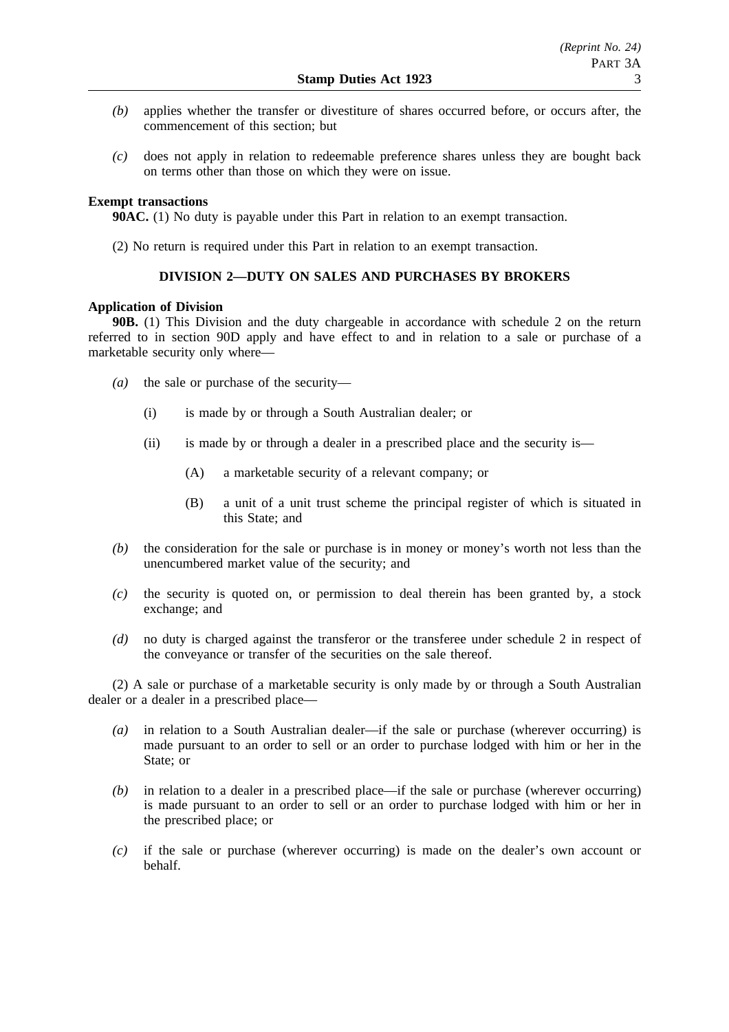*(b)* applies whether the transfer or divestiture of shares occurred before, or occurs after, the commencement of this section; but

*(c)* does not apply in relation to redeemable preference shares unless they are bought back on terms other than those on which they were on issue.

**Exempt transactions**

**90AC.** (1) No duty is payable under this Part in relation to an exempt transaction.

(2) No return is required under this Part in relation to an exempt transaction.

## DIVISION 2—DUTY ON SALES AND PURCHASES BY BROKERS

**Application of Division**

**90B.** (1) This Division and the duty chargeable in accordance with schedule 2 on the return referred to in section 90D apply and have effect to and in relation to a sale or purchase of a marketable security only where—

*(a)* the sale or purchase of the security—

(i) is made by or through a South Australian dealer; or

(ii) is made by or through a dealer in a prescribed place and the security is—

(A) a marketable security of a relevant company; or

(B) a unit of a unit trust scheme the principal register of which is situated in this State; and

*(b)* the consideration for the sale or purchase is in money or money's worth not less than the unencumbered market value of the security; and

*(c)* the security is quoted on, or permission to deal therein has been granted by, a stock exchange; and

*(d)* no duty is charged against the transferor or the transferee under schedule 2 in respect of the conveyance or transfer of the securities on the sale thereof.

(2) A sale or purchase of a marketable security is only made by or through a South Australian dealer or a dealer in a prescribed place—

*(a)* in relation to a South Australian dealer—if the sale or purchase (wherever occurring) is made pursuant to an order to sell or an order to purchase lodged with him or her in the State; or

*(b)* in relation to a dealer in a prescribed place—if the sale or purchase (wherever occurring) is made pursuant to an order to sell or an order to purchase lodged with him or her in the prescribed place; or

*(c)* if the sale or purchase (wherever occurring) is made on the dealer's own account or behalf.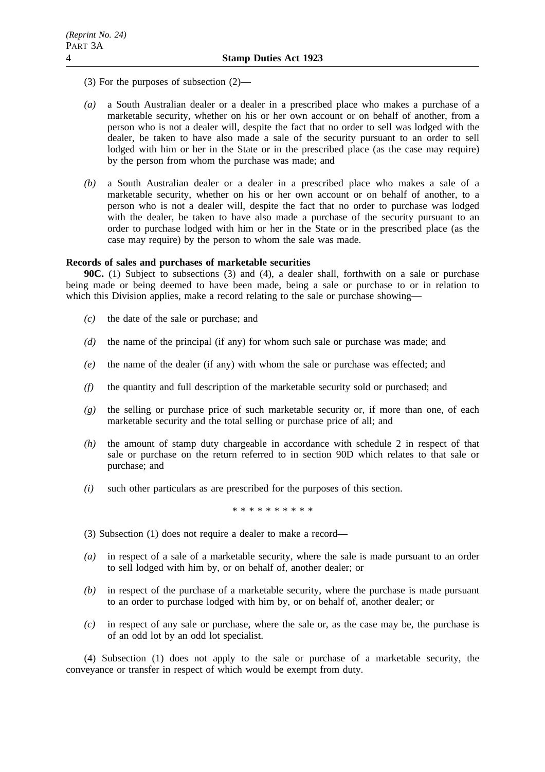(3) For the purposes of subsection (2)—

*(a)* a South Australian dealer or a dealer in a prescribed place who makes a purchase of a marketable security, whether on his or her own account or on behalf of another, from a person who is not a dealer will, despite the fact that no order to sell was lodged with the dealer, be taken to have also made a sale of the security pursuant to an order to sell lodged with him or her in the State or in the prescribed place (as the case may require) by the person from whom the purchase was made; and

*(b)* a South Australian dealer or a dealer in a prescribed place who makes a sale of a marketable security, whether on his or her own account or on behalf of another, to a person who is not a dealer will, despite the fact that no order to purchase was lodged with the dealer, be taken to have also made a purchase of the security pursuant to an order to purchase lodged with him or her in the State or in the prescribed place (as the case may require) by the person to whom the sale was made.

**Records of sales and purchases of marketable securities**

**90C.** (1) Subject to subsections (3) and (4), a dealer shall, forthwith on a sale or purchase being made or being deemed to have been made, being a sale or purchase to or in relation to which this Division applies, make a record relating to the sale or purchase showing—

*(c)* the date of the sale or purchase; and

*(d)* the name of the principal (if any) for whom such sale or purchase was made; and

*(e)* the name of the dealer (if any) with whom the sale or purchase was effected; and

*(f)* the quantity and full description of the marketable security sold or purchased; and

*(g)* the selling or purchase price of such marketable security or, if more than one, of each marketable security and the total selling or purchase price of all; and

*(h)* the amount of stamp duty chargeable in accordance with schedule 2 in respect of that sale or purchase on the return referred to in section 90D which relates to that sale or purchase; and

*(i)* such other particulars as are prescribed for the purposes of this section.

\* \* \* \* \* \* \* \* \* \*

(3) Subsection (1) does not require a dealer to make a record—

*(a)* in respect of a sale of a marketable security, where the sale is made pursuant to an order to sell lodged with him by, or on behalf of, another dealer; or

*(b)* in respect of the purchase of a marketable security, where the purchase is made pursuant to an order to purchase lodged with him by, or on behalf of, another dealer; or

*(c)* in respect of any sale or purchase, where the sale or, as the case may be, the purchase is of an odd lot by an odd lot specialist.

(4) Subsection (1) does not apply to the sale or purchase of a marketable security, the conveyance or transfer in respect of which would be exempt from duty.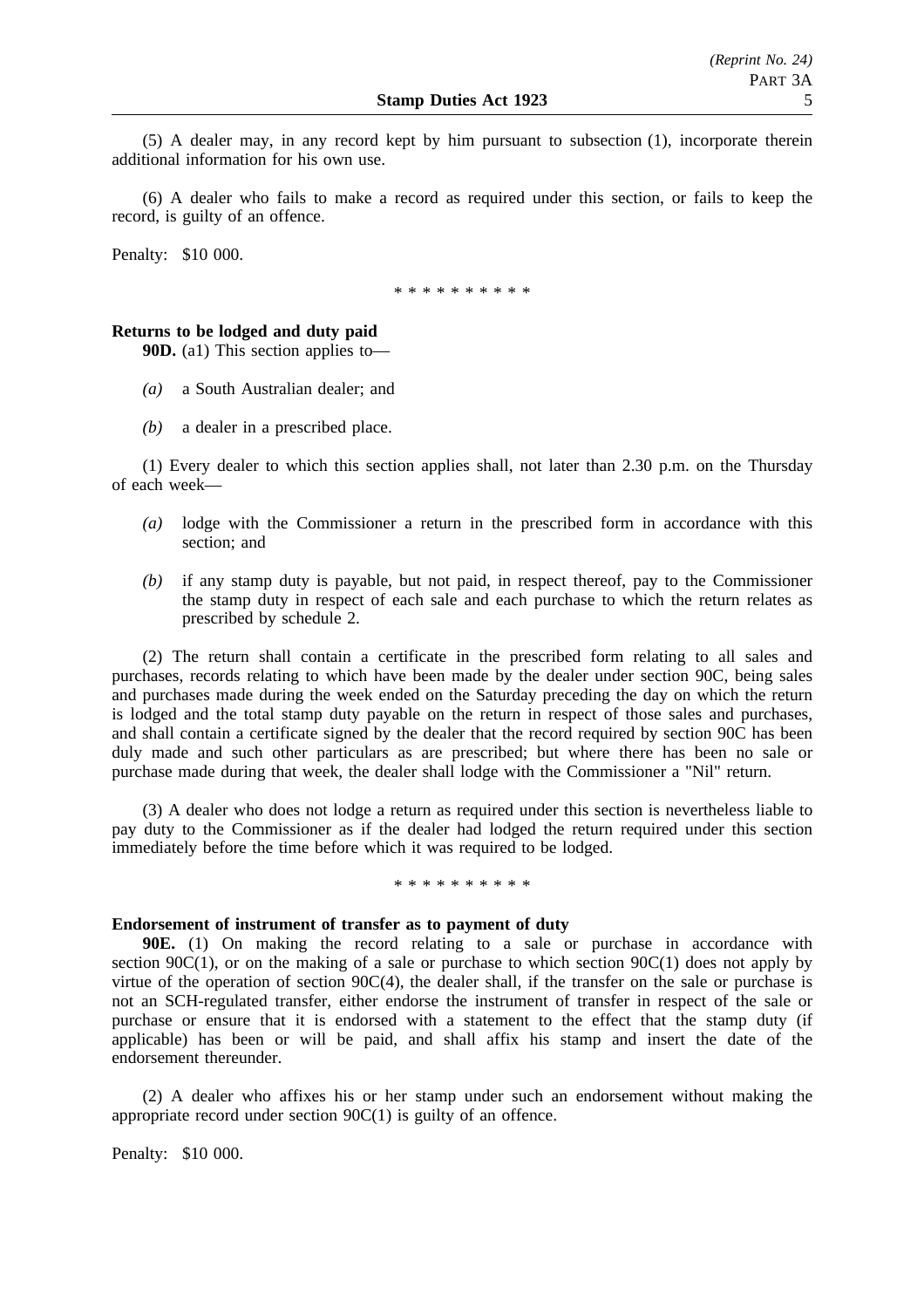(5) A dealer may, in any record kept by him pursuant to subsection (1), incorporate therein additional information for his own use.

(6) A dealer who fails to make a record as required under this section, or fails to keep the record, is guilty of an offence.

Penalty: $10 000.

\* \* \* \* \* \* \* \* \* \*

**Returns to be lodged and duty paid**

**90D.** (a1) This section applies to—

*(a)* a South Australian dealer; and

*(b)* a dealer in a prescribed place.

(1) Every dealer to which this section applies shall, not later than 2.30 p.m. on the Thursday of each week—

*(a)* lodge with the Commissioner a return in the prescribed form in accordance with this section; and

*(b)* if any stamp duty is payable, but not paid, in respect thereof, pay to the Commissioner the stamp duty in respect of each sale and each purchase to which the return relates as prescribed by schedule 2.

(2) The return shall contain a certificate in the prescribed form relating to all sales and purchases, records relating to which have been made by the dealer under section 90C, being sales and purchases made during the week ended on the Saturday preceding the day on which the return is lodged and the total stamp duty payable on the return in respect of those sales and purchases, and shall contain a certificate signed by the dealer that the record required by section 90C has been duly made and such other particulars as are prescribed; but where there has been no sale or purchase made during that week, the dealer shall lodge with the Commissioner a "Nil" return.

(3) A dealer who does not lodge a return as required under this section is nevertheless liable to pay duty to the Commissioner as if the dealer had lodged the return required under this section immediately before the time before which it was required to be lodged.

\* \* \* \* \* \* \* \* \* \*

**Endorsement of instrument of transfer as to payment of duty**

**90E.** (1) On making the record relating to a sale or purchase in accordance with section 90C(1), or on the making of a sale or purchase to which section 90C(1) does not apply by virtue of the operation of section 90C(4), the dealer shall, if the transfer on the sale or purchase is not an SCH-regulated transfer, either endorse the instrument of transfer in respect of the sale or purchase or ensure that it is endorsed with a statement to the effect that the stamp duty (if applicable) has been or will be paid, and shall affix his stamp and insert the date of the endorsement thereunder.

(2) A dealer who affixes his or her stamp under such an endorsement without making the appropriate record under section 90C(1) is guilty of an offence.

Penalty: $10 000.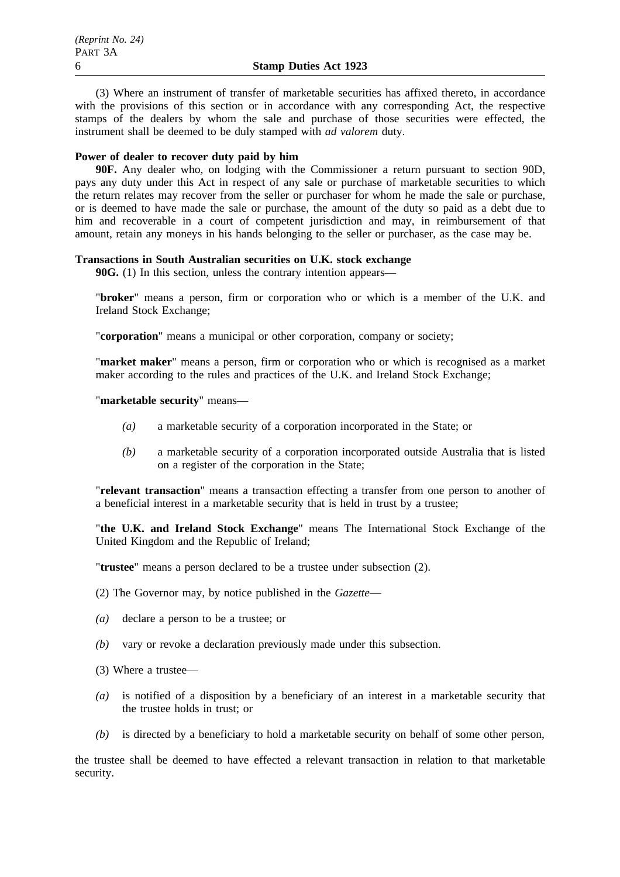(3) Where an instrument of transfer of marketable securities has affixed thereto, in accordance with the provisions of this section or in accordance with any corresponding Act, the respective stamps of the dealers by whom the sale and purchase of those securities were effected, the instrument shall be deemed to be duly stamped with *ad valorem* duty.

**Power of dealer to recover duty paid by him**

**90F.** Any dealer who, on lodging with the Commissioner a return pursuant to section 90D, pays any duty under this Act in respect of any sale or purchase of marketable securities to which the return relates may recover from the seller or purchaser for whom he made the sale or purchase, or is deemed to have made the sale or purchase, the amount of the duty so paid as a debt due to him and recoverable in a court of competent jurisdiction and may, in reimbursement of that amount, retain any moneys in his hands belonging to the seller or purchaser, as the case may be.

**Transactions in South Australian securities on U.K. stock exchange**

**90G.** (1) In this section, unless the contrary intention appears—

"**broker**" means a person, firm or corporation who or which is a member of the U.K. and Ireland Stock Exchange;

"**corporation**" means a municipal or other corporation, company or society;

"**market maker**" means a person, firm or corporation who or which is recognised as a market maker according to the rules and practices of the U.K. and Ireland Stock Exchange;

"**marketable security**" means—

*(a)* a marketable security of a corporation incorporated in the State; or

*(b)* a marketable security of a corporation incorporated outside Australia that is listed on a register of the corporation in the State;

"**relevant transaction**" means a transaction effecting a transfer from one person to another of a beneficial interest in a marketable security that is held in trust by a trustee;

"**the U.K. and Ireland Stock Exchange**" means The International Stock Exchange of the United Kingdom and the Republic of Ireland;

"**trustee**" means a person declared to be a trustee under subsection (2).

(2) The Governor may, by notice published in the *Gazette*—

*(a)* declare a person to be a trustee; or

*(b)* vary or revoke a declaration previously made under this subsection.

(3) Where a trustee—

*(a)* is notified of a disposition by a beneficiary of an interest in a marketable security that the trustee holds in trust; or

*(b)* is directed by a beneficiary to hold a marketable security on behalf of some other person,

the trustee shall be deemed to have effected a relevant transaction in relation to that marketable security.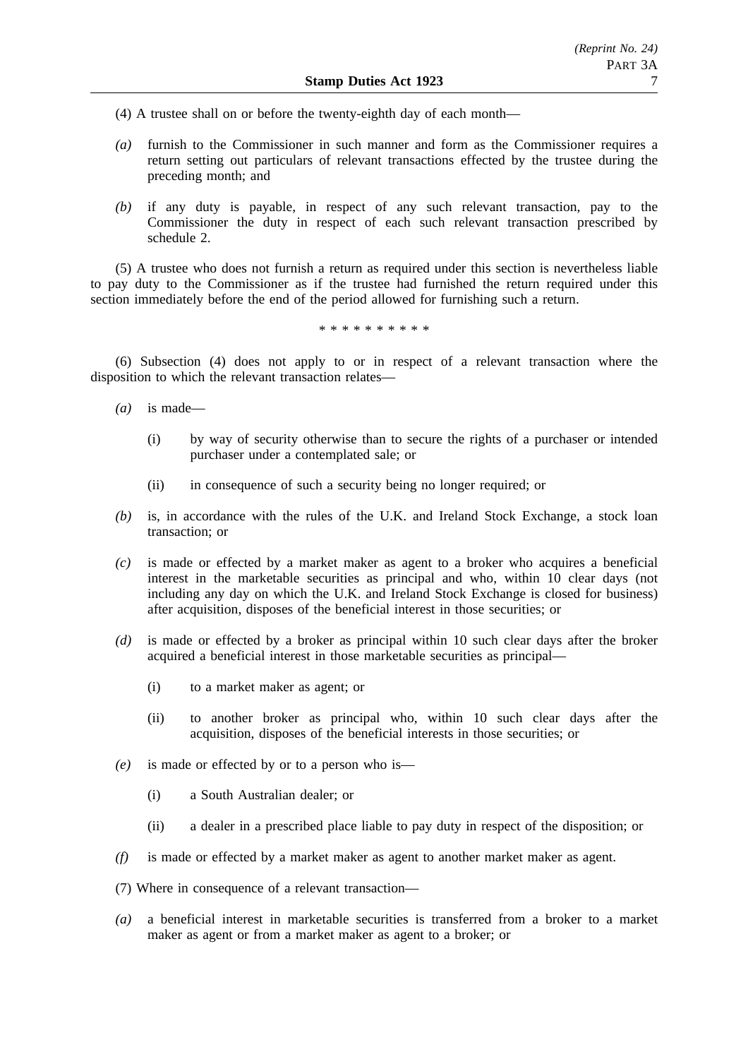(4) A trustee shall on or before the twenty-eighth day of each month—

*(a)* furnish to the Commissioner in such manner and form as the Commissioner requires a return setting out particulars of relevant transactions effected by the trustee during the preceding month; and

*(b)* if any duty is payable, in respect of any such relevant transaction, pay to the Commissioner the duty in respect of each such relevant transaction prescribed by schedule 2.

(5) A trustee who does not furnish a return as required under this section is nevertheless liable to pay duty to the Commissioner as if the trustee had furnished the return required under this section immediately before the end of the period allowed for furnishing such a return.

\* \* \* \* \* \* \* \* \* \*

(6) Subsection (4) does not apply to or in respect of a relevant transaction where the disposition to which the relevant transaction relates—

*(a)* is made—

(i) by way of security otherwise than to secure the rights of a purchaser or intended purchaser under a contemplated sale; or

(ii) in consequence of such a security being no longer required; or

*(b)* is, in accordance with the rules of the U.K. and Ireland Stock Exchange, a stock loan transaction; or

*(c)* is made or effected by a market maker as agent to a broker who acquires a beneficial interest in the marketable securities as principal and who, within 10 clear days (not including any day on which the U.K. and Ireland Stock Exchange is closed for business) after acquisition, disposes of the beneficial interest in those securities; or

*(d)* is made or effected by a broker as principal within 10 such clear days after the broker acquired a beneficial interest in those marketable securities as principal—

(i) to a market maker as agent; or

(ii) to another broker as principal who, within 10 such clear days after the acquisition, disposes of the beneficial interests in those securities; or

*(e)* is made or effected by or to a person who is—

(i) a South Australian dealer; or

(ii) a dealer in a prescribed place liable to pay duty in respect of the disposition; or

*(f)* is made or effected by a market maker as agent to another market maker as agent.

(7) Where in consequence of a relevant transaction—

*(a)* a beneficial interest in marketable securities is transferred from a broker to a market maker as agent or from a market maker as agent to a broker; or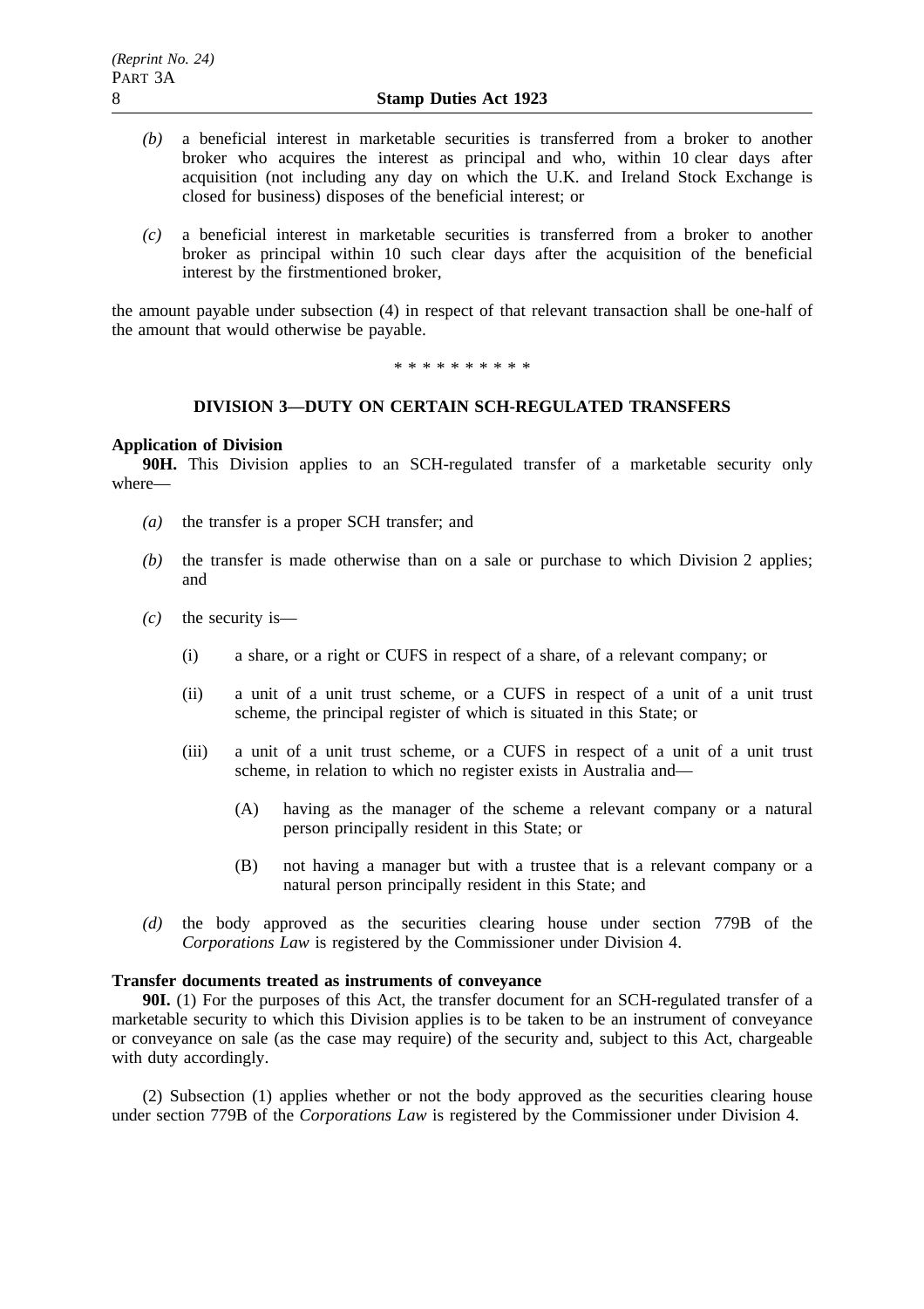*(b)* a beneficial interest in marketable securities is transferred from a broker to another broker who acquires the interest as principal and who, within 10 clear days after acquisition (not including any day on which the U.K. and Ireland Stock Exchange is closed for business) disposes of the beneficial interest; or

*(c)* a beneficial interest in marketable securities is transferred from a broker to another broker as principal within 10 such clear days after the acquisition of the beneficial interest by the firstmentioned broker,

the amount payable under subsection (4) in respect of that relevant transaction shall be one-half of the amount that would otherwise be payable.

\* \* \* \* \* \* \* \* \* \*

## DIVISION 3—DUTY ON CERTAIN SCH-REGULATED TRANSFERS

**Application of Division**

**90H.** This Division applies to an SCH-regulated transfer of a marketable security only where—

*(a)* the transfer is a proper SCH transfer; and

*(b)* the transfer is made otherwise than on a sale or purchase to which Division 2 applies; and

*(c)* the security is—

(i) a share, or a right or CUFS in respect of a share, of a relevant company; or

(ii) a unit of a unit trust scheme, or a CUFS in respect of a unit of a unit trust scheme, the principal register of which is situated in this State; or

(iii) a unit of a unit trust scheme, or a CUFS in respect of a unit of a unit trust scheme, in relation to which no register exists in Australia and—

(A) having as the manager of the scheme a relevant company or a natural person principally resident in this State; or

(B) not having a manager but with a trustee that is a relevant company or a natural person principally resident in this State; and

*(d)* the body approved as the securities clearing house under section 779B of the *Corporations Law* is registered by the Commissioner under Division 4.

**Transfer documents treated as instruments of conveyance**

**90I.** (1) For the purposes of this Act, the transfer document for an SCH-regulated transfer of a marketable security to which this Division applies is to be taken to be an instrument of conveyance or conveyance on sale (as the case may require) of the security and, subject to this Act, chargeable with duty accordingly.

(2) Subsection (1) applies whether or not the body approved as the securities clearing house under section 779B of the *Corporations Law* is registered by the Commissioner under Division 4.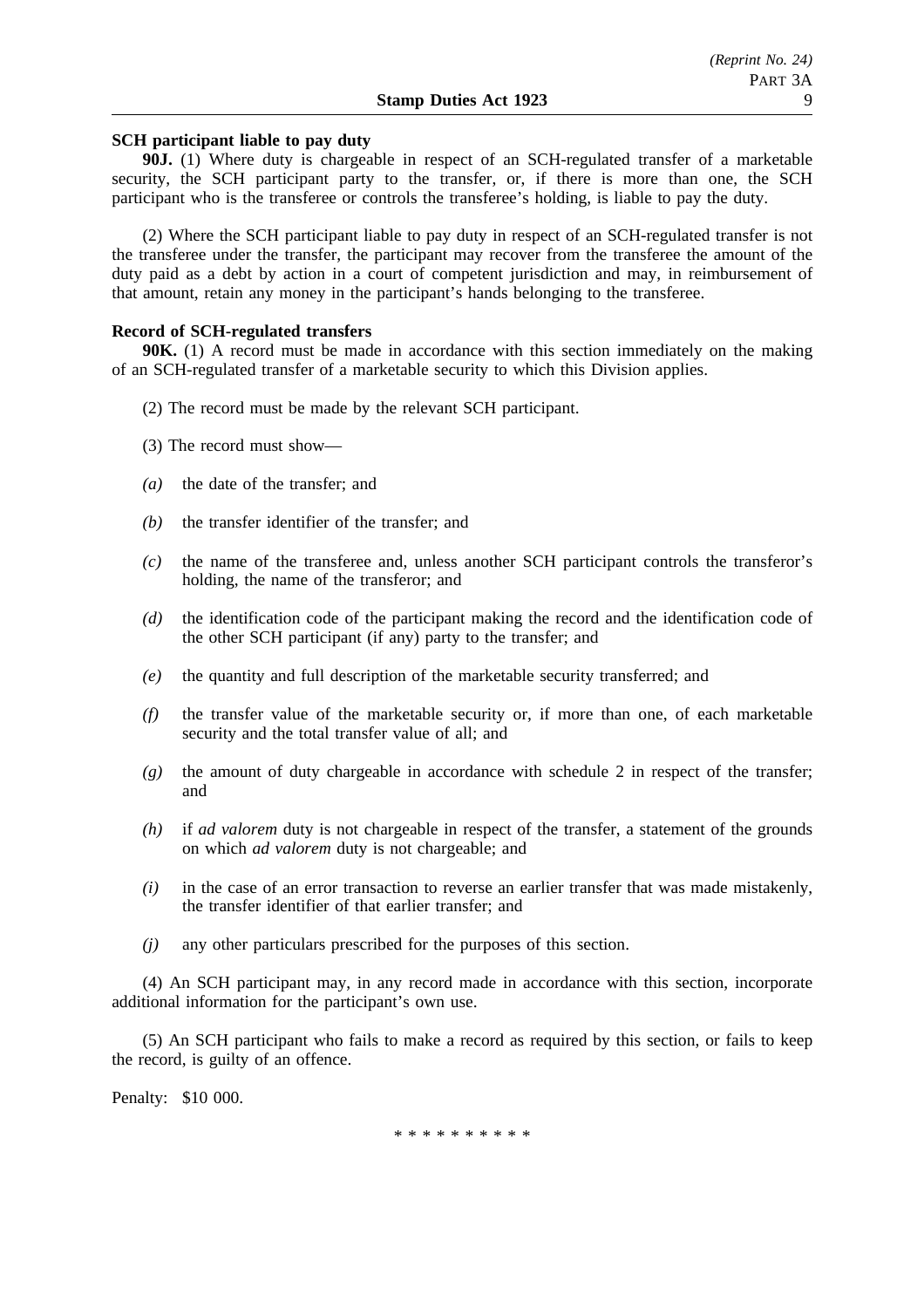**SCH participant liable to pay duty**

**90J.** (1) Where duty is chargeable in respect of an SCH-regulated transfer of a marketable security, the SCH participant party to the transfer, or, if there is more than one, the SCH participant who is the transferee or controls the transferee's holding, is liable to pay the duty.

(2) Where the SCH participant liable to pay duty in respect of an SCH-regulated transfer is not the transferee under the transfer, the participant may recover from the transferee the amount of the duty paid as a debt by action in a court of competent jurisdiction and may, in reimbursement of that amount, retain any money in the participant's hands belonging to the transferee.

**Record of SCH-regulated transfers**

**90K.** (1) A record must be made in accordance with this section immediately on the making of an SCH-regulated transfer of a marketable security to which this Division applies.

(2) The record must be made by the relevant SCH participant.

(3) The record must show—

*(a)* the date of the transfer; and

*(b)* the transfer identifier of the transfer; and

*(c)* the name of the transferee and, unless another SCH participant controls the transferor's holding, the name of the transferor; and

*(d)* the identification code of the participant making the record and the identification code of the other SCH participant (if any) party to the transfer; and

*(e)* the quantity and full description of the marketable security transferred; and

*(f)* the transfer value of the marketable security or, if more than one, of each marketable security and the total transfer value of all; and

*(g)* the amount of duty chargeable in accordance with schedule 2 in respect of the transfer; and

*(h)* if *ad valorem* duty is not chargeable in respect of the transfer, a statement of the grounds on which *ad valorem* duty is not chargeable; and

*(i)* in the case of an error transaction to reverse an earlier transfer that was made mistakenly, the transfer identifier of that earlier transfer; and

*(j)* any other particulars prescribed for the purposes of this section.

(4) An SCH participant may, in any record made in accordance with this section, incorporate additional information for the participant's own use.

(5) An SCH participant who fails to make a record as required by this section, or fails to keep the record, is guilty of an offence.

Penalty: $10 000.

\* \* \* \* \* \* \* \* \* \*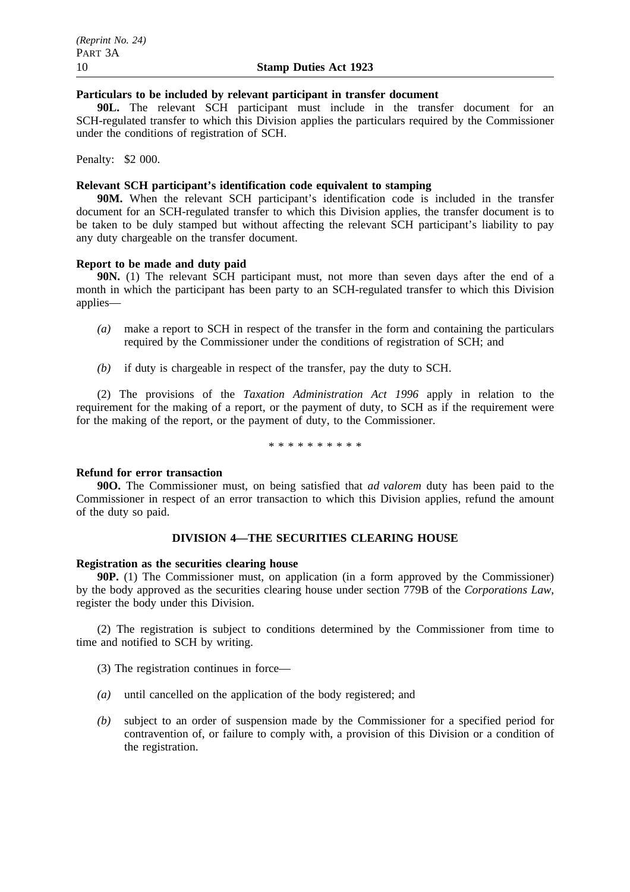**Particulars to be included by relevant participant in transfer document**

**90L.** The relevant SCH participant must include in the transfer document for an SCH-regulated transfer to which this Division applies the particulars required by the Commissioner under the conditions of registration of SCH.

Penalty: $2 000.

**Relevant SCH participant's identification code equivalent to stamping**

**90M.** When the relevant SCH participant's identification code is included in the transfer document for an SCH-regulated transfer to which this Division applies, the transfer document is to be taken to be duly stamped but without affecting the relevant SCH participant's liability to pay any duty chargeable on the transfer document.

**Report to be made and duty paid**

**90N.** (1) The relevant SCH participant must, not more than seven days after the end of a month in which the participant has been party to an SCH-regulated transfer to which this Division applies—

*(a)* make a report to SCH in respect of the transfer in the form and containing the particulars required by the Commissioner under the conditions of registration of SCH; and

*(b)* if duty is chargeable in respect of the transfer, pay the duty to SCH.

(2) The provisions of the *Taxation Administration Act 1996* apply in relation to the requirement for the making of a report, or the payment of duty, to SCH as if the requirement were for the making of the report, or the payment of duty, to the Commissioner.

* * * * * * * * * *

**Refund for error transaction**

**90O.** The Commissioner must, on being satisfied that *ad valorem* duty has been paid to the Commissioner in respect of an error transaction to which this Division applies, refund the amount of the duty so paid.

## DIVISION 4—THE SECURITIES CLEARING HOUSE

**Registration as the securities clearing house**

**90P.** (1) The Commissioner must, on application (in a form approved by the Commissioner) by the body approved as the securities clearing house under section 779B of the *Corporations Law*, register the body under this Division.

(2) The registration is subject to conditions determined by the Commissioner from time to time and notified to SCH by writing.

(3) The registration continues in force—

*(a)* until cancelled on the application of the body registered; and

*(b)* subject to an order of suspension made by the Commissioner for a specified period for contravention of, or failure to comply with, a provision of this Division or a condition of the registration.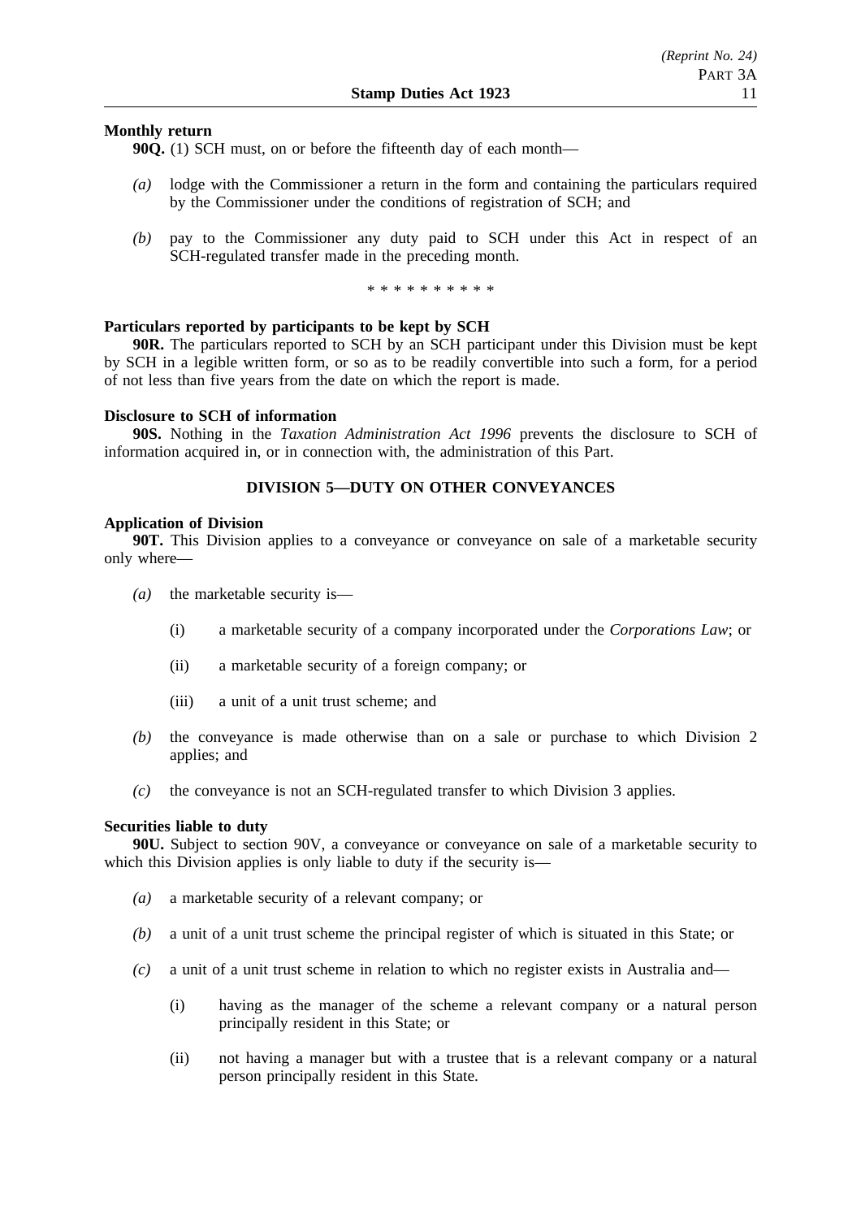**Monthly return**

**90Q.** (1) SCH must, on or before the fifteenth day of each month—

*(a)* lodge with the Commissioner a return in the form and containing the particulars required by the Commissioner under the conditions of registration of SCH; and

*(b)* pay to the Commissioner any duty paid to SCH under this Act in respect of an SCH-regulated transfer made in the preceding month.

\* \* \* \* \* \* \* \* \* \*

**Particulars reported by participants to be kept by SCH**

**90R.** The particulars reported to SCH by an SCH participant under this Division must be kept by SCH in a legible written form, or so as to be readily convertible into such a form, for a period of not less than five years from the date on which the report is made.

**Disclosure to SCH of information**

**90S.** Nothing in the *Taxation Administration Act 1996* prevents the disclosure to SCH of information acquired in, or in connection with, the administration of this Part.

## DIVISION 5—DUTY ON OTHER CONVEYANCES

**Application of Division**

**90T.** This Division applies to a conveyance or conveyance on sale of a marketable security only where—

*(a)* the marketable security is—

(i) a marketable security of a company incorporated under the *Corporations Law*; or

(ii) a marketable security of a foreign company; or

(iii) a unit of a unit trust scheme; and

*(b)* the conveyance is made otherwise than on a sale or purchase to which Division 2 applies; and

*(c)* the conveyance is not an SCH-regulated transfer to which Division 3 applies.

**Securities liable to duty**

**90U.** Subject to section 90V, a conveyance or conveyance on sale of a marketable security to which this Division applies is only liable to duty if the security is—

*(a)* a marketable security of a relevant company; or

*(b)* a unit of a unit trust scheme the principal register of which is situated in this State; or

*(c)* a unit of a unit trust scheme in relation to which no register exists in Australia and—

(i) having as the manager of the scheme a relevant company or a natural person principally resident in this State; or

(ii) not having a manager but with a trustee that is a relevant company or a natural person principally resident in this State.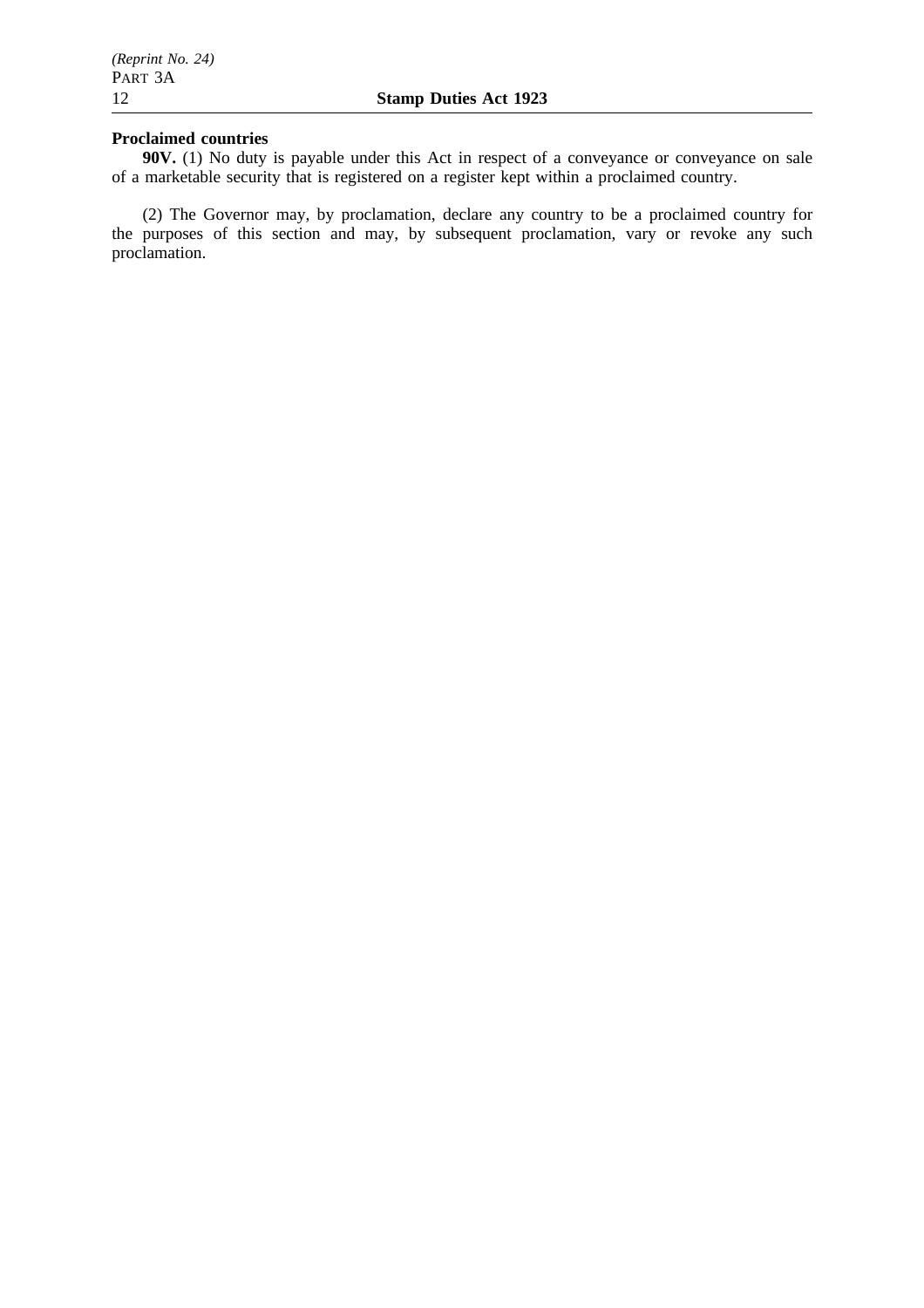**Proclaimed countries**

**90V.** (1) No duty is payable under this Act in respect of a conveyance or conveyance on sale of a marketable security that is registered on a register kept within a proclaimed country.

(2) The Governor may, by proclamation, declare any country to be a proclaimed country for the purposes of this section and may, by subsequent proclamation, vary or revoke any such proclamation.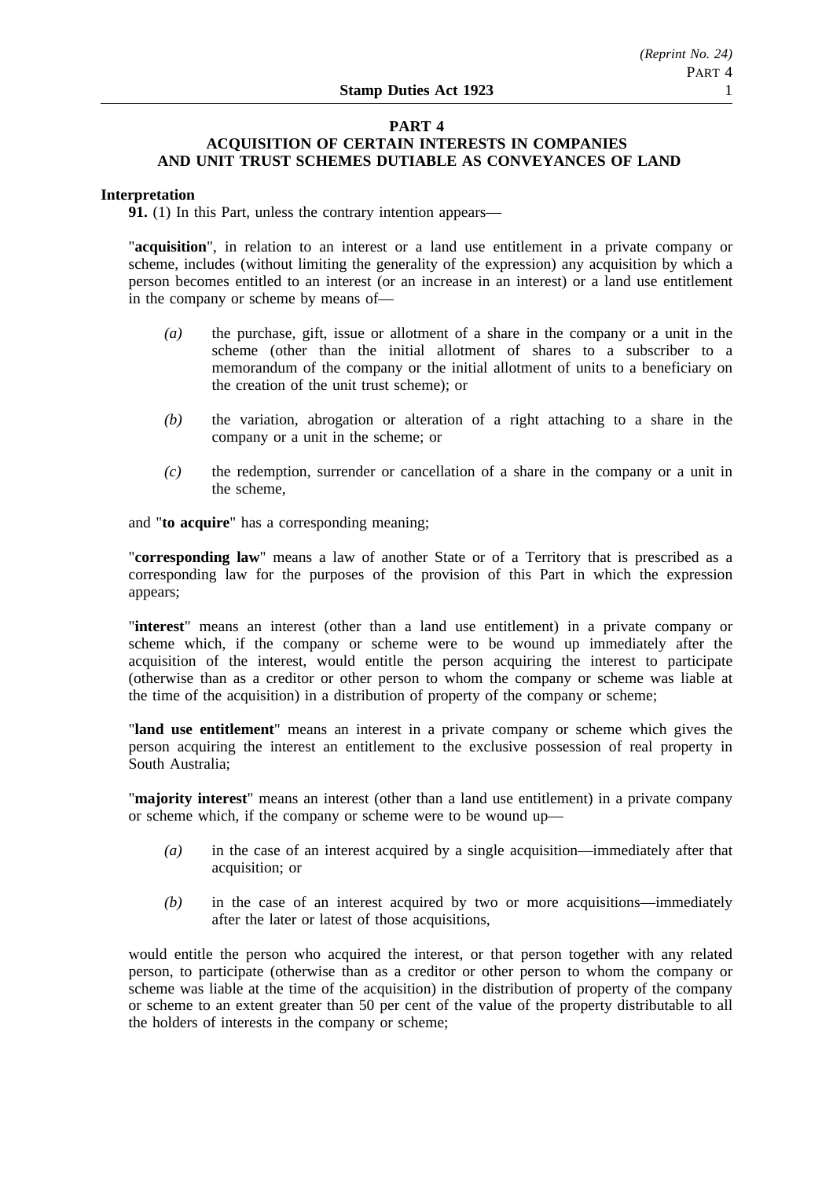## PART 4
## ACQUISITION OF CERTAIN INTERESTS IN COMPANIES AND UNIT TRUST SCHEMES DUTIABLE AS CONVEYANCES OF LAND

### Interpretation

**91.** (1) In this Part, unless the contrary intention appears—

"**acquisition**", in relation to an interest or a land use entitlement in a private company or scheme, includes (without limiting the generality of the expression) any acquisition by which a person becomes entitled to an interest (or an increase in an interest) or a land use entitlement in the company or scheme by means of—

*(a)* the purchase, gift, issue or allotment of a share in the company or a unit in the scheme (other than the initial allotment of shares to a subscriber to a memorandum of the company or the initial allotment of units to a beneficiary on the creation of the unit trust scheme); or

*(b)* the variation, abrogation or alteration of a right attaching to a share in the company or a unit in the scheme; or

*(c)* the redemption, surrender or cancellation of a share in the company or a unit in the scheme,

and "**to acquire**" has a corresponding meaning;

"**corresponding law**" means a law of another State or of a Territory that is prescribed as a corresponding law for the purposes of the provision of this Part in which the expression appears;

"**interest**" means an interest (other than a land use entitlement) in a private company or scheme which, if the company or scheme were to be wound up immediately after the acquisition of the interest, would entitle the person acquiring the interest to participate (otherwise than as a creditor or other person to whom the company or scheme was liable at the time of the acquisition) in a distribution of property of the company or scheme;

"**land use entitlement**" means an interest in a private company or scheme which gives the person acquiring the interest an entitlement to the exclusive possession of real property in South Australia;

"**majority interest**" means an interest (other than a land use entitlement) in a private company or scheme which, if the company or scheme were to be wound up—

*(a)* in the case of an interest acquired by a single acquisition—immediately after that acquisition; or

*(b)* in the case of an interest acquired by two or more acquisitions—immediately after the later or latest of those acquisitions,

would entitle the person who acquired the interest, or that person together with any related person, to participate (otherwise than as a creditor or other person to whom the company or scheme was liable at the time of the acquisition) in the distribution of property of the company or scheme to an extent greater than 50 per cent of the value of the property distributable to all the holders of interests in the company or scheme;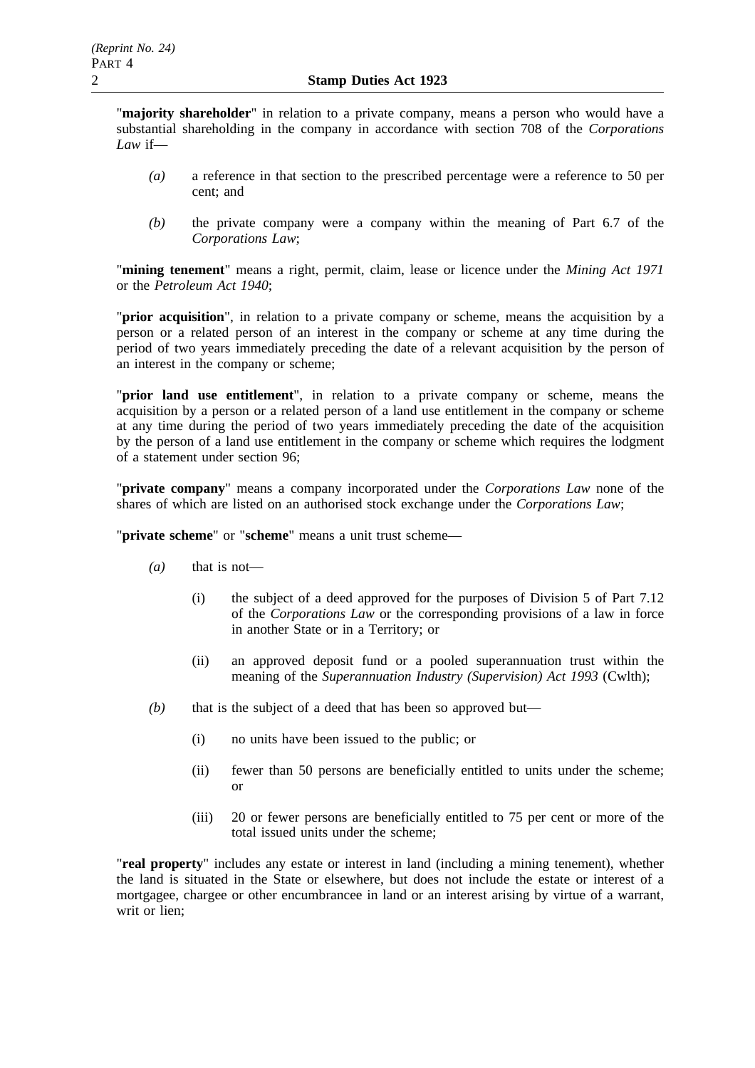"**majority shareholder**" in relation to a private company, means a person who would have a substantial shareholding in the company in accordance with section 708 of the *Corporations Law* if—

*(a)* a reference in that section to the prescribed percentage were a reference to 50 per cent; and

*(b)* the private company were a company within the meaning of Part 6.7 of the *Corporations Law*;

"**mining tenement**" means a right, permit, claim, lease or licence under the *Mining Act 1971* or the *Petroleum Act 1940*;

"**prior acquisition**", in relation to a private company or scheme, means the acquisition by a person or a related person of an interest in the company or scheme at any time during the period of two years immediately preceding the date of a relevant acquisition by the person of an interest in the company or scheme;

"**prior land use entitlement**", in relation to a private company or scheme, means the acquisition by a person or a related person of a land use entitlement in the company or scheme at any time during the period of two years immediately preceding the date of the acquisition by the person of a land use entitlement in the company or scheme which requires the lodgment of a statement under section 96;

"**private company**" means a company incorporated under the *Corporations Law* none of the shares of which are listed on an authorised stock exchange under the *Corporations Law*;

"**private scheme**" or "**scheme**" means a unit trust scheme—

*(a)* that is not—

(i) the subject of a deed approved for the purposes of Division 5 of Part 7.12 of the *Corporations Law* or the corresponding provisions of a law in force in another State or in a Territory; or

(ii) an approved deposit fund or a pooled superannuation trust within the meaning of the *Superannuation Industry (Supervision) Act 1993* (Cwlth);

*(b)* that is the subject of a deed that has been so approved but—

(i) no units have been issued to the public; or

(ii) fewer than 50 persons are beneficially entitled to units under the scheme; or

(iii) 20 or fewer persons are beneficially entitled to 75 per cent or more of the total issued units under the scheme;

"**real property**" includes any estate or interest in land (including a mining tenement), whether the land is situated in the State or elsewhere, but does not include the estate or interest of a mortgagee, chargee or other encumbrancee in land or an interest arising by virtue of a warrant, writ or lien;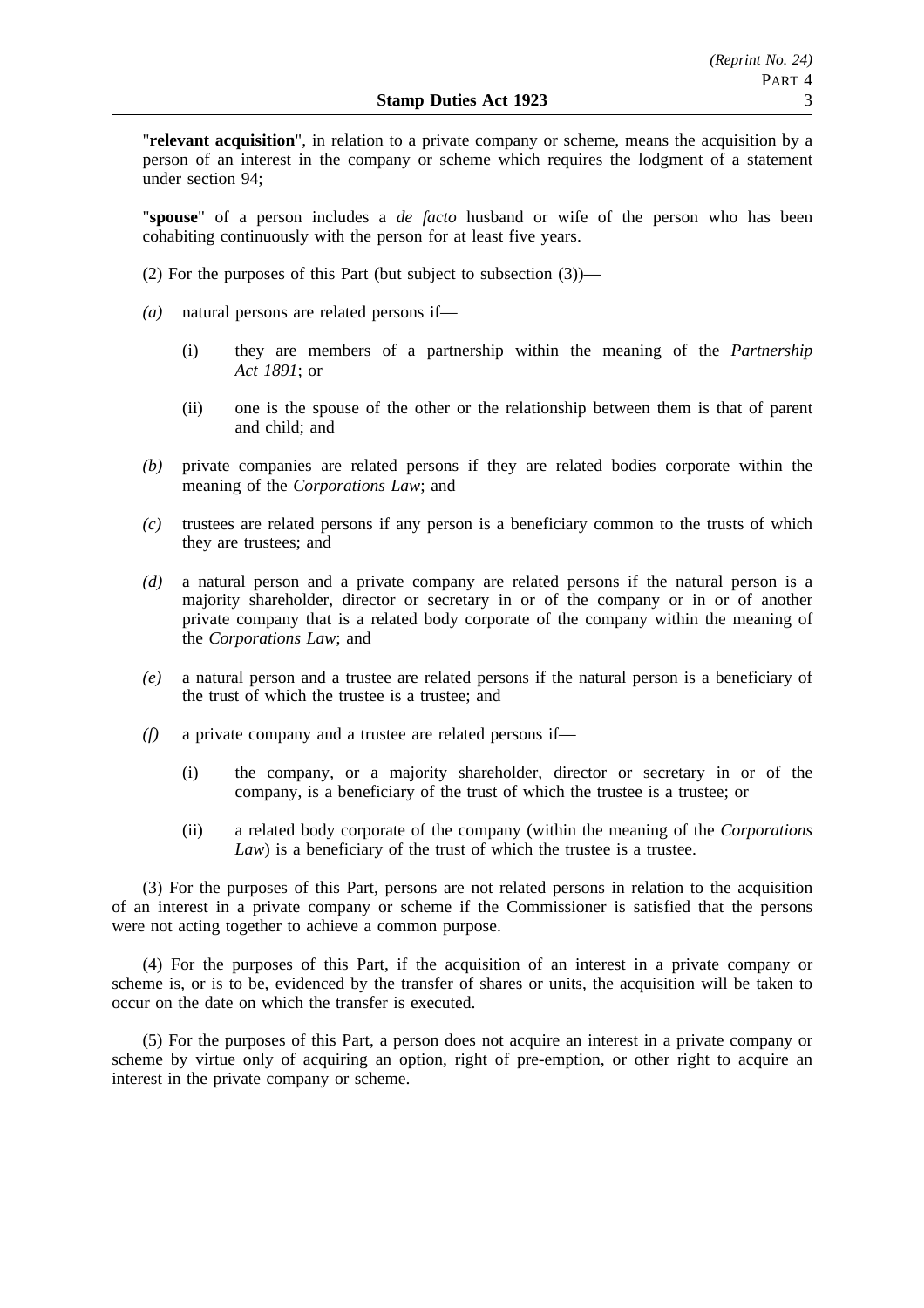"**relevant acquisition**", in relation to a private company or scheme, means the acquisition by a person of an interest in the company or scheme which requires the lodgment of a statement under section 94;

"**spouse**" of a person includes a *de facto* husband or wife of the person who has been cohabiting continuously with the person for at least five years.

(2) For the purposes of this Part (but subject to subsection (3))—

*(a)* natural persons are related persons if—

(i) they are members of a partnership within the meaning of the *Partnership Act 1891*; or

(ii) one is the spouse of the other or the relationship between them is that of parent and child; and

*(b)* private companies are related persons if they are related bodies corporate within the meaning of the *Corporations Law*; and

*(c)* trustees are related persons if any person is a beneficiary common to the trusts of which they are trustees; and

*(d)* a natural person and a private company are related persons if the natural person is a majority shareholder, director or secretary in or of the company or in or of another private company that is a related body corporate of the company within the meaning of the *Corporations Law*; and

*(e)* a natural person and a trustee are related persons if the natural person is a beneficiary of the trust of which the trustee is a trustee; and

*(f)* a private company and a trustee are related persons if—

(i) the company, or a majority shareholder, director or secretary in or of the company, is a beneficiary of the trust of which the trustee is a trustee; or

(ii) a related body corporate of the company (within the meaning of the *Corporations Law*) is a beneficiary of the trust of which the trustee is a trustee.

(3) For the purposes of this Part, persons are not related persons in relation to the acquisition of an interest in a private company or scheme if the Commissioner is satisfied that the persons were not acting together to achieve a common purpose.

(4) For the purposes of this Part, if the acquisition of an interest in a private company or scheme is, or is to be, evidenced by the transfer of shares or units, the acquisition will be taken to occur on the date on which the transfer is executed.

(5) For the purposes of this Part, a person does not acquire an interest in a private company or scheme by virtue only of acquiring an option, right of pre-emption, or other right to acquire an interest in the private company or scheme.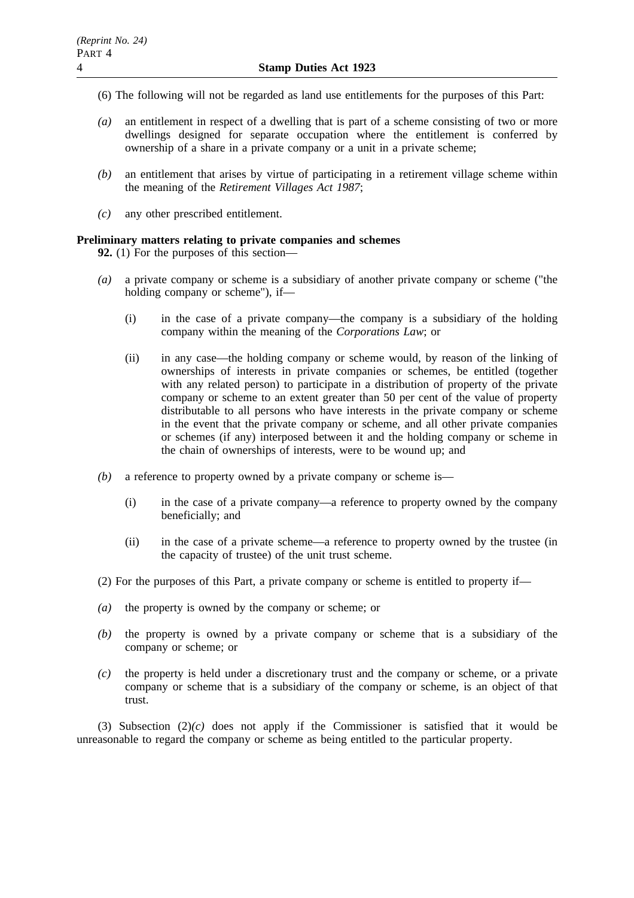(6) The following will not be regarded as land use entitlements for the purposes of this Part:

*(a)* an entitlement in respect of a dwelling that is part of a scheme consisting of two or more dwellings designed for separate occupation where the entitlement is conferred by ownership of a share in a private company or a unit in a private scheme;

*(b)* an entitlement that arises by virtue of participating in a retirement village scheme within the meaning of the *Retirement Villages Act 1987*;

*(c)* any other prescribed entitlement.

**Preliminary matters relating to private companies and schemes**

**92.** (1) For the purposes of this section—

*(a)* a private company or scheme is a subsidiary of another private company or scheme ("the holding company or scheme"), if—

(i) in the case of a private company—the company is a subsidiary of the holding company within the meaning of the *Corporations Law*; or

(ii) in any case—the holding company or scheme would, by reason of the linking of ownerships of interests in private companies or schemes, be entitled (together with any related person) to participate in a distribution of property of the private company or scheme to an extent greater than 50 per cent of the value of property distributable to all persons who have interests in the private company or scheme in the event that the private company or scheme, and all other private companies or schemes (if any) interposed between it and the holding company or scheme in the chain of ownerships of interests, were to be wound up; and

*(b)* a reference to property owned by a private company or scheme is—

(i) in the case of a private company—a reference to property owned by the company beneficially; and

(ii) in the case of a private scheme—a reference to property owned by the trustee (in the capacity of trustee) of the unit trust scheme.

(2) For the purposes of this Part, a private company or scheme is entitled to property if—

*(a)* the property is owned by the company or scheme; or

*(b)* the property is owned by a private company or scheme that is a subsidiary of the company or scheme; or

*(c)* the property is held under a discretionary trust and the company or scheme, or a private company or scheme that is a subsidiary of the company or scheme, is an object of that trust.

(3) Subsection (2)*(c)* does not apply if the Commissioner is satisfied that it would be unreasonable to regard the company or scheme as being entitled to the particular property.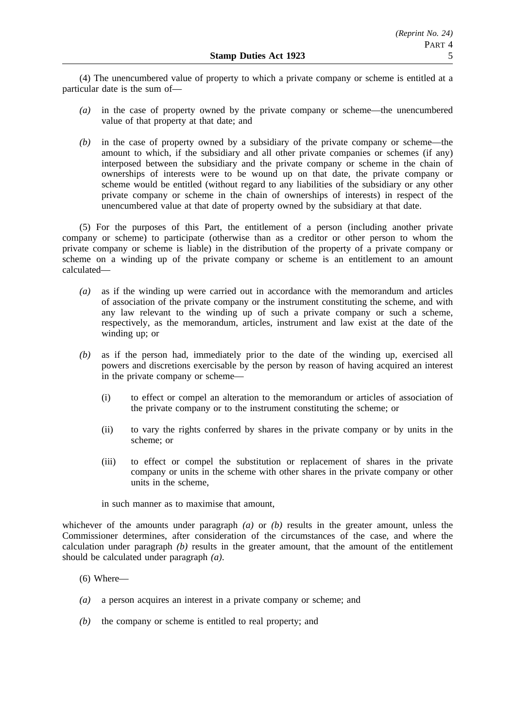(4) The unencumbered value of property to which a private company or scheme is entitled at a particular date is the sum of—

*(a)* in the case of property owned by the private company or scheme—the unencumbered value of that property at that date; and

*(b)* in the case of property owned by a subsidiary of the private company or scheme—the amount to which, if the subsidiary and all other private companies or schemes (if any) interposed between the subsidiary and the private company or scheme in the chain of ownerships of interests were to be wound up on that date, the private company or scheme would be entitled (without regard to any liabilities of the subsidiary or any other private company or scheme in the chain of ownerships of interests) in respect of the unencumbered value at that date of property owned by the subsidiary at that date.

(5) For the purposes of this Part, the entitlement of a person (including another private company or scheme) to participate (otherwise than as a creditor or other person to whom the private company or scheme is liable) in the distribution of the property of a private company or scheme on a winding up of the private company or scheme is an entitlement to an amount calculated—

*(a)* as if the winding up were carried out in accordance with the memorandum and articles of association of the private company or the instrument constituting the scheme, and with any law relevant to the winding up of such a private company or such a scheme, respectively, as the memorandum, articles, instrument and law exist at the date of the winding up; or

*(b)* as if the person had, immediately prior to the date of the winding up, exercised all powers and discretions exercisable by the person by reason of having acquired an interest in the private company or scheme—

(i) to effect or compel an alteration to the memorandum or articles of association of the private company or to the instrument constituting the scheme; or

(ii) to vary the rights conferred by shares in the private company or by units in the scheme; or

(iii) to effect or compel the substitution or replacement of shares in the private company or units in the scheme with other shares in the private company or other units in the scheme,

in such manner as to maximise that amount,

whichever of the amounts under paragraph *(a)* or *(b)* results in the greater amount, unless the Commissioner determines, after consideration of the circumstances of the case, and where the calculation under paragraph *(b)* results in the greater amount, that the amount of the entitlement should be calculated under paragraph *(a)*.

(6) Where—

*(a)* a person acquires an interest in a private company or scheme; and

*(b)* the company or scheme is entitled to real property; and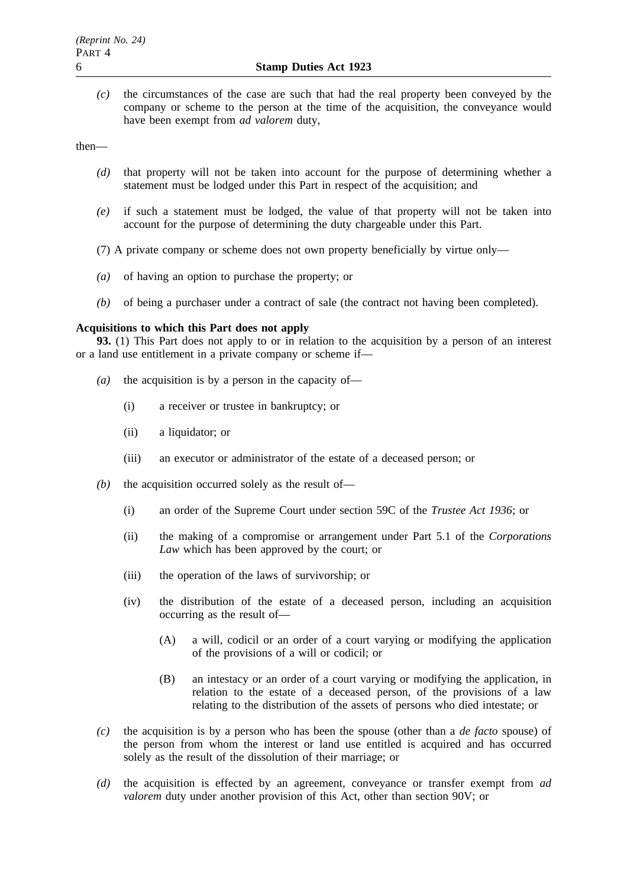*(c)* the circumstances of the case are such that had the real property been conveyed by the company or scheme to the person at the time of the acquisition, the conveyance would have been exempt from *ad valorem* duty,

then—

*(d)* that property will not be taken into account for the purpose of determining whether a statement must be lodged under this Part in respect of the acquisition; and

*(e)* if such a statement must be lodged, the value of that property will not be taken into account for the purpose of determining the duty chargeable under this Part.

(7) A private company or scheme does not own property beneficially by virtue only—

*(a)* of having an option to purchase the property; or

*(b)* of being a purchaser under a contract of sale (the contract not having been completed).

**Acquisitions to which this Part does not apply**

**93.** (1) This Part does not apply to or in relation to the acquisition by a person of an interest or a land use entitlement in a private company or scheme if—

*(a)* the acquisition is by a person in the capacity of—

(i) a receiver or trustee in bankruptcy; or

(ii) a liquidator; or

(iii) an executor or administrator of the estate of a deceased person; or

*(b)* the acquisition occurred solely as the result of—

(i) an order of the Supreme Court under section 59C of the *Trustee Act 1936*; or

(ii) the making of a compromise or arrangement under Part 5.1 of the *Corporations Law* which has been approved by the court; or

(iii) the operation of the laws of survivorship; or

(iv) the distribution of the estate of a deceased person, including an acquisition occurring as the result of—

(A) a will, codicil or an order of a court varying or modifying the application of the provisions of a will or codicil; or

(B) an intestacy or an order of a court varying or modifying the application, in relation to the estate of a deceased person, of the provisions of a law relating to the distribution of the assets of persons who died intestate; or

*(c)* the acquisition is by a person who has been the spouse (other than a *de facto* spouse) of the person from whom the interest or land use entitled is acquired and has occurred solely as the result of the dissolution of their marriage; or

*(d)* the acquisition is effected by an agreement, conveyance or transfer exempt from *ad valorem* duty under another provision of this Act, other than section 90V; or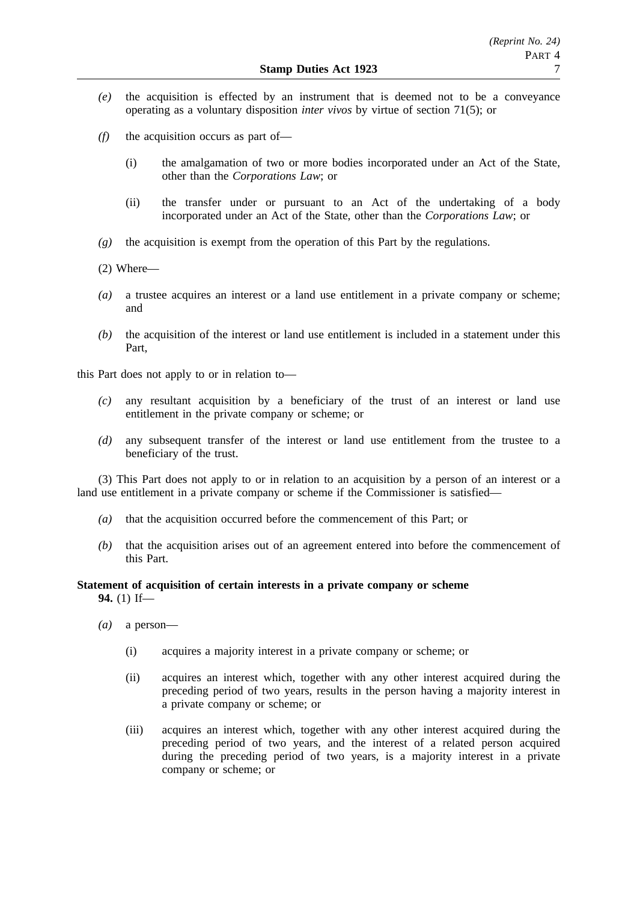*(e)* the acquisition is effected by an instrument that is deemed not to be a conveyance operating as a voluntary disposition *inter vivos* by virtue of section 71(5); or

*(f)* the acquisition occurs as part of—

(i) the amalgamation of two or more bodies incorporated under an Act of the State, other than the *Corporations Law*; or

(ii) the transfer under or pursuant to an Act of the undertaking of a body incorporated under an Act of the State, other than the *Corporations Law*; or

*(g)* the acquisition is exempt from the operation of this Part by the regulations.

(2) Where—

*(a)* a trustee acquires an interest or a land use entitlement in a private company or scheme; and

*(b)* the acquisition of the interest or land use entitlement is included in a statement under this Part,

this Part does not apply to or in relation to—

*(c)* any resultant acquisition by a beneficiary of the trust of an interest or land use entitlement in the private company or scheme; or

*(d)* any subsequent transfer of the interest or land use entitlement from the trustee to a beneficiary of the trust.

(3) This Part does not apply to or in relation to an acquisition by a person of an interest or a land use entitlement in a private company or scheme if the Commissioner is satisfied—

*(a)* that the acquisition occurred before the commencement of this Part; or

*(b)* that the acquisition arises out of an agreement entered into before the commencement of this Part.

**Statement of acquisition of certain interests in a private company or scheme**

**94.** (1) If—

*(a)* a person—

(i) acquires a majority interest in a private company or scheme; or

(ii) acquires an interest which, together with any other interest acquired during the preceding period of two years, results in the person having a majority interest in a private company or scheme; or

(iii) acquires an interest which, together with any other interest acquired during the preceding period of two years, and the interest of a related person acquired during the preceding period of two years, is a majority interest in a private company or scheme; or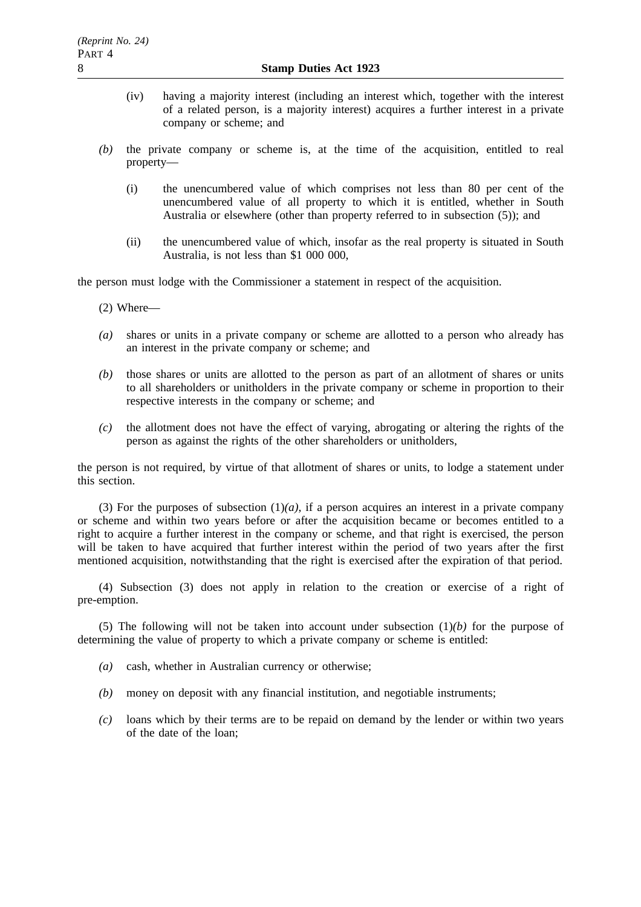(iv) having a majority interest (including an interest which, together with the interest of a related person, is a majority interest) acquires a further interest in a private company or scheme; and

*(b)* the private company or scheme is, at the time of the acquisition, entitled to real property—

(i) the unencumbered value of which comprises not less than 80 per cent of the unencumbered value of all property to which it is entitled, whether in South Australia or elsewhere (other than property referred to in subsection (5)); and

(ii) the unencumbered value of which, insofar as the real property is situated in South Australia, is not less than $1 000 000,

the person must lodge with the Commissioner a statement in respect of the acquisition.

(2) Where—

*(a)* shares or units in a private company or scheme are allotted to a person who already has an interest in the private company or scheme; and

*(b)* those shares or units are allotted to the person as part of an allotment of shares or units to all shareholders or unitholders in the private company or scheme in proportion to their respective interests in the company or scheme; and

*(c)* the allotment does not have the effect of varying, abrogating or altering the rights of the person as against the rights of the other shareholders or unitholders,

the person is not required, by virtue of that allotment of shares or units, to lodge a statement under this section.

(3) For the purposes of subsection (1)*(a)*, if a person acquires an interest in a private company or scheme and within two years before or after the acquisition became or becomes entitled to a right to acquire a further interest in the company or scheme, and that right is exercised, the person will be taken to have acquired that further interest within the period of two years after the first mentioned acquisition, notwithstanding that the right is exercised after the expiration of that period.

(4) Subsection (3) does not apply in relation to the creation or exercise of a right of pre-emption.

(5) The following will not be taken into account under subsection (1)*(b)* for the purpose of determining the value of property to which a private company or scheme is entitled:

*(a)* cash, whether in Australian currency or otherwise;

*(b)* money on deposit with any financial institution, and negotiable instruments;

*(c)* loans which by their terms are to be repaid on demand by the lender or within two years of the date of the loan;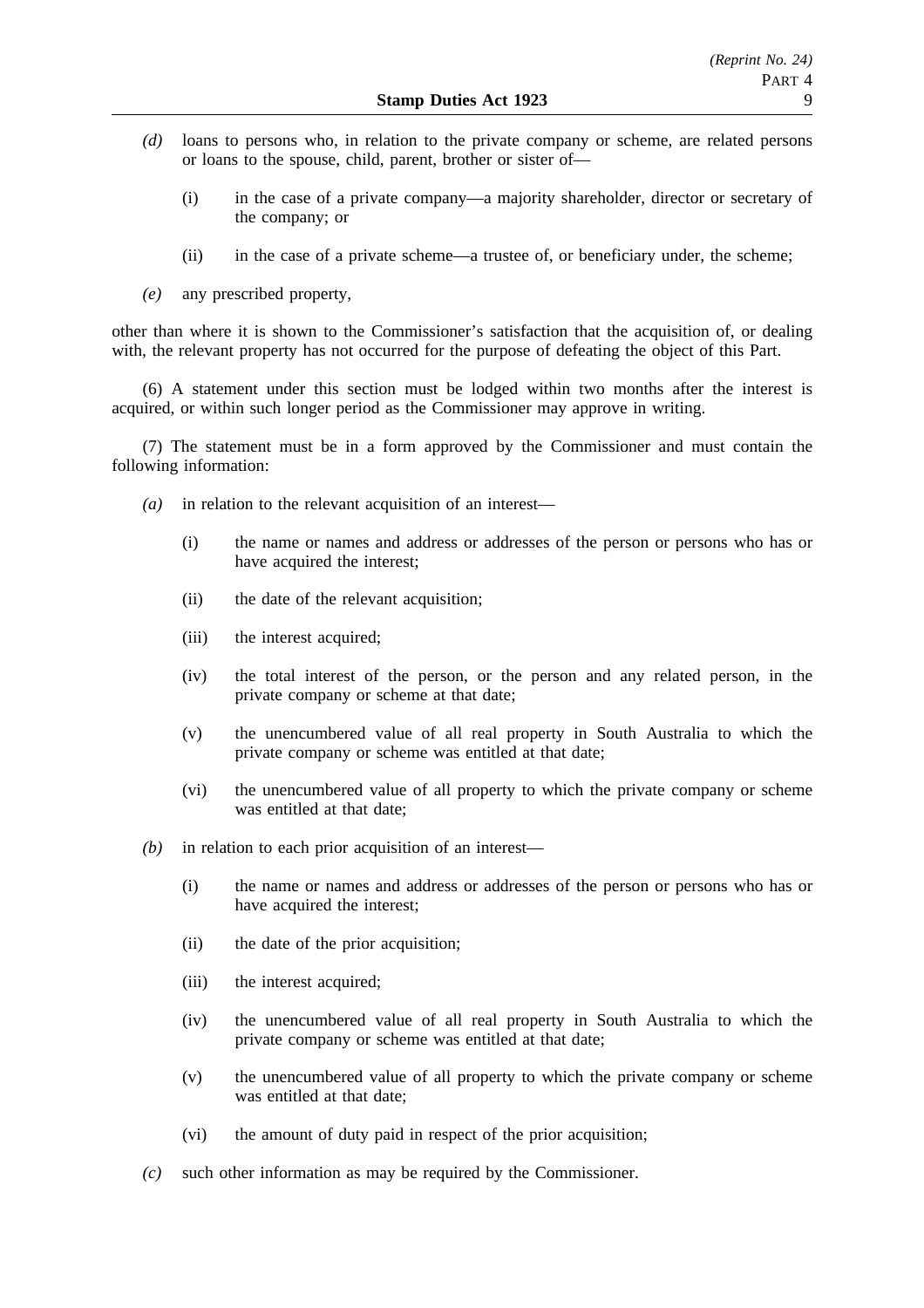*(d)* loans to persons who, in relation to the private company or scheme, are related persons or loans to the spouse, child, parent, brother or sister of—

(i) in the case of a private company—a majority shareholder, director or secretary of the company; or

(ii) in the case of a private scheme—a trustee of, or beneficiary under, the scheme;

*(e)* any prescribed property,

other than where it is shown to the Commissioner's satisfaction that the acquisition of, or dealing with, the relevant property has not occurred for the purpose of defeating the object of this Part.

(6) A statement under this section must be lodged within two months after the interest is acquired, or within such longer period as the Commissioner may approve in writing.

(7) The statement must be in a form approved by the Commissioner and must contain the following information:

*(a)* in relation to the relevant acquisition of an interest—

(i) the name or names and address or addresses of the person or persons who has or have acquired the interest;

(ii) the date of the relevant acquisition;

(iii) the interest acquired;

(iv) the total interest of the person, or the person and any related person, in the private company or scheme at that date;

(v) the unencumbered value of all real property in South Australia to which the private company or scheme was entitled at that date;

(vi) the unencumbered value of all property to which the private company or scheme was entitled at that date;

*(b)* in relation to each prior acquisition of an interest—

(i) the name or names and address or addresses of the person or persons who has or have acquired the interest;

(ii) the date of the prior acquisition;

(iii) the interest acquired;

(iv) the unencumbered value of all real property in South Australia to which the private company or scheme was entitled at that date;

(v) the unencumbered value of all property to which the private company or scheme was entitled at that date;

(vi) the amount of duty paid in respect of the prior acquisition;

*(c)* such other information as may be required by the Commissioner.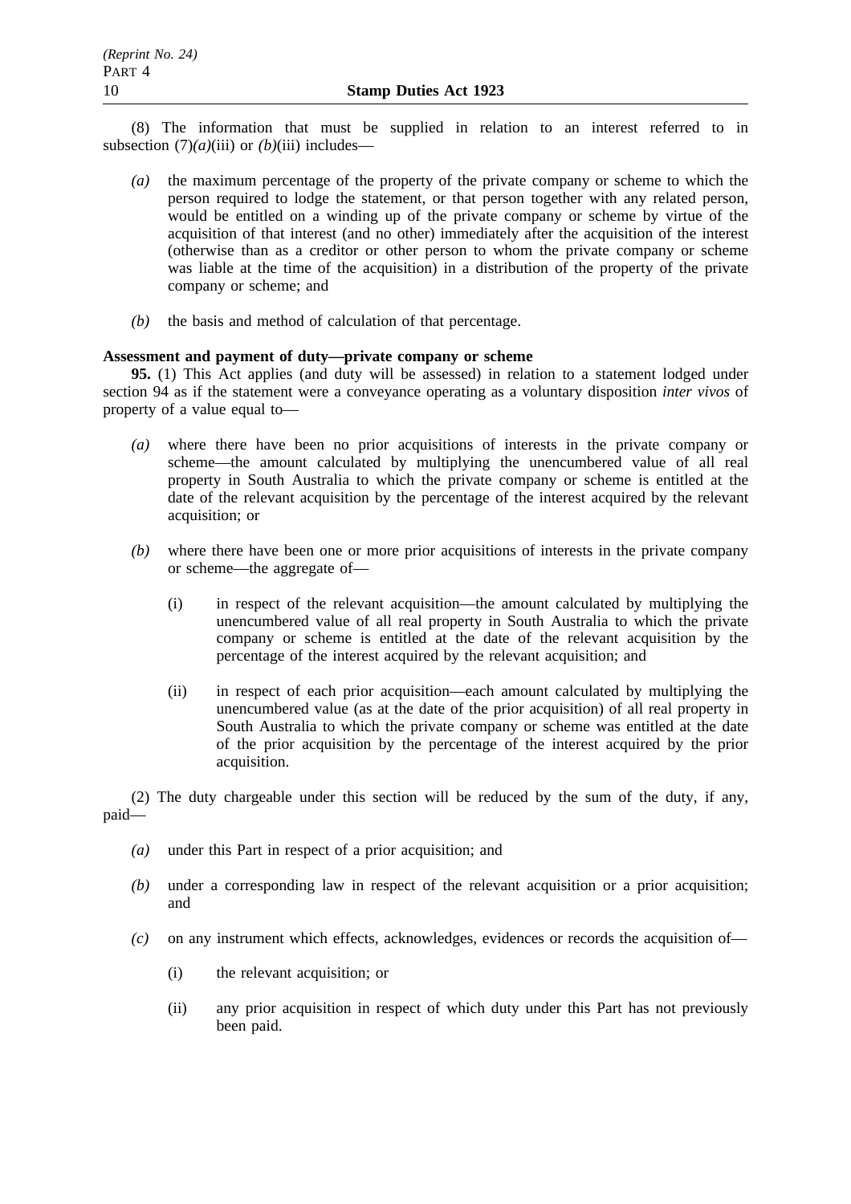(8) The information that must be supplied in relation to an interest referred to in subsection (7)*(a)*(iii) or *(b)*(iii) includes—

*(a)* the maximum percentage of the property of the private company or scheme to which the person required to lodge the statement, or that person together with any related person, would be entitled on a winding up of the private company or scheme by virtue of the acquisition of that interest (and no other) immediately after the acquisition of the interest (otherwise than as a creditor or other person to whom the private company or scheme was liable at the time of the acquisition) in a distribution of the property of the private company or scheme; and

*(b)* the basis and method of calculation of that percentage.

**Assessment and payment of duty—private company or scheme**

**95.** (1) This Act applies (and duty will be assessed) in relation to a statement lodged under section 94 as if the statement were a conveyance operating as a voluntary disposition *inter vivos* of property of a value equal to—

*(a)* where there have been no prior acquisitions of interests in the private company or scheme—the amount calculated by multiplying the unencumbered value of all real property in South Australia to which the private company or scheme is entitled at the date of the relevant acquisition by the percentage of the interest acquired by the relevant acquisition; or

*(b)* where there have been one or more prior acquisitions of interests in the private company or scheme—the aggregate of—

(i) in respect of the relevant acquisition—the amount calculated by multiplying the unencumbered value of all real property in South Australia to which the private company or scheme is entitled at the date of the relevant acquisition by the percentage of the interest acquired by the relevant acquisition; and

(ii) in respect of each prior acquisition—each amount calculated by multiplying the unencumbered value (as at the date of the prior acquisition) of all real property in South Australia to which the private company or scheme was entitled at the date of the prior acquisition by the percentage of the interest acquired by the prior acquisition.

(2) The duty chargeable under this section will be reduced by the sum of the duty, if any, paid—

*(a)* under this Part in respect of a prior acquisition; and

*(b)* under a corresponding law in respect of the relevant acquisition or a prior acquisition; and

*(c)* on any instrument which effects, acknowledges, evidences or records the acquisition of—

(i) the relevant acquisition; or

(ii) any prior acquisition in respect of which duty under this Part has not previously been paid.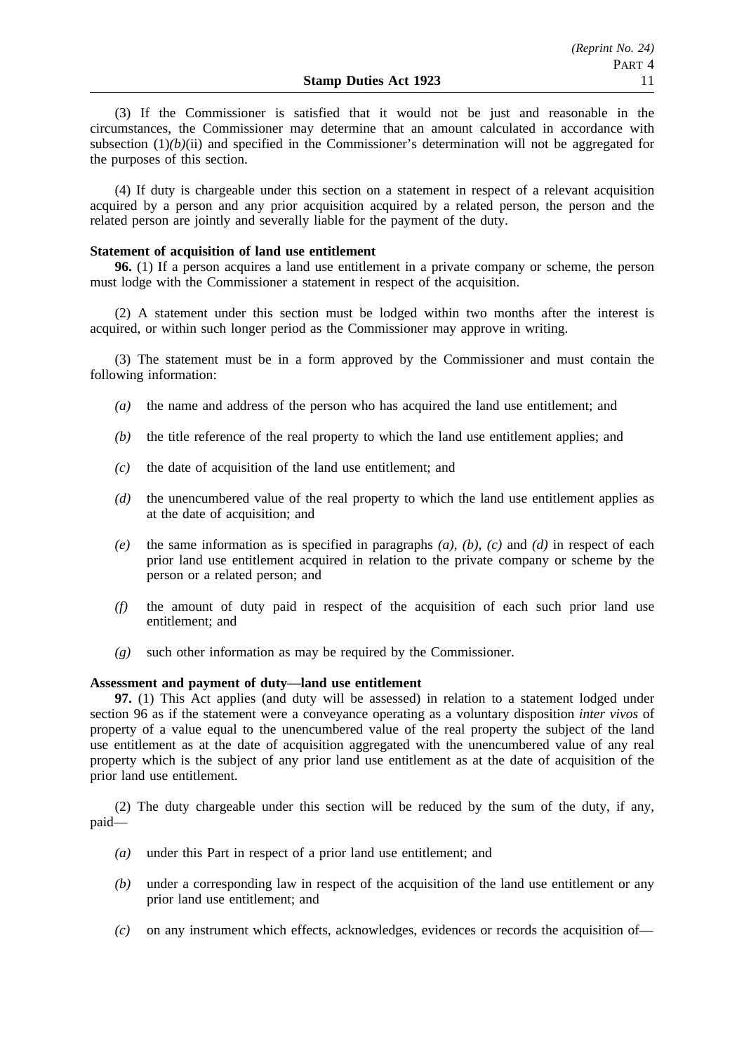(3) If the Commissioner is satisfied that it would not be just and reasonable in the circumstances, the Commissioner may determine that an amount calculated in accordance with subsection (1)*(b)*(ii) and specified in the Commissioner's determination will not be aggregated for the purposes of this section.

(4) If duty is chargeable under this section on a statement in respect of a relevant acquisition acquired by a person and any prior acquisition acquired by a related person, the person and the related person are jointly and severally liable for the payment of the duty.

**Statement of acquisition of land use entitlement**

**96.** (1) If a person acquires a land use entitlement in a private company or scheme, the person must lodge with the Commissioner a statement in respect of the acquisition.

(2) A statement under this section must be lodged within two months after the interest is acquired, or within such longer period as the Commissioner may approve in writing.

(3) The statement must be in a form approved by the Commissioner and must contain the following information:

*(a)* the name and address of the person who has acquired the land use entitlement; and

*(b)* the title reference of the real property to which the land use entitlement applies; and

*(c)* the date of acquisition of the land use entitlement; and

*(d)* the unencumbered value of the real property to which the land use entitlement applies as at the date of acquisition; and

*(e)* the same information as is specified in paragraphs *(a)*, *(b)*, *(c)* and *(d)* in respect of each prior land use entitlement acquired in relation to the private company or scheme by the person or a related person; and

*(f)* the amount of duty paid in respect of the acquisition of each such prior land use entitlement; and

*(g)* such other information as may be required by the Commissioner.

**Assessment and payment of duty—land use entitlement**

**97.** (1) This Act applies (and duty will be assessed) in relation to a statement lodged under section 96 as if the statement were a conveyance operating as a voluntary disposition *inter vivos* of property of a value equal to the unencumbered value of the real property the subject of the land use entitlement as at the date of acquisition aggregated with the unencumbered value of any real property which is the subject of any prior land use entitlement as at the date of acquisition of the prior land use entitlement.

(2) The duty chargeable under this section will be reduced by the sum of the duty, if any, paid—

*(a)* under this Part in respect of a prior land use entitlement; and

*(b)* under a corresponding law in respect of the acquisition of the land use entitlement or any prior land use entitlement; and

*(c)* on any instrument which effects, acknowledges, evidences or records the acquisition of—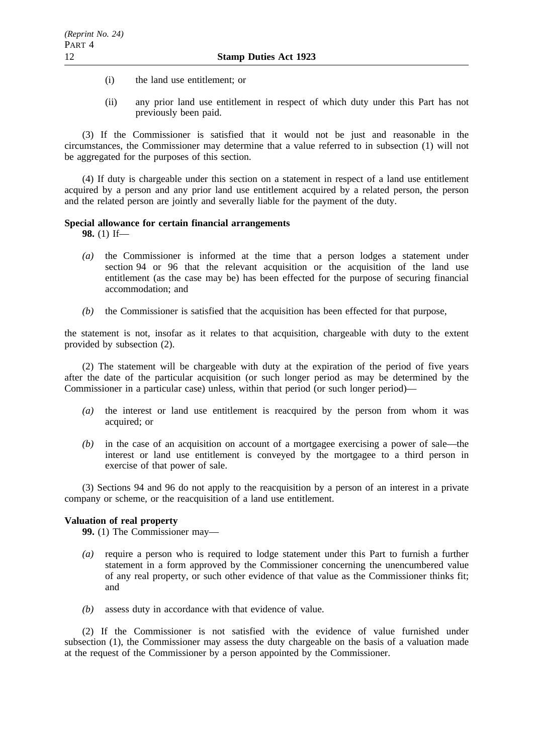(i) the land use entitlement; or

(ii) any prior land use entitlement in respect of which duty under this Part has not previously been paid.

(3) If the Commissioner is satisfied that it would not be just and reasonable in the circumstances, the Commissioner may determine that a value referred to in subsection (1) will not be aggregated for the purposes of this section.

(4) If duty is chargeable under this section on a statement in respect of a land use entitlement acquired by a person and any prior land use entitlement acquired by a related person, the person and the related person are jointly and severally liable for the payment of the duty.

**Special allowance for certain financial arrangements**

**98.** (1) If—

*(a)* the Commissioner is informed at the time that a person lodges a statement under section 94 or 96 that the relevant acquisition or the acquisition of the land use entitlement (as the case may be) has been effected for the purpose of securing financial accommodation; and

*(b)* the Commissioner is satisfied that the acquisition has been effected for that purpose,

the statement is not, insofar as it relates to that acquisition, chargeable with duty to the extent provided by subsection (2).

(2) The statement will be chargeable with duty at the expiration of the period of five years after the date of the particular acquisition (or such longer period as may be determined by the Commissioner in a particular case) unless, within that period (or such longer period)—

*(a)* the interest or land use entitlement is reacquired by the person from whom it was acquired; or

*(b)* in the case of an acquisition on account of a mortgagee exercising a power of sale—the interest or land use entitlement is conveyed by the mortgagee to a third person in exercise of that power of sale.

(3) Sections 94 and 96 do not apply to the reacquisition by a person of an interest in a private company or scheme, or the reacquisition of a land use entitlement.

**Valuation of real property**

**99.** (1) The Commissioner may—

*(a)* require a person who is required to lodge statement under this Part to furnish a further statement in a form approved by the Commissioner concerning the unencumbered value of any real property, or such other evidence of that value as the Commissioner thinks fit; and

*(b)* assess duty in accordance with that evidence of value.

(2) If the Commissioner is not satisfied with the evidence of value furnished under subsection (1), the Commissioner may assess the duty chargeable on the basis of a valuation made at the request of the Commissioner by a person appointed by the Commissioner.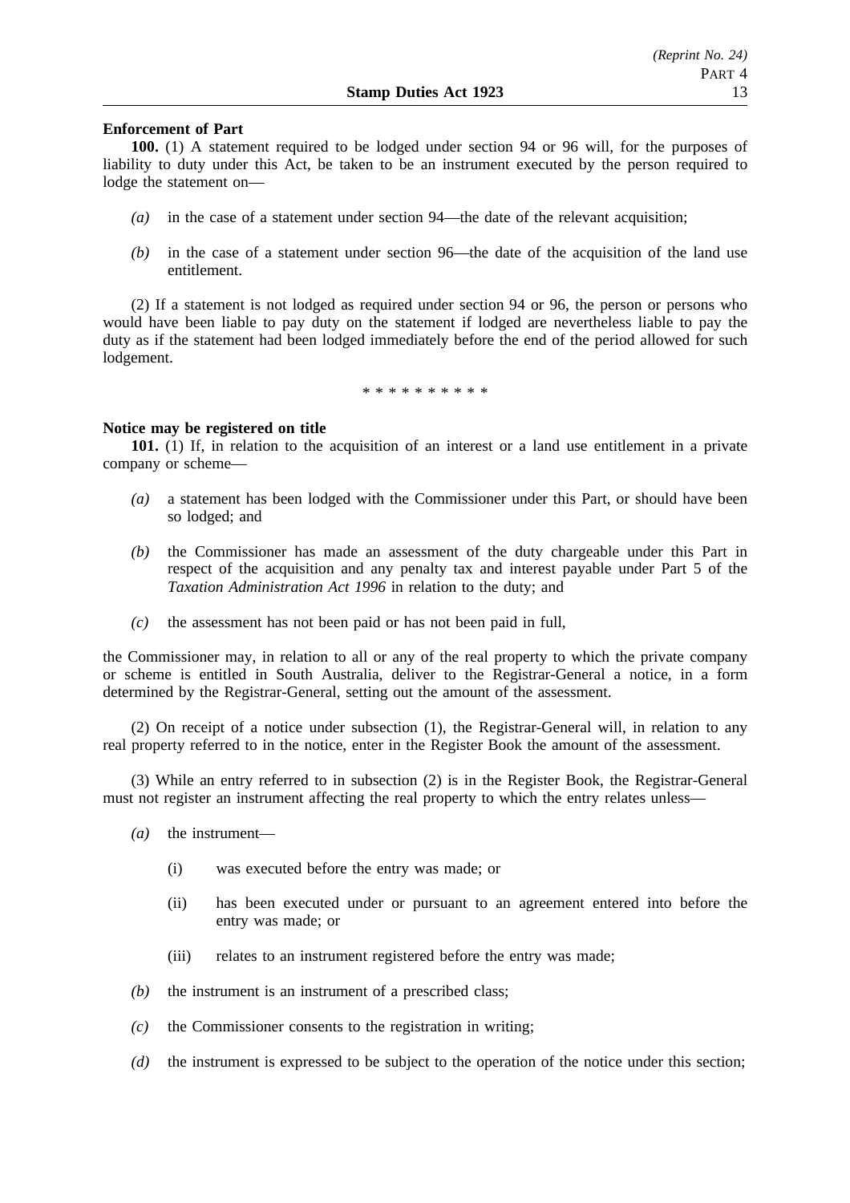**Enforcement of Part**

**100.** (1) A statement required to be lodged under section 94 or 96 will, for the purposes of liability to duty under this Act, be taken to be an instrument executed by the person required to lodge the statement on—

*(a)* in the case of a statement under section 94—the date of the relevant acquisition;

*(b)* in the case of a statement under section 96—the date of the acquisition of the land use entitlement.

(2) If a statement is not lodged as required under section 94 or 96, the person or persons who would have been liable to pay duty on the statement if lodged are nevertheless liable to pay the duty as if the statement had been lodged immediately before the end of the period allowed for such lodgement.

\* \* \* \* \* \* \* \* \* \*

**Notice may be registered on title**

**101.** (1) If, in relation to the acquisition of an interest or a land use entitlement in a private company or scheme—

*(a)* a statement has been lodged with the Commissioner under this Part, or should have been so lodged; and

*(b)* the Commissioner has made an assessment of the duty chargeable under this Part in respect of the acquisition and any penalty tax and interest payable under Part 5 of the *Taxation Administration Act 1996* in relation to the duty; and

*(c)* the assessment has not been paid or has not been paid in full,

the Commissioner may, in relation to all or any of the real property to which the private company or scheme is entitled in South Australia, deliver to the Registrar-General a notice, in a form determined by the Registrar-General, setting out the amount of the assessment.

(2) On receipt of a notice under subsection (1), the Registrar-General will, in relation to any real property referred to in the notice, enter in the Register Book the amount of the assessment.

(3) While an entry referred to in subsection (2) is in the Register Book, the Registrar-General must not register an instrument affecting the real property to which the entry relates unless—

*(a)* the instrument—

(i) was executed before the entry was made; or

(ii) has been executed under or pursuant to an agreement entered into before the entry was made; or

(iii) relates to an instrument registered before the entry was made;

*(b)* the instrument is an instrument of a prescribed class;

*(c)* the Commissioner consents to the registration in writing;

*(d)* the instrument is expressed to be subject to the operation of the notice under this section;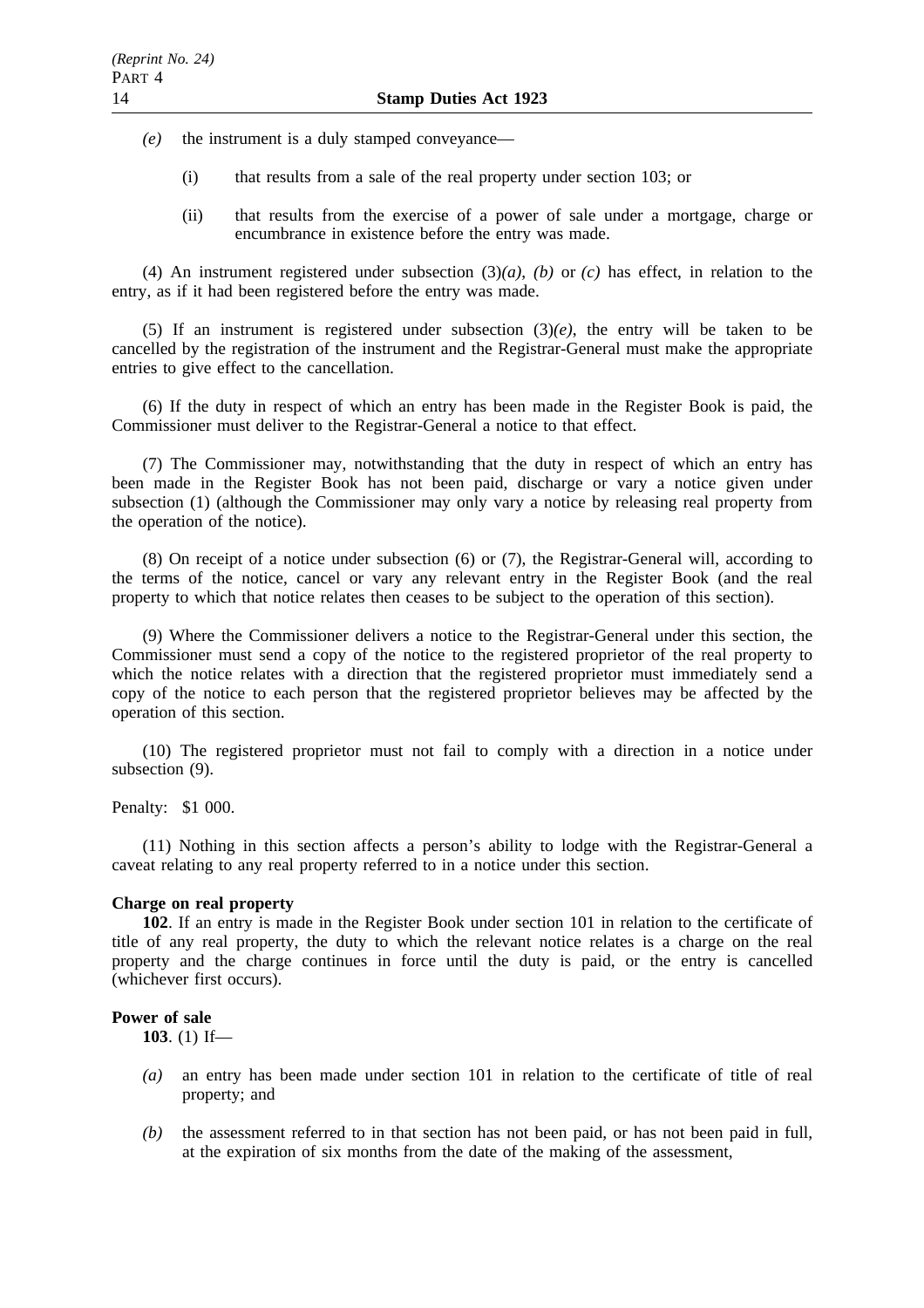*(e)* the instrument is a duly stamped conveyance—

(i) that results from a sale of the real property under section 103; or

(ii) that results from the exercise of a power of sale under a mortgage, charge or encumbrance in existence before the entry was made.

(4) An instrument registered under subsection (3)*(a)*, *(b)* or *(c)* has effect, in relation to the entry, as if it had been registered before the entry was made.

(5) If an instrument is registered under subsection (3)*(e)*, the entry will be taken to be cancelled by the registration of the instrument and the Registrar-General must make the appropriate entries to give effect to the cancellation.

(6) If the duty in respect of which an entry has been made in the Register Book is paid, the Commissioner must deliver to the Registrar-General a notice to that effect.

(7) The Commissioner may, notwithstanding that the duty in respect of which an entry has been made in the Register Book has not been paid, discharge or vary a notice given under subsection (1) (although the Commissioner may only vary a notice by releasing real property from the operation of the notice).

(8) On receipt of a notice under subsection (6) or (7), the Registrar-General will, according to the terms of the notice, cancel or vary any relevant entry in the Register Book (and the real property to which that notice relates then ceases to be subject to the operation of this section).

(9) Where the Commissioner delivers a notice to the Registrar-General under this section, the Commissioner must send a copy of the notice to the registered proprietor of the real property to which the notice relates with a direction that the registered proprietor must immediately send a copy of the notice to each person that the registered proprietor believes may be affected by the operation of this section.

(10) The registered proprietor must not fail to comply with a direction in a notice under subsection (9).

Penalty: $1 000.

(11) Nothing in this section affects a person's ability to lodge with the Registrar-General a caveat relating to any real property referred to in a notice under this section.

**Charge on real property**

**102**. If an entry is made in the Register Book under section 101 in relation to the certificate of title of any real property, the duty to which the relevant notice relates is a charge on the real property and the charge continues in force until the duty is paid, or the entry is cancelled (whichever first occurs).

**Power of sale**

**103**. (1) If—

*(a)* an entry has been made under section 101 in relation to the certificate of title of real property; and

*(b)* the assessment referred to in that section has not been paid, or has not been paid in full, at the expiration of six months from the date of the making of the assessment,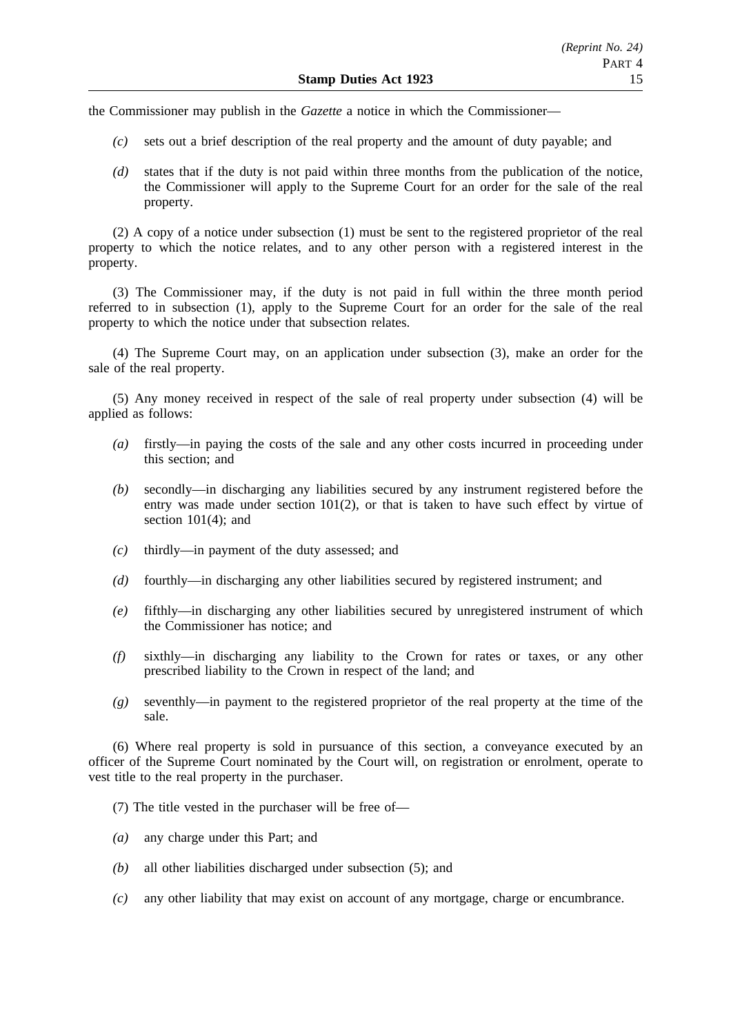the Commissioner may publish in the *Gazette* a notice in which the Commissioner—

- *(c)* sets out a brief description of the real property and the amount of duty payable; and
- *(d)* states that if the duty is not paid within three months from the publication of the notice, the Commissioner will apply to the Supreme Court for an order for the sale of the real property.

(2) A copy of a notice under subsection (1) must be sent to the registered proprietor of the real property to which the notice relates, and to any other person with a registered interest in the property.

(3) The Commissioner may, if the duty is not paid in full within the three month period referred to in subsection (1), apply to the Supreme Court for an order for the sale of the real property to which the notice under that subsection relates.

(4) The Supreme Court may, on an application under subsection (3), make an order for the sale of the real property.

(5) Any money received in respect of the sale of real property under subsection (4) will be applied as follows:

- *(a)* firstly—in paying the costs of the sale and any other costs incurred in proceeding under this section; and
- *(b)* secondly—in discharging any liabilities secured by any instrument registered before the entry was made under section 101(2), or that is taken to have such effect by virtue of section 101(4); and
- *(c)* thirdly—in payment of the duty assessed; and
- *(d)* fourthly—in discharging any other liabilities secured by registered instrument; and
- *(e)* fifthly—in discharging any other liabilities secured by unregistered instrument of which the Commissioner has notice; and
- *(f)* sixthly—in discharging any liability to the Crown for rates or taxes, or any other prescribed liability to the Crown in respect of the land; and
- *(g)* seventhly—in payment to the registered proprietor of the real property at the time of the sale.

(6) Where real property is sold in pursuance of this section, a conveyance executed by an officer of the Supreme Court nominated by the Court will, on registration or enrolment, operate to vest title to the real property in the purchaser.

(7) The title vested in the purchaser will be free of—

- *(a)* any charge under this Part; and
- *(b)* all other liabilities discharged under subsection (5); and
- *(c)* any other liability that may exist on account of any mortgage, charge or encumbrance.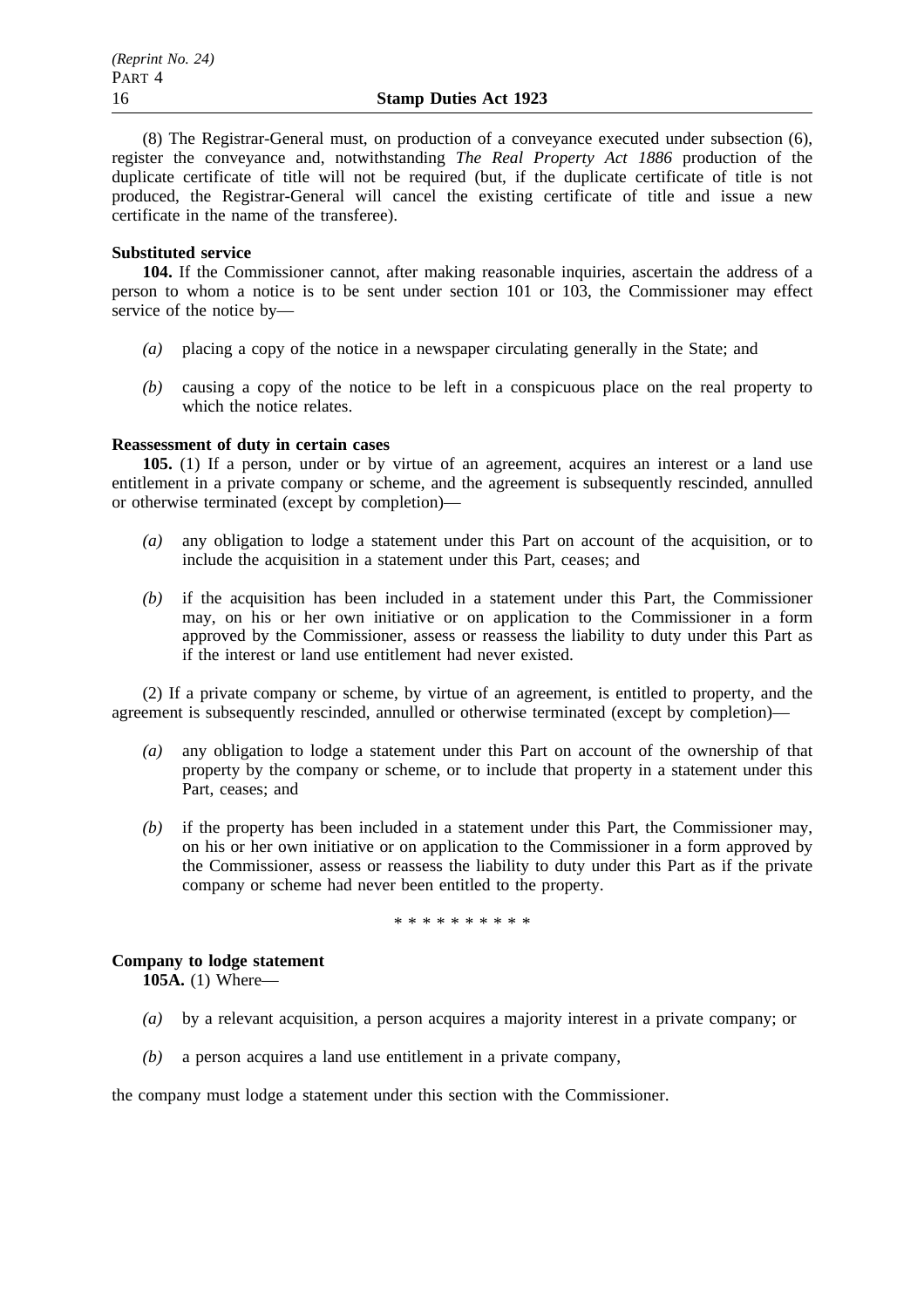(8) The Registrar-General must, on production of a conveyance executed under subsection (6), register the conveyance and, notwithstanding *The Real Property Act 1886* production of the duplicate certificate of title will not be required (but, if the duplicate certificate of title is not produced, the Registrar-General will cancel the existing certificate of title and issue a new certificate in the name of the transferee).

**Substituted service**

**104.** If the Commissioner cannot, after making reasonable inquiries, ascertain the address of a person to whom a notice is to be sent under section 101 or 103, the Commissioner may effect service of the notice by—

*(a)* placing a copy of the notice in a newspaper circulating generally in the State; and

*(b)* causing a copy of the notice to be left in a conspicuous place on the real property to which the notice relates.

**Reassessment of duty in certain cases**

**105.** (1) If a person, under or by virtue of an agreement, acquires an interest or a land use entitlement in a private company or scheme, and the agreement is subsequently rescinded, annulled or otherwise terminated (except by completion)—

*(a)* any obligation to lodge a statement under this Part on account of the acquisition, or to include the acquisition in a statement under this Part, ceases; and

*(b)* if the acquisition has been included in a statement under this Part, the Commissioner may, on his or her own initiative or on application to the Commissioner in a form approved by the Commissioner, assess or reassess the liability to duty under this Part as if the interest or land use entitlement had never existed.

(2) If a private company or scheme, by virtue of an agreement, is entitled to property, and the agreement is subsequently rescinded, annulled or otherwise terminated (except by completion)—

*(a)* any obligation to lodge a statement under this Part on account of the ownership of that property by the company or scheme, or to include that property in a statement under this Part, ceases; and

*(b)* if the property has been included in a statement under this Part, the Commissioner may, on his or her own initiative or on application to the Commissioner in a form approved by the Commissioner, assess or reassess the liability to duty under this Part as if the private company or scheme had never been entitled to the property.

* * * * * * * * * *

**Company to lodge statement**

**105A.** (1) Where—

*(a)* by a relevant acquisition, a person acquires a majority interest in a private company; or

*(b)* a person acquires a land use entitlement in a private company,

the company must lodge a statement under this section with the Commissioner.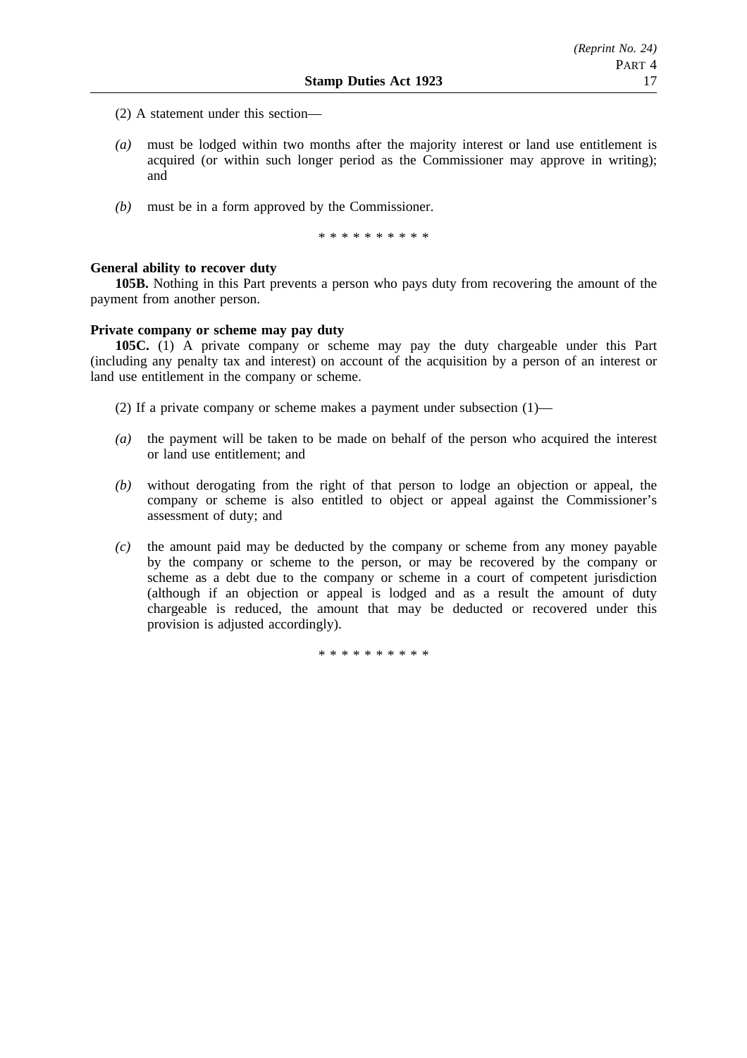(2) A statement under this section—

*(a)* must be lodged within two months after the majority interest or land use entitlement is acquired (or within such longer period as the Commissioner may approve in writing); and

*(b)* must be in a form approved by the Commissioner.

\* \* \* \* \* \* \* \* \* \*

**General ability to recover duty**

**105B.** Nothing in this Part prevents a person who pays duty from recovering the amount of the payment from another person.

**Private company or scheme may pay duty**

**105C.** (1) A private company or scheme may pay the duty chargeable under this Part (including any penalty tax and interest) on account of the acquisition by a person of an interest or land use entitlement in the company or scheme.

(2) If a private company or scheme makes a payment under subsection (1)—

*(a)* the payment will be taken to be made on behalf of the person who acquired the interest or land use entitlement; and

*(b)* without derogating from the right of that person to lodge an objection or appeal, the company or scheme is also entitled to object or appeal against the Commissioner's assessment of duty; and

*(c)* the amount paid may be deducted by the company or scheme from any money payable by the company or scheme to the person, or may be recovered by the company or scheme as a debt due to the company or scheme in a court of competent jurisdiction (although if an objection or appeal is lodged and as a result the amount of duty chargeable is reduced, the amount that may be deducted or recovered under this provision is adjusted accordingly).

\* \* \* \* \* \* \* \* \* \*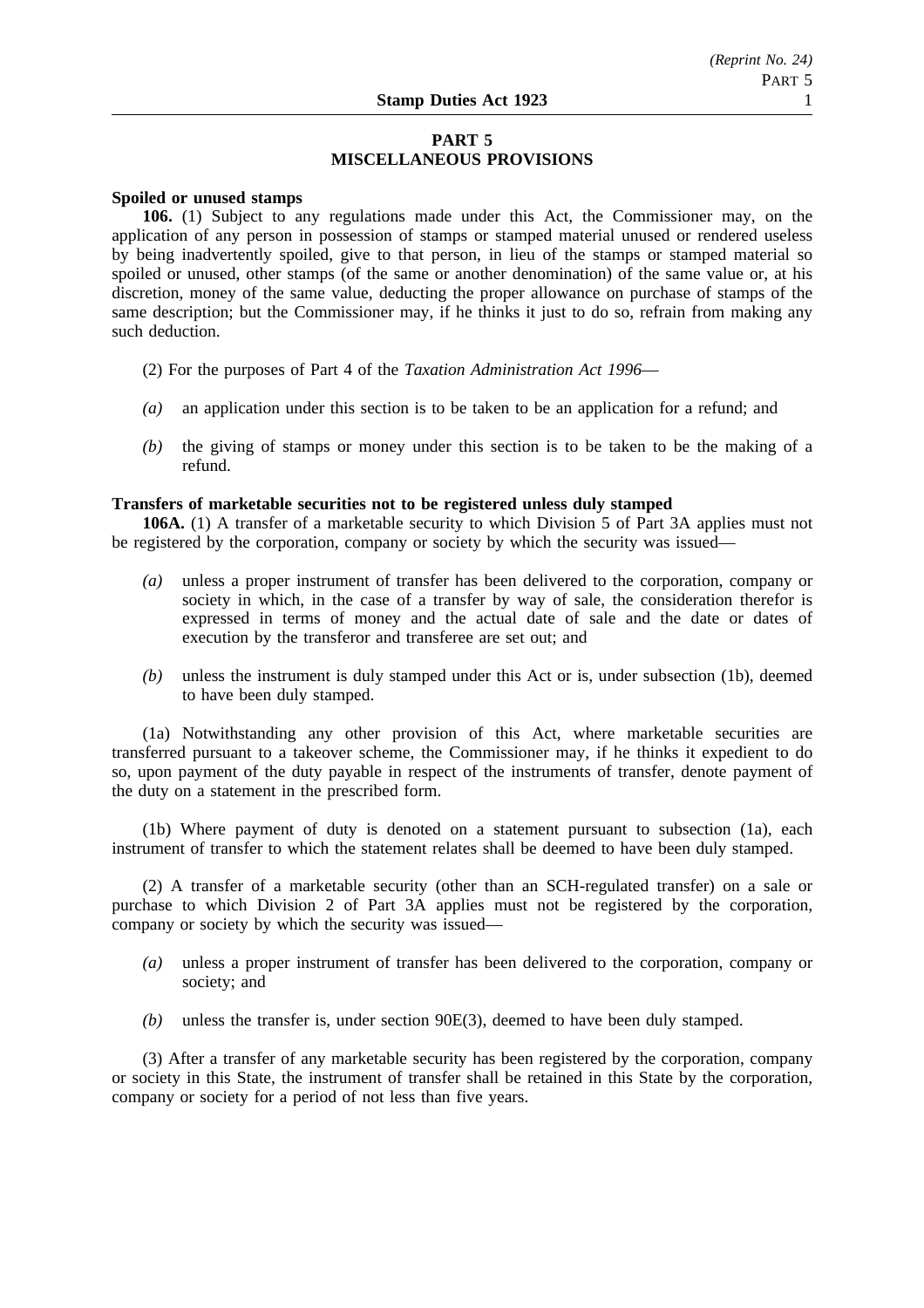# PART 5
# MISCELLANEOUS PROVISIONS

**Spoiled or unused stamps**

**106.** (1) Subject to any regulations made under this Act, the Commissioner may, on the application of any person in possession of stamps or stamped material unused or rendered useless by being inadvertently spoiled, give to that person, in lieu of the stamps or stamped material so spoiled or unused, other stamps (of the same or another denomination) of the same value or, at his discretion, money of the same value, deducting the proper allowance on purchase of stamps of the same description; but the Commissioner may, if he thinks it just to do so, refrain from making any such deduction.

(2) For the purposes of Part 4 of the *Taxation Administration Act 1996*—

*(a)* an application under this section is to be taken to be an application for a refund; and

*(b)* the giving of stamps or money under this section is to be taken to be the making of a refund.

**Transfers of marketable securities not to be registered unless duly stamped**

**106A.** (1) A transfer of a marketable security to which Division 5 of Part 3A applies must not be registered by the corporation, company or society by which the security was issued—

*(a)* unless a proper instrument of transfer has been delivered to the corporation, company or society in which, in the case of a transfer by way of sale, the consideration therefor is expressed in terms of money and the actual date of sale and the date or dates of execution by the transferor and transferee are set out; and

*(b)* unless the instrument is duly stamped under this Act or is, under subsection (1b), deemed to have been duly stamped.

(1a) Notwithstanding any other provision of this Act, where marketable securities are transferred pursuant to a takeover scheme, the Commissioner may, if he thinks it expedient to do so, upon payment of the duty payable in respect of the instruments of transfer, denote payment of the duty on a statement in the prescribed form.

(1b) Where payment of duty is denoted on a statement pursuant to subsection (1a), each instrument of transfer to which the statement relates shall be deemed to have been duly stamped.

(2) A transfer of a marketable security (other than an SCH-regulated transfer) on a sale or purchase to which Division 2 of Part 3A applies must not be registered by the corporation, company or society by which the security was issued—

*(a)* unless a proper instrument of transfer has been delivered to the corporation, company or society; and

*(b)* unless the transfer is, under section 90E(3), deemed to have been duly stamped.

(3) After a transfer of any marketable security has been registered by the corporation, company or society in this State, the instrument of transfer shall be retained in this State by the corporation, company or society for a period of not less than five years.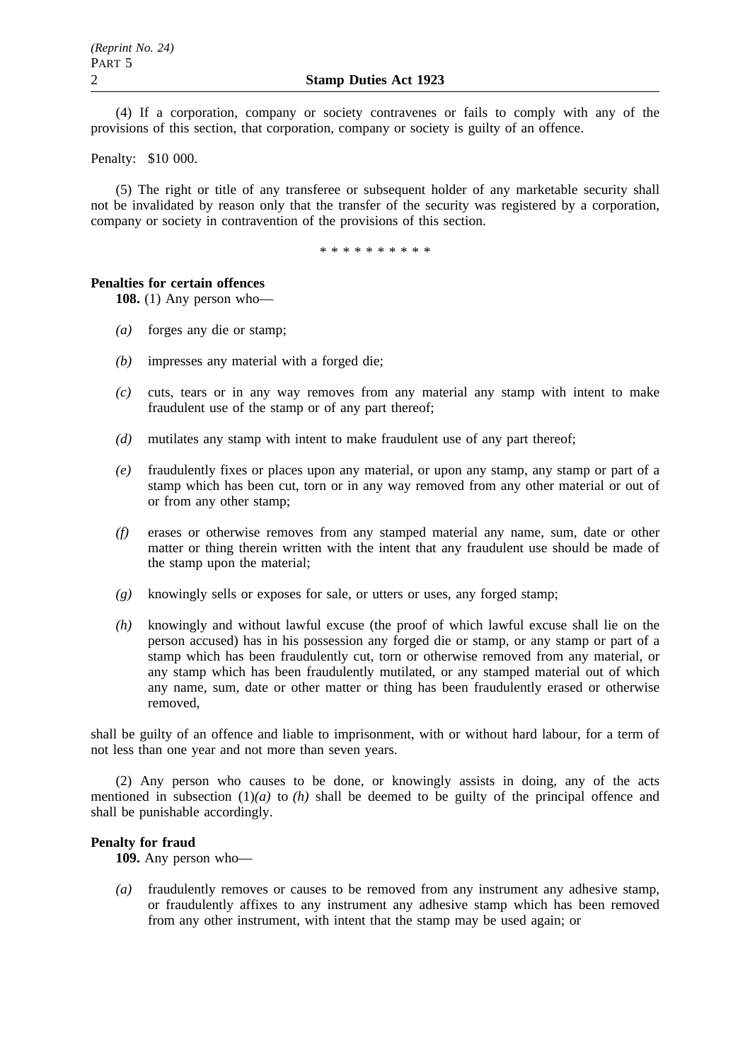(4) If a corporation, company or society contravenes or fails to comply with any of the provisions of this section, that corporation, company or society is guilty of an offence.

Penalty: $10 000.

(5) The right or title of any transferee or subsequent holder of any marketable security shall not be invalidated by reason only that the transfer of the security was registered by a corporation, company or society in contravention of the provisions of this section.

* * * * * * * * * *

**Penalties for certain offences**

**108.** (1) Any person who—

*(a)* forges any die or stamp;

*(b)* impresses any material with a forged die;

*(c)* cuts, tears or in any way removes from any material any stamp with intent to make fraudulent use of the stamp or of any part thereof;

*(d)* mutilates any stamp with intent to make fraudulent use of any part thereof;

*(e)* fraudulently fixes or places upon any material, or upon any stamp, any stamp or part of a stamp which has been cut, torn or in any way removed from any other material or out of or from any other stamp;

*(f)* erases or otherwise removes from any stamped material any name, sum, date or other matter or thing therein written with the intent that any fraudulent use should be made of the stamp upon the material;

*(g)* knowingly sells or exposes for sale, or utters or uses, any forged stamp;

*(h)* knowingly and without lawful excuse (the proof of which lawful excuse shall lie on the person accused) has in his possession any forged die or stamp, or any stamp or part of a stamp which has been fraudulently cut, torn or otherwise removed from any material, or any stamp which has been fraudulently mutilated, or any stamped material out of which any name, sum, date or other matter or thing has been fraudulently erased or otherwise removed,

shall be guilty of an offence and liable to imprisonment, with or without hard labour, for a term of not less than one year and not more than seven years.

(2) Any person who causes to be done, or knowingly assists in doing, any of the acts mentioned in subsection (1)*(a)* to *(h)* shall be deemed to be guilty of the principal offence and shall be punishable accordingly.

**Penalty for fraud**

**109.** Any person who—

*(a)* fraudulently removes or causes to be removed from any instrument any adhesive stamp, or fraudulently affixes to any instrument any adhesive stamp which has been removed from any other instrument, with intent that the stamp may be used again; or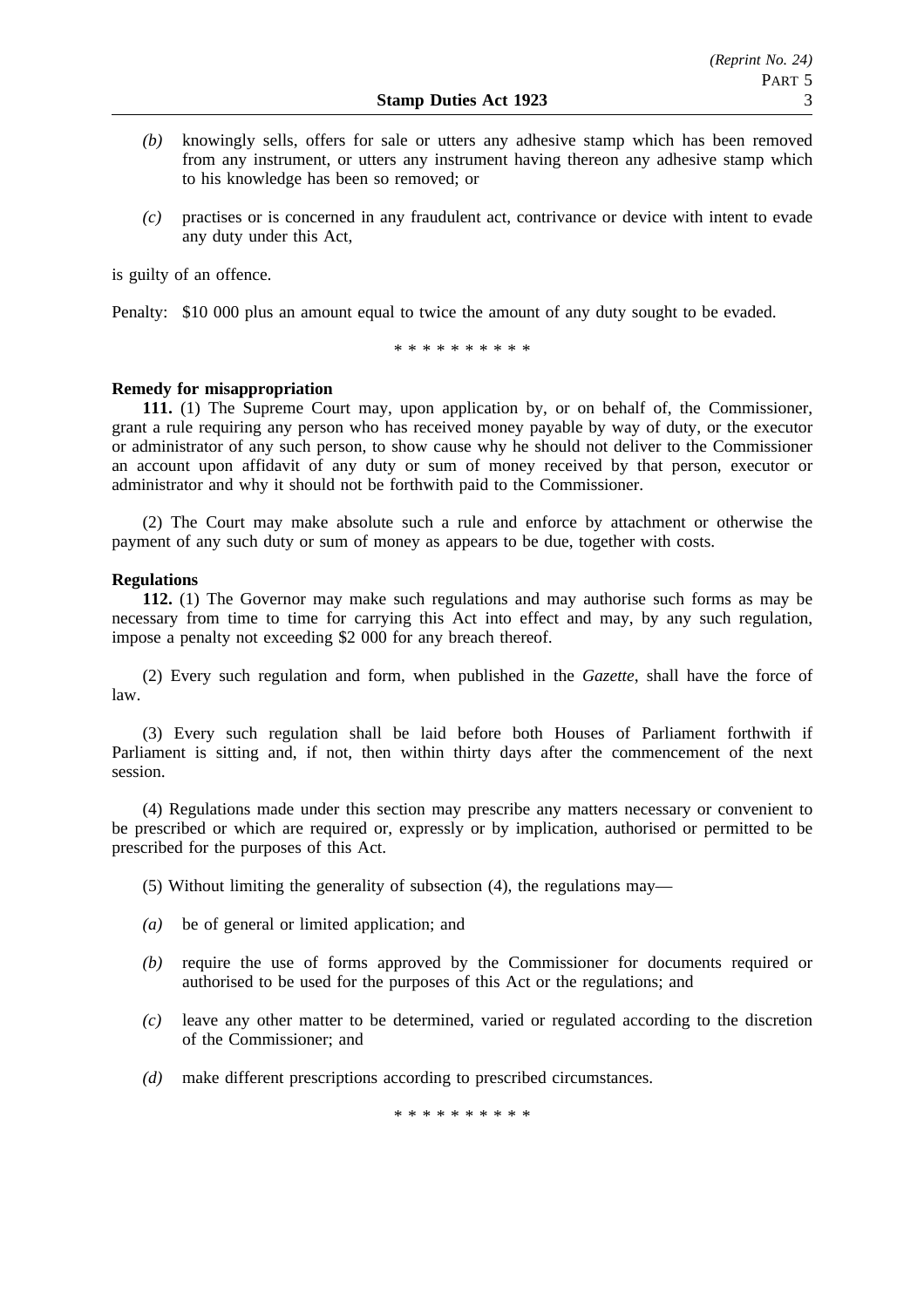*(b)* knowingly sells, offers for sale or utters any adhesive stamp which has been removed from any instrument, or utters any instrument having thereon any adhesive stamp which to his knowledge has been so removed; or

*(c)* practises or is concerned in any fraudulent act, contrivance or device with intent to evade any duty under this Act,

is guilty of an offence.

Penalty: $10 000 plus an amount equal to twice the amount of any duty sought to be evaded.

\* \* \* \* \* \* \* \* \* \*

**Remedy for misappropriation**

**111.** (1) The Supreme Court may, upon application by, or on behalf of, the Commissioner, grant a rule requiring any person who has received money payable by way of duty, or the executor or administrator of any such person, to show cause why he should not deliver to the Commissioner an account upon affidavit of any duty or sum of money received by that person, executor or administrator and why it should not be forthwith paid to the Commissioner.

(2) The Court may make absolute such a rule and enforce by attachment or otherwise the payment of any such duty or sum of money as appears to be due, together with costs.

**Regulations**

**112.** (1) The Governor may make such regulations and may authorise such forms as may be necessary from time to time for carrying this Act into effect and may, by any such regulation, impose a penalty not exceeding $2 000 for any breach thereof.

(2) Every such regulation and form, when published in the *Gazette*, shall have the force of law.

(3) Every such regulation shall be laid before both Houses of Parliament forthwith if Parliament is sitting and, if not, then within thirty days after the commencement of the next session.

(4) Regulations made under this section may prescribe any matters necessary or convenient to be prescribed or which are required or, expressly or by implication, authorised or permitted to be prescribed for the purposes of this Act.

(5) Without limiting the generality of subsection (4), the regulations may—

*(a)* be of general or limited application; and

*(b)* require the use of forms approved by the Commissioner for documents required or authorised to be used for the purposes of this Act or the regulations; and

*(c)* leave any other matter to be determined, varied or regulated according to the discretion of the Commissioner; and

*(d)* make different prescriptions according to prescribed circumstances.

\* \* \* \* \* \* \* \* \* \*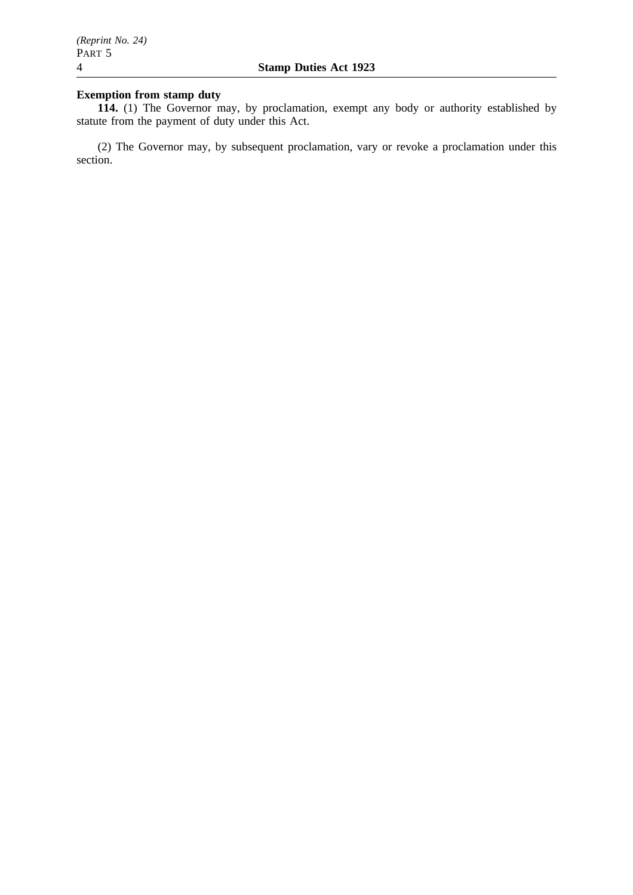**Exemption from stamp duty**

**114.** (1) The Governor may, by proclamation, exempt any body or authority established by statute from the payment of duty under this Act.

(2) The Governor may, by subsequent proclamation, vary or revoke a proclamation under this section.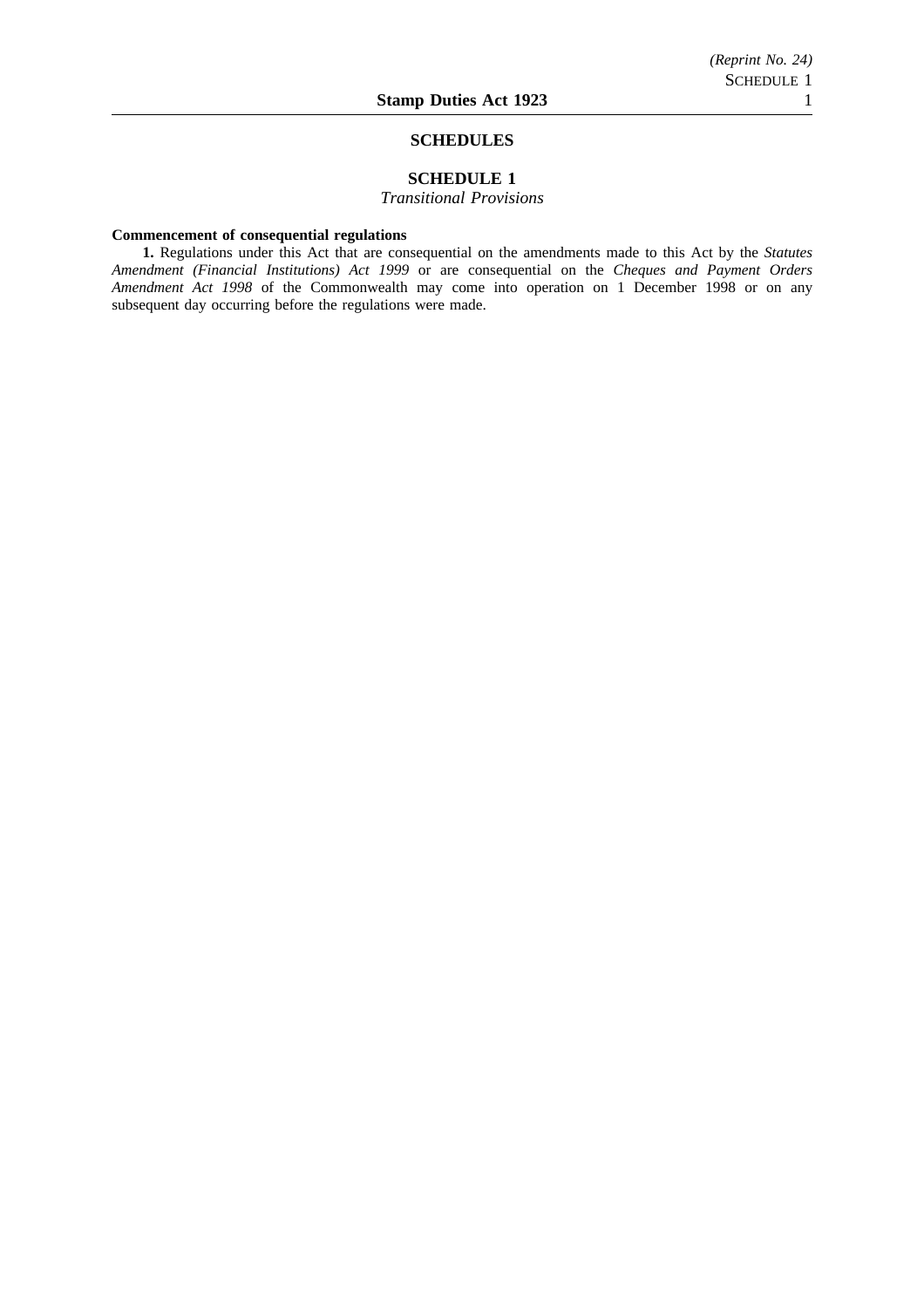## SCHEDULES

### SCHEDULE 1

*Transitional Provisions*

**Commencement of consequential regulations**

**1.** Regulations under this Act that are consequential on the amendments made to this Act by the *Statutes Amendment (Financial Institutions) Act 1999* or are consequential on the *Cheques and Payment Orders Amendment Act 1998* of the Commonwealth may come into operation on 1 December 1998 or on any subsequent day occurring before the regulations were made.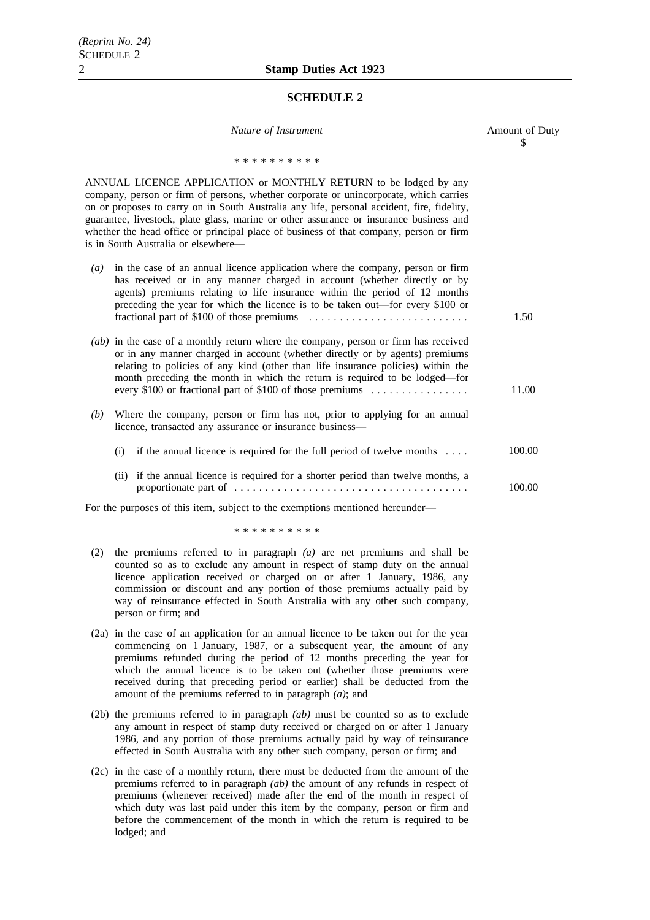## SCHEDULE 2

| *Nature of Instrument* | Amount of Duty $ |
|---|---|

\* \* \* \* \* \* \* \* \* \*

ANNUAL LICENCE APPLICATION or MONTHLY RETURN to be lodged by any company, person or firm of persons, whether corporate or unincorporate, which carries on or proposes to carry on in South Australia any life, personal accident, fire, fidelity, guarantee, livestock, plate glass, marine or other assurance or insurance business and whether the head office or principal place of business of that company, person or firm is in South Australia or elsewhere—

| | |
|---|---|
| *(a)* in the case of an annual licence application where the company, person or firm has received or in any manner charged in account (whether directly or by agents) premiums relating to life insurance within the period of 12 months preceding the year for which the licence is to be taken out—for every $100 or fractional part of $100 of those premiums | 1.50 |
| *(ab)* in the case of a monthly return where the company, person or firm has received or in any manner charged in account (whether directly or by agents) premiums relating to policies of any kind (other than life insurance policies) within the month preceding the month in which the return is required to be lodged—for every $100 or fractional part of $100 of those premiums | 11.00 |
| *(b)* Where the company, person or firm has not, prior to applying for an annual licence, transacted any assurance or insurance business— | |
| (i) if the annual licence is required for the full period of twelve months | 100.00 |
| (ii) if the annual licence is required for a shorter period than twelve months, a proportionate part of | 100.00 |

For the purposes of this item, subject to the exemptions mentioned hereunder—

\* \* \* \* \* \* \* \* \* \*

(2) the premiums referred to in paragraph *(a)* are net premiums and shall be counted so as to exclude any amount in respect of stamp duty on the annual licence application received or charged on or after 1 January, 1986, any commission or discount and any portion of those premiums actually paid by way of reinsurance effected in South Australia with any other such company, person or firm; and

(2a) in the case of an application for an annual licence to be taken out for the year commencing on 1 January, 1987, or a subsequent year, the amount of any premiums refunded during the period of 12 months preceding the year for which the annual licence is to be taken out (whether those premiums were received during that preceding period or earlier) shall be deducted from the amount of the premiums referred to in paragraph *(a)*; and

(2b) the premiums referred to in paragraph *(ab)* must be counted so as to exclude any amount in respect of stamp duty received or charged on or after 1 January 1986, and any portion of those premiums actually paid by way of reinsurance effected in South Australia with any other such company, person or firm; and

(2c) in the case of a monthly return, there must be deducted from the amount of the premiums referred to in paragraph *(ab)* the amount of any refunds in respect of premiums (whenever received) made after the end of the month in respect of which duty was last paid under this item by the company, person or firm and before the commencement of the month in which the return is required to be lodged; and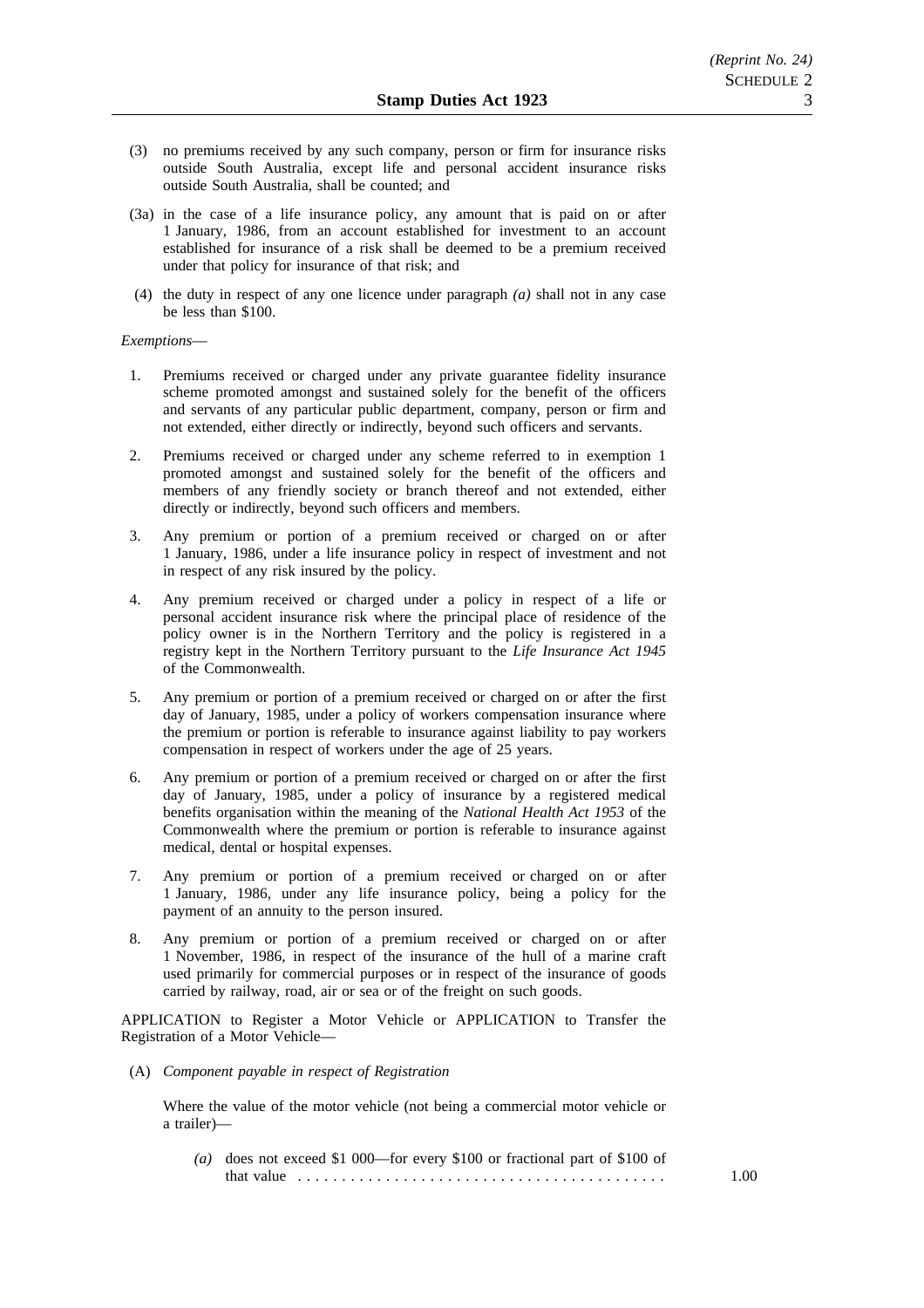(3) no premiums received by any such company, person or firm for insurance risks outside South Australia, except life and personal accident insurance risks outside South Australia, shall be counted; and

(3a) in the case of a life insurance policy, any amount that is paid on or after 1 January, 1986, from an account established for investment to an account established for insurance of a risk shall be deemed to be a premium received under that policy for insurance of that risk; and

(4) the duty in respect of any one licence under paragraph *(a)* shall not in any case be less than $100.

*Exemptions*—

1. Premiums received or charged under any private guarantee fidelity insurance scheme promoted amongst and sustained solely for the benefit of the officers and servants of any particular public department, company, person or firm and not extended, either directly or indirectly, beyond such officers and servants.

2. Premiums received or charged under any scheme referred to in exemption 1 promoted amongst and sustained solely for the benefit of the officers and members of any friendly society or branch thereof and not extended, either directly or indirectly, beyond such officers and members.

3. Any premium or portion of a premium received or charged on or after 1 January, 1986, under a life insurance policy in respect of investment and not in respect of any risk insured by the policy.

4. Any premium received or charged under a policy in respect of a life or personal accident insurance risk where the principal place of residence of the policy owner is in the Northern Territory and the policy is registered in a registry kept in the Northern Territory pursuant to the *Life Insurance Act 1945* of the Commonwealth.

5. Any premium or portion of a premium received or charged on or after the first day of January, 1985, under a policy of workers compensation insurance where the premium or portion is referable to insurance against liability to pay workers compensation in respect of workers under the age of 25 years.

6. Any premium or portion of a premium received or charged on or after the first day of January, 1985, under a policy of insurance by a registered medical benefits organisation within the meaning of the *National Health Act 1953* of the Commonwealth where the premium or portion is referable to insurance against medical, dental or hospital expenses.

7. Any premium or portion of a premium received or charged on or after 1 January, 1986, under any life insurance policy, being a policy for the payment of an annuity to the person insured.

8. Any premium or portion of a premium received or charged on or after 1 November, 1986, in respect of the insurance of the hull of a marine craft used primarily for commercial purposes or in respect of the insurance of goods carried by railway, road, air or sea or of the freight on such goods.

APPLICATION to Register a Motor Vehicle or APPLICATION to Transfer the Registration of a Motor Vehicle—

(A) *Component payable in respect of Registration*

Where the value of the motor vehicle (not being a commercial motor vehicle or a trailer)—

*(a)* does not exceed $1 000—for every $100 or fractional part of $100 of that value . . . . . . . . . . . . . . . . . . . . . . . . . . . . . . . . . . . . . . . . 1.00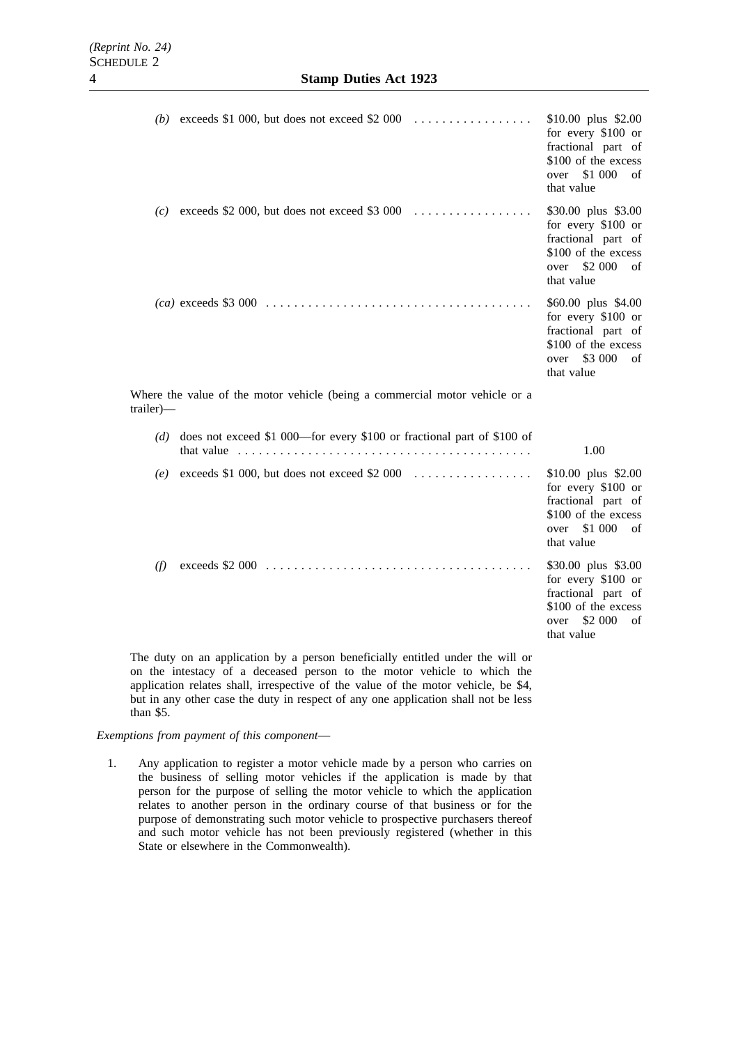| | |
|---|---|
| *(b)* exceeds $1 000, but does not exceed $2 000 . . . . . . . . . . . . . . . . | $10.00 plus $2.00 for every $100 or fractional part of $100 of the excess over $1 000 of that value |
| *(c)* exceeds $2 000, but does not exceed $3 000 . . . . . . . . . . . . . . . . | $30.00 plus $3.00 for every $100 or fractional part of $100 of the excess over $2 000 of that value |
| *(ca)* exceeds $3 000 . . . . . . . . . . . . . . . . . . . . . . . . . . . . . . . . . . . . | $60.00 plus $4.00 for every $100 or fractional part of $100 of the excess over $3 000 of that value |

Where the value of the motor vehicle (being a commercial motor vehicle or a trailer)—

| | |
|---|---|
| *(d)* does not exceed $1 000—for every $100 or fractional part of $100 of that value . . . . . . . . . . . . . . . . . . . . . . . . . . . . . . . . . . . . . . . . | 1.00 |
| *(e)* exceeds $1 000, but does not exceed $2 000 . . . . . . . . . . . . . . . . | $10.00 plus $2.00 for every $100 or fractional part of $100 of the excess over $1 000 of that value |
| *(f)* exceeds $2 000 . . . . . . . . . . . . . . . . . . . . . . . . . . . . . . . . . . . . | $30.00 plus $3.00 for every $100 or fractional part of $100 of the excess over $2 000 of that value |

The duty on an application by a person beneficially entitled under the will or on the intestacy of a deceased person to the motor vehicle to which the application relates shall, irrespective of the value of the motor vehicle, be $4, but in any other case the duty in respect of any one application shall not be less than $5.

*Exemptions from payment of this component*—

1. Any application to register a motor vehicle made by a person who carries on the business of selling motor vehicles if the application is made by that person for the purpose of selling the motor vehicle to which the application relates to another person in the ordinary course of that business or for the purpose of demonstrating such motor vehicle to prospective purchasers thereof and such motor vehicle has not been previously registered (whether in this State or elsewhere in the Commonwealth).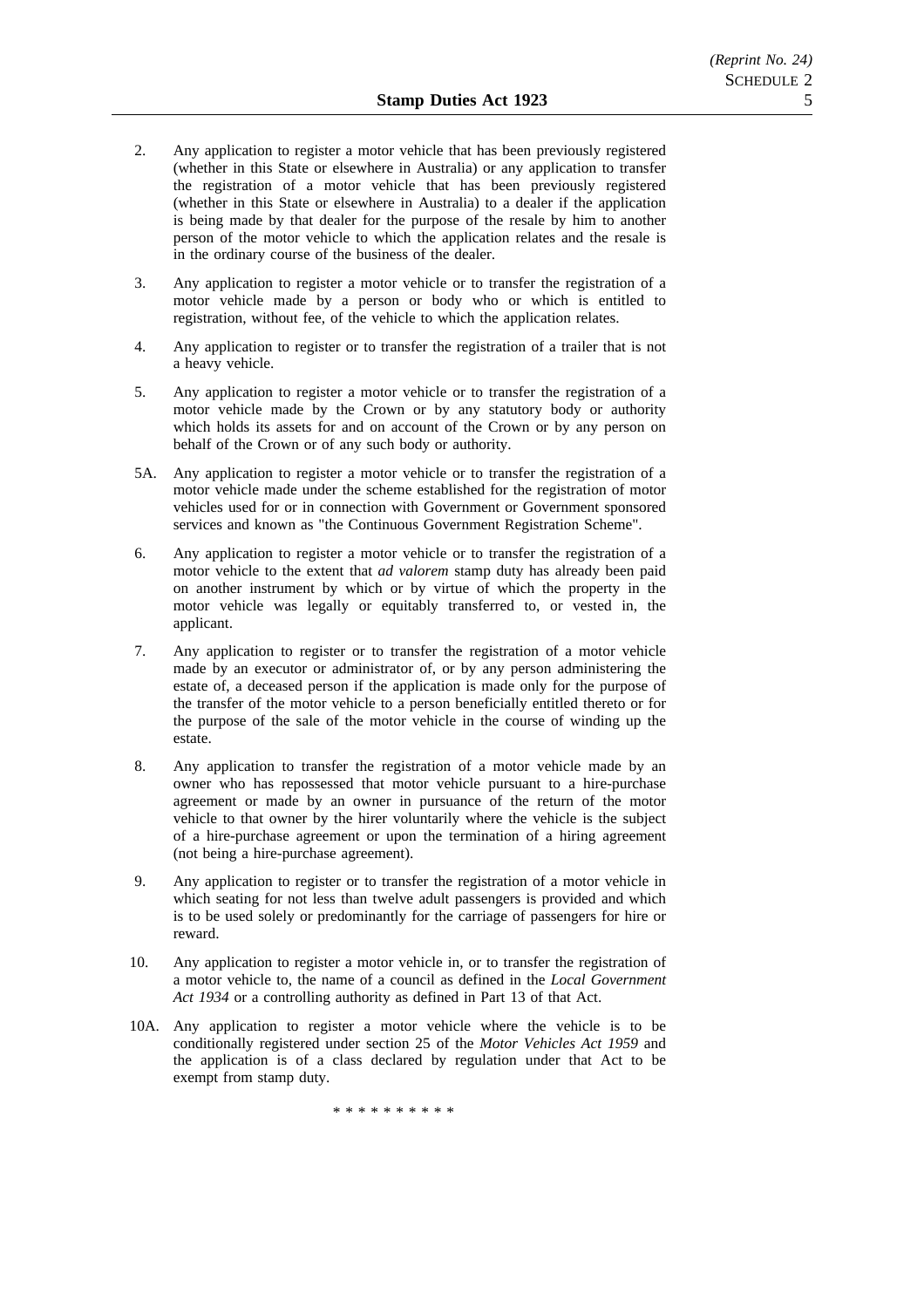2. Any application to register a motor vehicle that has been previously registered (whether in this State or elsewhere in Australia) or any application to transfer the registration of a motor vehicle that has been previously registered (whether in this State or elsewhere in Australia) to a dealer if the application is being made by that dealer for the purpose of the resale by him to another person of the motor vehicle to which the application relates and the resale is in the ordinary course of the business of the dealer.

3. Any application to register a motor vehicle or to transfer the registration of a motor vehicle made by a person or body who or which is entitled to registration, without fee, of the vehicle to which the application relates.

4. Any application to register or to transfer the registration of a trailer that is not a heavy vehicle.

5. Any application to register a motor vehicle or to transfer the registration of a motor vehicle made by the Crown or by any statutory body or authority which holds its assets for and on account of the Crown or by any person on behalf of the Crown or of any such body or authority.

5A. Any application to register a motor vehicle or to transfer the registration of a motor vehicle made under the scheme established for the registration of motor vehicles used for or in connection with Government or Government sponsored services and known as "the Continuous Government Registration Scheme".

6. Any application to register a motor vehicle or to transfer the registration of a motor vehicle to the extent that *ad valorem* stamp duty has already been paid on another instrument by which or by virtue of which the property in the motor vehicle was legally or equitably transferred to, or vested in, the applicant.

7. Any application to register or to transfer the registration of a motor vehicle made by an executor or administrator of, or by any person administering the estate of, a deceased person if the application is made only for the purpose of the transfer of the motor vehicle to a person beneficially entitled thereto or for the purpose of the sale of the motor vehicle in the course of winding up the estate.

8. Any application to transfer the registration of a motor vehicle made by an owner who has repossessed that motor vehicle pursuant to a hire-purchase agreement or made by an owner in pursuance of the return of the motor vehicle to that owner by the hirer voluntarily where the vehicle is the subject of a hire-purchase agreement or upon the termination of a hiring agreement (not being a hire-purchase agreement).

9. Any application to register or to transfer the registration of a motor vehicle in which seating for not less than twelve adult passengers is provided and which is to be used solely or predominantly for the carriage of passengers for hire or reward.

10. Any application to register a motor vehicle in, or to transfer the registration of a motor vehicle to, the name of a council as defined in the *Local Government Act 1934* or a controlling authority as defined in Part 13 of that Act.

10A. Any application to register a motor vehicle where the vehicle is to be conditionally registered under section 25 of the *Motor Vehicles Act 1959* and the application is of a class declared by regulation under that Act to be exempt from stamp duty.

\* \* \* \* \* \* \* \* \* \*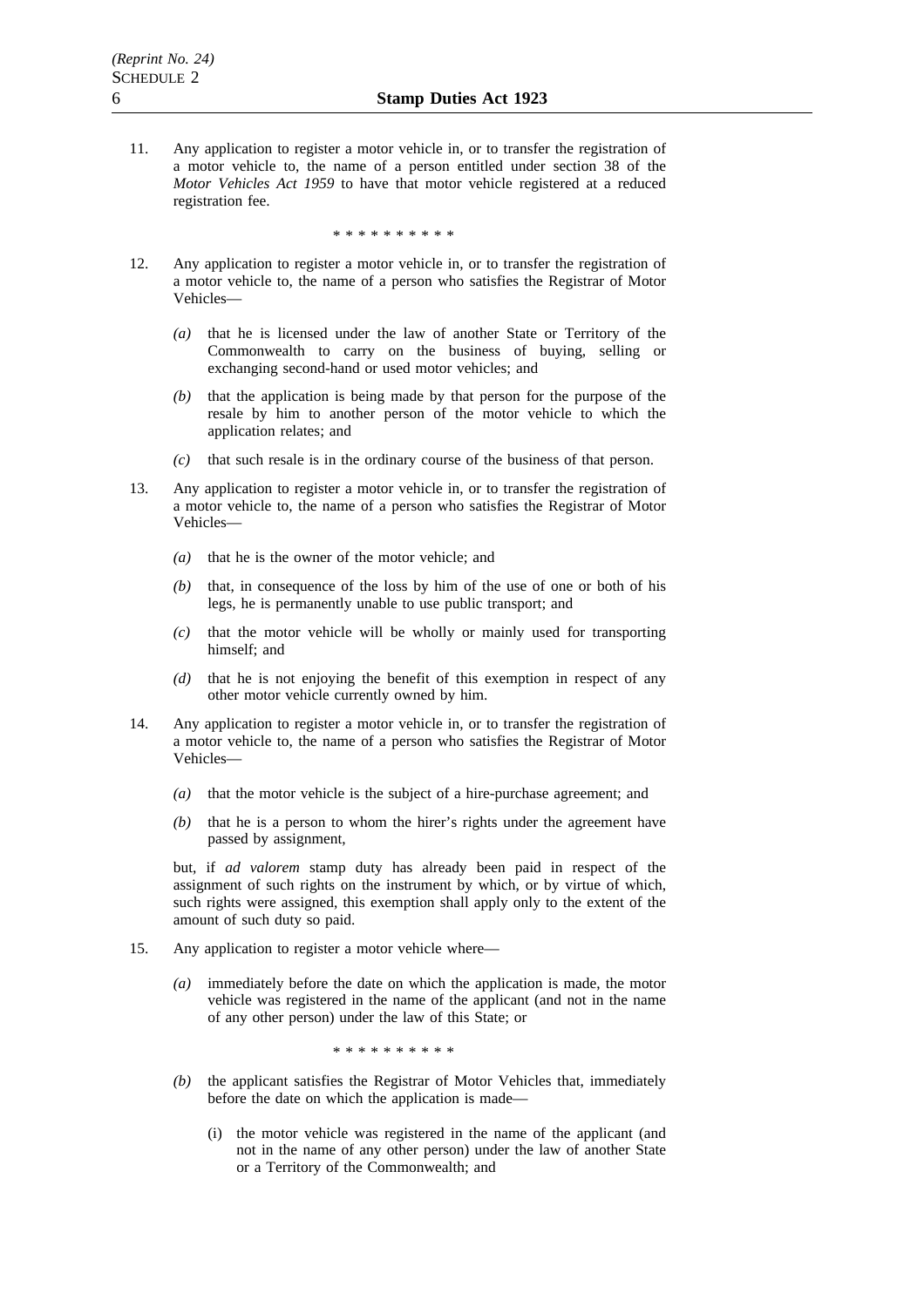11. Any application to register a motor vehicle in, or to transfer the registration of a motor vehicle to, the name of a person entitled under section 38 of the *Motor Vehicles Act 1959* to have that motor vehicle registered at a reduced registration fee.

\* \* \* \* \* \* \* \* \* \*

12. Any application to register a motor vehicle in, or to transfer the registration of a motor vehicle to, the name of a person who satisfies the Registrar of Motor Vehicles—

    *(a)* that he is licensed under the law of another State or Territory of the Commonwealth to carry on the business of buying, selling or exchanging second-hand or used motor vehicles; and

    *(b)* that the application is being made by that person for the purpose of the resale by him to another person of the motor vehicle to which the application relates; and

    *(c)* that such resale is in the ordinary course of the business of that person.

13. Any application to register a motor vehicle in, or to transfer the registration of a motor vehicle to, the name of a person who satisfies the Registrar of Motor Vehicles—

    *(a)* that he is the owner of the motor vehicle; and

    *(b)* that, in consequence of the loss by him of the use of one or both of his legs, he is permanently unable to use public transport; and

    *(c)* that the motor vehicle will be wholly or mainly used for transporting himself; and

    *(d)* that he is not enjoying the benefit of this exemption in respect of any other motor vehicle currently owned by him.

14. Any application to register a motor vehicle in, or to transfer the registration of a motor vehicle to, the name of a person who satisfies the Registrar of Motor Vehicles—

    *(a)* that the motor vehicle is the subject of a hire-purchase agreement; and

    *(b)* that he is a person to whom the hirer's rights under the agreement have passed by assignment,

    but, if *ad valorem* stamp duty has already been paid in respect of the assignment of such rights on the instrument by which, or by virtue of which, such rights were assigned, this exemption shall apply only to the extent of the amount of such duty so paid.

15. Any application to register a motor vehicle where—

    *(a)* immediately before the date on which the application is made, the motor vehicle was registered in the name of the applicant (and not in the name of any other person) under the law of this State; or

    \* \* \* \* \* \* \* \* \* \*

    *(b)* the applicant satisfies the Registrar of Motor Vehicles that, immediately before the date on which the application is made—

        (i) the motor vehicle was registered in the name of the applicant (and not in the name of any other person) under the law of another State or a Territory of the Commonwealth; and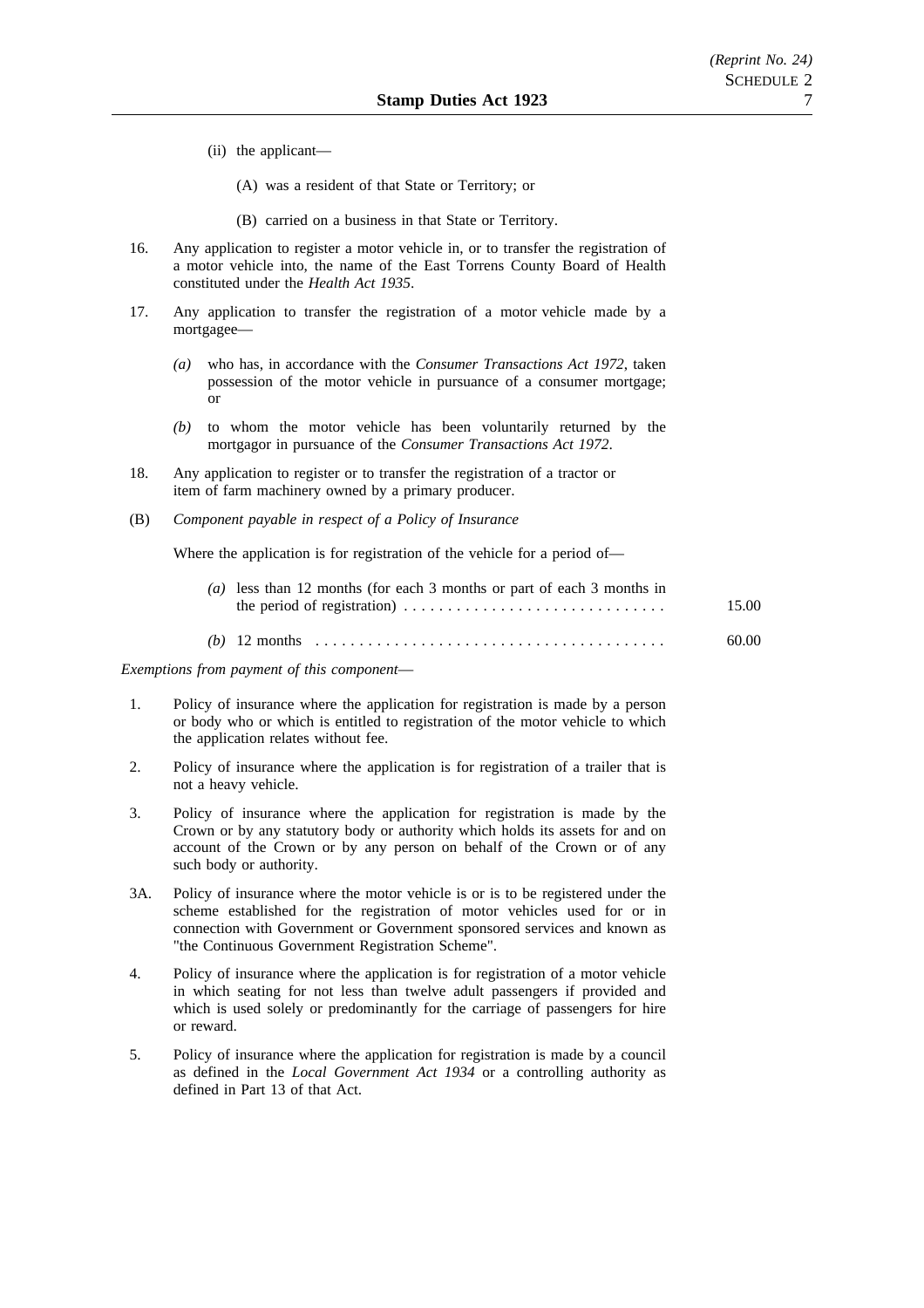(ii) the applicant—

(A) was a resident of that State or Territory; or

(B) carried on a business in that State or Territory.

16. Any application to register a motor vehicle in, or to transfer the registration of a motor vehicle into, the name of the East Torrens County Board of Health constituted under the *Health Act 1935*.

17. Any application to transfer the registration of a motor vehicle made by a mortgagee—

*(a)* who has, in accordance with the *Consumer Transactions Act 1972*, taken possession of the motor vehicle in pursuance of a consumer mortgage; or

*(b)* to whom the motor vehicle has been voluntarily returned by the mortgagor in pursuance of the *Consumer Transactions Act 1972*.

18. Any application to register or to transfer the registration of a tractor or item of farm machinery owned by a primary producer.

(B) *Component payable in respect of a Policy of Insurance*

Where the application is for registration of the vehicle for a period of—

*(a)* less than 12 months (for each 3 months or part of each 3 months in the period of registration) . . . . . . . . . . . . . . . . . . . . . . . . . . . . . . 15.00

*(b)* 12 months . . . . . . . . . . . . . . . . . . . . . . . . . . . . . . . . . . . . . . . . 60.00

*Exemptions from payment of this component*—

1. Policy of insurance where the application for registration is made by a person or body who or which is entitled to registration of the motor vehicle to which the application relates without fee.

2. Policy of insurance where the application is for registration of a trailer that is not a heavy vehicle.

3. Policy of insurance where the application for registration is made by the Crown or by any statutory body or authority which holds its assets for and on account of the Crown or by any person on behalf of the Crown or of any such body or authority.

3A. Policy of insurance where the motor vehicle is or is to be registered under the scheme established for the registration of motor vehicles used for or in connection with Government or Government sponsored services and known as "the Continuous Government Registration Scheme".

4. Policy of insurance where the application is for registration of a motor vehicle in which seating for not less than twelve adult passengers if provided and which is used solely or predominantly for the carriage of passengers for hire or reward.

5. Policy of insurance where the application for registration is made by a council as defined in the *Local Government Act 1934* or a controlling authority as defined in Part 13 of that Act.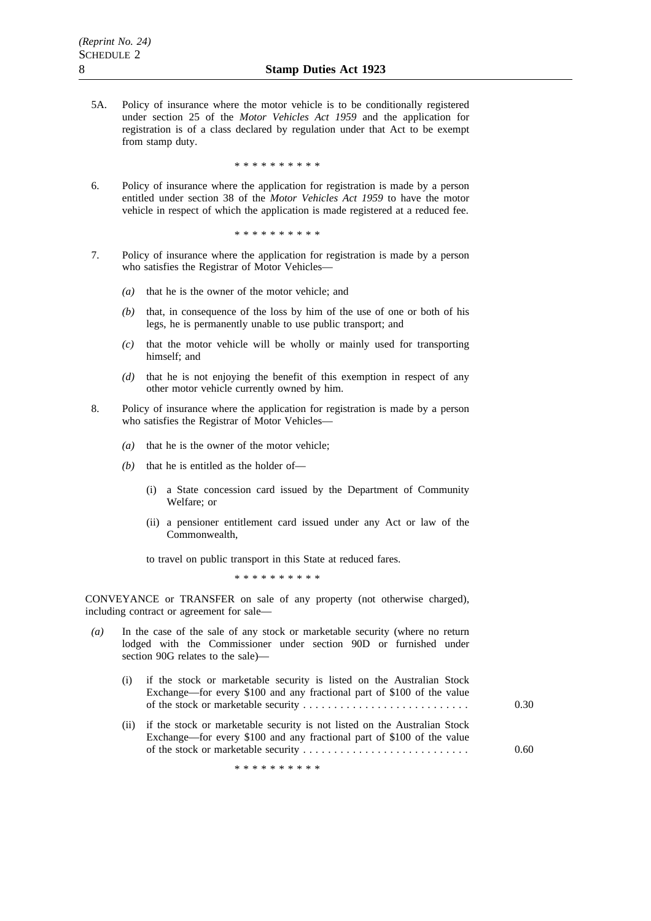5A. Policy of insurance where the motor vehicle is to be conditionally registered under section 25 of the *Motor Vehicles Act 1959* and the application for registration is of a class declared by regulation under that Act to be exempt from stamp duty.

\* \* \* \* \* \* \* \* \* \*

6. Policy of insurance where the application for registration is made by a person entitled under section 38 of the *Motor Vehicles Act 1959* to have the motor vehicle in respect of which the application is made registered at a reduced fee.

\* \* \* \* \* \* \* \* \* \*

7. Policy of insurance where the application for registration is made by a person who satisfies the Registrar of Motor Vehicles—

   *(a)* that he is the owner of the motor vehicle; and

   *(b)* that, in consequence of the loss by him of the use of one or both of his legs, he is permanently unable to use public transport; and

   *(c)* that the motor vehicle will be wholly or mainly used for transporting himself; and

   *(d)* that he is not enjoying the benefit of this exemption in respect of any other motor vehicle currently owned by him.

8. Policy of insurance where the application for registration is made by a person who satisfies the Registrar of Motor Vehicles—

   *(a)* that he is the owner of the motor vehicle;

   *(b)* that he is entitled as the holder of—

      (i) a State concession card issued by the Department of Community Welfare; or

      (ii) a pensioner entitlement card issued under any Act or law of the Commonwealth,

   to travel on public transport in this State at reduced fares.

\* \* \* \* \* \* \* \* \* \*

CONVEYANCE or TRANSFER on sale of any property (not otherwise charged), including contract or agreement for sale—

*(a)* In the case of the sale of any stock or marketable security (where no return lodged with the Commissioner under section 90D or furnished under section 90G relates to the sale)—

   (i) if the stock or marketable security is listed on the Australian Stock Exchange—for every $100 and any fractional part of $100 of the value of the stock or marketable security . . . . . . . . . . . . . . . . . . . . . . . . . . . 0.30

   (ii) if the stock or marketable security is not listed on the Australian Stock Exchange—for every $100 and any fractional part of $100 of the value of the stock or marketable security . . . . . . . . . . . . . . . . . . . . . . . . . . . 0.60

\* \* \* \* \* \* \* \* \* \*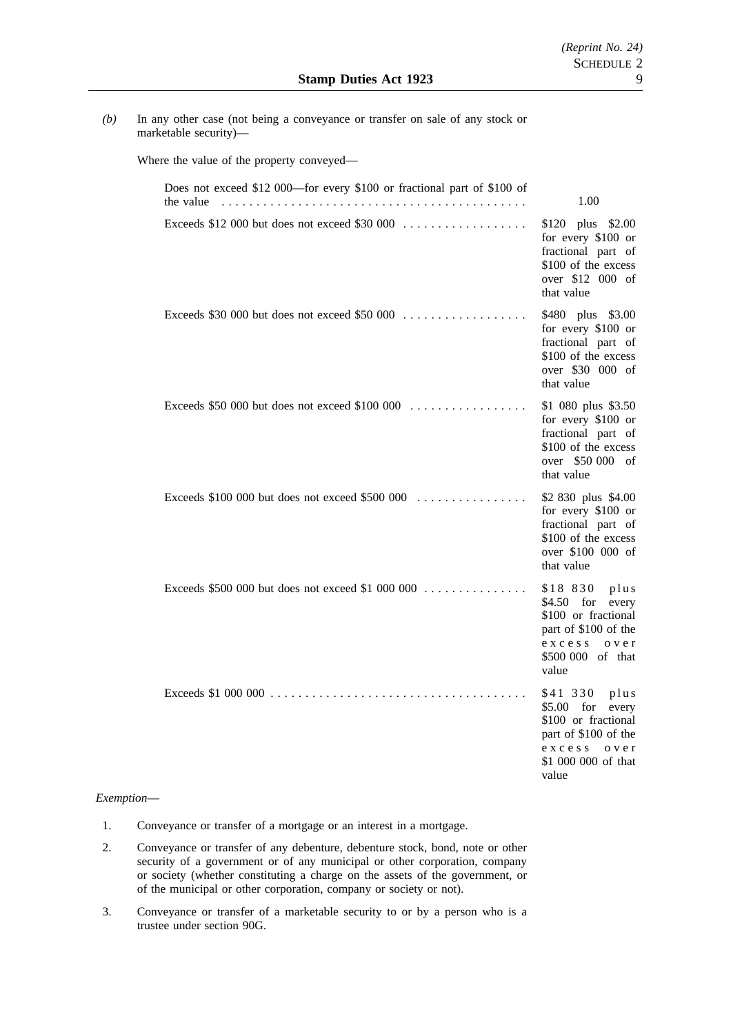*(b)* In any other case (not being a conveyance or transfer on sale of any stock or marketable security)—

Where the value of the property conveyed—

| | |
|---|---|
| Does not exceed $12 000—for every $100 or fractional part of $100 of the value | 1.00 |
| Exceeds $12 000 but does not exceed $30 000 | $120 plus $2.00 for every $100 or fractional part of $100 of the excess over $12 000 of that value |
| Exceeds $30 000 but does not exceed $50 000 | $480 plus $3.00 for every $100 or fractional part of $100 of the excess over $30 000 of that value |
| Exceeds $50 000 but does not exceed $100 000 | $1 080 plus $3.50 for every $100 or fractional part of $100 of the excess over $50 000 of that value |
| Exceeds $100 000 but does not exceed $500 000 | $2 830 plus $4.00 for every $100 or fractional part of $100 of the excess over $100 000 of that value |
| Exceeds $500 000 but does not exceed $1 000 000 | $18 830 plus $4.50 for every $100 or fractional part of $100 of the excess over $500 000 of that value |
| Exceeds $1 000 000 | $41 330 plus $5.00 for every $100 or fractional part of $100 of the excess over $1 000 000 of that value |

*Exemption*—

1. Conveyance or transfer of a mortgage or an interest in a mortgage.
2. Conveyance or transfer of any debenture, debenture stock, bond, note or other security of a government or of any municipal or other corporation, company or society (whether constituting a charge on the assets of the government, or of the municipal or other corporation, company or society or not).
3. Conveyance or transfer of a marketable security to or by a person who is a trustee under section 90G.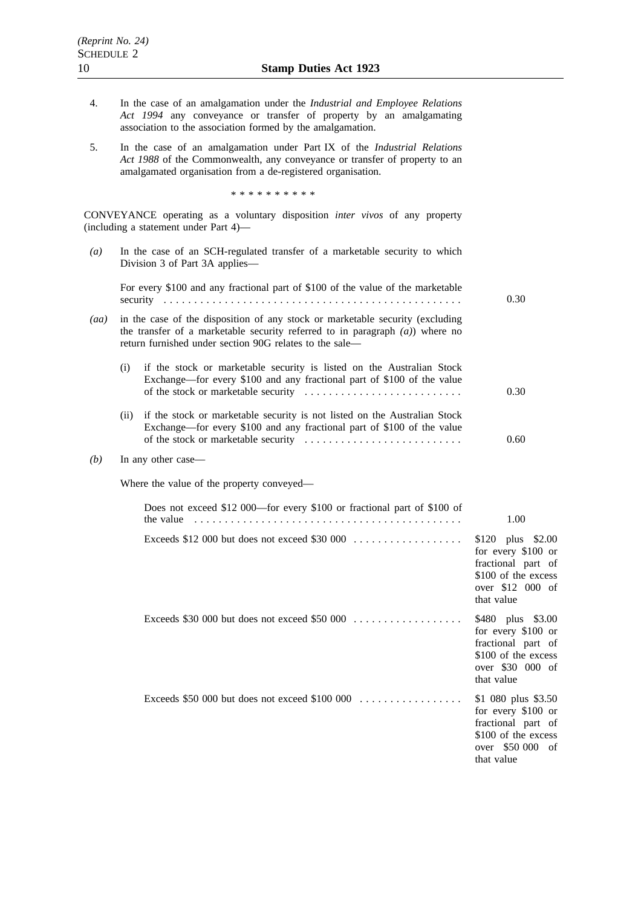4. In the case of an amalgamation under the *Industrial and Employee Relations Act 1994* any conveyance or transfer of property by an amalgamating association to the association formed by the amalgamation.

5. In the case of an amalgamation under Part IX of the *Industrial Relations Act 1988* of the Commonwealth, any conveyance or transfer of property to an amalgamated organisation from a de-registered organisation.

\* \* \* \* \* \* \* \* \* \*

CONVEYANCE operating as a voluntary disposition *inter vivos* of any property (including a statement under Part 4)—

*(a)* In the case of an SCH-regulated transfer of a marketable security to which Division 3 of Part 3A applies—

| | |
|---|---|
| For every $100 and any fractional part of $100 of the value of the marketable security . . . . . . . . . . . . . . . . . . . . . . . . . . . . . . . . . . . . . . . . . . . . . . . . | 0.30 |

*(aa)* in the case of the disposition of any stock or marketable security (excluding the transfer of a marketable security referred to in paragraph *(a)*) where no return furnished under section 90G relates to the sale—

| | |
|---|---|
| (i) if the stock or marketable security is listed on the Australian Stock Exchange—for every $100 and any fractional part of $100 of the value of the stock or marketable security . . . . . . . . . . . . . . . . . . . . . . . . . . | 0.30 |
| (ii) if the stock or marketable security is not listed on the Australian Stock Exchange—for every $100 and any fractional part of $100 of the value of the stock or marketable security . . . . . . . . . . . . . . . . . . . . . . . . . . | 0.60 |

*(b)* In any other case—

Where the value of the property conveyed—

| | |
|---|---|
| Does not exceed $12 000—for every $100 or fractional part of $100 of the value . . . . . . . . . . . . . . . . . . . . . . . . . . . . . . . . . . . . . . . . . . . . | 1.00 |
| Exceeds $12 000 but does not exceed $30 000 . . . . . . . . . . . . . . . . . . | $120 plus $2.00 for every $100 or fractional part of $100 of the excess over $12 000 of that value |
| Exceeds $30 000 but does not exceed $50 000 . . . . . . . . . . . . . . . . . . | $480 plus $3.00 for every $100 or fractional part of $100 of the excess over $30 000 of that value |
| Exceeds $50 000 but does not exceed $100 000 . . . . . . . . . . . . . . . . . | $1 080 plus $3.50 for every $100 or fractional part of $100 of the excess over $50 000 of that value |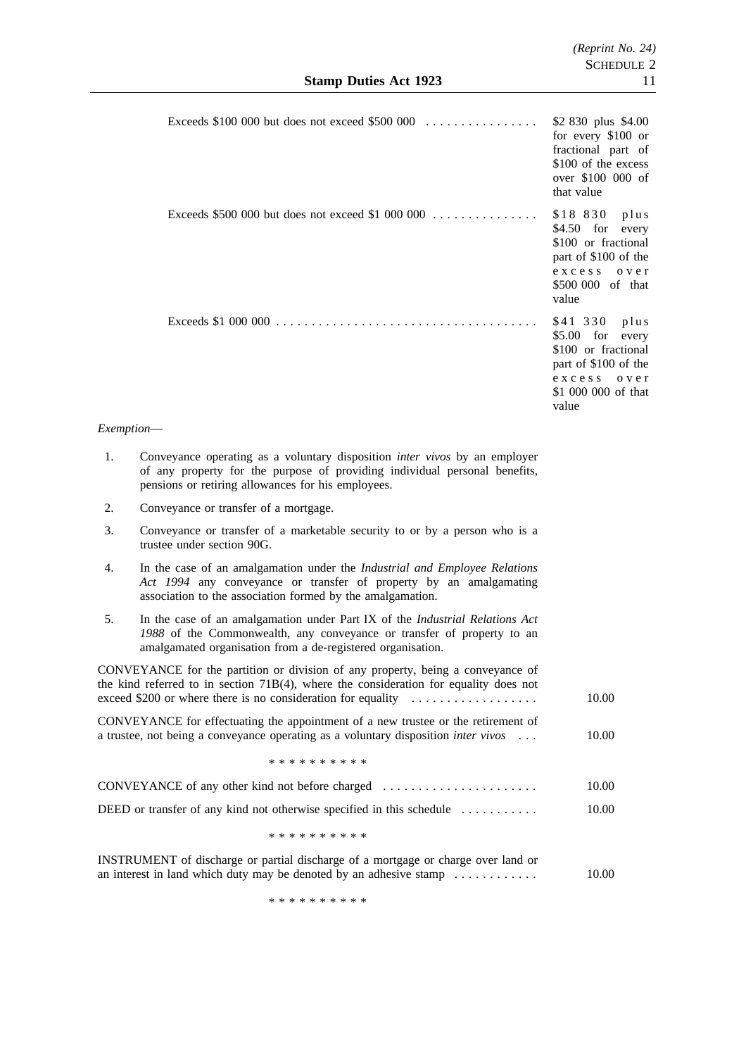| | |
|---|---|
| Exceeds $100 000 but does not exceed $500 000 | $2 830 plus $4.00 for every $100 or fractional part of $100 of the excess over $100 000 of that value |
| Exceeds $500 000 but does not exceed $1 000 000 | $18 830 plus $4.50 for every $100 or fractional part of $100 of the excess over $500 000 of that value |
| Exceeds $1 000 000 | $41 330 plus $5.00 for every $100 or fractional part of $100 of the excess over $1 000 000 of that value |

*Exemption*—

1. Conveyance operating as a voluntary disposition *inter vivos* by an employer of any property for the purpose of providing individual personal benefits, pensions or retiring allowances for his employees.
2. Conveyance or transfer of a mortgage.
3. Conveyance or transfer of a marketable security to or by a person who is a trustee under section 90G.
4. In the case of an amalgamation under the *Industrial and Employee Relations Act 1994* any conveyance or transfer of property by an amalgamating association to the association formed by the amalgamation.
5. In the case of an amalgamation under Part IX of the *Industrial Relations Act 1988* of the Commonwealth, any conveyance or transfer of property to an amalgamated organisation from a de-registered organisation.

| | |
|---|---|
| CONVEYANCE for the partition or division of any property, being a conveyance of the kind referred to in section 71B(4), where the consideration for equality does not exceed $200 or where there is no consideration for equality | 10.00 |
| CONVEYANCE for effectuating the appointment of a new trustee or the retirement of a trustee, not being a conveyance operating as a voluntary disposition *inter vivos* | 10.00 |

* * * * * * * * * *

| | |
|---|---|
| CONVEYANCE of any other kind not before charged | 10.00 |
| DEED or transfer of any kind not otherwise specified in this schedule | 10.00 |

* * * * * * * * * *

| | |
|---|---|
| INSTRUMENT of discharge or partial discharge of a mortgage or charge over land or an interest in land which duty may be denoted by an adhesive stamp | 10.00 |

* * * * * * * * * *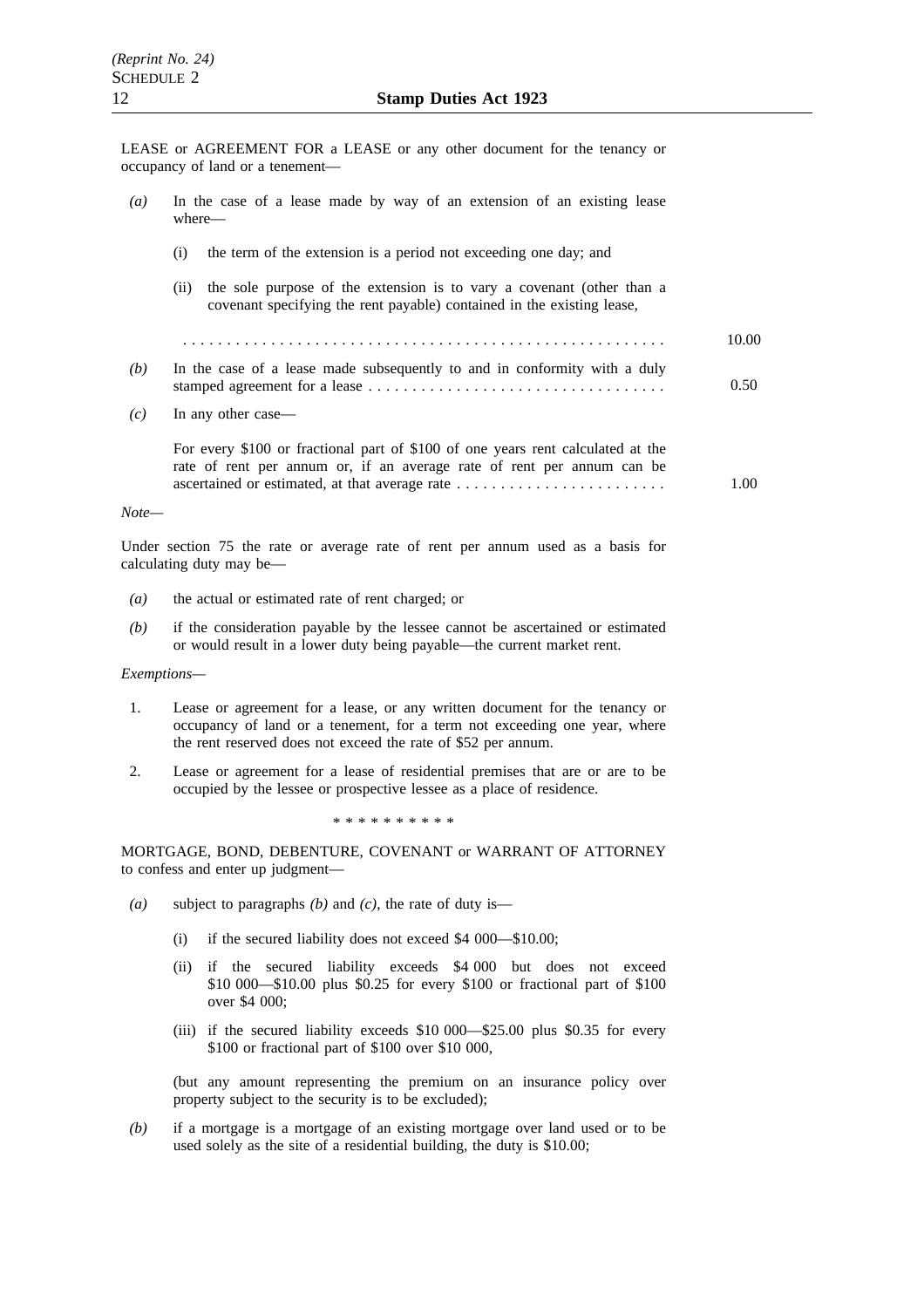LEASE or AGREEMENT FOR A LEASE or any other document for the tenancy or occupancy of land or a tenement—

*(a)* In the case of a lease made by way of an extension of an existing lease where—

(i) the term of the extension is a period not exceeding one day; and

(ii) the sole purpose of the extension is to vary a covenant (other than a covenant specifying the rent payable) contained in the existing lease,

. . . . . . . . . . . . . . . . . . . . . . . . . . . . . . . . . . . . . . . . . . . . . . . . . . . . . 10.00

*(b)* In the case of a lease made subsequently to and in conformity with a duly stamped agreement for a lease . . . . . . . . . . . . . . . . . . . . . . . . . . . . . . . . . 0.50

*(c)* In any other case—

For every $100 or fractional part of $100 of one years rent calculated at the rate of rent per annum or, if an average rate of rent per annum can be ascertained or estimated, at that average rate . . . . . . . . . . . . . . . . . . . . . . . . 1.00

*Note—*

Under section 75 the rate or average rate of rent per annum used as a basis for calculating duty may be—

*(a)* the actual or estimated rate of rent charged; or

*(b)* if the consideration payable by the lessee cannot be ascertained or estimated or would result in a lower duty being payable—the current market rent.

*Exemptions—*

1. Lease or agreement for a lease, or any written document for the tenancy or occupancy of land or a tenement, for a term not exceeding one year, where the rent reserved does not exceed the rate of $52 per annum.

2. Lease or agreement for a lease of residential premises that are or are to be occupied by the lessee or prospective lessee as a place of residence.

* * * * * * * * * *

MORTGAGE, BOND, DEBENTURE, COVENANT or WARRANT OF ATTORNEY to confess and enter up judgment—

*(a)* subject to paragraphs *(b)* and *(c)*, the rate of duty is—

(i) if the secured liability does not exceed $4 000—$10.00;

(ii) if the secured liability exceeds $4 000 but does not exceed $10 000—$10.00 plus $0.25 for every $100 or fractional part of $100 over $4 000;

(iii) if the secured liability exceeds $10 000—$25.00 plus $0.35 for every $100 or fractional part of $100 over $10 000,

(but any amount representing the premium on an insurance policy over property subject to the security is to be excluded);

*(b)* if a mortgage is a mortgage of an existing mortgage over land used or to be used solely as the site of a residential building, the duty is $10.00;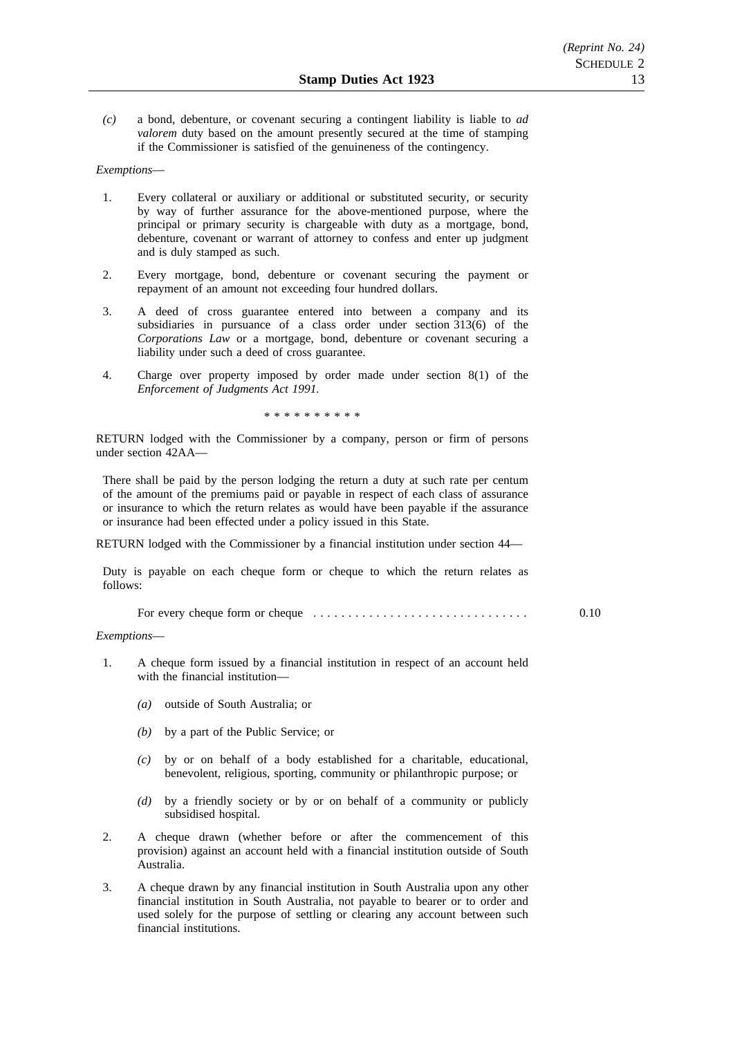*(c)* a bond, debenture, or covenant securing a contingent liability is liable to *ad valorem* duty based on the amount presently secured at the time of stamping if the Commissioner is satisfied of the genuineness of the contingency.

*Exemptions*—

1. Every collateral or auxiliary or additional or substituted security, or security by way of further assurance for the above-mentioned purpose, where the principal or primary security is chargeable with duty as a mortgage, bond, debenture, covenant or warrant of attorney to confess and enter up judgment and is duly stamped as such.

2. Every mortgage, bond, debenture or covenant securing the payment or repayment of an amount not exceeding four hundred dollars.

3. A deed of cross guarantee entered into between a company and its subsidiaries in pursuance of a class order under section 313(6) of the *Corporations Law* or a mortgage, bond, debenture or covenant securing a liability under such a deed of cross guarantee.

4. Charge over property imposed by order made under section 8(1) of the *Enforcement of Judgments Act 1991*.

\* \* \* \* \* \* \* \* \* \*

RETURN lodged with the Commissioner by a company, person or firm of persons under section 42AA—

There shall be paid by the person lodging the return a duty at such rate per centum of the amount of the premiums paid or payable in respect of each class of assurance or insurance to which the return relates as would have been payable if the assurance or insurance had been effected under a policy issued in this State.

RETURN lodged with the Commissioner by a financial institution under section 44—

Duty is payable on each cheque form or cheque to which the return relates as follows:

For every cheque form or cheque . . . . . . . . . . . . . . . . . . . . . . . . . . . . . . . 0.10

*Exemptions*—

1. A cheque form issued by a financial institution in respect of an account held with the financial institution—

   *(a)* outside of South Australia; or

   *(b)* by a part of the Public Service; or

   *(c)* by or on behalf of a body established for a charitable, educational, benevolent, religious, sporting, community or philanthropic purpose; or

   *(d)* by a friendly society or by or on behalf of a community or publicly subsidised hospital.

2. A cheque drawn (whether before or after the commencement of this provision) against an account held with a financial institution outside of South Australia.

3. A cheque drawn by any financial institution in South Australia upon any other financial institution in South Australia, not payable to bearer or to order and used solely for the purpose of settling or clearing any account between such financial institutions.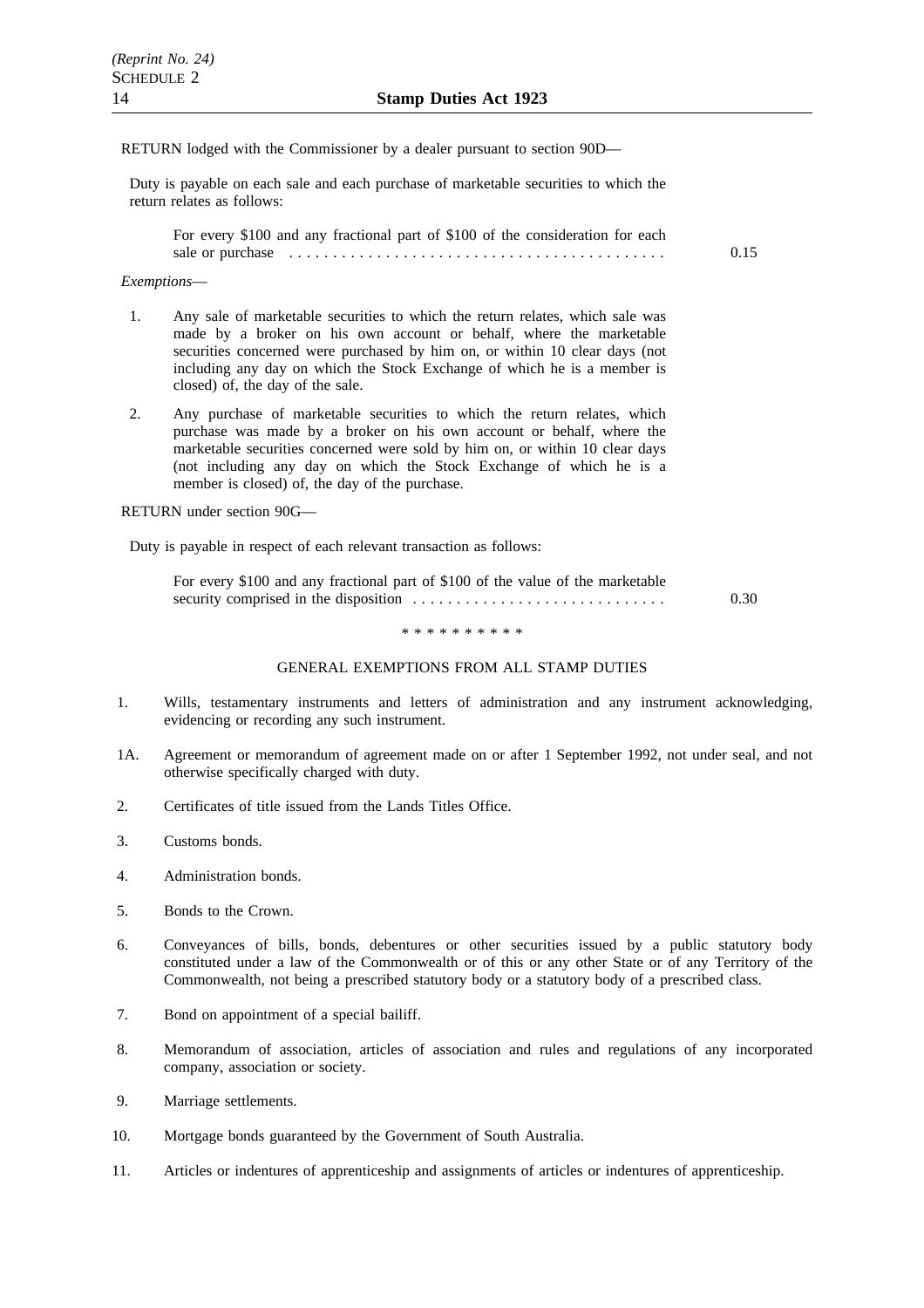RETURN lodged with the Commissioner by a dealer pursuant to section 90D—

Duty is payable on each sale and each purchase of marketable securities to which the return relates as follows:

For every $100 and any fractional part of $100 of the consideration for each sale or purchase . . . . . . . . . . . . . . . . . . . . . . . . . . . . . . . . . . . . . . . . . . 0.15

*Exemptions*—

1. Any sale of marketable securities to which the return relates, which sale was made by a broker on his own account or behalf, where the marketable securities concerned were purchased by him on, or within 10 clear days (not including any day on which the Stock Exchange of which he is a member is closed) of, the day of the sale.

2. Any purchase of marketable securities to which the return relates, which purchase was made by a broker on his own account or behalf, where the marketable securities concerned were sold by him on, or within 10 clear days (not including any day on which the Stock Exchange of which he is a member is closed) of, the day of the purchase.

RETURN under section 90G—

Duty is payable in respect of each relevant transaction as follows:

For every $100 and any fractional part of $100 of the value of the marketable security comprised in the disposition . . . . . . . . . . . . . . . . . . . . . . . . . . . . 0.30

* * * * * * * * * *

GENERAL EXEMPTIONS FROM ALL STAMP DUTIES

1. Wills, testamentary instruments and letters of administration and any instrument acknowledging, evidencing or recording any such instrument.

1A. Agreement or memorandum of agreement made on or after 1 September 1992, not under seal, and not otherwise specifically charged with duty.

2. Certificates of title issued from the Lands Titles Office.

3. Customs bonds.

4. Administration bonds.

5. Bonds to the Crown.

6. Conveyances of bills, bonds, debentures or other securities issued by a public statutory body constituted under a law of the Commonwealth or of this or any other State or of any Territory of the Commonwealth, not being a prescribed statutory body or a statutory body of a prescribed class.

7. Bond on appointment of a special bailiff.

8. Memorandum of association, articles of association and rules and regulations of any incorporated company, association or society.

9. Marriage settlements.

10. Mortgage bonds guaranteed by the Government of South Australia.

11. Articles or indentures of apprenticeship and assignments of articles or indentures of apprenticeship.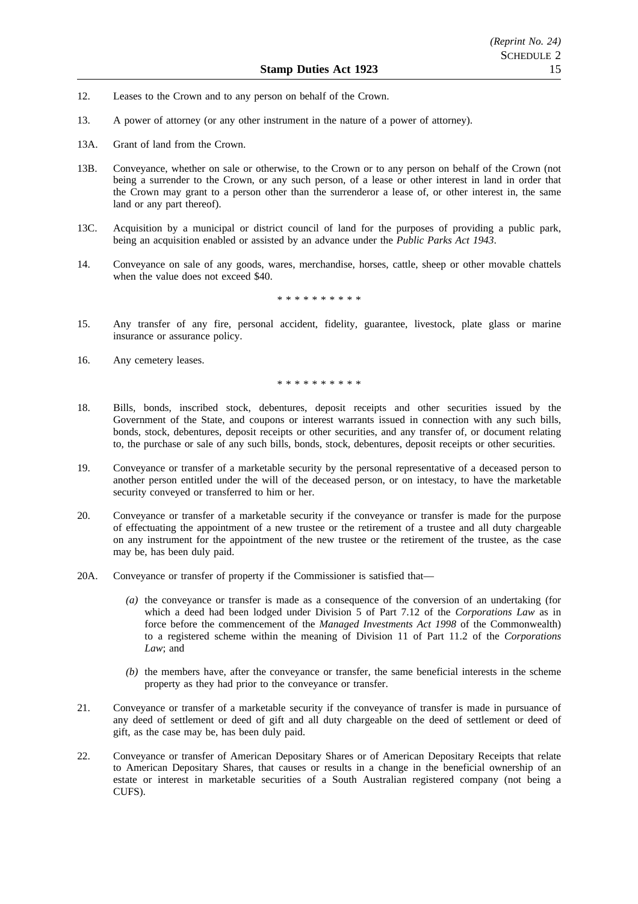12. Leases to the Crown and to any person on behalf of the Crown.

13. A power of attorney (or any other instrument in the nature of a power of attorney).

13A. Grant of land from the Crown.

13B. Conveyance, whether on sale or otherwise, to the Crown or to any person on behalf of the Crown (not being a surrender to the Crown, or any such person, of a lease or other interest in land in order that the Crown may grant to a person other than the surrenderor a lease of, or other interest in, the same land or any part thereof).

13C. Acquisition by a municipal or district council of land for the purposes of providing a public park, being an acquisition enabled or assisted by an advance under the *Public Parks Act 1943*.

14. Conveyance on sale of any goods, wares, merchandise, horses, cattle, sheep or other movable chattels when the value does not exceed $40.

\* \* \* \* \* \* \* \* \* \*

15. Any transfer of any fire, personal accident, fidelity, guarantee, livestock, plate glass or marine insurance or assurance policy.

16. Any cemetery leases.

\* \* \* \* \* \* \* \* \* \*

18. Bills, bonds, inscribed stock, debentures, deposit receipts and other securities issued by the Government of the State, and coupons or interest warrants issued in connection with any such bills, bonds, stock, debentures, deposit receipts or other securities, and any transfer of, or document relating to, the purchase or sale of any such bills, bonds, stock, debentures, deposit receipts or other securities.

19. Conveyance or transfer of a marketable security by the personal representative of a deceased person to another person entitled under the will of the deceased person, or on intestacy, to have the marketable security conveyed or transferred to him or her.

20. Conveyance or transfer of a marketable security if the conveyance or transfer is made for the purpose of effectuating the appointment of a new trustee or the retirement of a trustee and all duty chargeable on any instrument for the appointment of the new trustee or the retirement of the trustee, as the case may be, has been duly paid.

20A. Conveyance or transfer of property if the Commissioner is satisfied that—

   *(a)* the conveyance or transfer is made as a consequence of the conversion of an undertaking (for which a deed had been lodged under Division 5 of Part 7.12 of the *Corporations Law* as in force before the commencement of the *Managed Investments Act 1998* of the Commonwealth) to a registered scheme within the meaning of Division 11 of Part 11.2 of the *Corporations Law*; and

   *(b)* the members have, after the conveyance or transfer, the same beneficial interests in the scheme property as they had prior to the conveyance or transfer.

21. Conveyance or transfer of a marketable security if the conveyance of transfer is made in pursuance of any deed of settlement or deed of gift and all duty chargeable on the deed of settlement or deed of gift, as the case may be, has been duly paid.

22. Conveyance or transfer of American Depositary Shares or of American Depositary Receipts that relate to American Depositary Shares, that causes or results in a change in the beneficial ownership of an estate or interest in marketable securities of a South Australian registered company (not being a CUFS).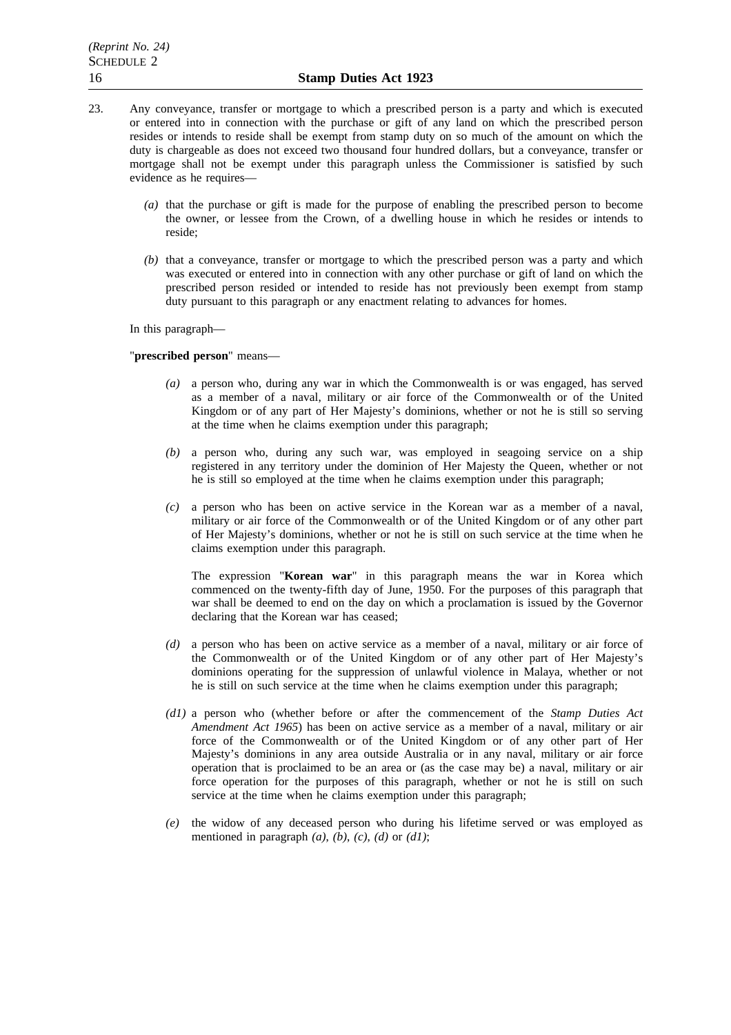23. Any conveyance, transfer or mortgage to which a prescribed person is a party and which is executed or entered into in connection with the purchase or gift of any land on which the prescribed person resides or intends to reside shall be exempt from stamp duty on so much of the amount on which the duty is chargeable as does not exceed two thousand four hundred dollars, but a conveyance, transfer or mortgage shall not be exempt under this paragraph unless the Commissioner is satisfied by such evidence as he requires—

    *(a)* that the purchase or gift is made for the purpose of enabling the prescribed person to become the owner, or lessee from the Crown, of a dwelling house in which he resides or intends to reside;

    *(b)* that a conveyance, transfer or mortgage to which the prescribed person was a party and which was executed or entered into in connection with any other purchase or gift of land on which the prescribed person resided or intended to reside has not previously been exempt from stamp duty pursuant to this paragraph or any enactment relating to advances for homes.

    In this paragraph—

    "**prescribed person**" means—

    *(a)* a person who, during any war in which the Commonwealth is or was engaged, has served as a member of a naval, military or air force of the Commonwealth or of the United Kingdom or of any part of Her Majesty's dominions, whether or not he is still so serving at the time when he claims exemption under this paragraph;

    *(b)* a person who, during any such war, was employed in seagoing service on a ship registered in any territory under the dominion of Her Majesty the Queen, whether or not he is still so employed at the time when he claims exemption under this paragraph;

    *(c)* a person who has been on active service in the Korean war as a member of a naval, military or air force of the Commonwealth or of the United Kingdom or of any other part of Her Majesty's dominions, whether or not he is still on such service at the time when he claims exemption under this paragraph.

    The expression "**Korean war**" in this paragraph means the war in Korea which commenced on the twenty-fifth day of June, 1950. For the purposes of this paragraph that war shall be deemed to end on the day on which a proclamation is issued by the Governor declaring that the Korean war has ceased;

    *(d)* a person who has been on active service as a member of a naval, military or air force of the Commonwealth or of the United Kingdom or of any other part of Her Majesty's dominions operating for the suppression of unlawful violence in Malaya, whether or not he is still on such service at the time when he claims exemption under this paragraph;

    *(d1)* a person who (whether before or after the commencement of the *Stamp Duties Act Amendment Act 1965*) has been on active service as a member of a naval, military or air force of the Commonwealth or of the United Kingdom or of any other part of Her Majesty's dominions in any area outside Australia or in any naval, military or air force operation that is proclaimed to be an area or (as the case may be) a naval, military or air force operation for the purposes of this paragraph, whether or not he is still on such service at the time when he claims exemption under this paragraph;

    *(e)* the widow of any deceased person who during his lifetime served or was employed as mentioned in paragraph *(a)*, *(b)*, *(c)*, *(d)* or *(d1)*;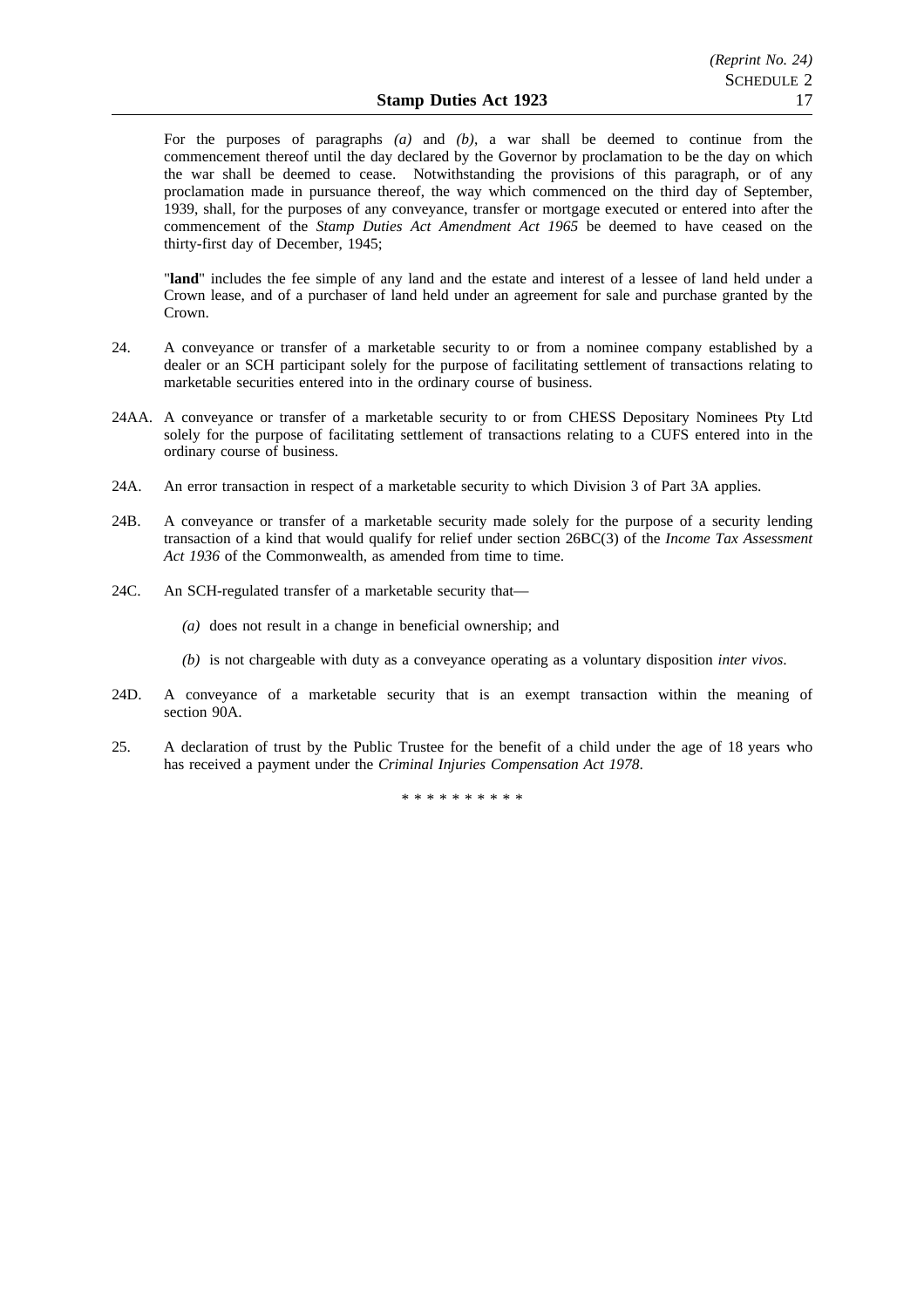For the purposes of paragraphs *(a)* and *(b)*, a war shall be deemed to continue from the commencement thereof until the day declared by the Governor by proclamation to be the day on which the war shall be deemed to cease. Notwithstanding the provisions of this paragraph, or of any proclamation made in pursuance thereof, the way which commenced on the third day of September, 1939, shall, for the purposes of any conveyance, transfer or mortgage executed or entered into after the commencement of the *Stamp Duties Act Amendment Act 1965* be deemed to have ceased on the thirty-first day of December, 1945;

"**land**" includes the fee simple of any land and the estate and interest of a lessee of land held under a Crown lease, and of a purchaser of land held under an agreement for sale and purchase granted by the Crown.

24. A conveyance or transfer of a marketable security to or from a nominee company established by a dealer or an SCH participant solely for the purpose of facilitating settlement of transactions relating to marketable securities entered into in the ordinary course of business.

24AA. A conveyance or transfer of a marketable security to or from CHESS Depositary Nominees Pty Ltd solely for the purpose of facilitating settlement of transactions relating to a CUFS entered into in the ordinary course of business.

24A. An error transaction in respect of a marketable security to which Division 3 of Part 3A applies.

24B. A conveyance or transfer of a marketable security made solely for the purpose of a security lending transaction of a kind that would qualify for relief under section 26BC(3) of the *Income Tax Assessment Act 1936* of the Commonwealth, as amended from time to time.

24C. An SCH-regulated transfer of a marketable security that—

*(a)* does not result in a change in beneficial ownership; and

*(b)* is not chargeable with duty as a conveyance operating as a voluntary disposition *inter vivos*.

24D. A conveyance of a marketable security that is an exempt transaction within the meaning of section 90A.

25. A declaration of trust by the Public Trustee for the benefit of a child under the age of 18 years who has received a payment under the *Criminal Injuries Compensation Act 1978*.

* * * * * * * * * *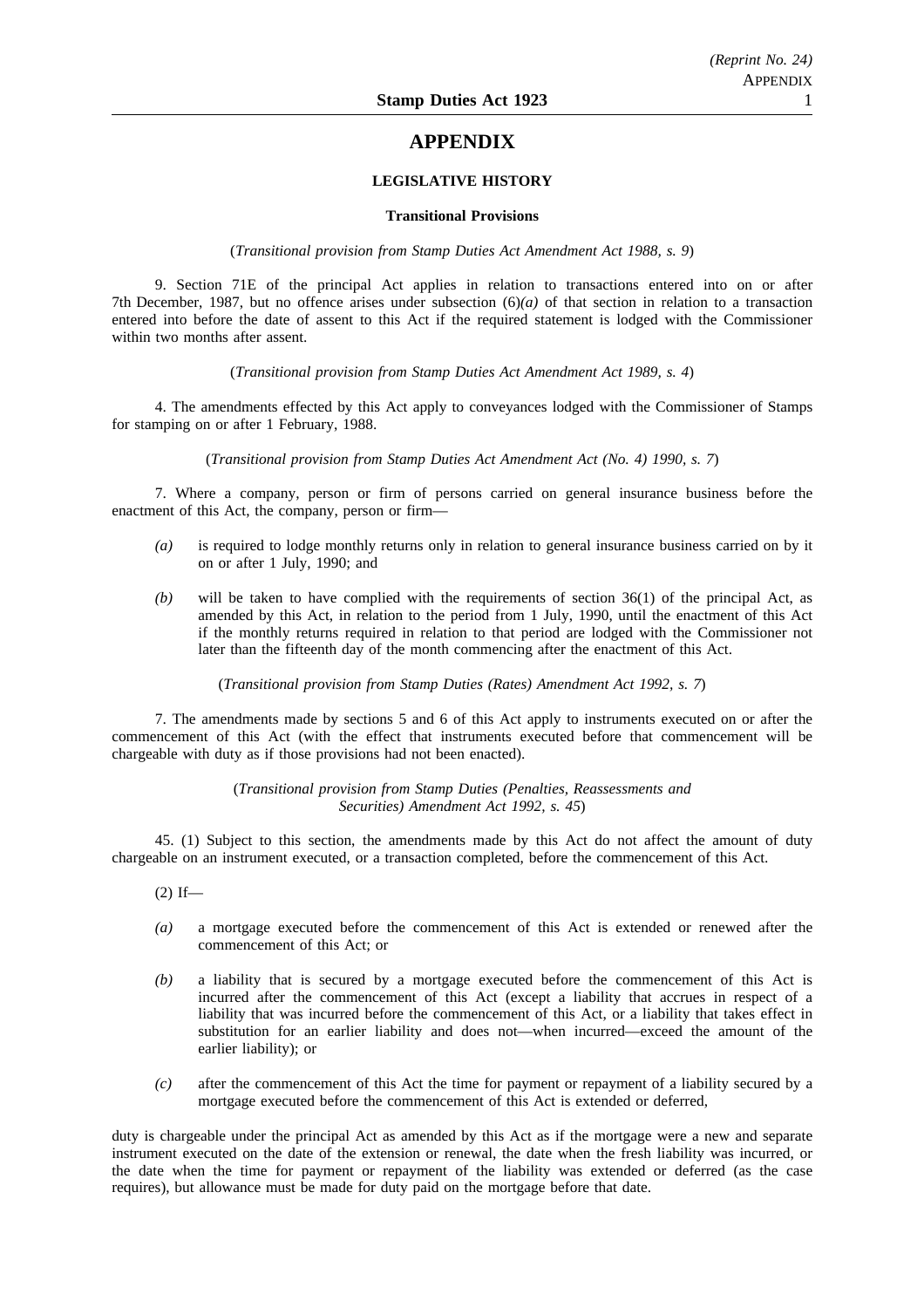# APPENDIX

## LEGISLATIVE HISTORY

### Transitional Provisions

(*Transitional provision from Stamp Duties Act Amendment Act 1988, s. 9*)

9. Section 71E of the principal Act applies in relation to transactions entered into on or after 7th December, 1987, but no offence arises under subsection (6)*(a)* of that section in relation to a transaction entered into before the date of assent to this Act if the required statement is lodged with the Commissioner within two months after assent.

(*Transitional provision from Stamp Duties Act Amendment Act 1989, s. 4*)

4. The amendments effected by this Act apply to conveyances lodged with the Commissioner of Stamps for stamping on or after 1 February, 1988.

(*Transitional provision from Stamp Duties Act Amendment Act (No. 4) 1990, s. 7*)

7. Where a company, person or firm of persons carried on general insurance business before the enactment of this Act, the company, person or firm—

*(a)* is required to lodge monthly returns only in relation to general insurance business carried on by it on or after 1 July, 1990; and

*(b)* will be taken to have complied with the requirements of section 36(1) of the principal Act, as amended by this Act, in relation to the period from 1 July, 1990, until the enactment of this Act if the monthly returns required in relation to that period are lodged with the Commissioner not later than the fifteenth day of the month commencing after the enactment of this Act.

(*Transitional provision from Stamp Duties (Rates) Amendment Act 1992, s. 7*)

7. The amendments made by sections 5 and 6 of this Act apply to instruments executed on or after the commencement of this Act (with the effect that instruments executed before that commencement will be chargeable with duty as if those provisions had not been enacted).

(*Transitional provision from Stamp Duties (Penalties, Reassessments and Securities) Amendment Act 1992, s. 45*)

45. (1) Subject to this section, the amendments made by this Act do not affect the amount of duty chargeable on an instrument executed, or a transaction completed, before the commencement of this Act.

(2) If—

*(a)* a mortgage executed before the commencement of this Act is extended or renewed after the commencement of this Act; or

*(b)* a liability that is secured by a mortgage executed before the commencement of this Act is incurred after the commencement of this Act (except a liability that accrues in respect of a liability that was incurred before the commencement of this Act, or a liability that takes effect in substitution for an earlier liability and does not—when incurred—exceed the amount of the earlier liability); or

*(c)* after the commencement of this Act the time for payment or repayment of a liability secured by a mortgage executed before the commencement of this Act is extended or deferred,

duty is chargeable under the principal Act as amended by this Act as if the mortgage were a new and separate instrument executed on the date of the extension or renewal, the date when the fresh liability was incurred, or the date when the time for payment or repayment of the liability was extended or deferred (as the case requires), but allowance must be made for duty paid on the mortgage before that date.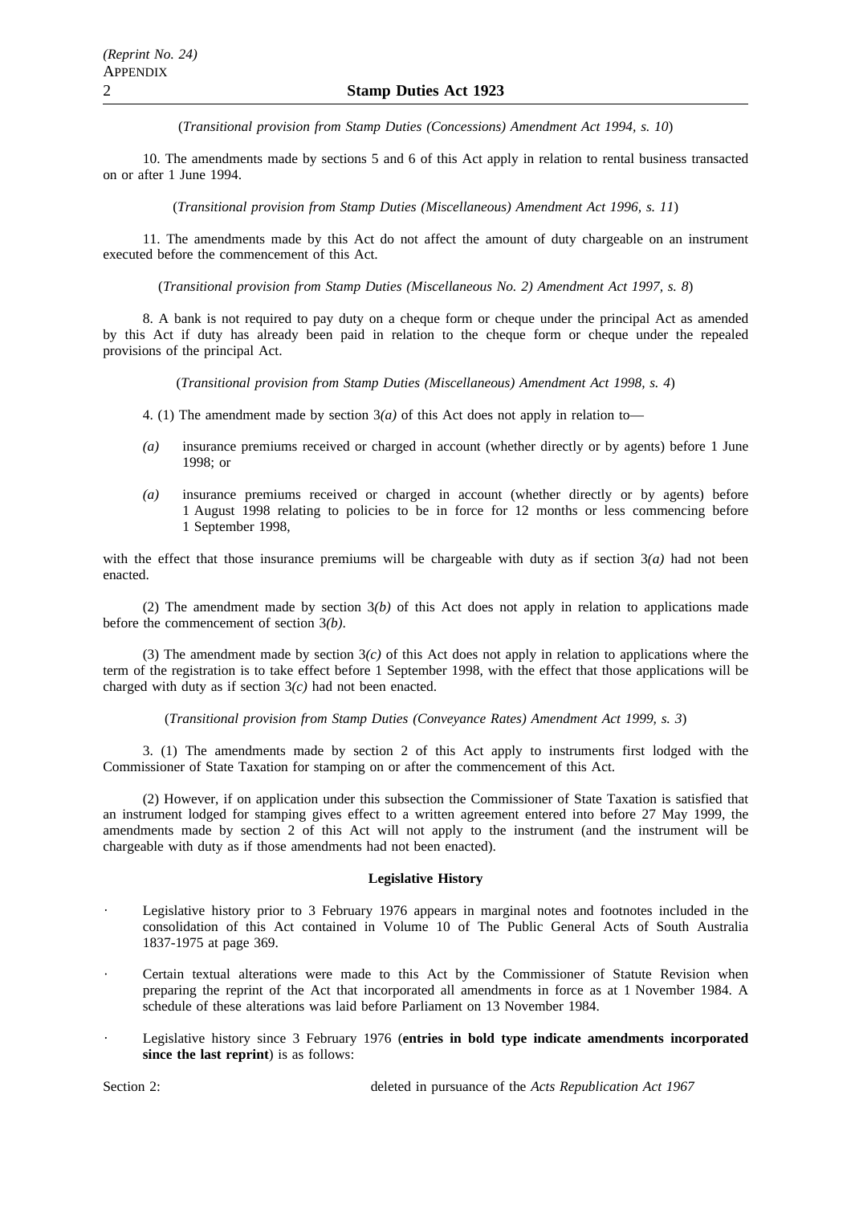(*Transitional provision from Stamp Duties (Concessions) Amendment Act 1994, s. 10*)

10. The amendments made by sections 5 and 6 of this Act apply in relation to rental business transacted on or after 1 June 1994.

(*Transitional provision from Stamp Duties (Miscellaneous) Amendment Act 1996, s. 11*)

11. The amendments made by this Act do not affect the amount of duty chargeable on an instrument executed before the commencement of this Act.

(*Transitional provision from Stamp Duties (Miscellaneous No. 2) Amendment Act 1997, s. 8*)

8. A bank is not required to pay duty on a cheque form or cheque under the principal Act as amended by this Act if duty has already been paid in relation to the cheque form or cheque under the repealed provisions of the principal Act.

(*Transitional provision from Stamp Duties (Miscellaneous) Amendment Act 1998, s. 4*)

4. (1) The amendment made by section 3*(a)* of this Act does not apply in relation to—

*(a)* insurance premiums received or charged in account (whether directly or by agents) before 1 June 1998; or

*(a)* insurance premiums received or charged in account (whether directly or by agents) before 1 August 1998 relating to policies to be in force for 12 months or less commencing before 1 September 1998,

with the effect that those insurance premiums will be chargeable with duty as if section 3*(a)* had not been enacted.

(2) The amendment made by section 3*(b)* of this Act does not apply in relation to applications made before the commencement of section 3*(b)*.

(3) The amendment made by section 3*(c)* of this Act does not apply in relation to applications where the term of the registration is to take effect before 1 September 1998, with the effect that those applications will be charged with duty as if section 3*(c)* had not been enacted.

(*Transitional provision from Stamp Duties (Conveyance Rates) Amendment Act 1999, s. 3*)

3. (1) The amendments made by section 2 of this Act apply to instruments first lodged with the Commissioner of State Taxation for stamping on or after the commencement of this Act.

(2) However, if on application under this subsection the Commissioner of State Taxation is satisfied that an instrument lodged for stamping gives effect to a written agreement entered into before 27 May 1999, the amendments made by section 2 of this Act will not apply to the instrument (and the instrument will be chargeable with duty as if those amendments had not been enacted).

**Legislative History**

- Legislative history prior to 3 February 1976 appears in marginal notes and footnotes included in the consolidation of this Act contained in Volume 10 of The Public General Acts of South Australia 1837-1975 at page 369.
- Certain textual alterations were made to this Act by the Commissioner of Statute Revision when preparing the reprint of the Act that incorporated all amendments in force as at 1 November 1984. A schedule of these alterations was laid before Parliament on 13 November 1984.
- Legislative history since 3 February 1976 (**entries in bold type indicate amendments incorporated since the last reprint**) is as follows:

Section 2: deleted in pursuance of the *Acts Republication Act 1967*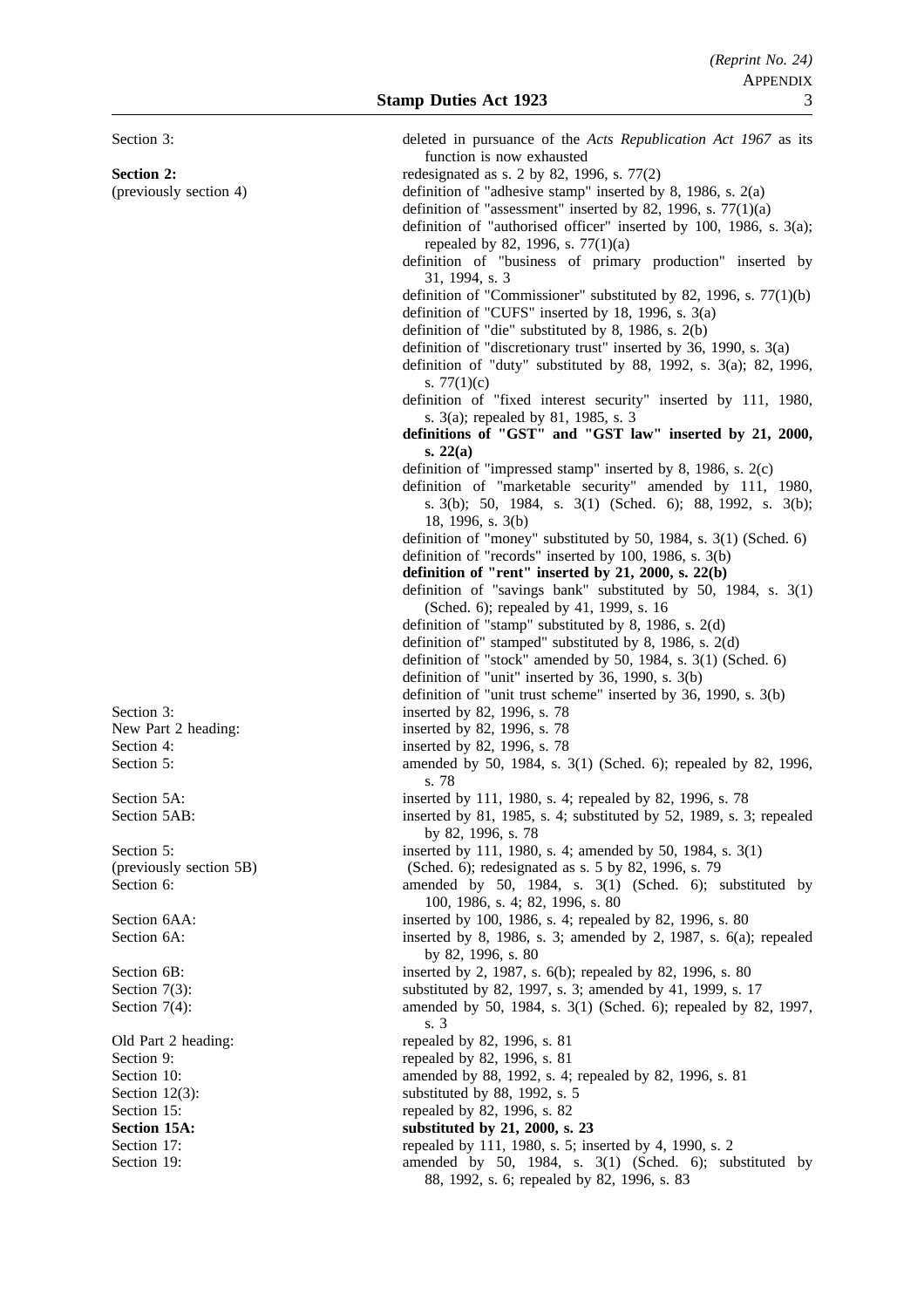| | |
|---|---|
| Section 3: | deleted in pursuance of the *Acts Republication Act 1967* as its function is now exhausted |
| **Section 2:** (previously section 4) | redesignated as s. 2 by 82, 1996, s. 77(2) |
| | definition of "adhesive stamp" inserted by 8, 1986, s. 2(a) |
| | definition of "assessment" inserted by 82, 1996, s. 77(1)(a) |
| | definition of "authorised officer" inserted by 100, 1986, s. 3(a); repealed by 82, 1996, s. 77(1)(a) |
| | definition of "business of primary production" inserted by 31, 1994, s. 3 |
| | definition of "Commissioner" substituted by 82, 1996, s. 77(1)(b) |
| | definition of "CUFS" inserted by 18, 1996, s. 3(a) |
| | definition of "die" substituted by 8, 1986, s. 2(b) |
| | definition of "discretionary trust" inserted by 36, 1990, s. 3(a) |
| | definition of "duty" substituted by 88, 1992, s. 3(a); 82, 1996, s. 77(1)(c) |
| | definition of "fixed interest security" inserted by 111, 1980, s. 3(a); repealed by 81, 1985, s. 3 |
| | **definitions of "GST" and "GST law" inserted by 21, 2000, s. 22(a)** |
| | definition of "impressed stamp" inserted by 8, 1986, s. 2(c) |
| | definition of "marketable security" amended by 111, 1980, s. 3(b); 50, 1984, s. 3(1) (Sched. 6); 88, 1992, s. 3(b); 18, 1996, s. 3(b) |
| | definition of "money" substituted by 50, 1984, s. 3(1) (Sched. 6) |
| | definition of "records" inserted by 100, 1986, s. 3(b) |
| | **definition of "rent" inserted by 21, 2000, s. 22(b)** |
| | definition of "savings bank" substituted by 50, 1984, s. 3(1) (Sched. 6); repealed by 41, 1999, s. 16 |
| | definition of "stamp" substituted by 8, 1986, s. 2(d) |
| | definition of" stamped" substituted by 8, 1986, s. 2(d) |
| | definition of "stock" amended by 50, 1984, s. 3(1) (Sched. 6) |
| | definition of "unit" inserted by 36, 1990, s. 3(b) |
| | definition of "unit trust scheme" inserted by 36, 1990, s. 3(b) |
| Section 3: | inserted by 82, 1996, s. 78 |
| New Part 2 heading: | inserted by 82, 1996, s. 78 |
| Section 4: | inserted by 82, 1996, s. 78 |
| Section 5: | amended by 50, 1984, s. 3(1) (Sched. 6); repealed by 82, 1996, s. 78 |
| Section 5A: | inserted by 111, 1980, s. 4; repealed by 82, 1996, s. 78 |
| Section 5AB: | inserted by 81, 1985, s. 4; substituted by 52, 1989, s. 3; repealed by 82, 1996, s. 78 |
| Section 5: (previously section 5B) | inserted by 111, 1980, s. 4; amended by 50, 1984, s. 3(1) (Sched. 6); redesignated as s. 5 by 82, 1996, s. 79 |
| Section 6: | amended by 50, 1984, s. 3(1) (Sched. 6); substituted by 100, 1986, s. 4; 82, 1996, s. 80 |
| Section 6AA: | inserted by 100, 1986, s. 4; repealed by 82, 1996, s. 80 |
| Section 6A: | inserted by 8, 1986, s. 3; amended by 2, 1987, s. 6(a); repealed by 82, 1996, s. 80 |
| Section 6B: | inserted by 2, 1987, s. 6(b); repealed by 82, 1996, s. 80 |
| Section 7(3): | substituted by 82, 1997, s. 3; amended by 41, 1999, s. 17 |
| Section 7(4): | amended by 50, 1984, s. 3(1) (Sched. 6); repealed by 82, 1997, s. 3 |
| Old Part 2 heading: | repealed by 82, 1996, s. 81 |
| Section 9: | repealed by 82, 1996, s. 81 |
| Section 10: | amended by 88, 1992, s. 4; repealed by 82, 1996, s. 81 |
| Section 12(3): | substituted by 88, 1992, s. 5 |
| Section 15: | repealed by 82, 1996, s. 82 |
| **Section 15A:** | **substituted by 21, 2000, s. 23** |
| Section 17: | repealed by 111, 1980, s. 5; inserted by 4, 1990, s. 2 |
| Section 19: | amended by 50, 1984, s. 3(1) (Sched. 6); substituted by 88, 1992, s. 6; repealed by 82, 1996, s. 83 |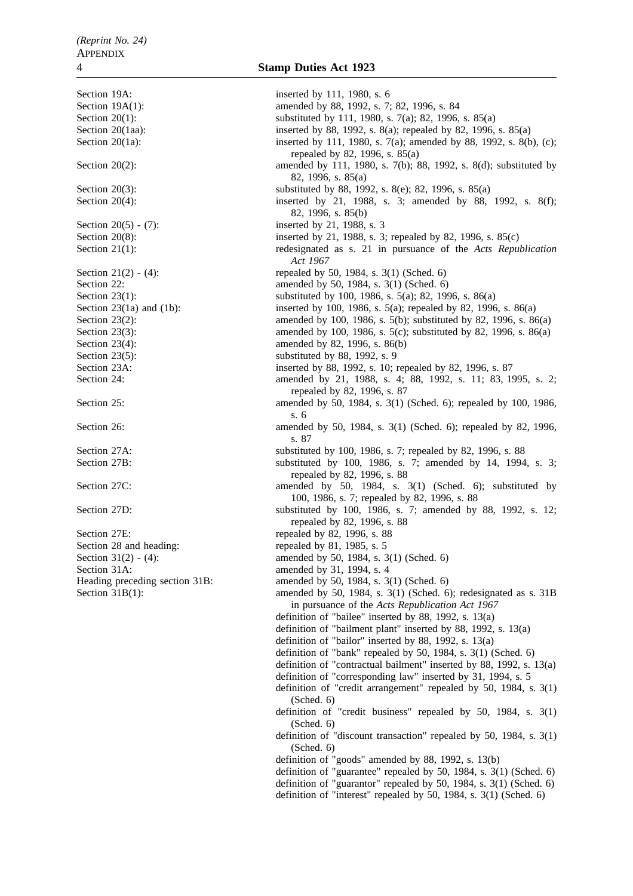| | |
|---|---|
| Section 19A: | inserted by 111, 1980, s. 6 |
| Section 19A(1): | amended by 88, 1992, s. 7; 82, 1996, s. 84 |
| Section 20(1): | substituted by 111, 1980, s. 7(a); 82, 1996, s. 85(a) |
| Section 20(1aa): | inserted by 88, 1992, s. 8(a); repealed by 82, 1996, s. 85(a) |
| Section 20(1a): | inserted by 111, 1980, s. 7(a); amended by 88, 1992, s. 8(b), (c); repealed by 82, 1996, s. 85(a) |
| Section 20(2): | amended by 111, 1980, s. 7(b); 88, 1992, s. 8(d); substituted by 82, 1996, s. 85(a) |
| Section 20(3): | substituted by 88, 1992, s. 8(e); 82, 1996, s. 85(a) |
| Section 20(4): | inserted by 21, 1988, s. 3; amended by 88, 1992, s. 8(f); 82, 1996, s. 85(b) |
| Section 20(5) - (7): | inserted by 21, 1988, s. 3 |
| Section 20(8): | inserted by 21, 1988, s. 3; repealed by 82, 1996, s. 85(c) |
| Section 21(1): | redesignated as s. 21 in pursuance of the *Acts Republication Act 1967* |
| Section 21(2) - (4): | repealed by 50, 1984, s. 3(1) (Sched. 6) |
| Section 22: | amended by 50, 1984, s. 3(1) (Sched. 6) |
| Section 23(1): | substituted by 100, 1986, s. 5(a); 82, 1996, s. 86(a) |
| Section 23(1a) and (1b): | inserted by 100, 1986, s. 5(a); repealed by 82, 1996, s. 86(a) |
| Section 23(2): | amended by 100, 1986, s. 5(b); substituted by 82, 1996, s. 86(a) |
| Section 23(3): | amended by 100, 1986, s. 5(c); substituted by 82, 1996, s. 86(a) |
| Section 23(4): | amended by 82, 1996, s. 86(b) |
| Section 23(5): | substituted by 88, 1992, s. 9 |
| Section 23A: | inserted by 88, 1992, s. 10; repealed by 82, 1996, s. 87 |
| Section 24: | amended by 21, 1988, s. 4; 88, 1992, s. 11; 83, 1995, s. 2; repealed by 82, 1996, s. 87 |
| Section 25: | amended by 50, 1984, s. 3(1) (Sched. 6); repealed by 100, 1986, s. 6 |
| Section 26: | amended by 50, 1984, s. 3(1) (Sched. 6); repealed by 82, 1996, s. 87 |
| Section 27A: | substituted by 100, 1986, s. 7; repealed by 82, 1996, s. 88 |
| Section 27B: | substituted by 100, 1986, s. 7; amended by 14, 1994, s. 3; repealed by 82, 1996, s. 88 |
| Section 27C: | amended by 50, 1984, s. 3(1) (Sched. 6); substituted by 100, 1986, s. 7; repealed by 82, 1996, s. 88 |
| Section 27D: | substituted by 100, 1986, s. 7; amended by 88, 1992, s. 12; repealed by 82, 1996, s. 88 |
| Section 27E: | repealed by 82, 1996, s. 88 |
| Section 28 and heading: | repealed by 81, 1985, s. 5 |
| Section 31(2) - (4): | amended by 50, 1984, s. 3(1) (Sched. 6) |
| Section 31A: | amended by 31, 1994, s. 4 |
| Heading preceding section 31B: | amended by 50, 1984, s. 3(1) (Sched. 6) |
| Section 31B(1): | amended by 50, 1984, s. 3(1) (Sched. 6); redesignated as s. 31B in pursuance of the *Acts Republication Act 1967* |
| | definition of "bailee" inserted by 88, 1992, s. 13(a) |
| | definition of "bailment plant" inserted by 88, 1992, s. 13(a) |
| | definition of "bailor" inserted by 88, 1992, s. 13(a) |
| | definition of "bank" repealed by 50, 1984, s. 3(1) (Sched. 6) |
| | definition of "contractual bailment" inserted by 88, 1992, s. 13(a) |
| | definition of "corresponding law" inserted by 31, 1994, s. 5 |
| | definition of "credit arrangement" repealed by 50, 1984, s. 3(1) (Sched. 6) |
| | definition of "credit business" repealed by 50, 1984, s. 3(1) (Sched. 6) |
| | definition of "discount transaction" repealed by 50, 1984, s. 3(1) (Sched. 6) |
| | definition of "goods" amended by 88, 1992, s. 13(b) |
| | definition of "guarantee" repealed by 50, 1984, s. 3(1) (Sched. 6) |
| | definition of "guarantor" repealed by 50, 1984, s. 3(1) (Sched. 6) |
| | definition of "interest" repealed by 50, 1984, s. 3(1) (Sched. 6) |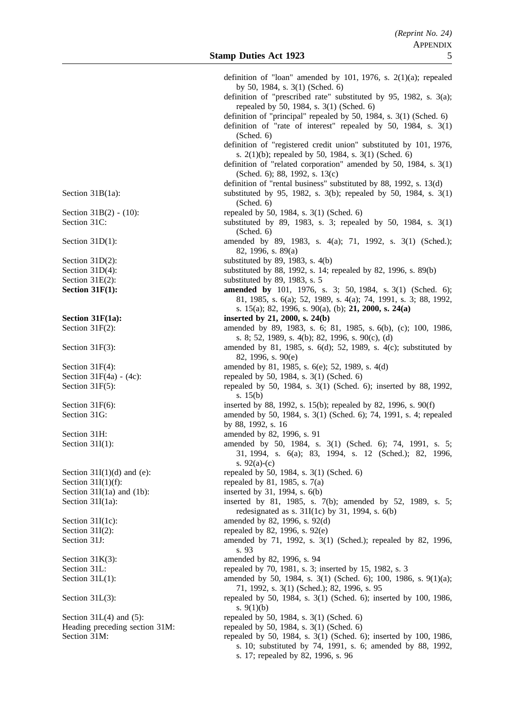| | |
|---|---|
| | definition of "loan" amended by 101, 1976, s. 2(1)(a); repealed by 50, 1984, s. 3(1) (Sched. 6) |
| | definition of "prescribed rate" substituted by 95, 1982, s. 3(a); repealed by 50, 1984, s. 3(1) (Sched. 6) |
| | definition of "principal" repealed by 50, 1984, s. 3(1) (Sched. 6) |
| | definition of "rate of interest" repealed by 50, 1984, s. 3(1) (Sched. 6) |
| | definition of "registered credit union" substituted by 101, 1976, s. 2(1)(b); repealed by 50, 1984, s. 3(1) (Sched. 6) |
| | definition of "related corporation" amended by 50, 1984, s. 3(1) (Sched. 6); 88, 1992, s. 13(c) |
| | definition of "rental business" substituted by 88, 1992, s. 13(d) |
| Section 31B(1a): | substituted by 95, 1982, s. 3(b); repealed by 50, 1984, s. 3(1) (Sched. 6) |
| Section 31B(2) - (10): | repealed by 50, 1984, s. 3(1) (Sched. 6) |
| Section 31C: | substituted by 89, 1983, s. 3; repealed by 50, 1984, s. 3(1) (Sched. 6) |
| Section 31D(1): | amended by 89, 1983, s. 4(a); 71, 1992, s. 3(1) (Sched.); 82, 1996, s. 89(a) |
| Section 31D(2): | substituted by 89, 1983, s. 4(b) |
| Section 31D(4): | substituted by 88, 1992, s. 14; repealed by 82, 1996, s. 89(b) |
| Section 31E(2): | substituted by 89, 1983, s. 5 |
| **Section 31F(1):** | **amended by** 101, 1976, s. 3; 50, 1984, s. 3(1) (Sched. 6); 81, 1985, s. 6(a); 52, 1989, s. 4(a); 74, 1991, s. 3; 88, 1992, s. 15(a); 82, 1996, s. 90(a), (b); **21, 2000, s. 24(a)** |
| **Section 31F(1a):** | **inserted by 21, 2000, s. 24(b)** |
| Section 31F(2): | amended by 89, 1983, s. 6; 81, 1985, s. 6(b), (c); 100, 1986, s. 8; 52, 1989, s. 4(b); 82, 1996, s. 90(c), (d) |
| Section 31F(3): | amended by 81, 1985, s. 6(d); 52, 1989, s. 4(c); substituted by 82, 1996, s. 90(e) |
| Section 31F(4): | amended by 81, 1985, s. 6(e); 52, 1989, s. 4(d) |
| Section 31F(4a) - (4c): | repealed by 50, 1984, s. 3(1) (Sched. 6) |
| Section 31F(5): | repealed by 50, 1984, s. 3(1) (Sched. 6); inserted by 88, 1992, s. 15(b) |
| Section 31F(6): | inserted by 88, 1992, s. 15(b); repealed by 82, 1996, s. 90(f) |
| Section 31G: | amended by 50, 1984, s. 3(1) (Sched. 6); 74, 1991, s. 4; repealed by 88, 1992, s. 16 |
| Section 31H: | amended by 82, 1996, s. 91 |
| Section 31I(1): | amended by 50, 1984, s. 3(1) (Sched. 6); 74, 1991, s. 5; 31, 1994, s. 6(a); 83, 1994, s. 12 (Sched.); 82, 1996, s. 92(a)-(c) |
| Section 31I(1)(d) and (e): | repealed by 50, 1984, s. 3(1) (Sched. 6) |
| Section 31I(1)(f): | repealed by 81, 1985, s. 7(a) |
| Section 31I(1a) and (1b): | inserted by 31, 1994, s. 6(b) |
| Section 31I(1a): | inserted by 81, 1985, s. 7(b); amended by 52, 1989, s. 5; redesignated as s. 31I(1c) by 31, 1994, s. 6(b) |
| Section 31I(1c): | amended by 82, 1996, s. 92(d) |
| Section 31I(2): | repealed by 82, 1996, s. 92(e) |
| Section 31J: | amended by 71, 1992, s. 3(1) (Sched.); repealed by 82, 1996, s. 93 |
| Section 31K(3): | amended by 82, 1996, s. 94 |
| Section 31L: | repealed by 70, 1981, s. 3; inserted by 15, 1982, s. 3 |
| Section 31L(1): | amended by 50, 1984, s. 3(1) (Sched. 6); 100, 1986, s. 9(1)(a); 71, 1992, s. 3(1) (Sched.); 82, 1996, s. 95 |
| Section 31L(3): | repealed by 50, 1984, s. 3(1) (Sched. 6); inserted by 100, 1986, s. 9(1)(b) |
| Section 31L(4) and (5): | repealed by 50, 1984, s. 3(1) (Sched. 6) |
| Heading preceding section 31M: | repealed by 50, 1984, s. 3(1) (Sched. 6) |
| Section 31M: | repealed by 50, 1984, s. 3(1) (Sched. 6); inserted by 100, 1986, s. 10; substituted by 74, 1991, s. 6; amended by 88, 1992, s. 17; repealed by 82, 1996, s. 96 |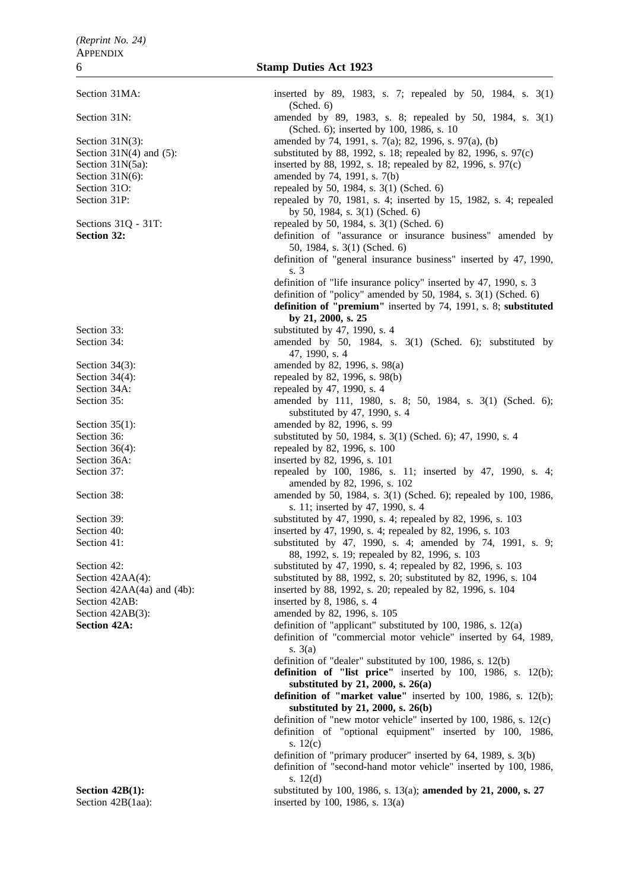| | |
|---|---|
| Section 31MA: | inserted by 89, 1983, s. 7; repealed by 50, 1984, s. 3(1) (Sched. 6) |
| Section 31N: | amended by 89, 1983, s. 8; repealed by 50, 1984, s. 3(1) (Sched. 6); inserted by 100, 1986, s. 10 |
| Section 31N(3): | amended by 74, 1991, s. 7(a); 82, 1996, s. 97(a), (b) |
| Section 31N(4) and (5): | substituted by 88, 1992, s. 18; repealed by 82, 1996, s. 97(c) |
| Section 31N(5a): | inserted by 88, 1992, s. 18; repealed by 82, 1996, s. 97(c) |
| Section 31N(6): | amended by 74, 1991, s. 7(b) |
| Section 31O: | repealed by 50, 1984, s. 3(1) (Sched. 6) |
| Section 31P: | repealed by 70, 1981, s. 4; inserted by 15, 1982, s. 4; repealed by 50, 1984, s. 3(1) (Sched. 6) |
| Sections 31Q - 31T: | repealed by 50, 1984, s. 3(1) (Sched. 6) |
| **Section 32:** | definition of "assurance or insurance business" amended by 50, 1984, s. 3(1) (Sched. 6) |
| | definition of "general insurance business" inserted by 47, 1990, s. 3 |
| | definition of "life insurance policy" inserted by 47, 1990, s. 3 |
| | definition of "policy" amended by 50, 1984, s. 3(1) (Sched. 6) |
| | **definition of "premium"** inserted by 74, 1991, s. 8; **substituted by 21, 2000, s. 25** |
| Section 33: | substituted by 47, 1990, s. 4 |
| Section 34: | amended by 50, 1984, s. 3(1) (Sched. 6); substituted by 47, 1990, s. 4 |
| Section 34(3): | amended by 82, 1996, s. 98(a) |
| Section 34(4): | repealed by 82, 1996, s. 98(b) |
| Section 34A: | repealed by 47, 1990, s. 4 |
| Section 35: | amended by 111, 1980, s. 8; 50, 1984, s. 3(1) (Sched. 6); substituted by 47, 1990, s. 4 |
| Section 35(1): | amended by 82, 1996, s. 99 |
| Section 36: | substituted by 50, 1984, s. 3(1) (Sched. 6); 47, 1990, s. 4 |
| Section 36(4): | repealed by 82, 1996, s. 100 |
| Section 36A: | inserted by 82, 1996, s. 101 |
| Section 37: | repealed by 100, 1986, s. 11; inserted by 47, 1990, s. 4; amended by 82, 1996, s. 102 |
| Section 38: | amended by 50, 1984, s. 3(1) (Sched. 6); repealed by 100, 1986, s. 11; inserted by 47, 1990, s. 4 |
| Section 39: | substituted by 47, 1990, s. 4; repealed by 82, 1996, s. 103 |
| Section 40: | inserted by 47, 1990, s. 4; repealed by 82, 1996, s. 103 |
| Section 41: | substituted by 47, 1990, s. 4; amended by 74, 1991, s. 9; 88, 1992, s. 19; repealed by 82, 1996, s. 103 |
| Section 42: | substituted by 47, 1990, s. 4; repealed by 82, 1996, s. 103 |
| Section 42AA(4): | substituted by 88, 1992, s. 20; substituted by 82, 1996, s. 104 |
| Section 42AA(4a) and (4b): | inserted by 88, 1992, s. 20; repealed by 82, 1996, s. 104 |
| Section 42AB: | inserted by 8, 1986, s. 4 |
| Section 42AB(3): | amended by 82, 1996, s. 105 |
| **Section 42A:** | definition of "applicant" substituted by 100, 1986, s. 12(a) |
| | definition of "commercial motor vehicle" inserted by 64, 1989, s. 3(a) |
| | definition of "dealer" substituted by 100, 1986, s. 12(b) |
| | **definition of "list price"** inserted by 100, 1986, s. 12(b); **substituted by 21, 2000, s. 26(a)** |
| | **definition of "market value"** inserted by 100, 1986, s. 12(b); **substituted by 21, 2000, s. 26(b)** |
| | definition of "new motor vehicle" inserted by 100, 1986, s. 12(c) |
| | definition of "optional equipment" inserted by 100, 1986, s. 12(c) |
| | definition of "primary producer" inserted by 64, 1989, s. 3(b) |
| | definition of "second-hand motor vehicle" inserted by 100, 1986, s. 12(d) |
| **Section 42B(1):** | substituted by 100, 1986, s. 13(a); **amended by 21, 2000, s. 27** |
| Section 42B(1aa): | inserted by 100, 1986, s. 13(a) |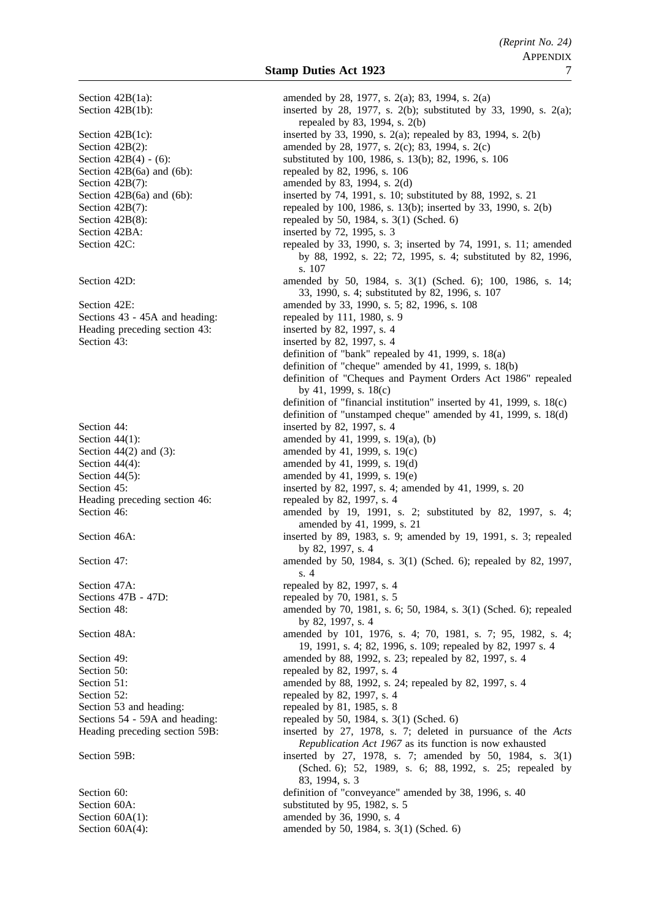| | |
|---|---|
| Section 42B(1a): | amended by 28, 1977, s. 2(a); 83, 1994, s. 2(a) |
| Section 42B(1b): | inserted by 28, 1977, s. 2(b); substituted by 33, 1990, s. 2(a); repealed by 83, 1994, s. 2(b) |
| Section 42B(1c): | inserted by 33, 1990, s. 2(a); repealed by 83, 1994, s. 2(b) |
| Section 42B(2): | amended by 28, 1977, s. 2(c); 83, 1994, s. 2(c) |
| Section 42B(4) - (6): | substituted by 100, 1986, s. 13(b); 82, 1996, s. 106 |
| Section 42B(6a) and (6b): | repealed by 82, 1996, s. 106 |
| Section 42B(7): | amended by 83, 1994, s. 2(d) |
| Section 42B(6a) and (6b): | inserted by 74, 1991, s. 10; substituted by 88, 1992, s. 21 |
| Section 42B(7): | repealed by 100, 1986, s. 13(b); inserted by 33, 1990, s. 2(b) |
| Section 42B(8): | repealed by 50, 1984, s. 3(1) (Sched. 6) |
| Section 42BA: | inserted by 72, 1995, s. 3 |
| Section 42C: | repealed by 33, 1990, s. 3; inserted by 74, 1991, s. 11; amended by 88, 1992, s. 22; 72, 1995, s. 4; substituted by 82, 1996, s. 107 |
| Section 42D: | amended by 50, 1984, s. 3(1) (Sched. 6); 100, 1986, s. 14; 33, 1990, s. 4; substituted by 82, 1996, s. 107 |
| Section 42E: | amended by 33, 1990, s. 5; 82, 1996, s. 108 |
| Sections 43 - 45A and heading: | repealed by 111, 1980, s. 9 |
| Heading preceding section 43: | inserted by 82, 1997, s. 4 |
| Section 43: | inserted by 82, 1997, s. 4 |
| | definition of "bank" repealed by 41, 1999, s. 18(a) |
| | definition of "cheque" amended by 41, 1999, s. 18(b) |
| | definition of "Cheques and Payment Orders Act 1986" repealed by 41, 1999, s. 18(c) |
| | definition of "financial institution" inserted by 41, 1999, s. 18(c) |
| | definition of "unstamped cheque" amended by 41, 1999, s. 18(d) |
| Section 44: | inserted by 82, 1997, s. 4 |
| Section 44(1): | amended by 41, 1999, s. 19(a), (b) |
| Section 44(2) and (3): | amended by 41, 1999, s. 19(c) |
| Section 44(4): | amended by 41, 1999, s. 19(d) |
| Section 44(5): | amended by 41, 1999, s. 19(e) |
| Section 45: | inserted by 82, 1997, s. 4; amended by 41, 1999, s. 20 |
| Heading preceding section 46: | repealed by 82, 1997, s. 4 |
| Section 46: | amended by 19, 1991, s. 2; substituted by 82, 1997, s. 4; amended by 41, 1999, s. 21 |
| Section 46A: | inserted by 89, 1983, s. 9; amended by 19, 1991, s. 3; repealed by 82, 1997, s. 4 |
| Section 47: | amended by 50, 1984, s. 3(1) (Sched. 6); repealed by 82, 1997, s. 4 |
| Section 47A: | repealed by 82, 1997, s. 4 |
| Sections 47B - 47D: | repealed by 70, 1981, s. 5 |
| Section 48: | amended by 70, 1981, s. 6; 50, 1984, s. 3(1) (Sched. 6); repealed by 82, 1997, s. 4 |
| Section 48A: | amended by 101, 1976, s. 4; 70, 1981, s. 7; 95, 1982, s. 4; 19, 1991, s. 4; 82, 1996, s. 109; repealed by 82, 1997 s. 4 |
| Section 49: | amended by 88, 1992, s. 23; repealed by 82, 1997, s. 4 |
| Section 50: | repealed by 82, 1997, s. 4 |
| Section 51: | amended by 88, 1992, s. 24; repealed by 82, 1997, s. 4 |
| Section 52: | repealed by 82, 1997, s. 4 |
| Section 53 and heading: | repealed by 81, 1985, s. 8 |
| Sections 54 - 59A and heading: | repealed by 50, 1984, s. 3(1) (Sched. 6) |
| Heading preceding section 59B: | inserted by 27, 1978, s. 7; deleted in pursuance of the *Acts Republication Act 1967* as its function is now exhausted |
| Section 59B: | inserted by 27, 1978, s. 7; amended by 50, 1984, s. 3(1) (Sched. 6); 52, 1989, s. 6; 88, 1992, s. 25; repealed by 83, 1994, s. 3 |
| Section 60: | definition of "conveyance" amended by 38, 1996, s. 40 |
| Section 60A: | substituted by 95, 1982, s. 5 |
| Section 60A(1): | amended by 36, 1990, s. 4 |
| Section 60A(4): | amended by 50, 1984, s. 3(1) (Sched. 6) |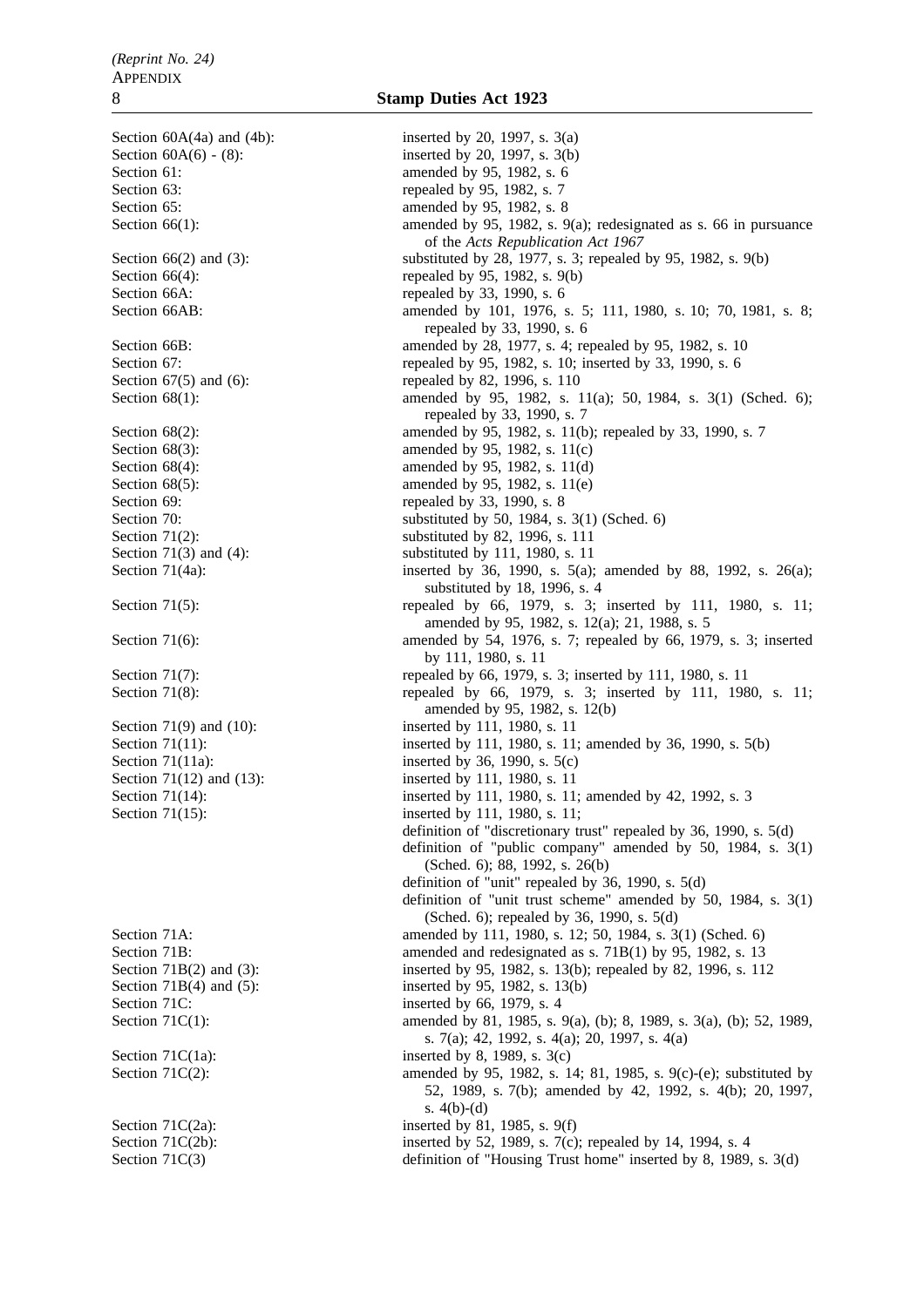| | |
|---|---|
| Section 60A(4a) and (4b): | inserted by 20, 1997, s. 3(a) |
| Section 60A(6) - (8): | inserted by 20, 1997, s. 3(b) |
| Section 61: | amended by 95, 1982, s. 6 |
| Section 63: | repealed by 95, 1982, s. 7 |
| Section 65: | amended by 95, 1982, s. 8 |
| Section 66(1): | amended by 95, 1982, s. 9(a); redesignated as s. 66 in pursuance of the *Acts Republication Act 1967* |
| Section 66(2) and (3): | substituted by 28, 1977, s. 3; repealed by 95, 1982, s. 9(b) |
| Section 66(4): | repealed by 95, 1982, s. 9(b) |
| Section 66A: | repealed by 33, 1990, s. 6 |
| Section 66AB: | amended by 101, 1976, s. 5; 111, 1980, s. 10; 70, 1981, s. 8; repealed by 33, 1990, s. 6 |
| Section 66B: | amended by 28, 1977, s. 4; repealed by 95, 1982, s. 10 |
| Section 67: | repealed by 95, 1982, s. 10; inserted by 33, 1990, s. 6 |
| Section 67(5) and (6): | repealed by 82, 1996, s. 110 |
| Section 68(1): | amended by 95, 1982, s. 11(a); 50, 1984, s. 3(1) (Sched. 6); repealed by 33, 1990, s. 7 |
| Section 68(2): | amended by 95, 1982, s. 11(b); repealed by 33, 1990, s. 7 |
| Section 68(3): | amended by 95, 1982, s. 11(c) |
| Section 68(4): | amended by 95, 1982, s. 11(d) |
| Section 68(5): | amended by 95, 1982, s. 11(e) |
| Section 69: | repealed by 33, 1990, s. 8 |
| Section 70: | substituted by 50, 1984, s. 3(1) (Sched. 6) |
| Section 71(2): | substituted by 82, 1996, s. 111 |
| Section 71(3) and (4): | substituted by 111, 1980, s. 11 |
| Section 71(4a): | inserted by 36, 1990, s. 5(a); amended by 88, 1992, s. 26(a); substituted by 18, 1996, s. 4 |
| Section 71(5): | repealed by 66, 1979, s. 3; inserted by 111, 1980, s. 11; amended by 95, 1982, s. 12(a); 21, 1988, s. 5 |
| Section 71(6): | amended by 54, 1976, s. 7; repealed by 66, 1979, s. 3; inserted by 111, 1980, s. 11 |
| Section 71(7): | repealed by 66, 1979, s. 3; inserted by 111, 1980, s. 11 |
| Section 71(8): | repealed by 66, 1979, s. 3; inserted by 111, 1980, s. 11; amended by 95, 1982, s. 12(b) |
| Section 71(9) and (10): | inserted by 111, 1980, s. 11 |
| Section 71(11): | inserted by 111, 1980, s. 11; amended by 36, 1990, s. 5(b) |
| Section 71(11a): | inserted by 36, 1990, s. 5(c) |
| Section 71(12) and (13): | inserted by 111, 1980, s. 11 |
| Section 71(14): | inserted by 111, 1980, s. 11; amended by 42, 1992, s. 3 |
| Section 71(15): | inserted by 111, 1980, s. 11; |
| | definition of "discretionary trust" repealed by 36, 1990, s. 5(d) |
| | definition of "public company" amended by 50, 1984, s. 3(1) (Sched. 6); 88, 1992, s. 26(b) |
| | definition of "unit" repealed by 36, 1990, s. 5(d) |
| | definition of "unit trust scheme" amended by 50, 1984, s. 3(1) (Sched. 6); repealed by 36, 1990, s. 5(d) |
| Section 71A: | amended by 111, 1980, s. 12; 50, 1984, s. 3(1) (Sched. 6) |
| Section 71B: | amended and redesignated as s. 71B(1) by 95, 1982, s. 13 |
| Section 71B(2) and (3): | inserted by 95, 1982, s. 13(b); repealed by 82, 1996, s. 112 |
| Section 71B(4) and (5): | inserted by 95, 1982, s. 13(b) |
| Section 71C: | inserted by 66, 1979, s. 4 |
| Section 71C(1): | amended by 81, 1985, s. 9(a), (b); 8, 1989, s. 3(a), (b); 52, 1989, s. 7(a); 42, 1992, s. 4(a); 20, 1997, s. 4(a) |
| Section 71C(1a): | inserted by 8, 1989, s. 3(c) |
| Section 71C(2): | amended by 95, 1982, s. 14; 81, 1985, s. 9(c)-(e); substituted by 52, 1989, s. 7(b); amended by 42, 1992, s. 4(b); 20, 1997, s. 4(b)-(d) |
| Section 71C(2a): | inserted by 81, 1985, s. 9(f) |
| Section 71C(2b): | inserted by 52, 1989, s. 7(c); repealed by 14, 1994, s. 4 |
| Section 71C(3) | definition of "Housing Trust home" inserted by 8, 1989, s. 3(d) |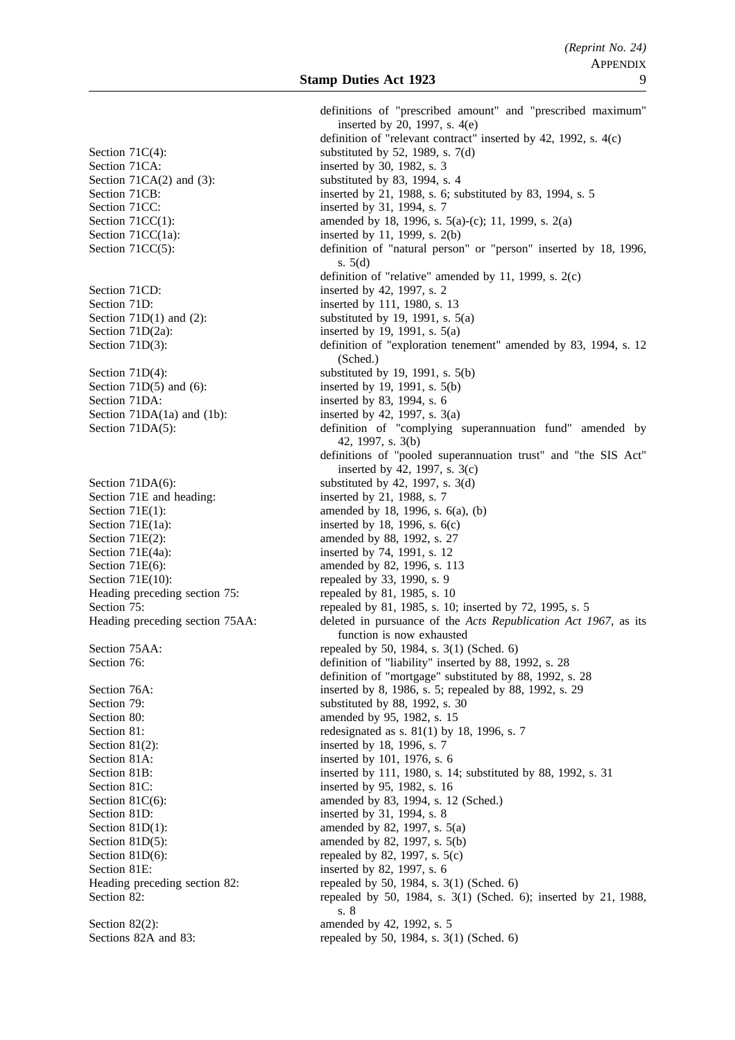| | |
|---|---|
| | definitions of "prescribed amount" and "prescribed maximum" inserted by 20, 1997, s. 4(e) |
| | definition of "relevant contract" inserted by 42, 1992, s. 4(c) |
| Section 71C(4): | substituted by 52, 1989, s. 7(d) |
| Section 71CA: | inserted by 30, 1982, s. 3 |
| Section 71CA(2) and (3): | substituted by 83, 1994, s. 4 |
| Section 71CB: | inserted by 21, 1988, s. 6; substituted by 83, 1994, s. 5 |
| Section 71CC: | inserted by 31, 1994, s. 7 |
| Section 71CC(1): | amended by 18, 1996, s. 5(a)-(c); 11, 1999, s. 2(a) |
| Section 71CC(1a): | inserted by 11, 1999, s. 2(b) |
| Section 71CC(5): | definition of "natural person" or "person" inserted by 18, 1996, s. 5(d) |
| | definition of "relative" amended by 11, 1999, s. 2(c) |
| Section 71CD: | inserted by 42, 1997, s. 2 |
| Section 71D: | inserted by 111, 1980, s. 13 |
| Section 71D(1) and (2): | substituted by 19, 1991, s. 5(a) |
| Section 71D(2a): | inserted by 19, 1991, s. 5(a) |
| Section 71D(3): | definition of "exploration tenement" amended by 83, 1994, s. 12 (Sched.) |
| Section 71D(4): | substituted by 19, 1991, s. 5(b) |
| Section 71D(5) and (6): | inserted by 19, 1991, s. 5(b) |
| Section 71DA: | inserted by 83, 1994, s. 6 |
| Section 71DA(1a) and (1b): | inserted by 42, 1997, s. 3(a) |
| Section 71DA(5): | definition of "complying superannuation fund" amended by 42, 1997, s. 3(b) |
| | definitions of "pooled superannuation trust" and "the SIS Act" inserted by 42, 1997, s. 3(c) |
| Section 71DA(6): | substituted by 42, 1997, s. 3(d) |
| Section 71E and heading: | inserted by 21, 1988, s. 7 |
| Section 71E(1): | amended by 18, 1996, s. 6(a), (b) |
| Section 71E(1a): | inserted by 18, 1996, s. 6(c) |
| Section 71E(2): | amended by 88, 1992, s. 27 |
| Section 71E(4a): | inserted by 74, 1991, s. 12 |
| Section 71E(6): | amended by 82, 1996, s. 113 |
| Section 71E(10): | repealed by 33, 1990, s. 9 |
| Heading preceding section 75: | repealed by 81, 1985, s. 10 |
| Section 75: | repealed by 81, 1985, s. 10; inserted by 72, 1995, s. 5 |
| Heading preceding section 75AA: | deleted in pursuance of the *Acts Republication Act 1967*, as its function is now exhausted |
| Section 75AA: | repealed by 50, 1984, s. 3(1) (Sched. 6) |
| Section 76: | definition of "liability" inserted by 88, 1992, s. 28 |
| | definition of "mortgage" substituted by 88, 1992, s. 28 |
| Section 76A: | inserted by 8, 1986, s. 5; repealed by 88, 1992, s. 29 |
| Section 79: | substituted by 88, 1992, s. 30 |
| Section 80: | amended by 95, 1982, s. 15 |
| Section 81: | redesignated as s. 81(1) by 18, 1996, s. 7 |
| Section 81(2): | inserted by 18, 1996, s. 7 |
| Section 81A: | inserted by 101, 1976, s. 6 |
| Section 81B: | inserted by 111, 1980, s. 14; substituted by 88, 1992, s. 31 |
| Section 81C: | inserted by 95, 1982, s. 16 |
| Section 81C(6): | amended by 83, 1994, s. 12 (Sched.) |
| Section 81D: | inserted by 31, 1994, s. 8 |
| Section 81D(1): | amended by 82, 1997, s. 5(a) |
| Section 81D(5): | amended by 82, 1997, s. 5(b) |
| Section 81D(6): | repealed by 82, 1997, s. 5(c) |
| Section 81E: | inserted by 82, 1997, s. 6 |
| Heading preceding section 82: | repealed by 50, 1984, s. 3(1) (Sched. 6) |
| Section 82: | repealed by 50, 1984, s. 3(1) (Sched. 6); inserted by 21, 1988, s. 8 |
| Section 82(2): | amended by 42, 1992, s. 5 |
| Sections 82A and 83: | repealed by 50, 1984, s. 3(1) (Sched. 6) |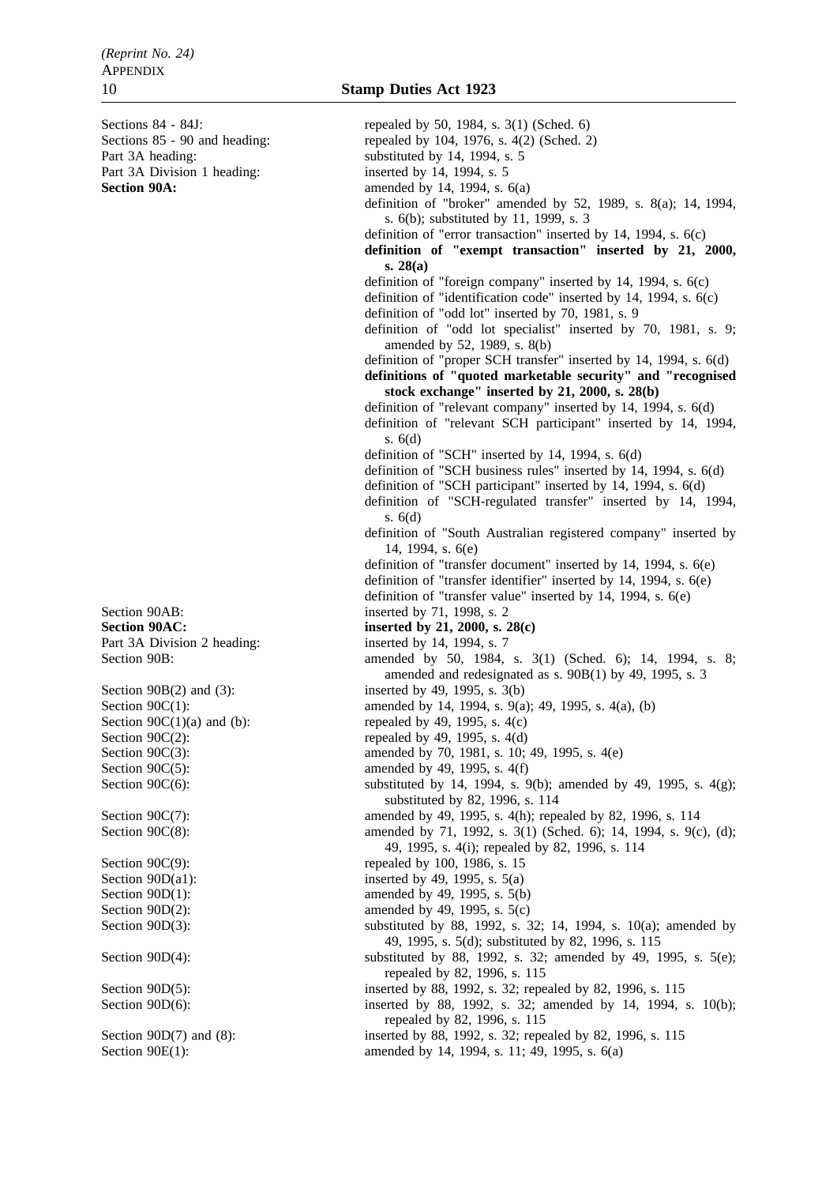Sections 84 - 84J: repealed by 50, 1984, s. 3(1) (Sched. 6)

Sections 85 - 90 and heading: repealed by 104, 1976, s. 4(2) (Sched. 2)

Part 3A heading: substituted by 14, 1994, s. 5

Part 3A Division 1 heading: inserted by 14, 1994, s. 5

**Section 90A:** amended by 14, 1994, s. 6(a)

definition of "broker" amended by 52, 1989, s. 8(a); 14, 1994, s. 6(b); substituted by 11, 1999, s. 3

definition of "error transaction" inserted by 14, 1994, s. 6(c)

**definition of "exempt transaction" inserted by 21, 2000, s. 28(a)**

definition of "foreign company" inserted by 14, 1994, s. 6(c)

definition of "identification code" inserted by 14, 1994, s. 6(c)

definition of "odd lot" inserted by 70, 1981, s. 9

definition of "odd lot specialist" inserted by 70, 1981, s. 9; amended by 52, 1989, s. 8(b)

definition of "proper SCH transfer" inserted by 14, 1994, s. 6(d)

**definitions of "quoted marketable security" and "recognised stock exchange" inserted by 21, 2000, s. 28(b)**

definition of "relevant company" inserted by 14, 1994, s. 6(d)

definition of "relevant SCH participant" inserted by 14, 1994, s. 6(d)

definition of "SCH" inserted by 14, 1994, s. 6(d)

definition of "SCH business rules" inserted by 14, 1994, s. 6(d)

definition of "SCH participant" inserted by 14, 1994, s. 6(d)

definition of "SCH-regulated transfer" inserted by 14, 1994, s. 6(d)

definition of "South Australian registered company" inserted by 14, 1994, s. 6(e)

definition of "transfer document" inserted by 14, 1994, s. 6(e)

definition of "transfer identifier" inserted by 14, 1994, s. 6(e)

definition of "transfer value" inserted by 14, 1994, s. 6(e)

Section 90AB: inserted by 71, 1998, s. 2

**Section 90AC: inserted by 21, 2000, s. 28(c)**

Part 3A Division 2 heading: inserted by 14, 1994, s. 7

Section 90B: amended by 50, 1984, s. 3(1) (Sched. 6); 14, 1994, s. 8; amended and redesignated as s. 90B(1) by 49, 1995, s. 3

Section 90B(2) and (3): inserted by 49, 1995, s. 3(b)

Section 90C(1): amended by 14, 1994, s. 9(a); 49, 1995, s. 4(a), (b)

Section 90C(1)(a) and (b): repealed by 49, 1995, s. 4(c)

Section 90C(2): repealed by 49, 1995, s. 4(d)

Section 90C(3): amended by 70, 1981, s. 10; 49, 1995, s. 4(e)

Section 90C(5): amended by 49, 1995, s. 4(f)

Section 90C(6): substituted by 14, 1994, s. 9(b); amended by 49, 1995, s. 4(g); substituted by 82, 1996, s. 114

Section 90C(7): amended by 49, 1995, s. 4(h); repealed by 82, 1996, s. 114

Section 90C(8): amended by 71, 1992, s. 3(1) (Sched. 6); 14, 1994, s. 9(c), (d); 49, 1995, s. 4(i); repealed by 82, 1996, s. 114

Section 90C(9): repealed by 100, 1986, s. 15

Section 90D(a1): inserted by 49, 1995, s. 5(a)

Section 90D(1): amended by 49, 1995, s. 5(b)

Section 90D(2): amended by 49, 1995, s. 5(c)

Section 90D(3): substituted by 88, 1992, s. 32; 14, 1994, s. 10(a); amended by 49, 1995, s. 5(d); substituted by 82, 1996, s. 115

Section 90D(4): substituted by 88, 1992, s. 32; amended by 49, 1995, s. 5(e); repealed by 82, 1996, s. 115

Section 90D(5): inserted by 88, 1992, s. 32; repealed by 82, 1996, s. 115

Section 90D(6): inserted by 88, 1992, s. 32; amended by 14, 1994, s. 10(b); repealed by 82, 1996, s. 115

Section 90D(7) and (8): inserted by 88, 1992, s. 32; repealed by 82, 1996, s. 115

Section 90E(1): amended by 14, 1994, s. 11; 49, 1995, s. 6(a)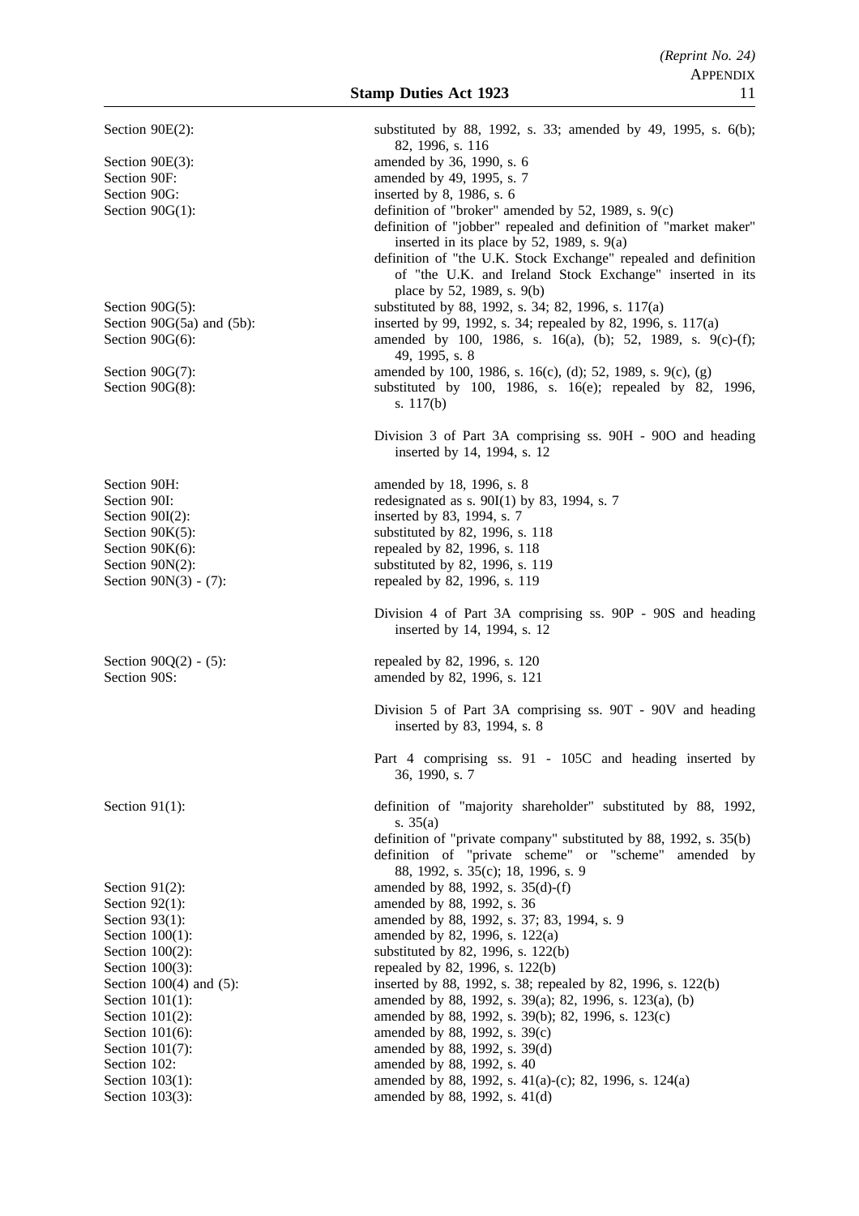| | |
|---|---|
| Section 90E(2): | substituted by 88, 1992, s. 33; amended by 49, 1995, s. 6(b); 82, 1996, s. 116 |
| Section 90E(3): | amended by 36, 1990, s. 6 |
| Section 90F: | amended by 49, 1995, s. 7 |
| Section 90G: | inserted by 8, 1986, s. 6 |
| Section 90G(1): | definition of "broker" amended by 52, 1989, s. 9(c) |
| | definition of "jobber" repealed and definition of "market maker" inserted in its place by 52, 1989, s. 9(a) |
| | definition of "the U.K. Stock Exchange" repealed and definition of "the U.K. and Ireland Stock Exchange" inserted in its place by 52, 1989, s. 9(b) |
| Section 90G(5): | substituted by 88, 1992, s. 34; 82, 1996, s. 117(a) |
| Section 90G(5a) and (5b): | inserted by 99, 1992, s. 34; repealed by 82, 1996, s. 117(a) |
| Section 90G(6): | amended by 100, 1986, s. 16(a), (b); 52, 1989, s. 9(c)-(f); 49, 1995, s. 8 |
| Section 90G(7): | amended by 100, 1986, s. 16(c), (d); 52, 1989, s. 9(c), (g) |
| Section 90G(8): | substituted by 100, 1986, s. 16(e); repealed by 82, 1996, s. 117(b) |
| | Division 3 of Part 3A comprising ss. 90H - 90O and heading inserted by 14, 1994, s. 12 |
| Section 90H: | amended by 18, 1996, s. 8 |
| Section 90I: | redesignated as s. 90I(1) by 83, 1994, s. 7 |
| Section 90I(2): | inserted by 83, 1994, s. 7 |
| Section 90K(5): | substituted by 82, 1996, s. 118 |
| Section 90K(6): | repealed by 82, 1996, s. 118 |
| Section 90N(2): | substituted by 82, 1996, s. 119 |
| Section 90N(3) - (7): | repealed by 82, 1996, s. 119 |
| | Division 4 of Part 3A comprising ss. 90P - 90S and heading inserted by 14, 1994, s. 12 |
| Section 90Q(2) - (5): | repealed by 82, 1996, s. 120 |
| Section 90S: | amended by 82, 1996, s. 121 |
| | Division 5 of Part 3A comprising ss. 90T - 90V and heading inserted by 83, 1994, s. 8 |
| | Part 4 comprising ss. 91 - 105C and heading inserted by 36, 1990, s. 7 |
| Section 91(1): | definition of "majority shareholder" substituted by 88, 1992, s. 35(a) |
| | definition of "private company" substituted by 88, 1992, s. 35(b) |
| | definition of "private scheme" or "scheme" amended by 88, 1992, s. 35(c); 18, 1996, s. 9 |
| Section 91(2): | amended by 88, 1992, s. 35(d)-(f) |
| Section 92(1): | amended by 88, 1992, s. 36 |
| Section 93(1): | amended by 88, 1992, s. 37; 83, 1994, s. 9 |
| Section 100(1): | amended by 82, 1996, s. 122(a) |
| Section 100(2): | substituted by 82, 1996, s. 122(b) |
| Section 100(3): | repealed by 82, 1996, s. 122(b) |
| Section 100(4) and (5): | inserted by 88, 1992, s. 38; repealed by 82, 1996, s. 122(b) |
| Section 101(1): | amended by 88, 1992, s. 39(a); 82, 1996, s. 123(a), (b) |
| Section 101(2): | amended by 88, 1992, s. 39(b); 82, 1996, s. 123(c) |
| Section 101(6): | amended by 88, 1992, s. 39(c) |
| Section 101(7): | amended by 88, 1992, s. 39(d) |
| Section 102: | amended by 88, 1992, s. 40 |
| Section 103(1): | amended by 88, 1992, s. 41(a)-(c); 82, 1996, s. 124(a) |
| Section 103(3): | amended by 88, 1992, s. 41(d) |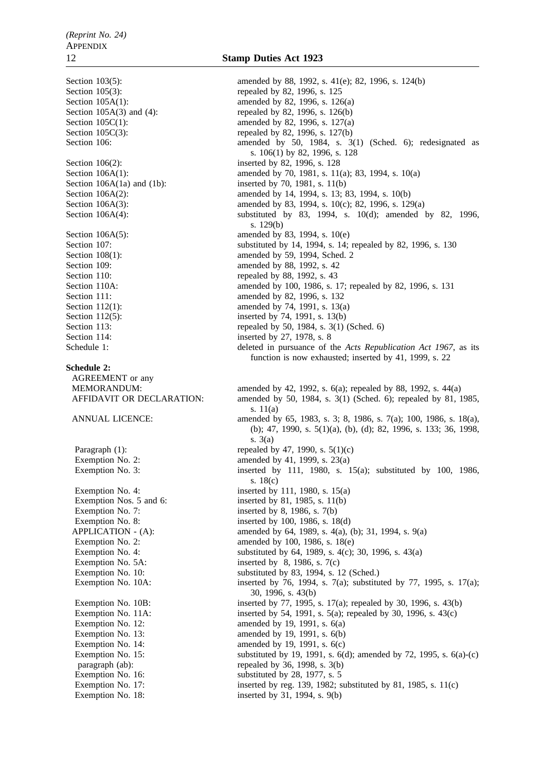| | |
|---|---|
| Section 103(5): | amended by 88, 1992, s. 41(e); 82, 1996, s. 124(b) |
| Section 105(3): | repealed by 82, 1996, s. 125 |
| Section 105A(1): | amended by 82, 1996, s. 126(a) |
| Section 105A(3) and (4): | repealed by 82, 1996, s. 126(b) |
| Section 105C(1): | amended by 82, 1996, s. 127(a) |
| Section 105C(3): | repealed by 82, 1996, s. 127(b) |
| Section 106: | amended by 50, 1984, s. 3(1) (Sched. 6); redesignated as s. 106(1) by 82, 1996, s. 128 |
| Section 106(2): | inserted by 82, 1996, s. 128 |
| Section 106A(1): | amended by 70, 1981, s. 11(a); 83, 1994, s. 10(a) |
| Section 106A(1a) and (1b): | inserted by 70, 1981, s. 11(b) |
| Section 106A(2): | amended by 14, 1994, s. 13; 83, 1994, s. 10(b) |
| Section 106A(3): | amended by 83, 1994, s. 10(c); 82, 1996, s. 129(a) |
| Section 106A(4): | substituted by 83, 1994, s. 10(d); amended by 82, 1996, s. 129(b) |
| Section 106A(5): | amended by 83, 1994, s. 10(e) |
| Section 107: | substituted by 14, 1994, s. 14; repealed by 82, 1996, s. 130 |
| Section 108(1): | amended by 59, 1994, Sched. 2 |
| Section 109: | amended by 88, 1992, s. 42 |
| Section 110: | repealed by 88, 1992, s. 43 |
| Section 110A: | amended by 100, 1986, s. 17; repealed by 82, 1996, s. 131 |
| Section 111: | amended by 82, 1996, s. 132 |
| Section 112(1): | amended by 74, 1991, s. 13(a) |
| Section 112(5): | inserted by 74, 1991, s. 13(b) |
| Section 113: | repealed by 50, 1984, s. 3(1) (Sched. 6) |
| Section 114: | inserted by 27, 1978, s. 8 |
| Schedule 1: | deleted in pursuance of the *Acts Republication Act 1967*, as its function is now exhausted; inserted by 41, 1999, s. 22 |
| **Schedule 2:** | |
| AGREEMENT or any MEMORANDUM: | amended by 42, 1992, s. 6(a); repealed by 88, 1992, s. 44(a) |
| AFFIDAVIT OR DECLARATION: | amended by 50, 1984, s. 3(1) (Sched. 6); repealed by 81, 1985, s. 11(a) |
| ANNUAL LICENCE: | amended by 65, 1983, s. 3; 8, 1986, s. 7(a); 100, 1986, s. 18(a), (b); 47, 1990, s. 5(1)(a), (b), (d); 82, 1996, s. 133; 36, 1998, s. 3(a) |
| Paragraph (1): | repealed by 47, 1990, s. 5(1)(c) |
| Exemption No. 2: | amended by 41, 1999, s. 23(a) |
| Exemption No. 3: | inserted by 111, 1980, s. 15(a); substituted by 100, 1986, s. 18(c) |
| Exemption No. 4: | inserted by 111, 1980, s. 15(a) |
| Exemption Nos. 5 and 6: | inserted by 81, 1985, s. 11(b) |
| Exemption No. 7: | inserted by 8, 1986, s. 7(b) |
| Exemption No. 8: | inserted by 100, 1986, s. 18(d) |
| APPLICATION - (A): | amended by 64, 1989, s. 4(a), (b); 31, 1994, s. 9(a) |
| Exemption No. 2: | amended by 100, 1986, s. 18(e) |
| Exemption No. 4: | substituted by 64, 1989, s. 4(c); 30, 1996, s. 43(a) |
| Exemption No. 5A: | inserted by 8, 1986, s. 7(c) |
| Exemption No. 10: | substituted by 83, 1994, s. 12 (Sched.) |
| Exemption No. 10A: | inserted by 76, 1994, s. 7(a); substituted by 77, 1995, s. 17(a); 30, 1996, s. 43(b) |
| Exemption No. 10B: | inserted by 77, 1995, s. 17(a); repealed by 30, 1996, s. 43(b) |
| Exemption No. 11A: | inserted by 54, 1991, s. 5(a); repealed by 30, 1996, s. 43(c) |
| Exemption No. 12: | amended by 19, 1991, s. 6(a) |
| Exemption No. 13: | amended by 19, 1991, s. 6(b) |
| Exemption No. 14: | amended by 19, 1991, s. 6(c) |
| Exemption No. 15: | substituted by 19, 1991, s. 6(d); amended by 72, 1995, s. 6(a)-(c) |
| paragraph (ab): | repealed by 36, 1998, s. 3(b) |
| Exemption No. 16: | substituted by 28, 1977, s. 5 |
| Exemption No. 17: | inserted by reg. 139, 1982; substituted by 81, 1985, s. 11(c) |
| Exemption No. 18: | inserted by 31, 1994, s. 9(b) |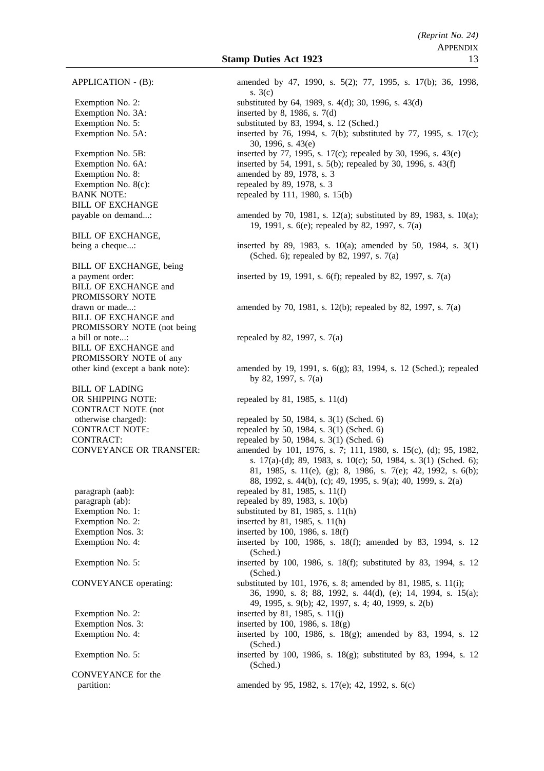| | |
|---|---|
| APPLICATION - (B): | amended by 47, 1990, s. 5(2); 77, 1995, s. 17(b); 36, 1998, s. 3(c) |
| Exemption No. 2: | substituted by 64, 1989, s. 4(d); 30, 1996, s. 43(d) |
| Exemption No. 3A: | inserted by 8, 1986, s. 7(d) |
| Exemption No. 5: | substituted by 83, 1994, s. 12 (Sched.) |
| Exemption No. 5A: | inserted by 76, 1994, s. 7(b); substituted by 77, 1995, s. 17(c); 30, 1996, s. 43(e) |
| Exemption No. 5B: | inserted by 77, 1995, s. 17(c); repealed by 30, 1996, s. 43(e) |
| Exemption No. 6A: | inserted by 54, 1991, s. 5(b); repealed by 30, 1996, s. 43(f) |
| Exemption No. 8: | amended by 89, 1978, s. 3 |
| Exemption No. 8(c): | repealed by 89, 1978, s. 3 |
| BANK NOTE: | repealed by 111, 1980, s. 15(b) |
| BILL OF EXCHANGE payable on demand...: | amended by 70, 1981, s. 12(a); substituted by 89, 1983, s. 10(a); 19, 1991, s. 6(e); repealed by 82, 1997, s. 7(a) |
| BILL OF EXCHANGE, being a cheque...: | inserted by 89, 1983, s. 10(a); amended by 50, 1984, s. 3(1) (Sched. 6); repealed by 82, 1997, s. 7(a) |
| BILL OF EXCHANGE, being a payment order: | inserted by 19, 1991, s. 6(f); repealed by 82, 1997, s. 7(a) |
| BILL OF EXCHANGE and PROMISSORY NOTE drawn or made...: | amended by 70, 1981, s. 12(b); repealed by 82, 1997, s. 7(a) |
| BILL OF EXCHANGE and PROMISSORY NOTE (not being a bill or note...: | repealed by 82, 1997, s. 7(a) |
| BILL OF EXCHANGE and PROMISSORY NOTE of any other kind (except a bank note): | amended by 19, 1991, s. 6(g); 83, 1994, s. 12 (Sched.); repealed by 82, 1997, s. 7(a) |
| BILL OF LADING OR SHIPPING NOTE: | repealed by 81, 1985, s. 11(d) |
| CONTRACT NOTE (not otherwise charged): | repealed by 50, 1984, s. 3(1) (Sched. 6) |
| CONTRACT NOTE: | repealed by 50, 1984, s. 3(1) (Sched. 6) |
| CONTRACT: | repealed by 50, 1984, s. 3(1) (Sched. 6) |
| CONVEYANCE OR TRANSFER: | amended by 101, 1976, s. 7; 111, 1980, s. 15(c), (d); 95, 1982, s. 17(a)-(d); 89, 1983, s. 10(c); 50, 1984, s. 3(1) (Sched. 6); 81, 1985, s. 11(e), (g); 8, 1986, s. 7(e); 42, 1992, s. 6(b); 88, 1992, s. 44(b), (c); 49, 1995, s. 9(a); 40, 1999, s. 2(a) |
| paragraph (aab): | repealed by 81, 1985, s. 11(f) |
| paragraph (ab): | repealed by 89, 1983, s. 10(b) |
| Exemption No. 1: | substituted by 81, 1985, s. 11(h) |
| Exemption No. 2: | inserted by 81, 1985, s. 11(h) |
| Exemption Nos. 3: | inserted by 100, 1986, s. 18(f) |
| Exemption No. 4: | inserted by 100, 1986, s. 18(f); amended by 83, 1994, s. 12 (Sched.) |
| Exemption No. 5: | inserted by 100, 1986, s. 18(f); substituted by 83, 1994, s. 12 (Sched.) |
| CONVEYANCE operating: | substituted by 101, 1976, s. 8; amended by 81, 1985, s. 11(i); 36, 1990, s. 8; 88, 1992, s. 44(d), (e); 14, 1994, s. 15(a); 49, 1995, s. 9(b); 42, 1997, s. 4; 40, 1999, s. 2(b) |
| Exemption No. 2: | inserted by 81, 1985, s. 11(j) |
| Exemption Nos. 3: | inserted by 100, 1986, s. 18(g) |
| Exemption No. 4: | inserted by 100, 1986, s. 18(g); amended by 83, 1994, s. 12 (Sched.) |
| Exemption No. 5: | inserted by 100, 1986, s. 18(g); substituted by 83, 1994, s. 12 (Sched.) |
| CONVEYANCE for the partition: | amended by 95, 1982, s. 17(e); 42, 1992, s. 6(c) |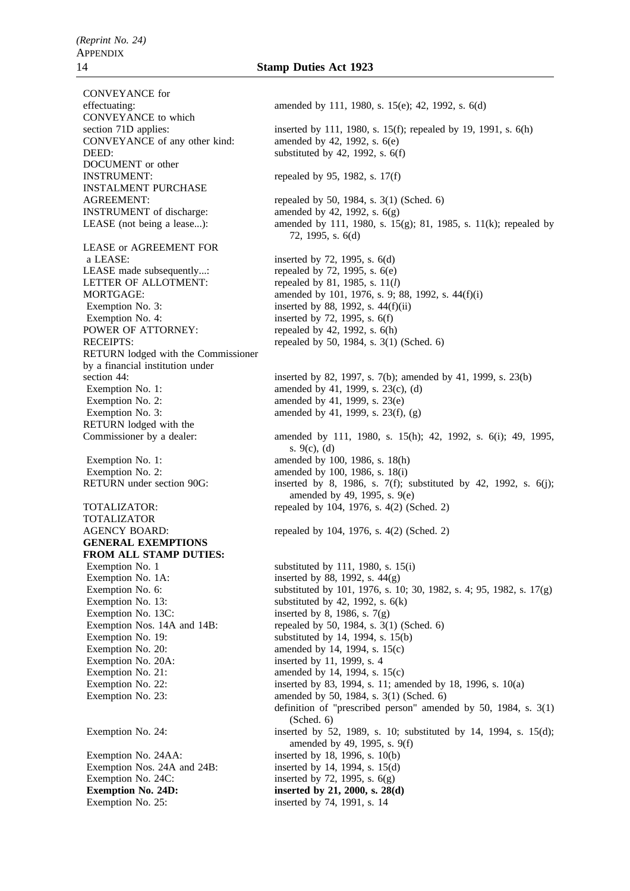| | |
|---|---|
| CONVEYANCE for effectuating: | amended by 111, 1980, s. 15(e); 42, 1992, s. 6(d) |
| CONVEYANCE to which section 71D applies: | inserted by 111, 1980, s. 15(f); repealed by 19, 1991, s. 6(h) |
| CONVEYANCE of any other kind: | amended by 42, 1992, s. 6(e) |
| DEED: | substituted by 42, 1992, s. 6(f) |
| DOCUMENT or other INSTRUMENT: | repealed by 95, 1982, s. 17(f) |
| INSTALMENT PURCHASE AGREEMENT: | repealed by 50, 1984, s. 3(1) (Sched. 6) |
| INSTRUMENT of discharge: | amended by 42, 1992, s. 6(g) |
| LEASE (not being a lease...): | amended by 111, 1980, s. 15(g); 81, 1985, s. 11(k); repealed by 72, 1995, s. 6(d) |
| LEASE or AGREEMENT FOR a LEASE: | inserted by 72, 1995, s. 6(d) |
| LEASE made subsequently...: | repealed by 72, 1995, s. 6(e) |
| LETTER OF ALLOTMENT: | repealed by 81, 1985, s. 11(*l*) |
| MORTGAGE: | amended by 101, 1976, s. 9; 88, 1992, s. 44(f)(i) |
| Exemption No. 3: | inserted by 88, 1992, s. 44(f)(ii) |
| Exemption No. 4: | inserted by 72, 1995, s. 6(f) |
| POWER OF ATTORNEY: | repealed by 42, 1992, s. 6(h) |
| RECEIPTS: | repealed by 50, 1984, s. 3(1) (Sched. 6) |
| RETURN lodged with the Commissioner by a financial institution under section 44: | inserted by 82, 1997, s. 7(b); amended by 41, 1999, s. 23(b) |
| Exemption No. 1: | amended by 41, 1999, s. 23(c), (d) |
| Exemption No. 2: | amended by 41, 1999, s. 23(e) |
| Exemption No. 3: | amended by 41, 1999, s. 23(f), (g) |
| RETURN lodged with the Commissioner by a dealer: | amended by 111, 1980, s. 15(h); 42, 1992, s. 6(i); 49, 1995, s. 9(c), (d) |
| Exemption No. 1: | amended by 100, 1986, s. 18(h) |
| Exemption No. 2: | amended by 100, 1986, s. 18(i) |
| RETURN under section 90G: | inserted by 8, 1986, s. 7(f); substituted by 42, 1992, s. 6(j); amended by 49, 1995, s. 9(e) |
| TOTALIZATOR: | repealed by 104, 1976, s. 4(2) (Sched. 2) |
| TOTALIZATOR AGENCY BOARD: | repealed by 104, 1976, s. 4(2) (Sched. 2) |
| **GENERAL EXEMPTIONS FROM ALL STAMP DUTIES:** | |
| Exemption No. 1 | substituted by 111, 1980, s. 15(i) |
| Exemption No. 1A: | inserted by 88, 1992, s. 44(g) |
| Exemption No. 6: | substituted by 101, 1976, s. 10; 30, 1982, s. 4; 95, 1982, s. 17(g) |
| Exemption No. 13: | substituted by 42, 1992, s. 6(k) |
| Exemption No. 13C: | inserted by 8, 1986, s. 7(g) |
| Exemption Nos. 14A and 14B: | repealed by 50, 1984, s. 3(1) (Sched. 6) |
| Exemption No. 19: | substituted by 14, 1994, s. 15(b) |
| Exemption No. 20: | amended by 14, 1994, s. 15(c) |
| Exemption No. 20A: | inserted by 11, 1999, s. 4 |
| Exemption No. 21: | amended by 14, 1994, s. 15(c) |
| Exemption No. 22: | inserted by 83, 1994, s. 11; amended by 18, 1996, s. 10(a) |
| Exemption No. 23: | amended by 50, 1984, s. 3(1) (Sched. 6) |
| | definition of "prescribed person" amended by 50, 1984, s. 3(1) (Sched. 6) |
| Exemption No. 24: | inserted by 52, 1989, s. 10; substituted by 14, 1994, s. 15(d); amended by 49, 1995, s. 9(f) |
| Exemption No. 24AA: | inserted by 18, 1996, s. 10(b) |
| Exemption Nos. 24A and 24B: | inserted by 14, 1994, s. 15(d) |
| Exemption No. 24C: | inserted by 72, 1995, s. 6(g) |
| **Exemption No. 24D:** | **inserted by 21, 2000, s. 28(d)** |
| Exemption No. 25: | inserted by 74, 1991, s. 14 |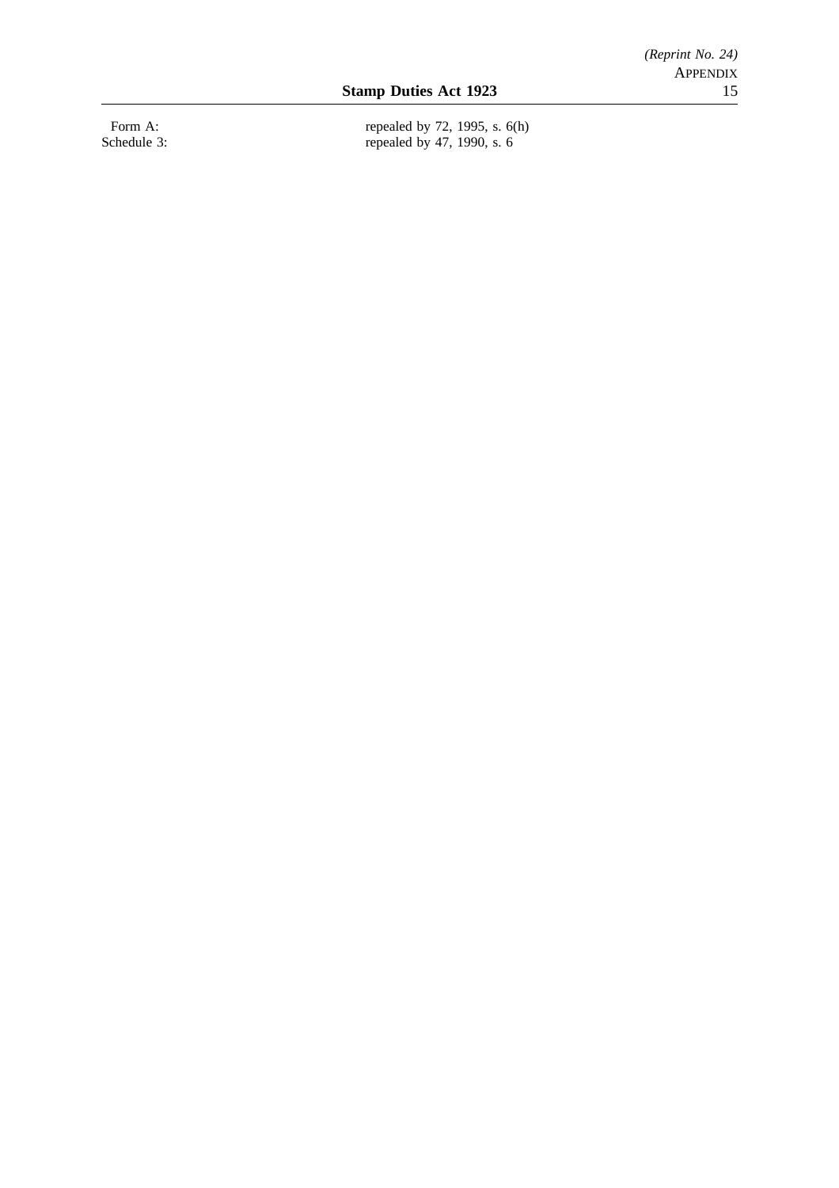| | |
|---|---|
| Form A: | repealed by 72, 1995, s. 6(h) |
| Schedule 3: | repealed by 47, 1990, s. 6 |